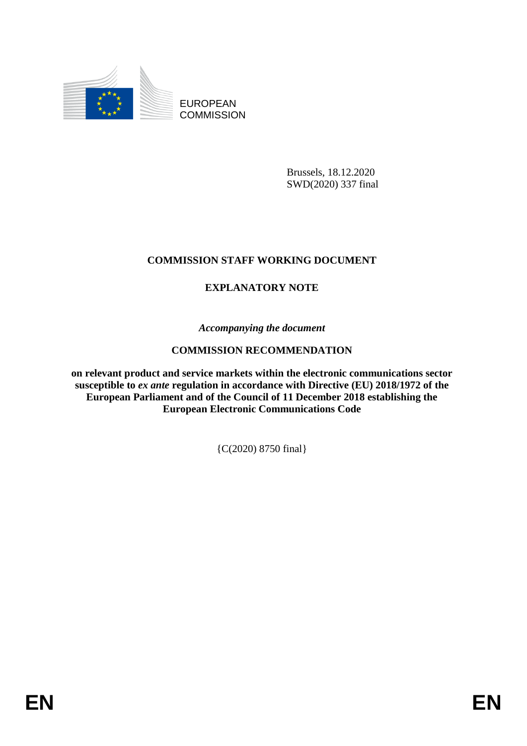EUROPEAN COMMISSION

Brussels, 18.12.2020
SWD(2020) 337 final

# COMMISSION STAFF WORKING DOCUMENT

## EXPLANATORY NOTE

*Accompanying the document*

## COMMISSION RECOMMENDATION

**on relevant product and service markets within the electronic communications sector susceptible to *ex ante* regulation in accordance with Directive (EU) 2018/1972 of the European Parliament and of the Council of 11 December 2018 establishing the European Electronic Communications Code**

{C(2020) 8750 final}

EN EN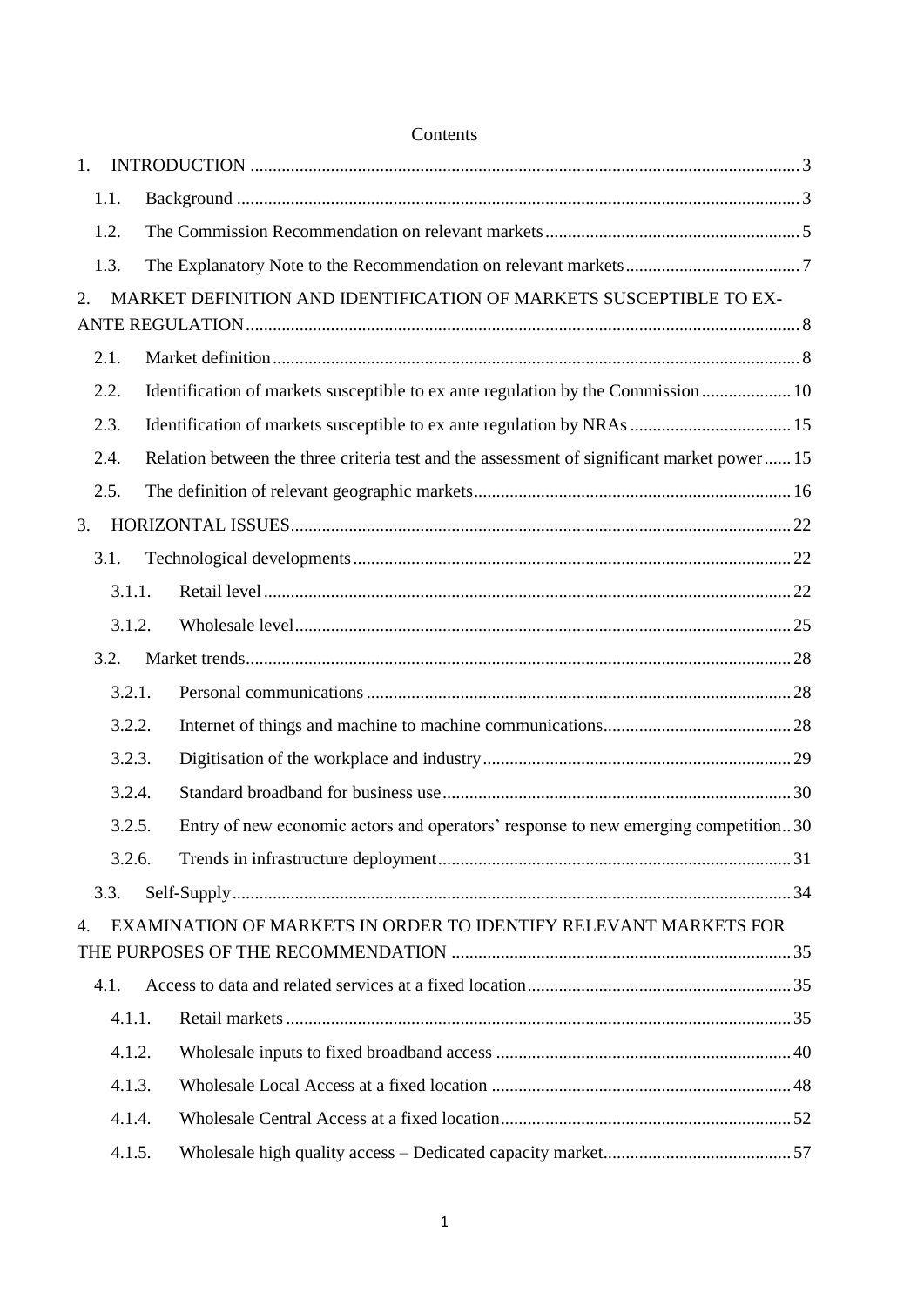Contents

1. INTRODUCTION ..... 3
   - 1.1. Background ..... 3
   - 1.2. The Commission Recommendation on relevant markets ..... 5
   - 1.3. The Explanatory Note to the Recommendation on relevant markets ..... 7
2. MARKET DEFINITION AND IDENTIFICATION OF MARKETS SUSCEPTIBLE TO EX-ANTE REGULATION ..... 8
   - 2.1. Market definition ..... 8
   - 2.2. Identification of markets susceptible to ex ante regulation by the Commission ..... 10
   - 2.3. Identification of markets susceptible to ex ante regulation by NRAs ..... 15
   - 2.4. Relation between the three criteria test and the assessment of significant market power ..... 15
   - 2.5. The definition of relevant geographic markets ..... 16
3. HORIZONTAL ISSUES ..... 22
   - 3.1. Technological developments ..... 22
     - 3.1.1. Retail level ..... 22
     - 3.1.2. Wholesale level ..... 25
   - 3.2. Market trends ..... 28
     - 3.2.1. Personal communications ..... 28
     - 3.2.2. Internet of things and machine to machine communications ..... 28
     - 3.2.3. Digitisation of the workplace and industry ..... 29
     - 3.2.4. Standard broadband for business use ..... 30
     - 3.2.5. Entry of new economic actors and operators' response to new emerging competition ..... 30
     - 3.2.6. Trends in infrastructure deployment ..... 31
   - 3.3. Self-Supply ..... 34
4. EXAMINATION OF MARKETS IN ORDER TO IDENTIFY RELEVANT MARKETS FOR THE PURPOSES OF THE RECOMMENDATION ..... 35
   - 4.1. Access to data and related services at a fixed location ..... 35
     - 4.1.1. Retail markets ..... 35
     - 4.1.2. Wholesale inputs to fixed broadband access ..... 40
     - 4.1.3. Wholesale Local Access at a fixed location ..... 48
     - 4.1.4. Wholesale Central Access at a fixed location ..... 52
     - 4.1.5. Wholesale high quality access – Dedicated capacity market ..... 57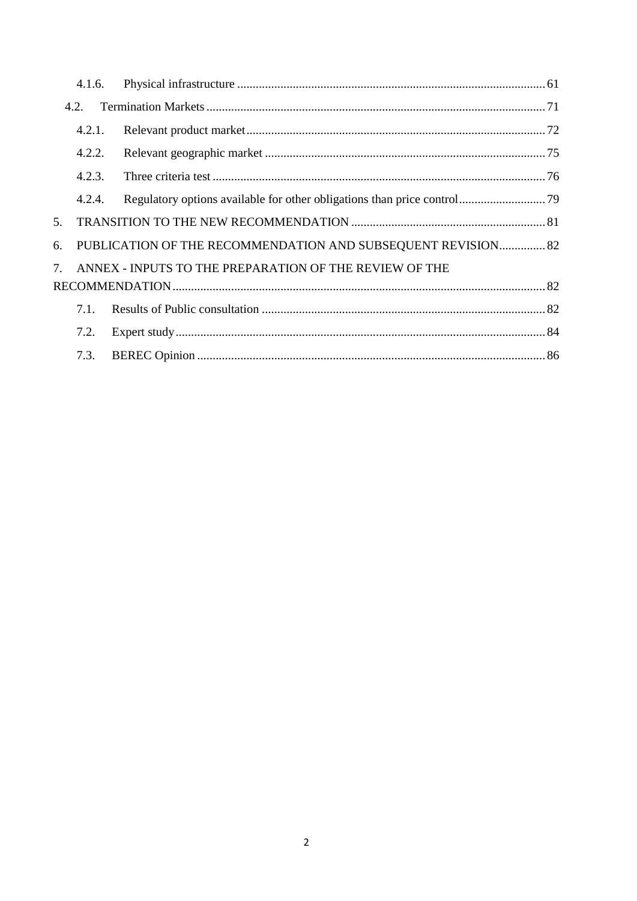4.1.6. Physical infrastructure ........ 61

4.2. Termination Markets ........ 71

4.2.1. Relevant product market ........ 72

4.2.2. Relevant geographic market ........ 75

4.2.3. Three criteria test ........ 76

4.2.4. Regulatory options available for other obligations than price control ........ 79

5. TRANSITION TO THE NEW RECOMMENDATION ........ 81

6. PUBLICATION OF THE RECOMMENDATION AND SUBSEQUENT REVISION ........ 82

7. ANNEX - INPUTS TO THE PREPARATION OF THE REVIEW OF THE RECOMMENDATION ........ 82

7.1. Results of Public consultation ........ 82

7.2. Expert study ........ 84

7.3. BEREC Opinion ........ 86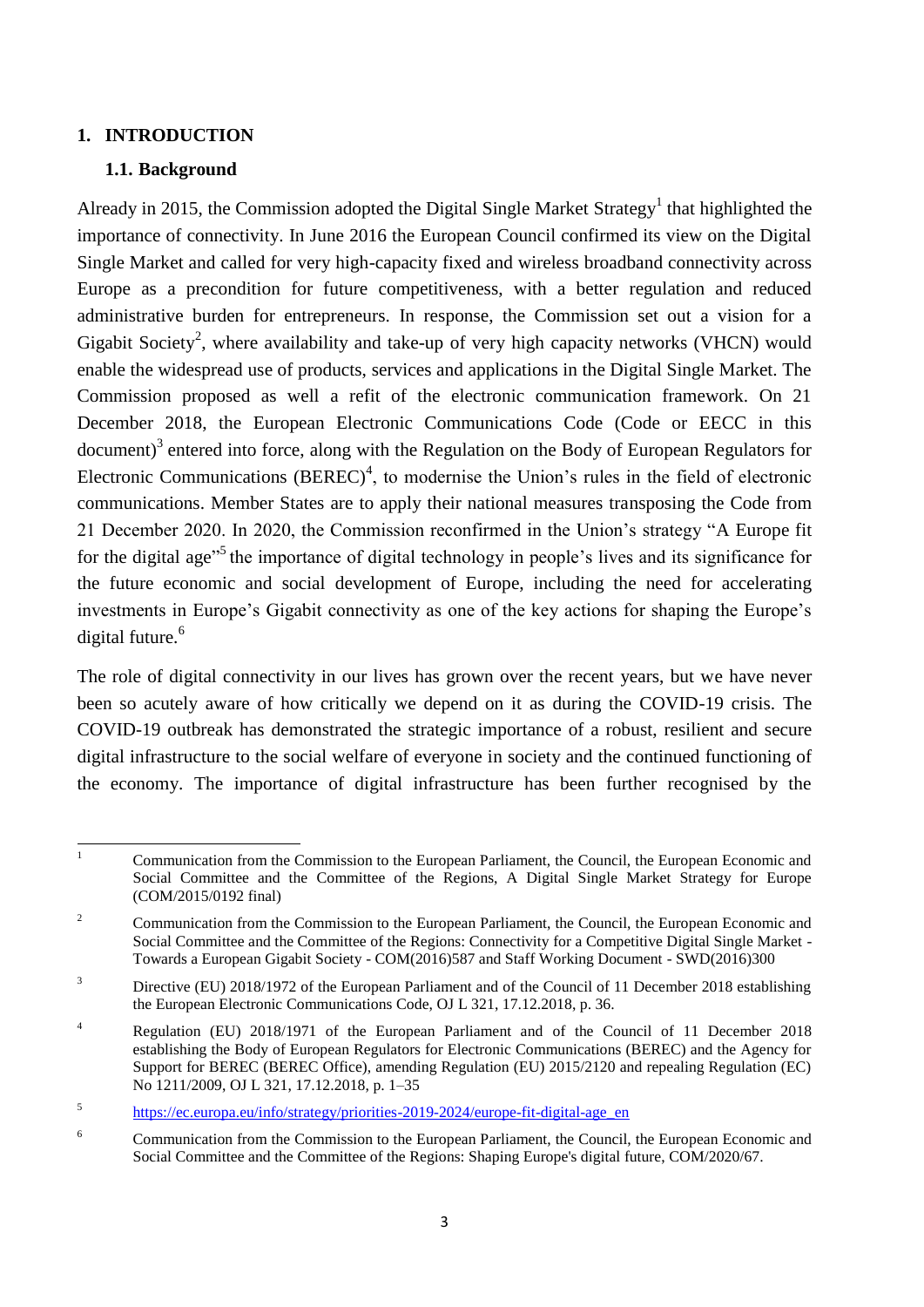# 1. INTRODUCTION

## 1.1. Background

Already in 2015, the Commission adopted the Digital Single Market Strategy[1] that highlighted the importance of connectivity. In June 2016 the European Council confirmed its view on the Digital Single Market and called for very high-capacity fixed and wireless broadband connectivity across Europe as a precondition for future competitiveness, with a better regulation and reduced administrative burden for entrepreneurs. In response, the Commission set out a vision for a Gigabit Society[2], where availability and take-up of very high capacity networks (VHCN) would enable the widespread use of products, services and applications in the Digital Single Market. The Commission proposed as well a refit of the electronic communication framework. On 21 December 2018, the European Electronic Communications Code (Code or EECC in this document)[3] entered into force, along with the Regulation on the Body of European Regulators for Electronic Communications (BEREC)[4], to modernise the Union's rules in the field of electronic communications. Member States are to apply their national measures transposing the Code from 21 December 2020. In 2020, the Commission reconfirmed in the Union's strategy "A Europe fit for the digital age"[5] the importance of digital technology in people's lives and its significance for the future economic and social development of Europe, including the need for accelerating investments in Europe's Gigabit connectivity as one of the key actions for shaping the Europe's digital future.[6]

The role of digital connectivity in our lives has grown over the recent years, but we have never been so acutely aware of how critically we depend on it as during the COVID-19 crisis. The COVID-19 outbreak has demonstrated the strategic importance of a robust, resilient and secure digital infrastructure to the social welfare of everyone in society and the continued functioning of the economy. The importance of digital infrastructure has been further recognised by the

---

[1] Communication from the Commission to the European Parliament, the Council, the European Economic and Social Committee and the Committee of the Regions, A Digital Single Market Strategy for Europe (COM/2015/0192 final)

[2] Communication from the Commission to the European Parliament, the Council, the European Economic and Social Committee and the Committee of the Regions: Connectivity for a Competitive Digital Single Market - Towards a European Gigabit Society - COM(2016)587 and Staff Working Document - SWD(2016)300

[3] Directive (EU) 2018/1972 of the European Parliament and of the Council of 11 December 2018 establishing the European Electronic Communications Code, OJ L 321, 17.12.2018, p. 36.

[4] Regulation (EU) 2018/1971 of the European Parliament and of the Council of 11 December 2018 establishing the Body of European Regulators for Electronic Communications (BEREC) and the Agency for Support for BEREC (BEREC Office), amending Regulation (EU) 2015/2120 and repealing Regulation (EC) No 1211/2009, OJ L 321, 17.12.2018, p. 1–35

[5] https://ec.europa.eu/info/strategy/priorities-2019-2024/europe-fit-digital-age_en

[6] Communication from the Commission to the European Parliament, the Council, the European Economic and Social Committee and the Committee of the Regions: Shaping Europe's digital future, COM/2020/67.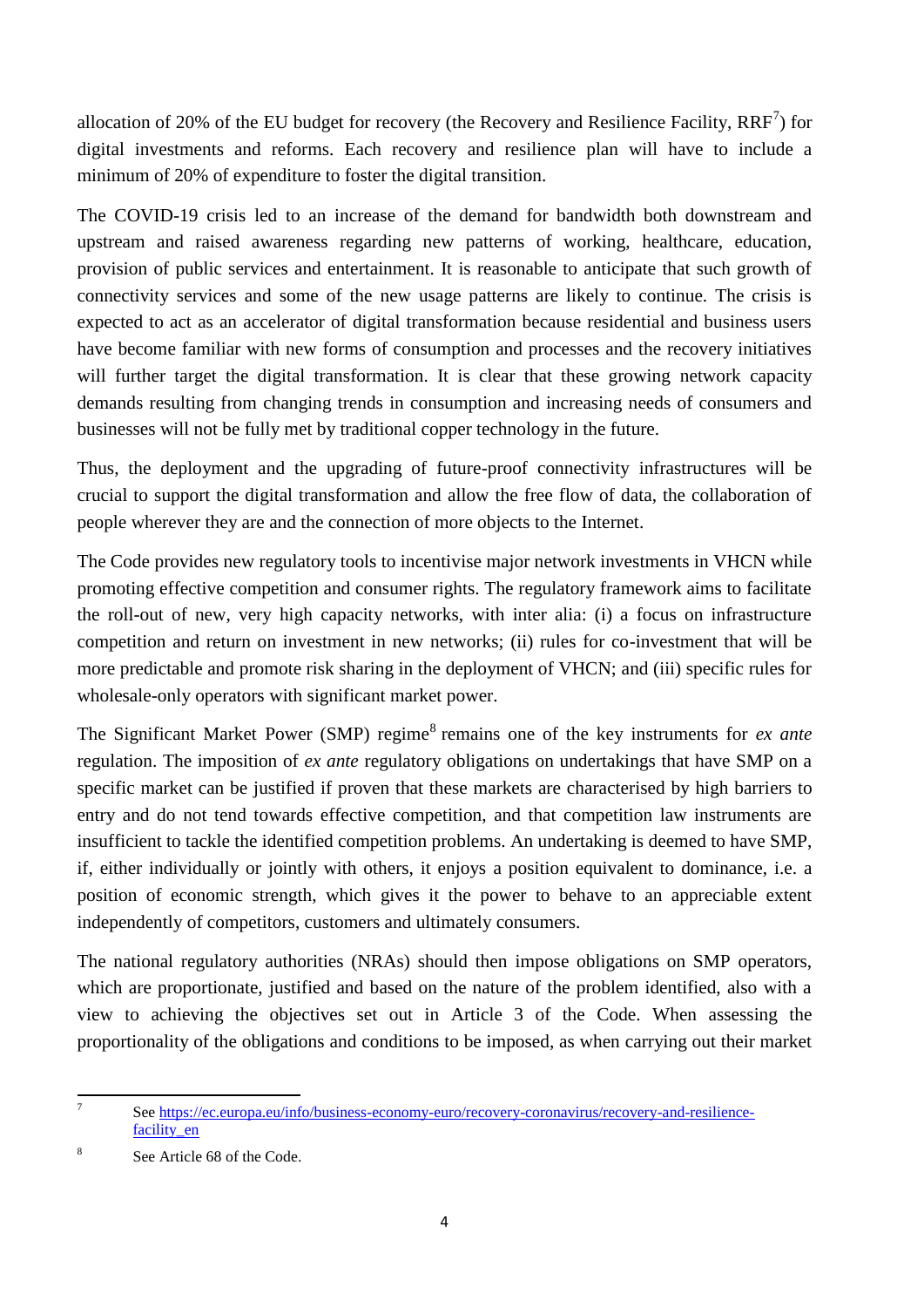allocation of 20% of the EU budget for recovery (the Recovery and Resilience Facility, RRF[7]) for digital investments and reforms. Each recovery and resilience plan will have to include a minimum of 20% of expenditure to foster the digital transition.

The COVID-19 crisis led to an increase of the demand for bandwidth both downstream and upstream and raised awareness regarding new patterns of working, healthcare, education, provision of public services and entertainment. It is reasonable to anticipate that such growth of connectivity services and some of the new usage patterns are likely to continue. The crisis is expected to act as an accelerator of digital transformation because residential and business users have become familiar with new forms of consumption and processes and the recovery initiatives will further target the digital transformation. It is clear that these growing network capacity demands resulting from changing trends in consumption and increasing needs of consumers and businesses will not be fully met by traditional copper technology in the future.

Thus, the deployment and the upgrading of future-proof connectivity infrastructures will be crucial to support the digital transformation and allow the free flow of data, the collaboration of people wherever they are and the connection of more objects to the Internet.

The Code provides new regulatory tools to incentivise major network investments in VHCN while promoting effective competition and consumer rights. The regulatory framework aims to facilitate the roll-out of new, very high capacity networks, with inter alia: (i) a focus on infrastructure competition and return on investment in new networks; (ii) rules for co-investment that will be more predictable and promote risk sharing in the deployment of VHCN; and (iii) specific rules for wholesale-only operators with significant market power.

The Significant Market Power (SMP) regime[8] remains one of the key instruments for *ex ante* regulation. The imposition of *ex ante* regulatory obligations on undertakings that have SMP on a specific market can be justified if proven that these markets are characterised by high barriers to entry and do not tend towards effective competition, and that competition law instruments are insufficient to tackle the identified competition problems. An undertaking is deemed to have SMP, if, either individually or jointly with others, it enjoys a position equivalent to dominance, i.e. a position of economic strength, which gives it the power to behave to an appreciable extent independently of competitors, customers and ultimately consumers.

The national regulatory authorities (NRAs) should then impose obligations on SMP operators, which are proportionate, justified and based on the nature of the problem identified, also with a view to achieving the objectives set out in Article 3 of the Code. When assessing the proportionality of the obligations and conditions to be imposed, as when carrying out their market

---

[7] See https://ec.europa.eu/info/business-economy-euro/recovery-coronavirus/recovery-and-resilience-facility_en

[8] See Article 68 of the Code.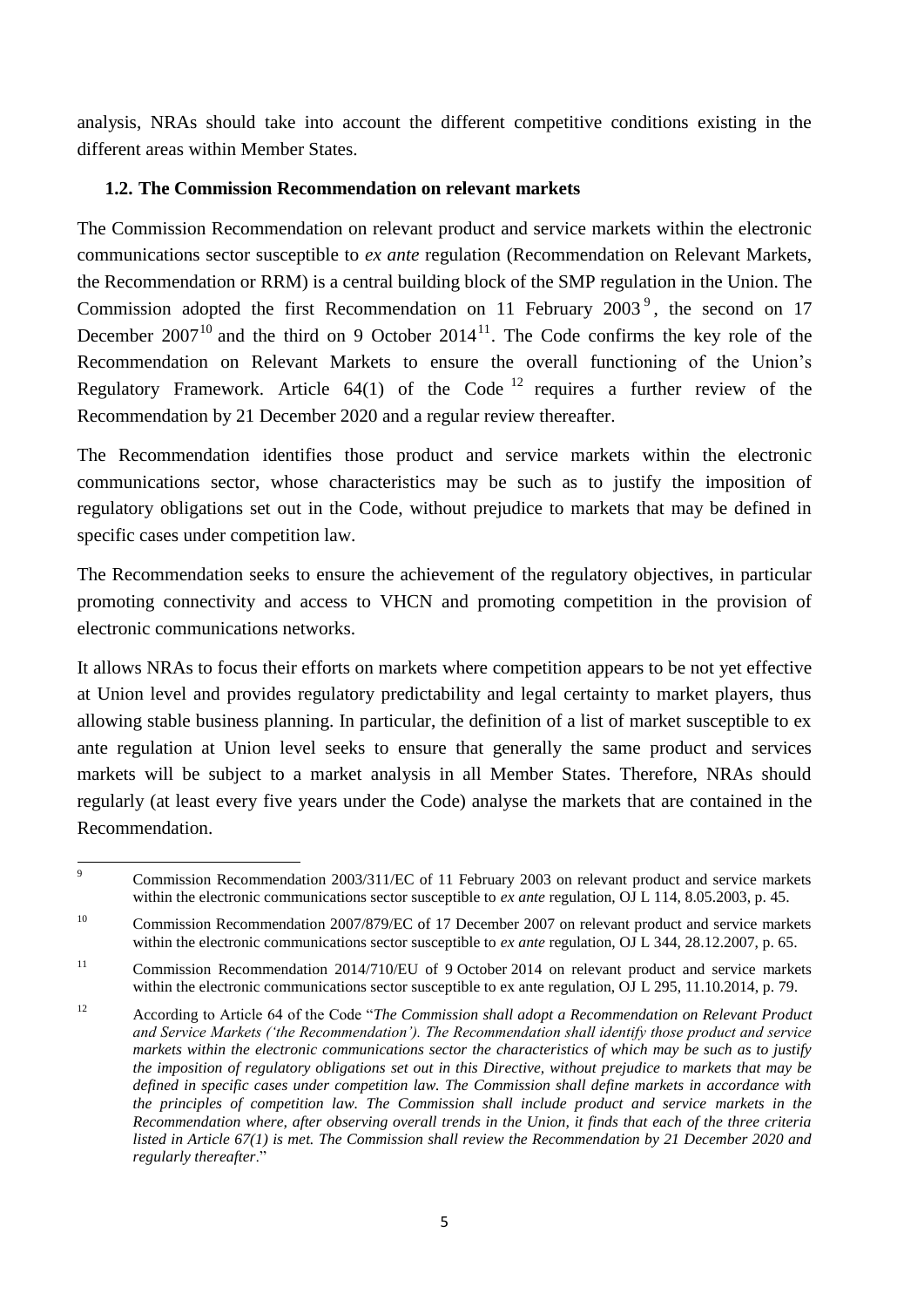analysis, NRAs should take into account the different competitive conditions existing in the different areas within Member States.

### 1.2. The Commission Recommendation on relevant markets

The Commission Recommendation on relevant product and service markets within the electronic communications sector susceptible to *ex ante* regulation (Recommendation on Relevant Markets, the Recommendation or RRM) is a central building block of the SMP regulation in the Union. The Commission adopted the first Recommendation on 11 February 2003[9], the second on 17 December 2007[10] and the third on 9 October 2014[11]. The Code confirms the key role of the Recommendation on Relevant Markets to ensure the overall functioning of the Union's Regulatory Framework. Article 64(1) of the Code[12] requires a further review of the Recommendation by 21 December 2020 and a regular review thereafter.

The Recommendation identifies those product and service markets within the electronic communications sector, whose characteristics may be such as to justify the imposition of regulatory obligations set out in the Code, without prejudice to markets that may be defined in specific cases under competition law.

The Recommendation seeks to ensure the achievement of the regulatory objectives, in particular promoting connectivity and access to VHCN and promoting competition in the provision of electronic communications networks.

It allows NRAs to focus their efforts on markets where competition appears to be not yet effective at Union level and provides regulatory predictability and legal certainty to market players, thus allowing stable business planning. In particular, the definition of a list of market susceptible to ex ante regulation at Union level seeks to ensure that generally the same product and services markets will be subject to a market analysis in all Member States. Therefore, NRAs should regularly (at least every five years under the Code) analyse the markets that are contained in the Recommendation.

---

[9] Commission Recommendation 2003/311/EC of 11 February 2003 on relevant product and service markets within the electronic communications sector susceptible to *ex ante* regulation, OJ L 114, 8.05.2003, p. 45.

[10] Commission Recommendation 2007/879/EC of 17 December 2007 on relevant product and service markets within the electronic communications sector susceptible to *ex ante* regulation, OJ L 344, 28.12.2007, p. 65.

[11] Commission Recommendation 2014/710/EU of 9 October 2014 on relevant product and service markets within the electronic communications sector susceptible to ex ante regulation, OJ L 295, 11.10.2014, p. 79.

[12] According to Article 64 of the Code "*The Commission shall adopt a Recommendation on Relevant Product and Service Markets ('the Recommendation'). The Recommendation shall identify those product and service markets within the electronic communications sector the characteristics of which may be such as to justify the imposition of regulatory obligations set out in this Directive, without prejudice to markets that may be defined in specific cases under competition law. The Commission shall define markets in accordance with the principles of competition law. The Commission shall include product and service markets in the Recommendation where, after observing overall trends in the Union, it finds that each of the three criteria listed in Article 67(1) is met. The Commission shall review the Recommendation by 21 December 2020 and regularly thereafter*."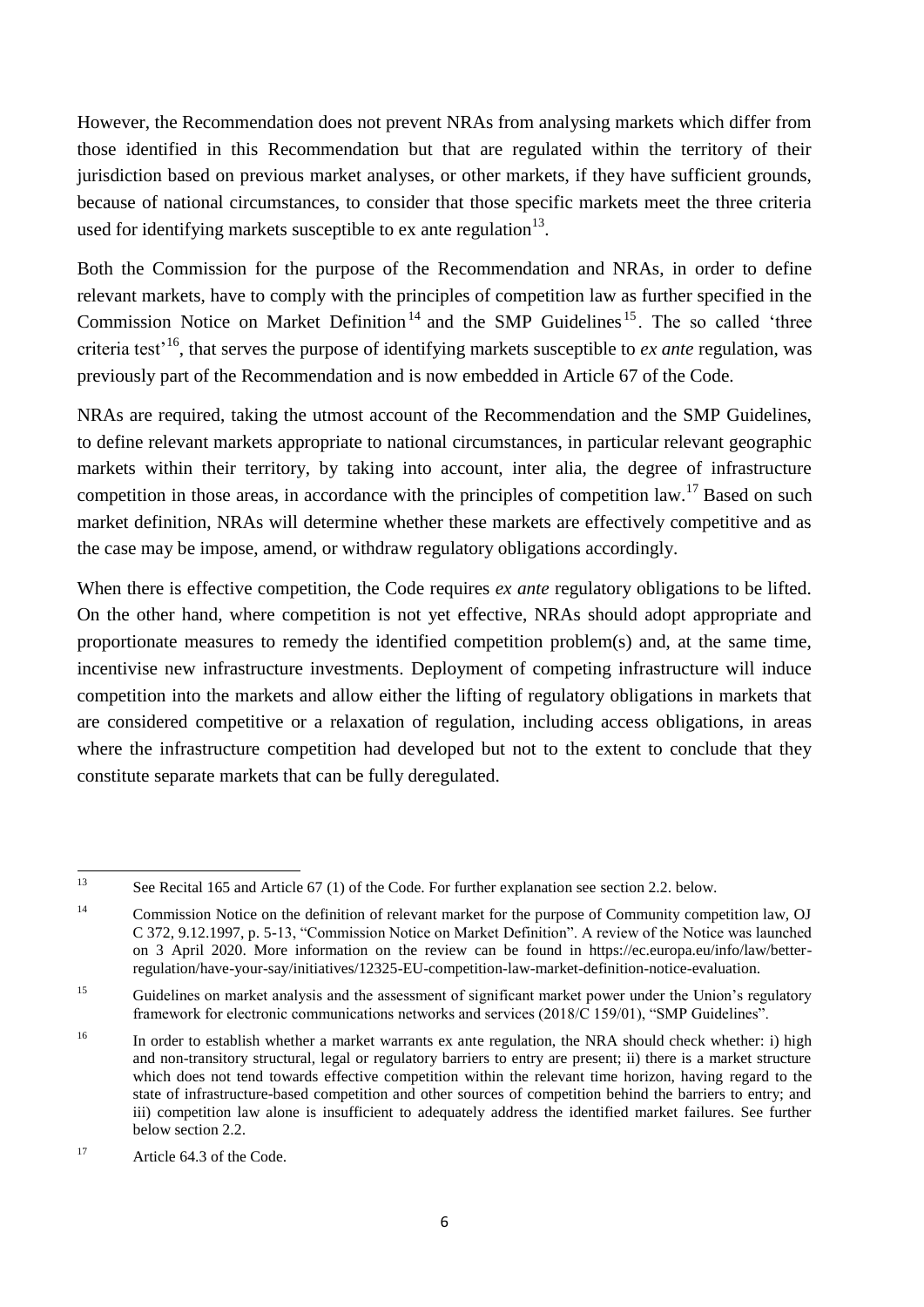However, the Recommendation does not prevent NRAs from analysing markets which differ from those identified in this Recommendation but that are regulated within the territory of their jurisdiction based on previous market analyses, or other markets, if they have sufficient grounds, because of national circumstances, to consider that those specific markets meet the three criteria used for identifying markets susceptible to ex ante regulation[13].

Both the Commission for the purpose of the Recommendation and NRAs, in order to define relevant markets, have to comply with the principles of competition law as further specified in the Commission Notice on Market Definition[14] and the SMP Guidelines[15]. The so called 'three criteria test'[16], that serves the purpose of identifying markets susceptible to *ex ante* regulation, was previously part of the Recommendation and is now embedded in Article 67 of the Code.

NRAs are required, taking the utmost account of the Recommendation and the SMP Guidelines, to define relevant markets appropriate to national circumstances, in particular relevant geographic markets within their territory, by taking into account, inter alia, the degree of infrastructure competition in those areas, in accordance with the principles of competition law.[17] Based on such market definition, NRAs will determine whether these markets are effectively competitive and as the case may be impose, amend, or withdraw regulatory obligations accordingly.

When there is effective competition, the Code requires *ex ante* regulatory obligations to be lifted. On the other hand, where competition is not yet effective, NRAs should adopt appropriate and proportionate measures to remedy the identified competition problem(s) and, at the same time, incentivise new infrastructure investments. Deployment of competing infrastructure will induce competition into the markets and allow either the lifting of regulatory obligations in markets that are considered competitive or a relaxation of regulation, including access obligations, in areas where the infrastructure competition had developed but not to the extent to conclude that they constitute separate markets that can be fully deregulated.

---

[13] See Recital 165 and Article 67 (1) of the Code. For further explanation see section 2.2. below.

[14] Commission Notice on the definition of relevant market for the purpose of Community competition law, OJ C 372, 9.12.1997, p. 5-13, "Commission Notice on Market Definition". A review of the Notice was launched on 3 April 2020. More information on the review can be found in https://ec.europa.eu/info/law/better-regulation/have-your-say/initiatives/12325-EU-competition-law-market-definition-notice-evaluation.

[15] Guidelines on market analysis and the assessment of significant market power under the Union's regulatory framework for electronic communications networks and services (2018/C 159/01), "SMP Guidelines".

[16] In order to establish whether a market warrants ex ante regulation, the NRA should check whether: i) high and non-transitory structural, legal or regulatory barriers to entry are present; ii) there is a market structure which does not tend towards effective competition within the relevant time horizon, having regard to the state of infrastructure-based competition and other sources of competition behind the barriers to entry; and iii) competition law alone is insufficient to adequately address the identified market failures. See further below section 2.2.

[17] Article 64.3 of the Code.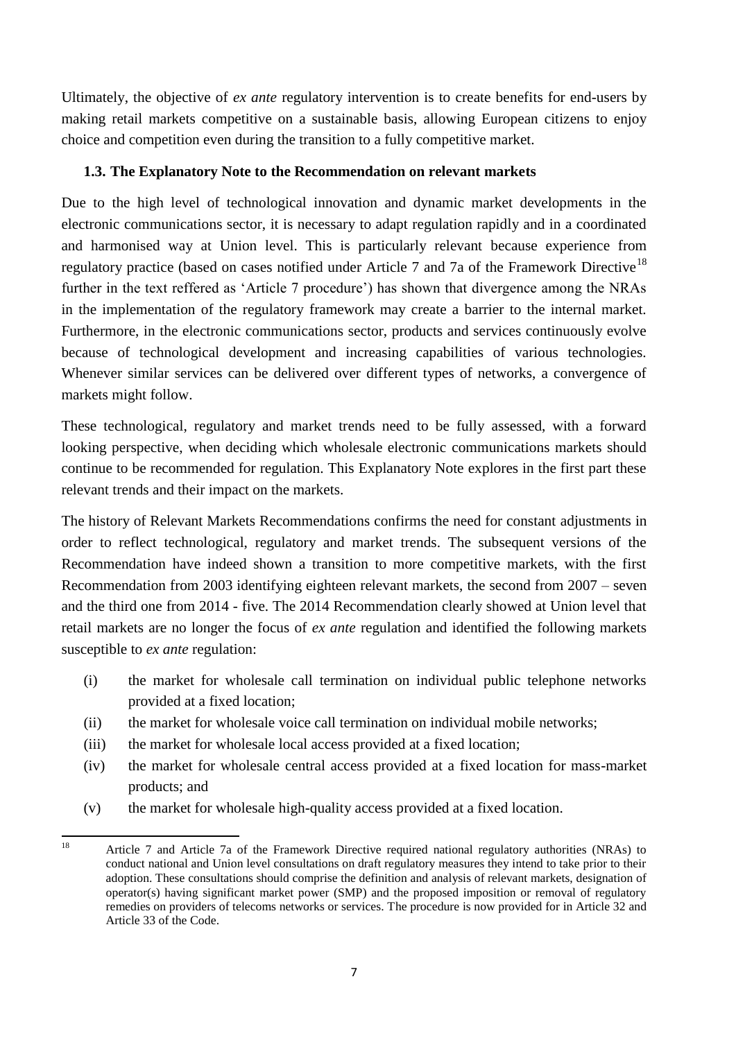Ultimately, the objective of *ex ante* regulatory intervention is to create benefits for end-users by making retail markets competitive on a sustainable basis, allowing European citizens to enjoy choice and competition even during the transition to a fully competitive market.

### 1.3. The Explanatory Note to the Recommendation on relevant markets

Due to the high level of technological innovation and dynamic market developments in the electronic communications sector, it is necessary to adapt regulation rapidly and in a coordinated and harmonised way at Union level. This is particularly relevant because experience from regulatory practice (based on cases notified under Article 7 and 7a of the Framework Directive[18] further in the text reffered as 'Article 7 procedure') has shown that divergence among the NRAs in the implementation of the regulatory framework may create a barrier to the internal market. Furthermore, in the electronic communications sector, products and services continuously evolve because of technological development and increasing capabilities of various technologies. Whenever similar services can be delivered over different types of networks, a convergence of markets might follow.

These technological, regulatory and market trends need to be fully assessed, with a forward looking perspective, when deciding which wholesale electronic communications markets should continue to be recommended for regulation. This Explanatory Note explores in the first part these relevant trends and their impact on the markets.

The history of Relevant Markets Recommendations confirms the need for constant adjustments in order to reflect technological, regulatory and market trends. The subsequent versions of the Recommendation have indeed shown a transition to more competitive markets, with the first Recommendation from 2003 identifying eighteen relevant markets, the second from 2007 – seven and the third one from 2014 - five. The 2014 Recommendation clearly showed at Union level that retail markets are no longer the focus of *ex ante* regulation and identified the following markets susceptible to *ex ante* regulation:

- (i) the market for wholesale call termination on individual public telephone networks provided at a fixed location;
- (ii) the market for wholesale voice call termination on individual mobile networks;
- (iii) the market for wholesale local access provided at a fixed location;
- (iv) the market for wholesale central access provided at a fixed location for mass-market products; and
- (v) the market for wholesale high-quality access provided at a fixed location.

---

[18] Article 7 and Article 7a of the Framework Directive required national regulatory authorities (NRAs) to conduct national and Union level consultations on draft regulatory measures they intend to take prior to their adoption. These consultations should comprise the definition and analysis of relevant markets, designation of operator(s) having significant market power (SMP) and the proposed imposition or removal of regulatory remedies on providers of telecoms networks or services. The procedure is now provided for in Article 32 and Article 33 of the Code.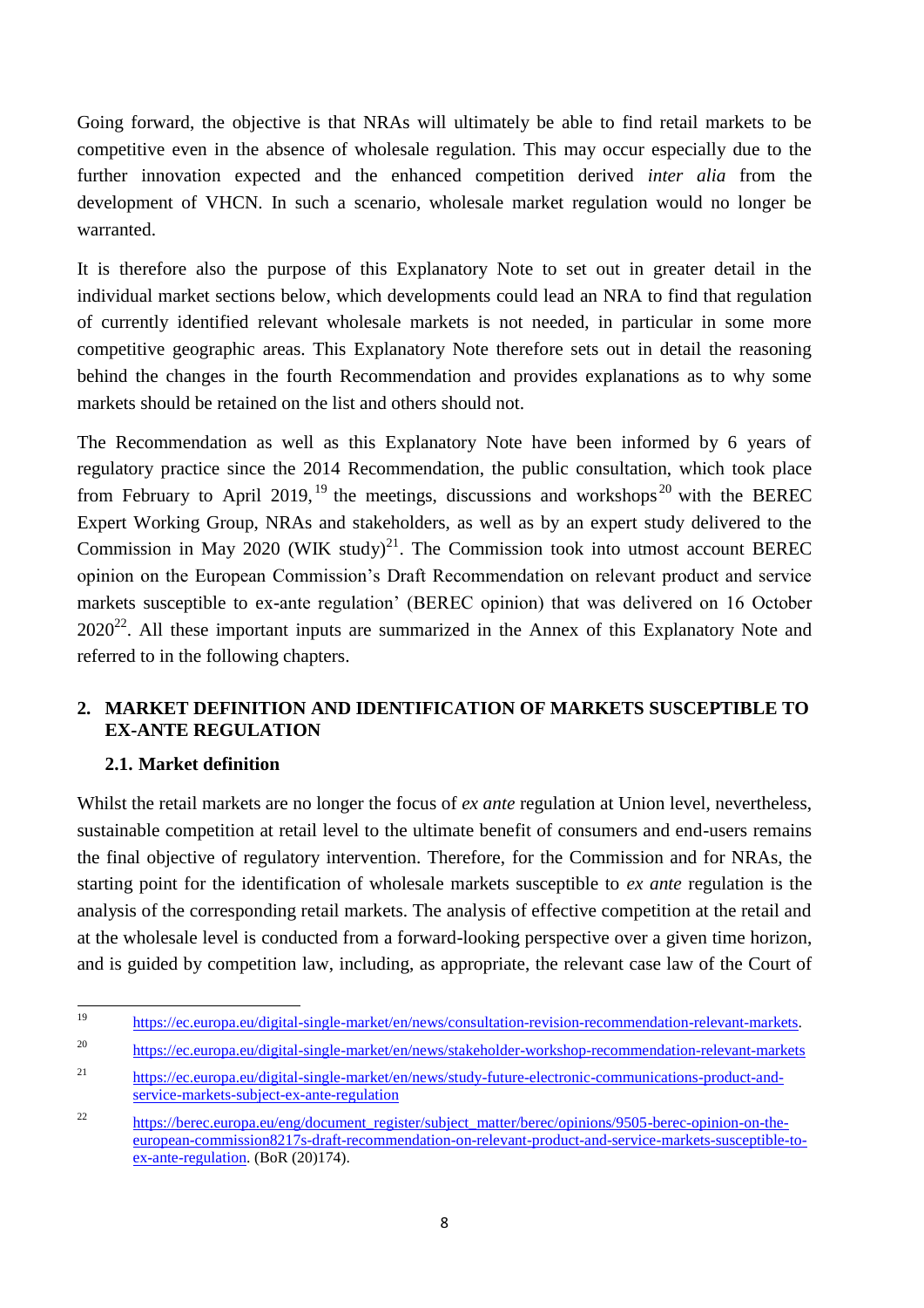Going forward, the objective is that NRAs will ultimately be able to find retail markets to be competitive even in the absence of wholesale regulation. This may occur especially due to the further innovation expected and the enhanced competition derived *inter alia* from the development of VHCN. In such a scenario, wholesale market regulation would no longer be warranted.

It is therefore also the purpose of this Explanatory Note to set out in greater detail in the individual market sections below, which developments could lead an NRA to find that regulation of currently identified relevant wholesale markets is not needed, in particular in some more competitive geographic areas. This Explanatory Note therefore sets out in detail the reasoning behind the changes in the fourth Recommendation and provides explanations as to why some markets should be retained on the list and others should not.

The Recommendation as well as this Explanatory Note have been informed by 6 years of regulatory practice since the 2014 Recommendation, the public consultation, which took place from February to April 2019,[19] the meetings, discussions and workshops[20] with the BEREC Expert Working Group, NRAs and stakeholders, as well as by an expert study delivered to the Commission in May 2020 (WIK study)[21]. The Commission took into utmost account BEREC opinion on the European Commission's Draft Recommendation on relevant product and service markets susceptible to ex-ante regulation' (BEREC opinion) that was delivered on 16 October 2020[22]. All these important inputs are summarized in the Annex of this Explanatory Note and referred to in the following chapters.

## 2. MARKET DEFINITION AND IDENTIFICATION OF MARKETS SUSCEPTIBLE TO EX-ANTE REGULATION

### 2.1. Market definition

Whilst the retail markets are no longer the focus of *ex ante* regulation at Union level, nevertheless, sustainable competition at retail level to the ultimate benefit of consumers and end-users remains the final objective of regulatory intervention. Therefore, for the Commission and for NRAs, the starting point for the identification of wholesale markets susceptible to *ex ante* regulation is the analysis of the corresponding retail markets. The analysis of effective competition at the retail and at the wholesale level is conducted from a forward-looking perspective over a given time horizon, and is guided by competition law, including, as appropriate, the relevant case law of the Court of

---

[19] https://ec.europa.eu/digital-single-market/en/news/consultation-revision-recommendation-relevant-markets.

[20] https://ec.europa.eu/digital-single-market/en/news/stakeholder-workshop-recommendation-relevant-markets

[21] https://ec.europa.eu/digital-single-market/en/news/study-future-electronic-communications-product-and-service-markets-subject-ex-ante-regulation

[22] https://berec.europa.eu/eng/document_register/subject_matter/berec/opinions/9505-berec-opinion-on-the-european-commission8217s-draft-recommendation-on-relevant-product-and-service-markets-susceptible-to-ex-ante-regulation. (BoR (20)174).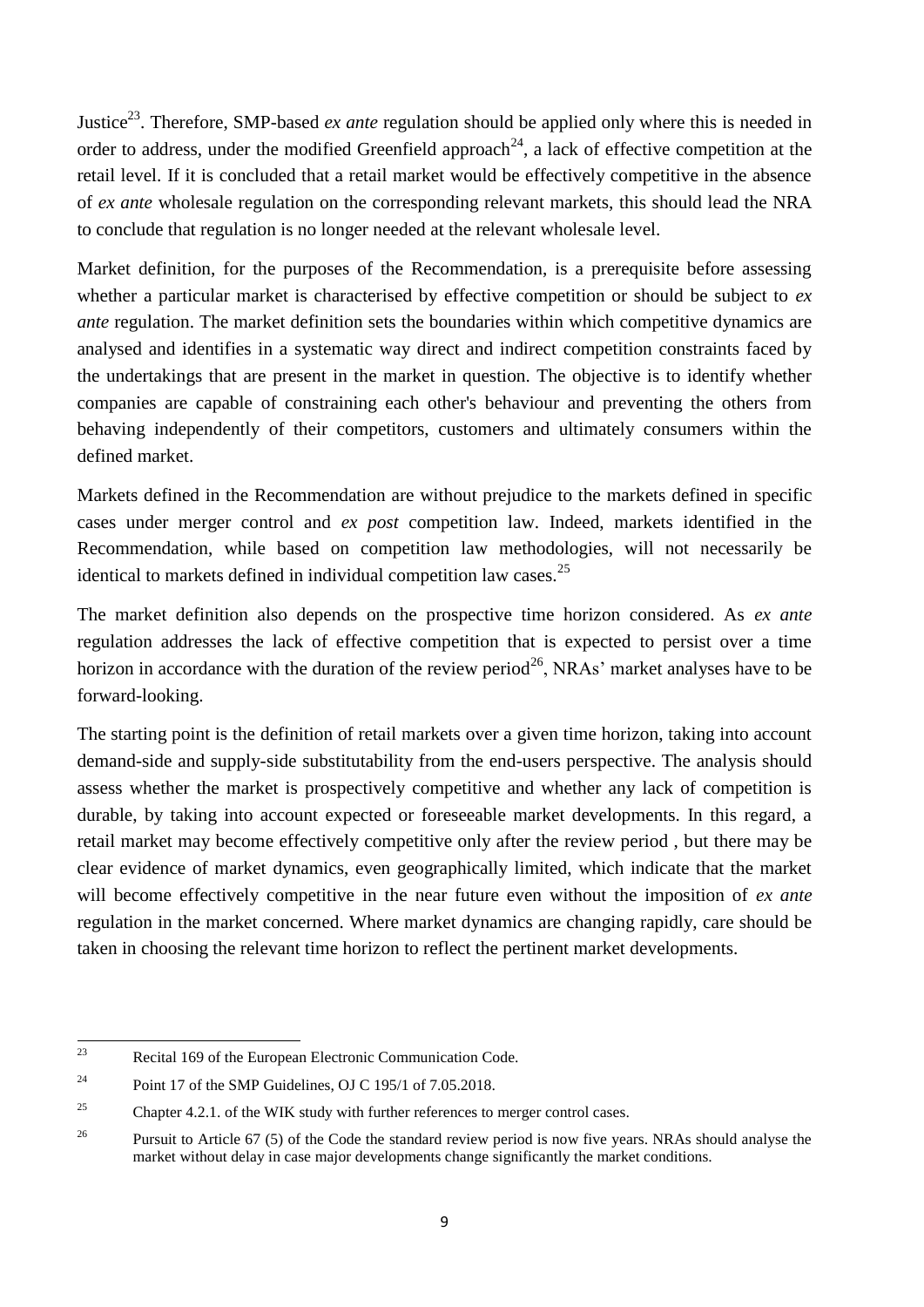Justice[23]. Therefore, SMP-based *ex ante* regulation should be applied only where this is needed in order to address, under the modified Greenfield approach[24], a lack of effective competition at the retail level. If it is concluded that a retail market would be effectively competitive in the absence of *ex ante* wholesale regulation on the corresponding relevant markets, this should lead the NRA to conclude that regulation is no longer needed at the relevant wholesale level.

Market definition, for the purposes of the Recommendation, is a prerequisite before assessing whether a particular market is characterised by effective competition or should be subject to *ex ante* regulation. The market definition sets the boundaries within which competitive dynamics are analysed and identifies in a systematic way direct and indirect competition constraints faced by the undertakings that are present in the market in question. The objective is to identify whether companies are capable of constraining each other's behaviour and preventing the others from behaving independently of their competitors, customers and ultimately consumers within the defined market.

Markets defined in the Recommendation are without prejudice to the markets defined in specific cases under merger control and *ex post* competition law. Indeed, markets identified in the Recommendation, while based on competition law methodologies, will not necessarily be identical to markets defined in individual competition law cases.[25]

The market definition also depends on the prospective time horizon considered. As *ex ante* regulation addresses the lack of effective competition that is expected to persist over a time horizon in accordance with the duration of the review period[26], NRAs' market analyses have to be forward-looking.

The starting point is the definition of retail markets over a given time horizon, taking into account demand-side and supply-side substitutability from the end-users perspective. The analysis should assess whether the market is prospectively competitive and whether any lack of competition is durable, by taking into account expected or foreseeable market developments. In this regard, a retail market may become effectively competitive only after the review period , but there may be clear evidence of market dynamics, even geographically limited, which indicate that the market will become effectively competitive in the near future even without the imposition of *ex ante* regulation in the market concerned. Where market dynamics are changing rapidly, care should be taken in choosing the relevant time horizon to reflect the pertinent market developments.

---

[23] Recital 169 of the European Electronic Communication Code.

[24] Point 17 of the SMP Guidelines, OJ C 195/1 of 7.05.2018.

[25] Chapter 4.2.1. of the WIK study with further references to merger control cases.

[26] Pursuit to Article 67 (5) of the Code the standard review period is now five years. NRAs should analyse the market without delay in case major developments change significantly the market conditions.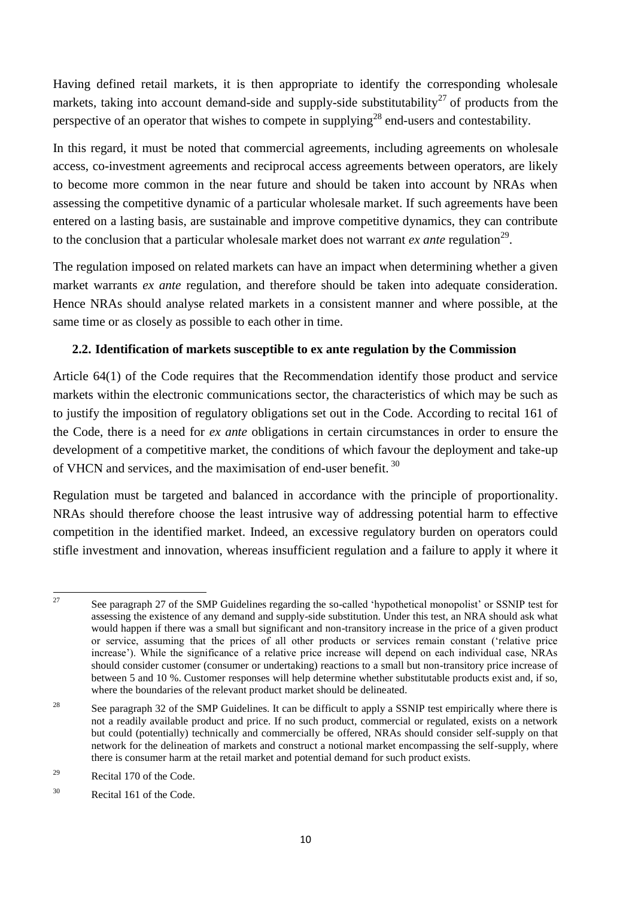Having defined retail markets, it is then appropriate to identify the corresponding wholesale markets, taking into account demand-side and supply-side substitutability[27] of products from the perspective of an operator that wishes to compete in supplying[28] end-users and contestability.

In this regard, it must be noted that commercial agreements, including agreements on wholesale access, co-investment agreements and reciprocal access agreements between operators, are likely to become more common in the near future and should be taken into account by NRAs when assessing the competitive dynamic of a particular wholesale market. If such agreements have been entered on a lasting basis, are sustainable and improve competitive dynamics, they can contribute to the conclusion that a particular wholesale market does not warrant *ex ante* regulation[29].

The regulation imposed on related markets can have an impact when determining whether a given market warrants *ex ante* regulation, and therefore should be taken into adequate consideration. Hence NRAs should analyse related markets in a consistent manner and where possible, at the same time or as closely as possible to each other in time.

### 2.2. Identification of markets susceptible to ex ante regulation by the Commission

Article 64(1) of the Code requires that the Recommendation identify those product and service markets within the electronic communications sector, the characteristics of which may be such as to justify the imposition of regulatory obligations set out in the Code. According to recital 161 of the Code, there is a need for *ex ante* obligations in certain circumstances in order to ensure the development of a competitive market, the conditions of which favour the deployment and take-up of VHCN and services, and the maximisation of end-user benefit. [30]

Regulation must be targeted and balanced in accordance with the principle of proportionality. NRAs should therefore choose the least intrusive way of addressing potential harm to effective competition in the identified market. Indeed, an excessive regulatory burden on operators could stifle investment and innovation, whereas insufficient regulation and a failure to apply it where it

---

[27] See paragraph 27 of the SMP Guidelines regarding the so-called 'hypothetical monopolist' or SSNIP test for assessing the existence of any demand and supply-side substitution. Under this test, an NRA should ask what would happen if there was a small but significant and non-transitory increase in the price of a given product or service, assuming that the prices of all other products or services remain constant ('relative price increase'). While the significance of a relative price increase will depend on each individual case, NRAs should consider customer (consumer or undertaking) reactions to a small but non-transitory price increase of between 5 and 10 %. Customer responses will help determine whether substitutable products exist and, if so, where the boundaries of the relevant product market should be delineated.

[28] See paragraph 32 of the SMP Guidelines. It can be difficult to apply a SSNIP test empirically where there is not a readily available product and price. If no such product, commercial or regulated, exists on a network but could (potentially) technically and commercially be offered, NRAs should consider self-supply on that network for the delineation of markets and construct a notional market encompassing the self-supply, where there is consumer harm at the retail market and potential demand for such product exists.

[29] Recital 170 of the Code.

[30] Recital 161 of the Code.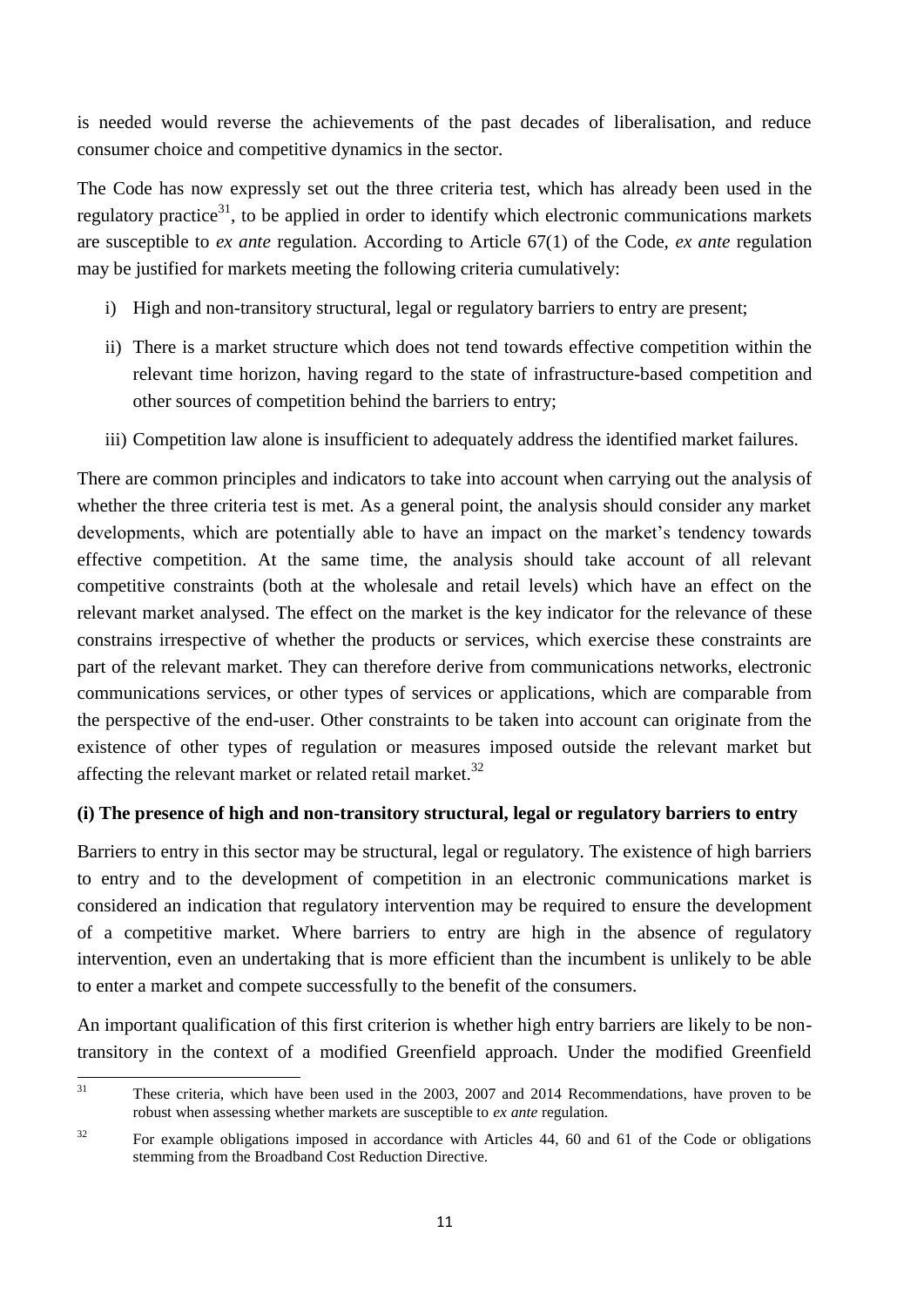is needed would reverse the achievements of the past decades of liberalisation, and reduce consumer choice and competitive dynamics in the sector.

The Code has now expressly set out the three criteria test, which has already been used in the regulatory practice[31], to be applied in order to identify which electronic communications markets are susceptible to *ex ante* regulation. According to Article 67(1) of the Code, *ex ante* regulation may be justified for markets meeting the following criteria cumulatively:

i) High and non-transitory structural, legal or regulatory barriers to entry are present;

ii) There is a market structure which does not tend towards effective competition within the relevant time horizon, having regard to the state of infrastructure-based competition and other sources of competition behind the barriers to entry;

iii) Competition law alone is insufficient to adequately address the identified market failures.

There are common principles and indicators to take into account when carrying out the analysis of whether the three criteria test is met. As a general point, the analysis should consider any market developments, which are potentially able to have an impact on the market's tendency towards effective competition. At the same time, the analysis should take account of all relevant competitive constraints (both at the wholesale and retail levels) which have an effect on the relevant market analysed. The effect on the market is the key indicator for the relevance of these constrains irrespective of whether the products or services, which exercise these constraints are part of the relevant market. They can therefore derive from communications networks, electronic communications services, or other types of services or applications, which are comparable from the perspective of the end-user. Other constraints to be taken into account can originate from the existence of other types of regulation or measures imposed outside the relevant market but affecting the relevant market or related retail market.[32]

**(i) The presence of high and non-transitory structural, legal or regulatory barriers to entry**

Barriers to entry in this sector may be structural, legal or regulatory. The existence of high barriers to entry and to the development of competition in an electronic communications market is considered an indication that regulatory intervention may be required to ensure the development of a competitive market. Where barriers to entry are high in the absence of regulatory intervention, even an undertaking that is more efficient than the incumbent is unlikely to be able to enter a market and compete successfully to the benefit of the consumers.

An important qualification of this first criterion is whether high entry barriers are likely to be non-transitory in the context of a modified Greenfield approach. Under the modified Greenfield

---

[31] These criteria, which have been used in the 2003, 2007 and 2014 Recommendations, have proven to be robust when assessing whether markets are susceptible to *ex ante* regulation.

[32] For example obligations imposed in accordance with Articles 44, 60 and 61 of the Code or obligations stemming from the Broadband Cost Reduction Directive.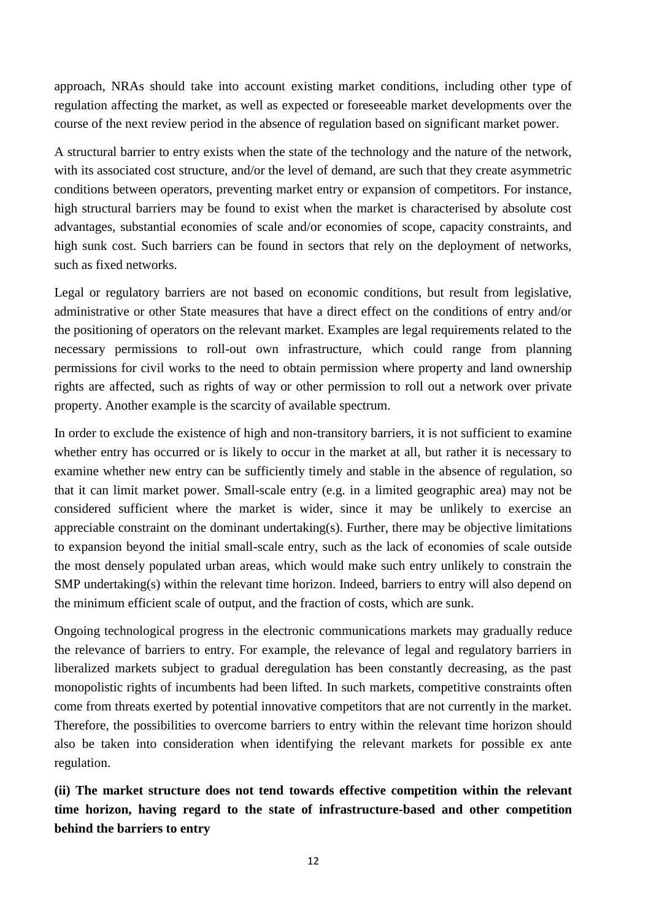approach, NRAs should take into account existing market conditions, including other type of regulation affecting the market, as well as expected or foreseeable market developments over the course of the next review period in the absence of regulation based on significant market power.

A structural barrier to entry exists when the state of the technology and the nature of the network, with its associated cost structure, and/or the level of demand, are such that they create asymmetric conditions between operators, preventing market entry or expansion of competitors. For instance, high structural barriers may be found to exist when the market is characterised by absolute cost advantages, substantial economies of scale and/or economies of scope, capacity constraints, and high sunk cost. Such barriers can be found in sectors that rely on the deployment of networks, such as fixed networks.

Legal or regulatory barriers are not based on economic conditions, but result from legislative, administrative or other State measures that have a direct effect on the conditions of entry and/or the positioning of operators on the relevant market. Examples are legal requirements related to the necessary permissions to roll-out own infrastructure, which could range from planning permissions for civil works to the need to obtain permission where property and land ownership rights are affected, such as rights of way or other permission to roll out a network over private property. Another example is the scarcity of available spectrum.

In order to exclude the existence of high and non-transitory barriers, it is not sufficient to examine whether entry has occurred or is likely to occur in the market at all, but rather it is necessary to examine whether new entry can be sufficiently timely and stable in the absence of regulation, so that it can limit market power. Small-scale entry (e.g. in a limited geographic area) may not be considered sufficient where the market is wider, since it may be unlikely to exercise an appreciable constraint on the dominant undertaking(s). Further, there may be objective limitations to expansion beyond the initial small-scale entry, such as the lack of economies of scale outside the most densely populated urban areas, which would make such entry unlikely to constrain the SMP undertaking(s) within the relevant time horizon. Indeed, barriers to entry will also depend on the minimum efficient scale of output, and the fraction of costs, which are sunk.

Ongoing technological progress in the electronic communications markets may gradually reduce the relevance of barriers to entry. For example, the relevance of legal and regulatory barriers in liberalized markets subject to gradual deregulation has been constantly decreasing, as the past monopolistic rights of incumbents had been lifted. In such markets, competitive constraints often come from threats exerted by potential innovative competitors that are not currently in the market. Therefore, the possibilities to overcome barriers to entry within the relevant time horizon should also be taken into consideration when identifying the relevant markets for possible ex ante regulation.

**(ii) The market structure does not tend towards effective competition within the relevant time horizon, having regard to the state of infrastructure-based and other competition behind the barriers to entry**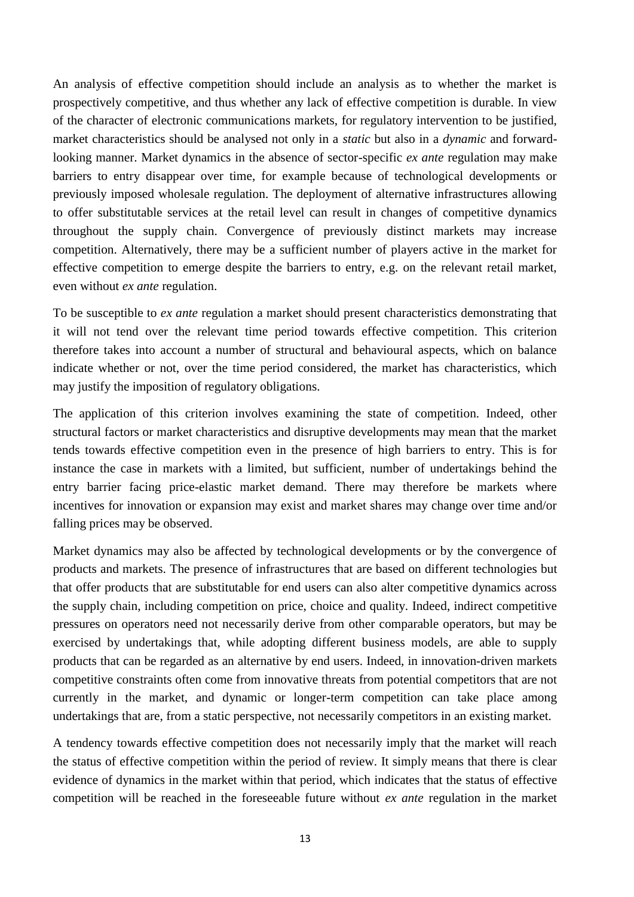An analysis of effective competition should include an analysis as to whether the market is prospectively competitive, and thus whether any lack of effective competition is durable. In view of the character of electronic communications markets, for regulatory intervention to be justified, market characteristics should be analysed not only in a *static* but also in a *dynamic* and forward-looking manner. Market dynamics in the absence of sector-specific *ex ante* regulation may make barriers to entry disappear over time, for example because of technological developments or previously imposed wholesale regulation. The deployment of alternative infrastructures allowing to offer substitutable services at the retail level can result in changes of competitive dynamics throughout the supply chain. Convergence of previously distinct markets may increase competition. Alternatively, there may be a sufficient number of players active in the market for effective competition to emerge despite the barriers to entry, e.g. on the relevant retail market, even without *ex ante* regulation.

To be susceptible to *ex ante* regulation a market should present characteristics demonstrating that it will not tend over the relevant time period towards effective competition. This criterion therefore takes into account a number of structural and behavioural aspects, which on balance indicate whether or not, over the time period considered, the market has characteristics, which may justify the imposition of regulatory obligations.

The application of this criterion involves examining the state of competition. Indeed, other structural factors or market characteristics and disruptive developments may mean that the market tends towards effective competition even in the presence of high barriers to entry. This is for instance the case in markets with a limited, but sufficient, number of undertakings behind the entry barrier facing price-elastic market demand. There may therefore be markets where incentives for innovation or expansion may exist and market shares may change over time and/or falling prices may be observed.

Market dynamics may also be affected by technological developments or by the convergence of products and markets. The presence of infrastructures that are based on different technologies but that offer products that are substitutable for end users can also alter competitive dynamics across the supply chain, including competition on price, choice and quality. Indeed, indirect competitive pressures on operators need not necessarily derive from other comparable operators, but may be exercised by undertakings that, while adopting different business models, are able to supply products that can be regarded as an alternative by end users. Indeed, in innovation-driven markets competitive constraints often come from innovative threats from potential competitors that are not currently in the market, and dynamic or longer-term competition can take place among undertakings that are, from a static perspective, not necessarily competitors in an existing market.

A tendency towards effective competition does not necessarily imply that the market will reach the status of effective competition within the period of review. It simply means that there is clear evidence of dynamics in the market within that period, which indicates that the status of effective competition will be reached in the foreseeable future without *ex ante* regulation in the market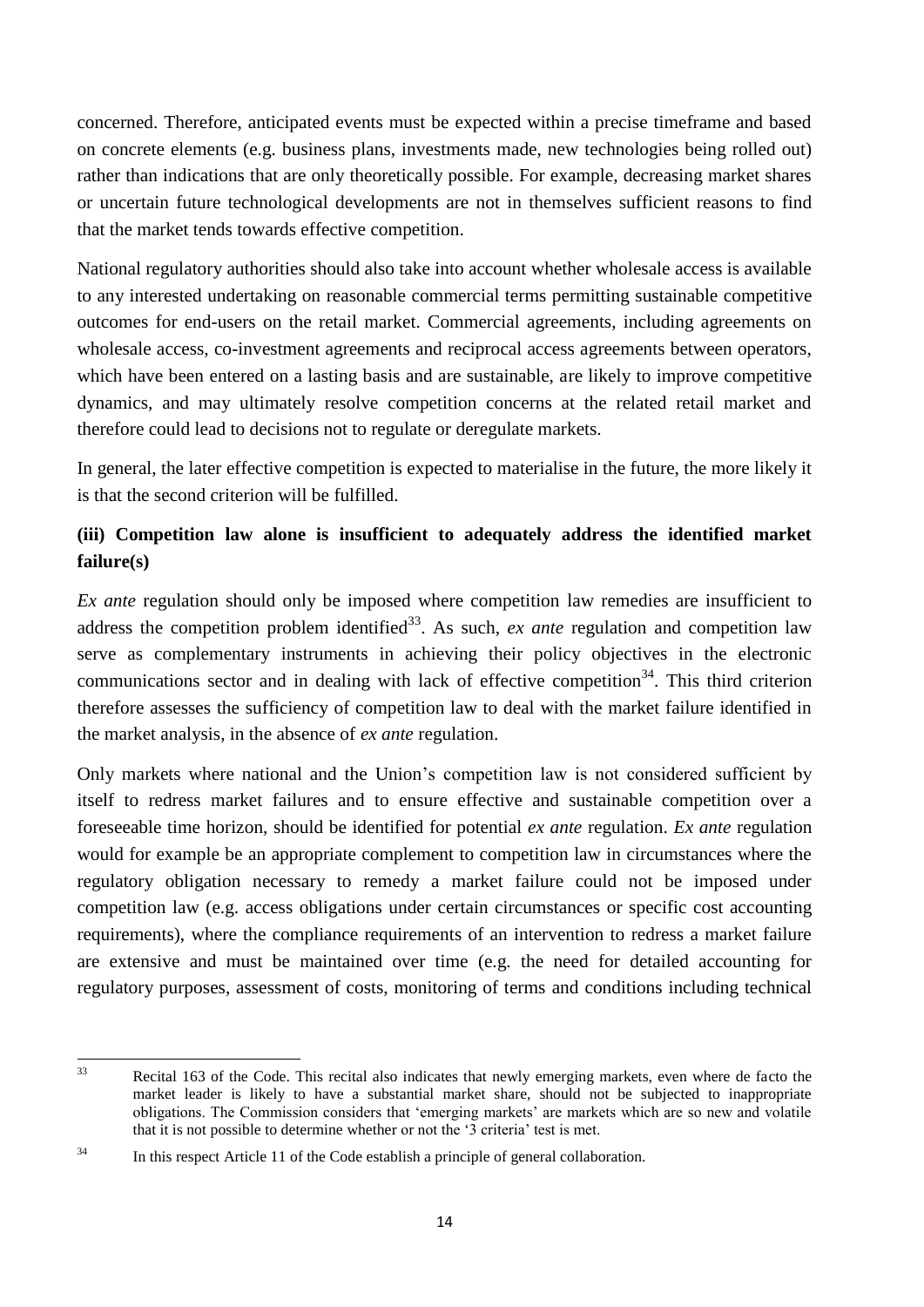concerned. Therefore, anticipated events must be expected within a precise timeframe and based on concrete elements (e.g. business plans, investments made, new technologies being rolled out) rather than indications that are only theoretically possible. For example, decreasing market shares or uncertain future technological developments are not in themselves sufficient reasons to find that the market tends towards effective competition.

National regulatory authorities should also take into account whether wholesale access is available to any interested undertaking on reasonable commercial terms permitting sustainable competitive outcomes for end-users on the retail market. Commercial agreements, including agreements on wholesale access, co-investment agreements and reciprocal access agreements between operators, which have been entered on a lasting basis and are sustainable, are likely to improve competitive dynamics, and may ultimately resolve competition concerns at the related retail market and therefore could lead to decisions not to regulate or deregulate markets.

In general, the later effective competition is expected to materialise in the future, the more likely it is that the second criterion will be fulfilled.

**(iii) Competition law alone is insufficient to adequately address the identified market failure(s)**

*Ex ante* regulation should only be imposed where competition law remedies are insufficient to address the competition problem identified[33]. As such, *ex ante* regulation and competition law serve as complementary instruments in achieving their policy objectives in the electronic communications sector and in dealing with lack of effective competition[34]. This third criterion therefore assesses the sufficiency of competition law to deal with the market failure identified in the market analysis, in the absence of *ex ante* regulation.

Only markets where national and the Union's competition law is not considered sufficient by itself to redress market failures and to ensure effective and sustainable competition over a foreseeable time horizon, should be identified for potential *ex ante* regulation. *Ex ante* regulation would for example be an appropriate complement to competition law in circumstances where the regulatory obligation necessary to remedy a market failure could not be imposed under competition law (e.g. access obligations under certain circumstances or specific cost accounting requirements), where the compliance requirements of an intervention to redress a market failure are extensive and must be maintained over time (e.g. the need for detailed accounting for regulatory purposes, assessment of costs, monitoring of terms and conditions including technical

---

[33] Recital 163 of the Code. This recital also indicates that newly emerging markets, even where de facto the market leader is likely to have a substantial market share, should not be subjected to inappropriate obligations. The Commission considers that 'emerging markets' are markets which are so new and volatile that it is not possible to determine whether or not the '3 criteria' test is met.

[34] In this respect Article 11 of the Code establish a principle of general collaboration.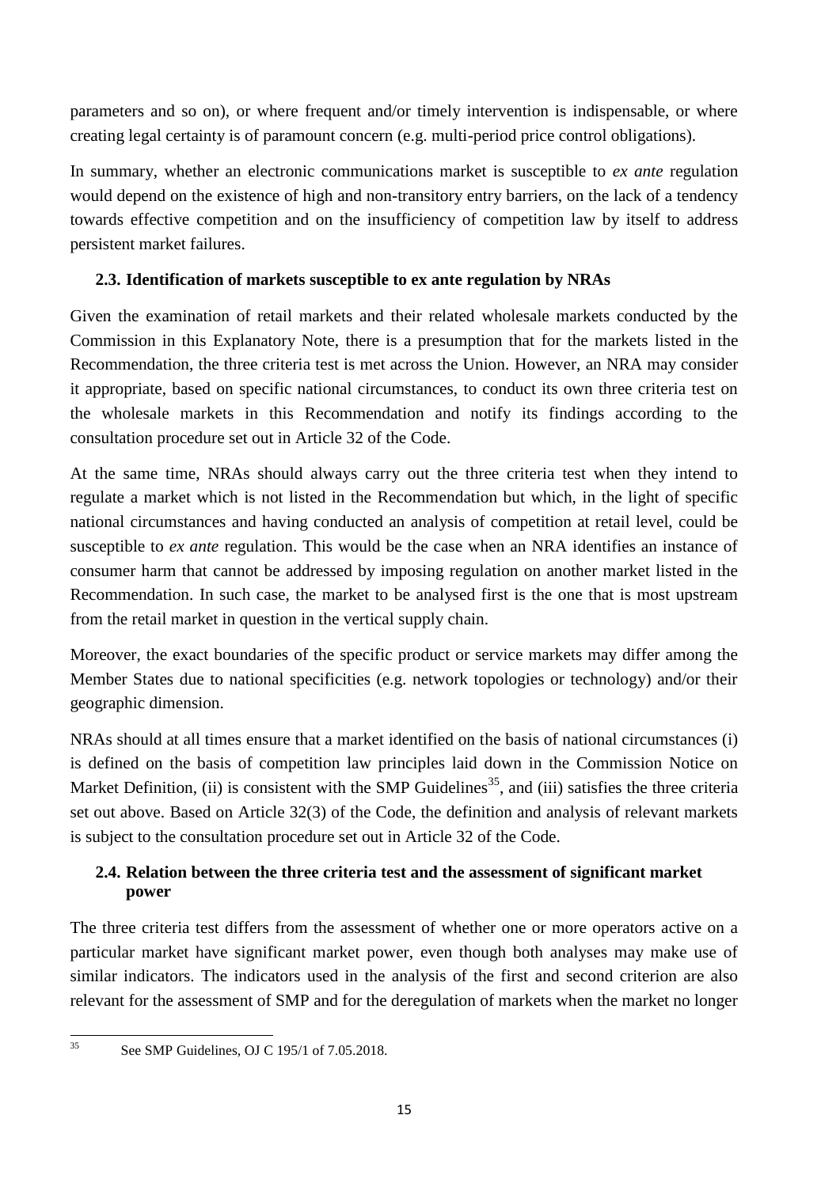parameters and so on), or where frequent and/or timely intervention is indispensable, or where creating legal certainty is of paramount concern (e.g. multi-period price control obligations).

In summary, whether an electronic communications market is susceptible to *ex ante* regulation would depend on the existence of high and non-transitory entry barriers, on the lack of a tendency towards effective competition and on the insufficiency of competition law by itself to address persistent market failures.

### 2.3. Identification of markets susceptible to ex ante regulation by NRAs

Given the examination of retail markets and their related wholesale markets conducted by the Commission in this Explanatory Note, there is a presumption that for the markets listed in the Recommendation, the three criteria test is met across the Union. However, an NRA may consider it appropriate, based on specific national circumstances, to conduct its own three criteria test on the wholesale markets in this Recommendation and notify its findings according to the consultation procedure set out in Article 32 of the Code.

At the same time, NRAs should always carry out the three criteria test when they intend to regulate a market which is not listed in the Recommendation but which, in the light of specific national circumstances and having conducted an analysis of competition at retail level, could be susceptible to *ex ante* regulation. This would be the case when an NRA identifies an instance of consumer harm that cannot be addressed by imposing regulation on another market listed in the Recommendation. In such case, the market to be analysed first is the one that is most upstream from the retail market in question in the vertical supply chain.

Moreover, the exact boundaries of the specific product or service markets may differ among the Member States due to national specificities (e.g. network topologies or technology) and/or their geographic dimension.

NRAs should at all times ensure that a market identified on the basis of national circumstances (i) is defined on the basis of competition law principles laid down in the Commission Notice on Market Definition, (ii) is consistent with the SMP Guidelines[35], and (iii) satisfies the three criteria set out above. Based on Article 32(3) of the Code, the definition and analysis of relevant markets is subject to the consultation procedure set out in Article 32 of the Code.

### 2.4. Relation between the three criteria test and the assessment of significant market power

The three criteria test differs from the assessment of whether one or more operators active on a particular market have significant market power, even though both analyses may make use of similar indicators. The indicators used in the analysis of the first and second criterion are also relevant for the assessment of SMP and for the deregulation of markets when the market no longer

---

[35] See SMP Guidelines, OJ C 195/1 of 7.05.2018.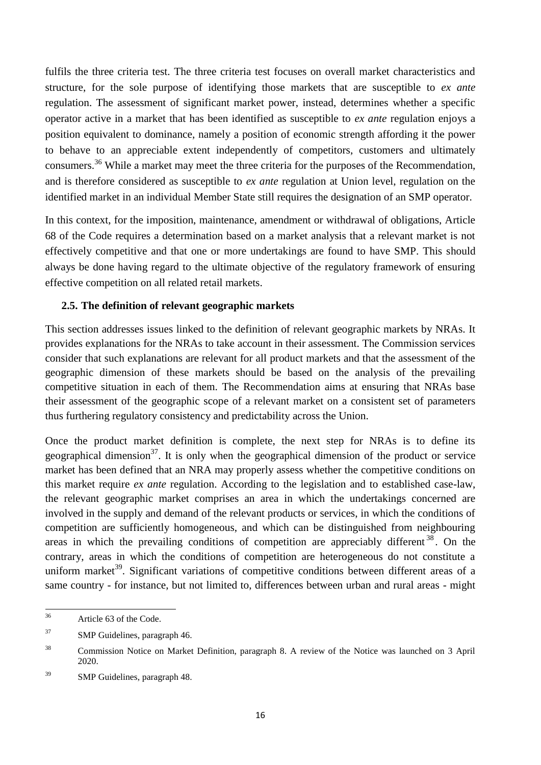fulfils the three criteria test. The three criteria test focuses on overall market characteristics and structure, for the sole purpose of identifying those markets that are susceptible to *ex ante* regulation. The assessment of significant market power, instead, determines whether a specific operator active in a market that has been identified as susceptible to *ex ante* regulation enjoys a position equivalent to dominance, namely a position of economic strength affording it the power to behave to an appreciable extent independently of competitors, customers and ultimately consumers.[36] While a market may meet the three criteria for the purposes of the Recommendation, and is therefore considered as susceptible to *ex ante* regulation at Union level, regulation on the identified market in an individual Member State still requires the designation of an SMP operator.

In this context, for the imposition, maintenance, amendment or withdrawal of obligations, Article 68 of the Code requires a determination based on a market analysis that a relevant market is not effectively competitive and that one or more undertakings are found to have SMP. This should always be done having regard to the ultimate objective of the regulatory framework of ensuring effective competition on all related retail markets.

### 2.5. The definition of relevant geographic markets

This section addresses issues linked to the definition of relevant geographic markets by NRAs. It provides explanations for the NRAs to take account in their assessment. The Commission services consider that such explanations are relevant for all product markets and that the assessment of the geographic dimension of these markets should be based on the analysis of the prevailing competitive situation in each of them. The Recommendation aims at ensuring that NRAs base their assessment of the geographic scope of a relevant market on a consistent set of parameters thus furthering regulatory consistency and predictability across the Union.

Once the product market definition is complete, the next step for NRAs is to define its geographical dimension[37]. It is only when the geographical dimension of the product or service market has been defined that an NRA may properly assess whether the competitive conditions on this market require *ex ante* regulation. According to the legislation and to established case-law, the relevant geographic market comprises an area in which the undertakings concerned are involved in the supply and demand of the relevant products or services, in which the conditions of competition are sufficiently homogeneous, and which can be distinguished from neighbouring areas in which the prevailing conditions of competition are appreciably different[38]. On the contrary, areas in which the conditions of competition are heterogeneous do not constitute a uniform market[39]. Significant variations of competitive conditions between different areas of a same country - for instance, but not limited to, differences between urban and rural areas - might

---

[36] Article 63 of the Code.

[37] SMP Guidelines, paragraph 46.

[38] Commission Notice on Market Definition, paragraph 8. A review of the Notice was launched on 3 April 2020.

[39] SMP Guidelines, paragraph 48.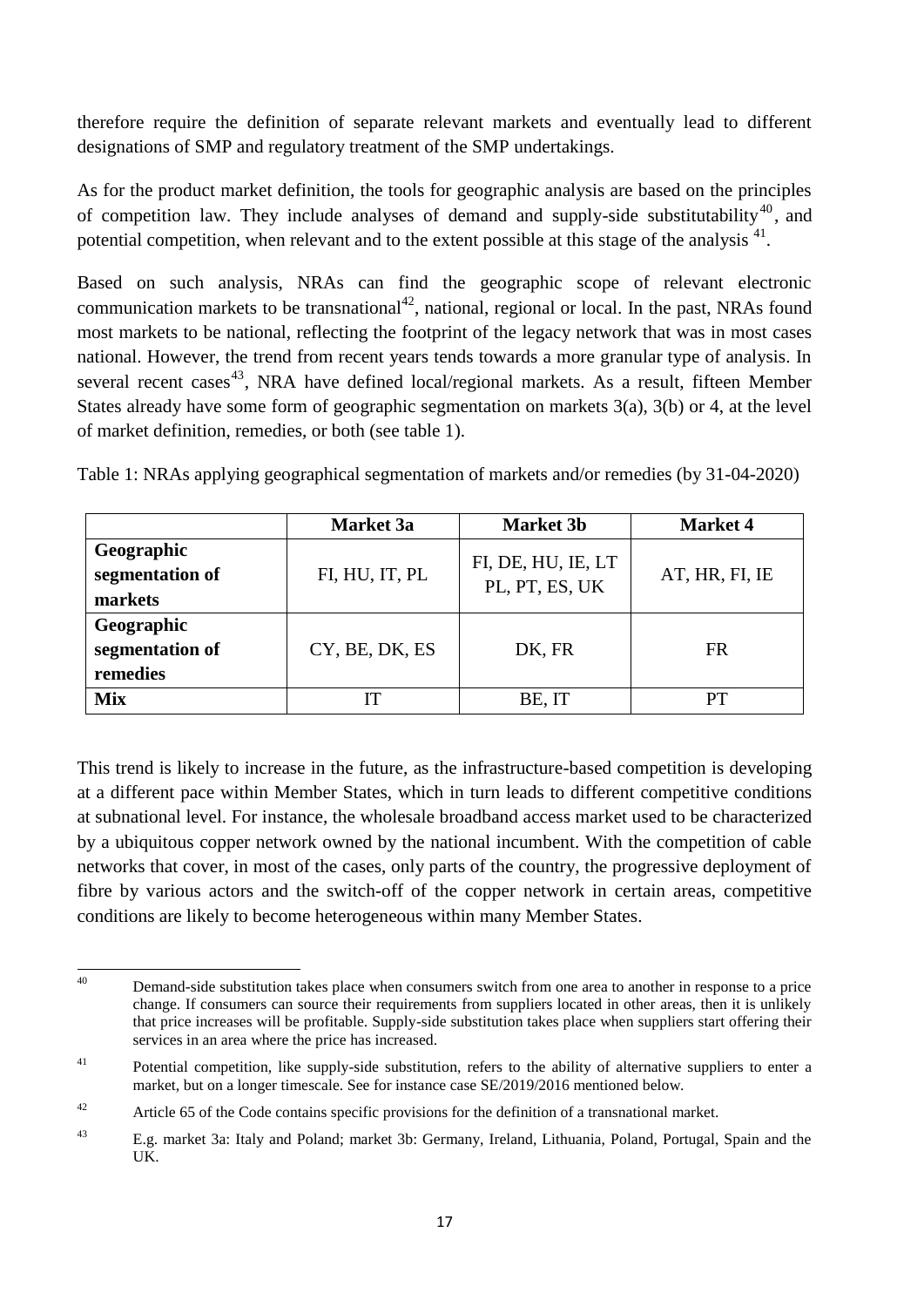therefore require the definition of separate relevant markets and eventually lead to different designations of SMP and regulatory treatment of the SMP undertakings.

As for the product market definition, the tools for geographic analysis are based on the principles of competition law. They include analyses of demand and supply-side substitutability[40], and potential competition, when relevant and to the extent possible at this stage of the analysis [41].

Based on such analysis, NRAs can find the geographic scope of relevant electronic communication markets to be transnational[42], national, regional or local. In the past, NRAs found most markets to be national, reflecting the footprint of the legacy network that was in most cases national. However, the trend from recent years tends towards a more granular type of analysis. In several recent cases[43], NRA have defined local/regional markets. As a result, fifteen Member States already have some form of geographic segmentation on markets 3(a), 3(b) or 4, at the level of market definition, remedies, or both (see table 1).

Table 1: NRAs applying geographical segmentation of markets and/or remedies (by 31-04-2020)

| | **Market 3a** | **Market 3b** | **Market 4** |
|---|---|---|---|
| **Geographic segmentation of markets** | FI, HU, IT, PL | FI, DE, HU, IE, LT PL, PT, ES, UK | AT, HR, FI, IE |
| **Geographic segmentation of remedies** | CY, BE, DK, ES | DK, FR | FR |
| **Mix** | IT | BE, IT | PT |

This trend is likely to increase in the future, as the infrastructure-based competition is developing at a different pace within Member States, which in turn leads to different competitive conditions at subnational level. For instance, the wholesale broadband access market used to be characterized by a ubiquitous copper network owned by the national incumbent. With the competition of cable networks that cover, in most of the cases, only parts of the country, the progressive deployment of fibre by various actors and the switch-off of the copper network in certain areas, competitive conditions are likely to become heterogeneous within many Member States.

---

[40] Demand-side substitution takes place when consumers switch from one area to another in response to a price change. If consumers can source their requirements from suppliers located in other areas, then it is unlikely that price increases will be profitable. Supply-side substitution takes place when suppliers start offering their services in an area where the price has increased.

[41] Potential competition, like supply-side substitution, refers to the ability of alternative suppliers to enter a market, but on a longer timescale. See for instance case SE/2019/2016 mentioned below.

[42] Article 65 of the Code contains specific provisions for the definition of a transnational market.

[43] E.g. market 3a: Italy and Poland; market 3b: Germany, Ireland, Lithuania, Poland, Portugal, Spain and the UK.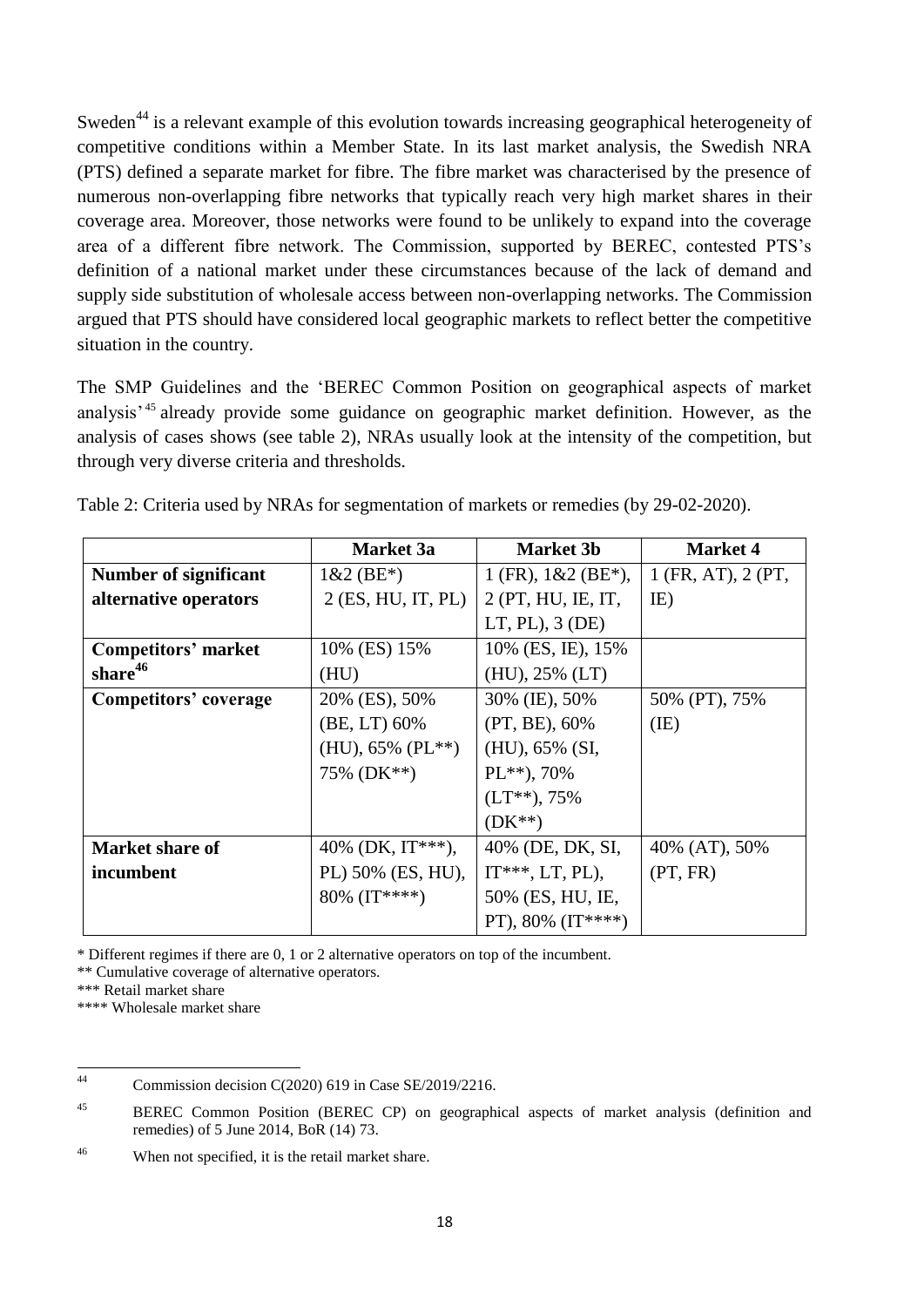Sweden[44] is a relevant example of this evolution towards increasing geographical heterogeneity of competitive conditions within a Member State. In its last market analysis, the Swedish NRA (PTS) defined a separate market for fibre. The fibre market was characterised by the presence of numerous non-overlapping fibre networks that typically reach very high market shares in their coverage area. Moreover, those networks were found to be unlikely to expand into the coverage area of a different fibre network. The Commission, supported by BEREC, contested PTS's definition of a national market under these circumstances because of the lack of demand and supply side substitution of wholesale access between non-overlapping networks. The Commission argued that PTS should have considered local geographic markets to reflect better the competitive situation in the country.

The SMP Guidelines and the 'BEREC Common Position on geographical aspects of market analysis'[45] already provide some guidance on geographic market definition. However, as the analysis of cases shows (see table 2), NRAs usually look at the intensity of the competition, but through very diverse criteria and thresholds.

Table 2: Criteria used by NRAs for segmentation of markets or remedies (by 29-02-2020).

| | Market 3a | Market 3b | Market 4 |
|---|---|---|---|
| **Number of significant alternative operators** | 1&2 (BE*) 2 (ES, HU, IT, PL) | 1 (FR), 1&2 (BE*), 2 (PT, HU, IE, IT, LT, PL), 3 (DE) | 1 (FR, AT), 2 (PT, IE) |
| **Competitors' market share[46]** | 10% (ES) 15% (HU) | 10% (ES, IE), 15% (HU), 25% (LT) | |
| **Competitors' coverage** | 20% (ES), 50% (BE, LT) 60% (HU), 65% (PL**) 75% (DK**) | 30% (IE), 50% (PT, BE), 60% (HU), 65% (SI, PL**), 70% (LT**), 75% (DK**) | 50% (PT), 75% (IE) |
| **Market share of incumbent** | 40% (DK, IT***), PL) 50% (ES, HU), 80% (IT****) | 40% (DE, DK, SI, IT***, LT, PL), 50% (ES, HU, IE, PT), 80% (IT****) | 40% (AT), 50% (PT, FR) |

\* Different regimes if there are 0, 1 or 2 alternative operators on top of the incumbent.

** Cumulative coverage of alternative operators.

*** Retail market share

**** Wholesale market share

[44] Commission decision C(2020) 619 in Case SE/2019/2216.

[45] BEREC Common Position (BEREC CP) on geographical aspects of market analysis (definition and remedies) of 5 June 2014, BoR (14) 73.

[46] When not specified, it is the retail market share.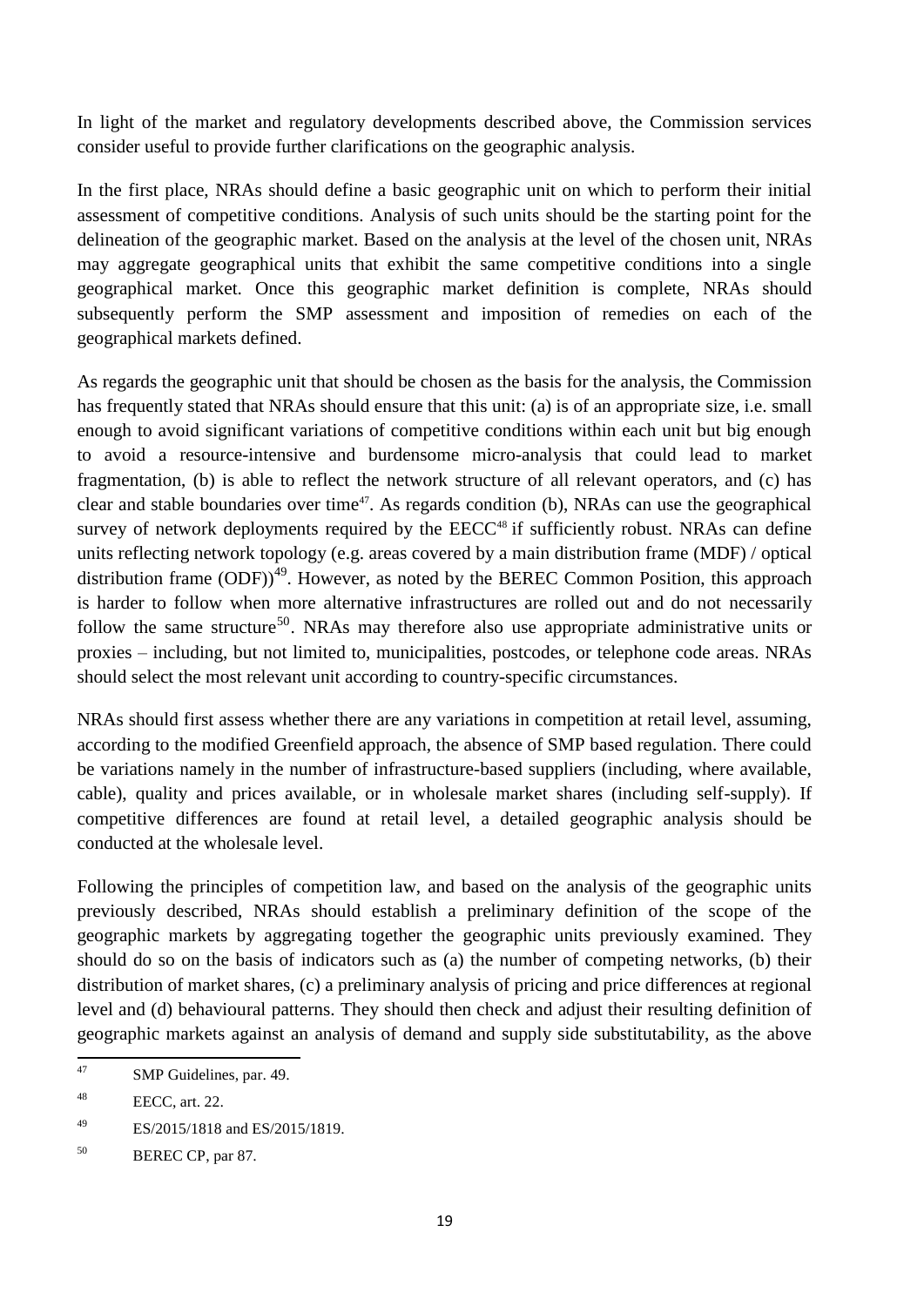In light of the market and regulatory developments described above, the Commission services consider useful to provide further clarifications on the geographic analysis.

In the first place, NRAs should define a basic geographic unit on which to perform their initial assessment of competitive conditions. Analysis of such units should be the starting point for the delineation of the geographic market. Based on the analysis at the level of the chosen unit, NRAs may aggregate geographical units that exhibit the same competitive conditions into a single geographical market. Once this geographic market definition is complete, NRAs should subsequently perform the SMP assessment and imposition of remedies on each of the geographical markets defined.

As regards the geographic unit that should be chosen as the basis for the analysis, the Commission has frequently stated that NRAs should ensure that this unit: (a) is of an appropriate size, i.e. small enough to avoid significant variations of competitive conditions within each unit but big enough to avoid a resource-intensive and burdensome micro-analysis that could lead to market fragmentation, (b) is able to reflect the network structure of all relevant operators, and (c) has clear and stable boundaries over time[47]. As regards condition (b), NRAs can use the geographical survey of network deployments required by the EECC[48] if sufficiently robust. NRAs can define units reflecting network topology (e.g. areas covered by a main distribution frame (MDF) / optical distribution frame (ODF))[49]. However, as noted by the BEREC Common Position, this approach is harder to follow when more alternative infrastructures are rolled out and do not necessarily follow the same structure[50]. NRAs may therefore also use appropriate administrative units or proxies – including, but not limited to, municipalities, postcodes, or telephone code areas. NRAs should select the most relevant unit according to country-specific circumstances.

NRAs should first assess whether there are any variations in competition at retail level, assuming, according to the modified Greenfield approach, the absence of SMP based regulation. There could be variations namely in the number of infrastructure-based suppliers (including, where available, cable), quality and prices available, or in wholesale market shares (including self-supply). If competitive differences are found at retail level, a detailed geographic analysis should be conducted at the wholesale level.

Following the principles of competition law, and based on the analysis of the geographic units previously described, NRAs should establish a preliminary definition of the scope of the geographic markets by aggregating together the geographic units previously examined. They should do so on the basis of indicators such as (a) the number of competing networks, (b) their distribution of market shares, (c) a preliminary analysis of pricing and price differences at regional level and (d) behavioural patterns. They should then check and adjust their resulting definition of geographic markets against an analysis of demand and supply side substitutability, as the above

---

[47] SMP Guidelines, par. 49.

[48] EECC, art. 22.

[49] ES/2015/1818 and ES/2015/1819.

[50] BEREC CP, par 87.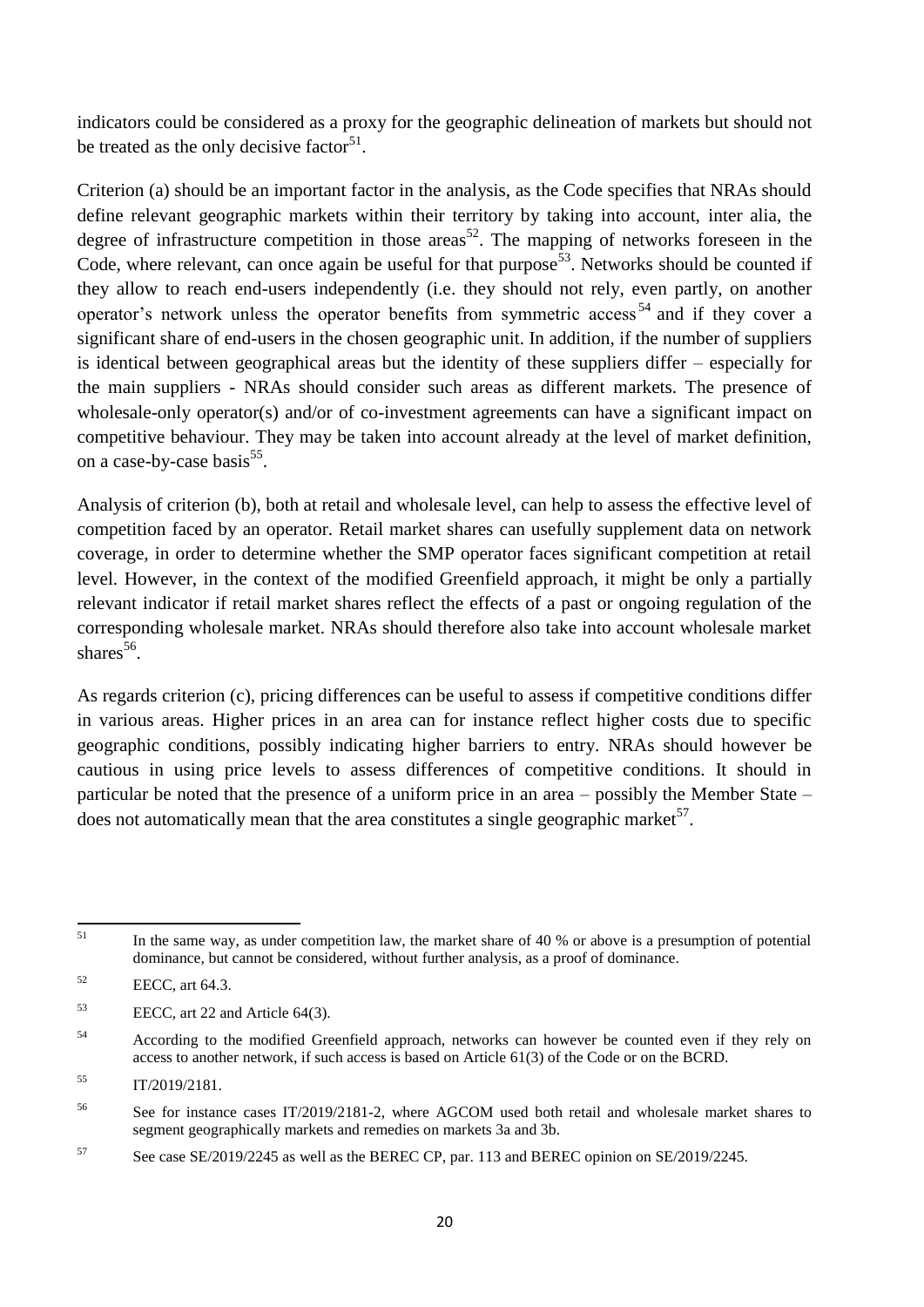indicators could be considered as a proxy for the geographic delineation of markets but should not be treated as the only decisive factor[51].

Criterion (a) should be an important factor in the analysis, as the Code specifies that NRAs should define relevant geographic markets within their territory by taking into account, inter alia, the degree of infrastructure competition in those areas[52]. The mapping of networks foreseen in the Code, where relevant, can once again be useful for that purpose[53]. Networks should be counted if they allow to reach end-users independently (i.e. they should not rely, even partly, on another operator's network unless the operator benefits from symmetric access[54] and if they cover a significant share of end-users in the chosen geographic unit. In addition, if the number of suppliers is identical between geographical areas but the identity of these suppliers differ – especially for the main suppliers - NRAs should consider such areas as different markets. The presence of wholesale-only operator(s) and/or of co-investment agreements can have a significant impact on competitive behaviour. They may be taken into account already at the level of market definition, on a case-by-case basis[55].

Analysis of criterion (b), both at retail and wholesale level, can help to assess the effective level of competition faced by an operator. Retail market shares can usefully supplement data on network coverage, in order to determine whether the SMP operator faces significant competition at retail level. However, in the context of the modified Greenfield approach, it might be only a partially relevant indicator if retail market shares reflect the effects of a past or ongoing regulation of the corresponding wholesale market. NRAs should therefore also take into account wholesale market shares[56].

As regards criterion (c), pricing differences can be useful to assess if competitive conditions differ in various areas. Higher prices in an area can for instance reflect higher costs due to specific geographic conditions, possibly indicating higher barriers to entry. NRAs should however be cautious in using price levels to assess differences of competitive conditions. It should in particular be noted that the presence of a uniform price in an area – possibly the Member State – does not automatically mean that the area constitutes a single geographic market[57].

---

[51] In the same way, as under competition law, the market share of 40 % or above is a presumption of potential dominance, but cannot be considered, without further analysis, as a proof of dominance.

[52] EECC, art 64.3.

[53] EECC, art 22 and Article 64(3).

[54] According to the modified Greenfield approach, networks can however be counted even if they rely on access to another network, if such access is based on Article 61(3) of the Code or on the BCRD.

[55] IT/2019/2181.

[56] See for instance cases IT/2019/2181-2, where AGCOM used both retail and wholesale market shares to segment geographically markets and remedies on markets 3a and 3b.

[57] See case SE/2019/2245 as well as the BEREC CP, par. 113 and BEREC opinion on SE/2019/2245.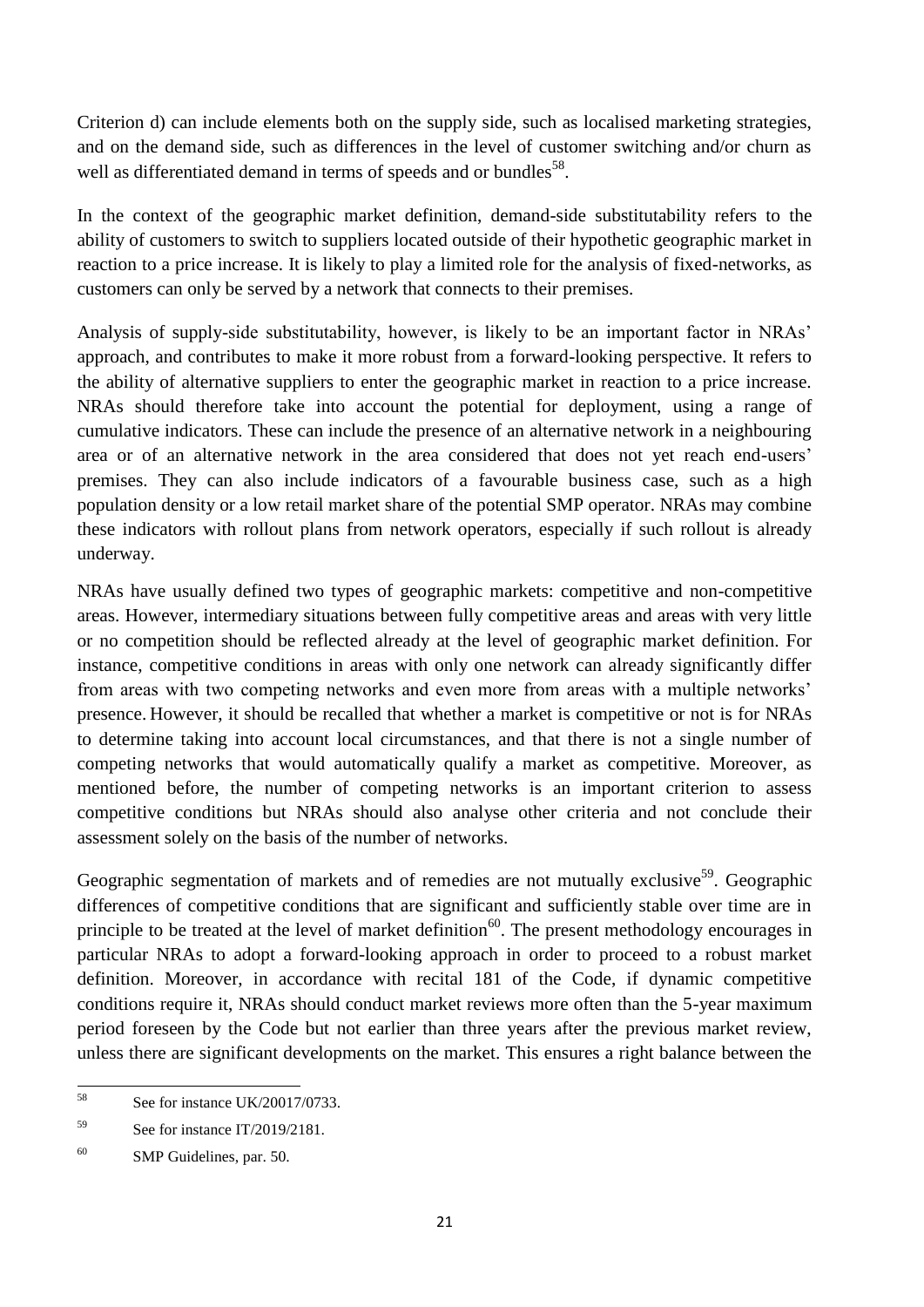Criterion d) can include elements both on the supply side, such as localised marketing strategies, and on the demand side, such as differences in the level of customer switching and/or churn as well as differentiated demand in terms of speeds and or bundles[58].

In the context of the geographic market definition, demand-side substitutability refers to the ability of customers to switch to suppliers located outside of their hypothetic geographic market in reaction to a price increase. It is likely to play a limited role for the analysis of fixed-networks, as customers can only be served by a network that connects to their premises.

Analysis of supply-side substitutability, however, is likely to be an important factor in NRAs' approach, and contributes to make it more robust from a forward-looking perspective. It refers to the ability of alternative suppliers to enter the geographic market in reaction to a price increase. NRAs should therefore take into account the potential for deployment, using a range of cumulative indicators. These can include the presence of an alternative network in a neighbouring area or of an alternative network in the area considered that does not yet reach end-users' premises. They can also include indicators of a favourable business case, such as a high population density or a low retail market share of the potential SMP operator. NRAs may combine these indicators with rollout plans from network operators, especially if such rollout is already underway.

NRAs have usually defined two types of geographic markets: competitive and non-competitive areas. However, intermediary situations between fully competitive areas and areas with very little or no competition should be reflected already at the level of geographic market definition. For instance, competitive conditions in areas with only one network can already significantly differ from areas with two competing networks and even more from areas with a multiple networks' presence. However, it should be recalled that whether a market is competitive or not is for NRAs to determine taking into account local circumstances, and that there is not a single number of competing networks that would automatically qualify a market as competitive. Moreover, as mentioned before, the number of competing networks is an important criterion to assess competitive conditions but NRAs should also analyse other criteria and not conclude their assessment solely on the basis of the number of networks.

Geographic segmentation of markets and of remedies are not mutually exclusive[59]. Geographic differences of competitive conditions that are significant and sufficiently stable over time are in principle to be treated at the level of market definition[60]. The present methodology encourages in particular NRAs to adopt a forward-looking approach in order to proceed to a robust market definition. Moreover, in accordance with recital 181 of the Code, if dynamic competitive conditions require it, NRAs should conduct market reviews more often than the 5-year maximum period foreseen by the Code but not earlier than three years after the previous market review, unless there are significant developments on the market. This ensures a right balance between the

---

[58] See for instance UK/20017/0733.

[59] See for instance IT/2019/2181.

[60] SMP Guidelines, par. 50.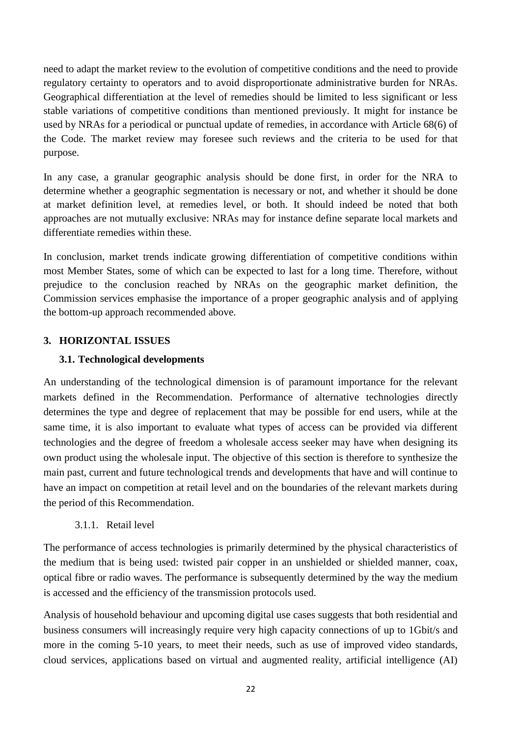need to adapt the market review to the evolution of competitive conditions and the need to provide regulatory certainty to operators and to avoid disproportionate administrative burden for NRAs. Geographical differentiation at the level of remedies should be limited to less significant or less stable variations of competitive conditions than mentioned previously. It might for instance be used by NRAs for a periodical or punctual update of remedies, in accordance with Article 68(6) of the Code. The market review may foresee such reviews and the criteria to be used for that purpose.

In any case, a granular geographic analysis should be done first, in order for the NRA to determine whether a geographic segmentation is necessary or not, and whether it should be done at market definition level, at remedies level, or both. It should indeed be noted that both approaches are not mutually exclusive: NRAs may for instance define separate local markets and differentiate remedies within these.

In conclusion, market trends indicate growing differentiation of competitive conditions within most Member States, some of which can be expected to last for a long time. Therefore, without prejudice to the conclusion reached by NRAs on the geographic market definition, the Commission services emphasise the importance of a proper geographic analysis and of applying the bottom-up approach recommended above.

## 3. HORIZONTAL ISSUES

### 3.1. Technological developments

An understanding of the technological dimension is of paramount importance for the relevant markets defined in the Recommendation. Performance of alternative technologies directly determines the type and degree of replacement that may be possible for end users, while at the same time, it is also important to evaluate what types of access can be provided via different technologies and the degree of freedom a wholesale access seeker may have when designing its own product using the wholesale input. The objective of this section is therefore to synthesize the main past, current and future technological trends and developments that have and will continue to have an impact on competition at retail level and on the boundaries of the relevant markets during the period of this Recommendation.

#### 3.1.1. Retail level

The performance of access technologies is primarily determined by the physical characteristics of the medium that is being used: twisted pair copper in an unshielded or shielded manner, coax, optical fibre or radio waves. The performance is subsequently determined by the way the medium is accessed and the efficiency of the transmission protocols used.

Analysis of household behaviour and upcoming digital use cases suggests that both residential and business consumers will increasingly require very high capacity connections of up to 1Gbit/s and more in the coming 5-10 years, to meet their needs, such as use of improved video standards, cloud services, applications based on virtual and augmented reality, artificial intelligence (AI)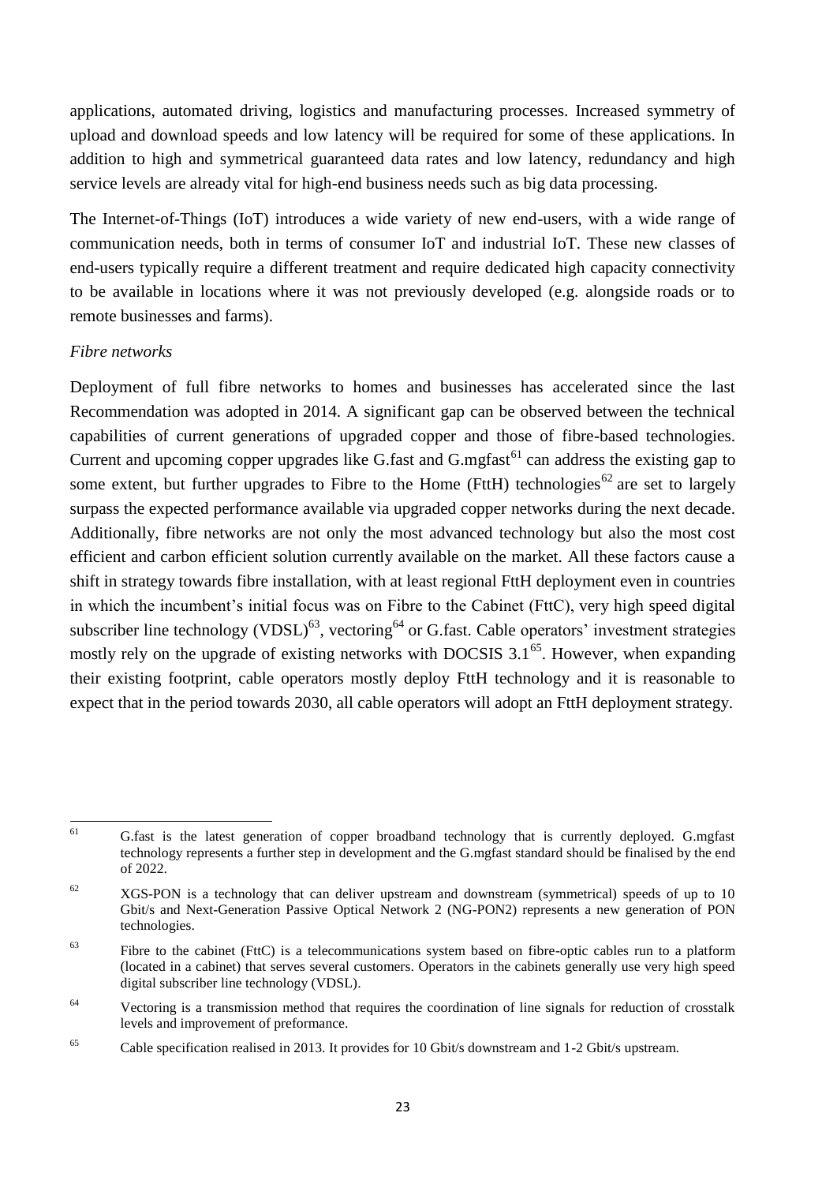applications, automated driving, logistics and manufacturing processes. Increased symmetry of upload and download speeds and low latency will be required for some of these applications. In addition to high and symmetrical guaranteed data rates and low latency, redundancy and high service levels are already vital for high-end business needs such as big data processing.

The Internet-of-Things (IoT) introduces a wide variety of new end-users, with a wide range of communication needs, both in terms of consumer IoT and industrial IoT. These new classes of end-users typically require a different treatment and require dedicated high capacity connectivity to be available in locations where it was not previously developed (e.g. alongside roads or to remote businesses and farms).

*Fibre networks*

Deployment of full fibre networks to homes and businesses has accelerated since the last Recommendation was adopted in 2014. A significant gap can be observed between the technical capabilities of current generations of upgraded copper and those of fibre-based technologies. Current and upcoming copper upgrades like G.fast and G.mgfast[61] can address the existing gap to some extent, but further upgrades to Fibre to the Home (FttH) technologies[62] are set to largely surpass the expected performance available via upgraded copper networks during the next decade. Additionally, fibre networks are not only the most advanced technology but also the most cost efficient and carbon efficient solution currently available on the market. All these factors cause a shift in strategy towards fibre installation, with at least regional FttH deployment even in countries in which the incumbent's initial focus was on Fibre to the Cabinet (FttC), very high speed digital subscriber line technology (VDSL)[63], vectoring[64] or G.fast. Cable operators' investment strategies mostly rely on the upgrade of existing networks with DOCSIS 3.1[65]. However, when expanding their existing footprint, cable operators mostly deploy FttH technology and it is reasonable to expect that in the period towards 2030, all cable operators will adopt an FttH deployment strategy.

---

[61] G.fast is the latest generation of copper broadband technology that is currently deployed. G.mgfast technology represents a further step in development and the G.mgfast standard should be finalised by the end of 2022.

[62] XGS-PON is a technology that can deliver upstream and downstream (symmetrical) speeds of up to 10 Gbit/s and Next-Generation Passive Optical Network 2 (NG-PON2) represents a new generation of PON technologies.

[63] Fibre to the cabinet (FttC) is a telecommunications system based on fibre-optic cables run to a platform (located in a cabinet) that serves several customers. Operators in the cabinets generally use very high speed digital subscriber line technology (VDSL).

[64] Vectoring is a transmission method that requires the coordination of line signals for reduction of crosstalk levels and improvement of preformance.

[65] Cable specification realised in 2013. It provides for 10 Gbit/s downstream and 1-2 Gbit/s upstream.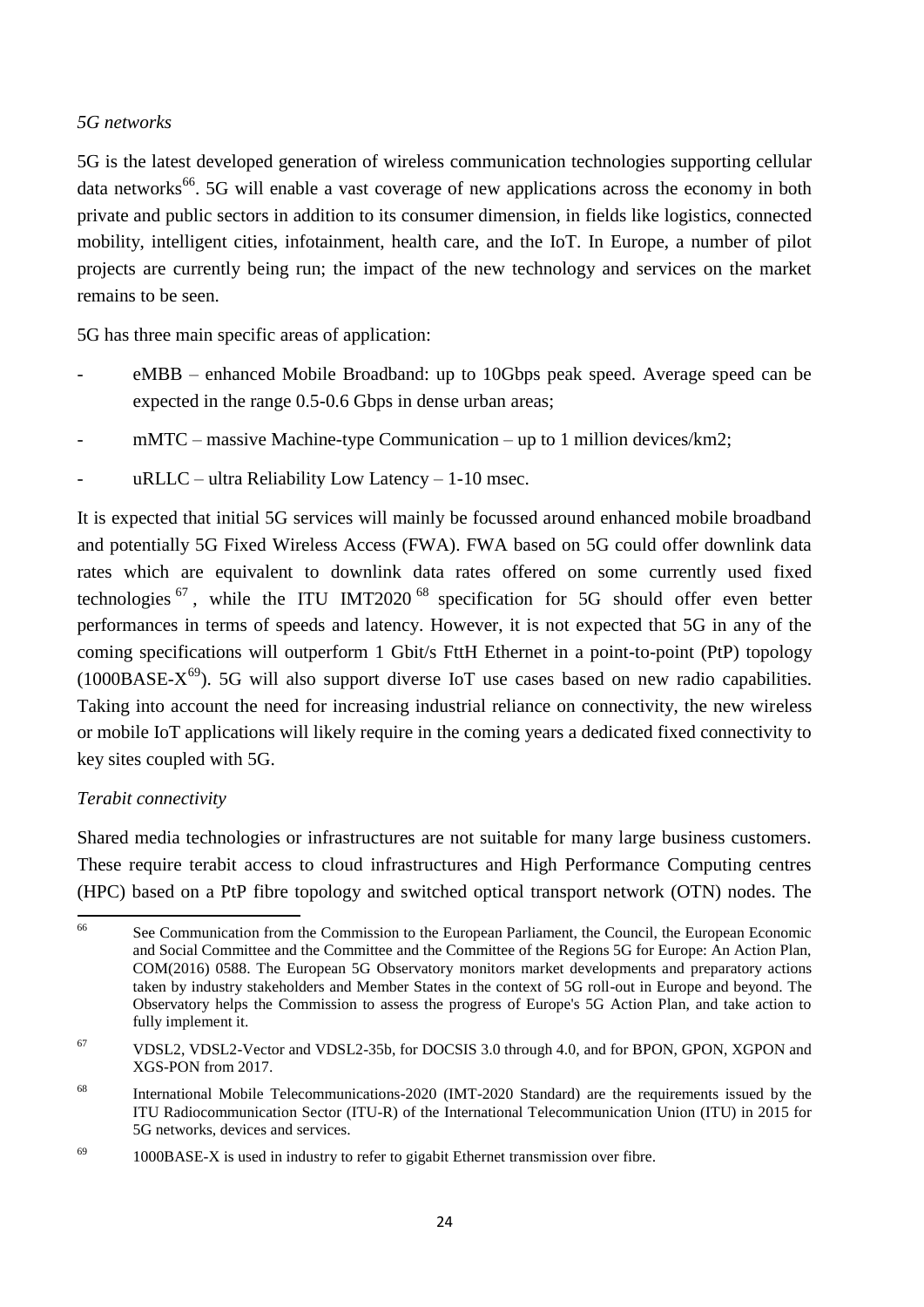*5G networks*

5G is the latest developed generation of wireless communication technologies supporting cellular data networks[66]. 5G will enable a vast coverage of new applications across the economy in both private and public sectors in addition to its consumer dimension, in fields like logistics, connected mobility, intelligent cities, infotainment, health care, and the IoT. In Europe, a number of pilot projects are currently being run; the impact of the new technology and services on the market remains to be seen.

5G has three main specific areas of application:

- eMBB – enhanced Mobile Broadband: up to 10Gbps peak speed. Average speed can be expected in the range 0.5-0.6 Gbps in dense urban areas;
- mMTC – massive Machine-type Communication – up to 1 million devices/km2;
- uRLLC – ultra Reliability Low Latency – 1-10 msec.

It is expected that initial 5G services will mainly be focussed around enhanced mobile broadband and potentially 5G Fixed Wireless Access (FWA). FWA based on 5G could offer downlink data rates which are equivalent to downlink data rates offered on some currently used fixed technologies[67], while the ITU IMT2020[68] specification for 5G should offer even better performances in terms of speeds and latency. However, it is not expected that 5G in any of the coming specifications will outperform 1 Gbit/s FttH Ethernet in a point-to-point (PtP) topology (1000BASE-X[69]). 5G will also support diverse IoT use cases based on new radio capabilities. Taking into account the need for increasing industrial reliance on connectivity, the new wireless or mobile IoT applications will likely require in the coming years a dedicated fixed connectivity to key sites coupled with 5G.

*Terabit connectivity*

Shared media technologies or infrastructures are not suitable for many large business customers. These require terabit access to cloud infrastructures and High Performance Computing centres (HPC) based on a PtP fibre topology and switched optical transport network (OTN) nodes. The

---

[66] See Communication from the Commission to the European Parliament, the Council, the European Economic and Social Committee and the Committee and the Committee of the Regions 5G for Europe: An Action Plan, COM(2016) 0588. The European 5G Observatory monitors market developments and preparatory actions taken by industry stakeholders and Member States in the context of 5G roll-out in Europe and beyond. The Observatory helps the Commission to assess the progress of Europe's 5G Action Plan, and take action to fully implement it.

[67] VDSL2, VDSL2-Vector and VDSL2-35b, for DOCSIS 3.0 through 4.0, and for BPON, GPON, XGPON and XGS-PON from 2017.

[68] International Mobile Telecommunications-2020 (IMT-2020 Standard) are the requirements issued by the ITU Radiocommunication Sector (ITU-R) of the International Telecommunication Union (ITU) in 2015 for 5G networks, devices and services.

[69] 1000BASE-X is used in industry to refer to gigabit Ethernet transmission over fibre.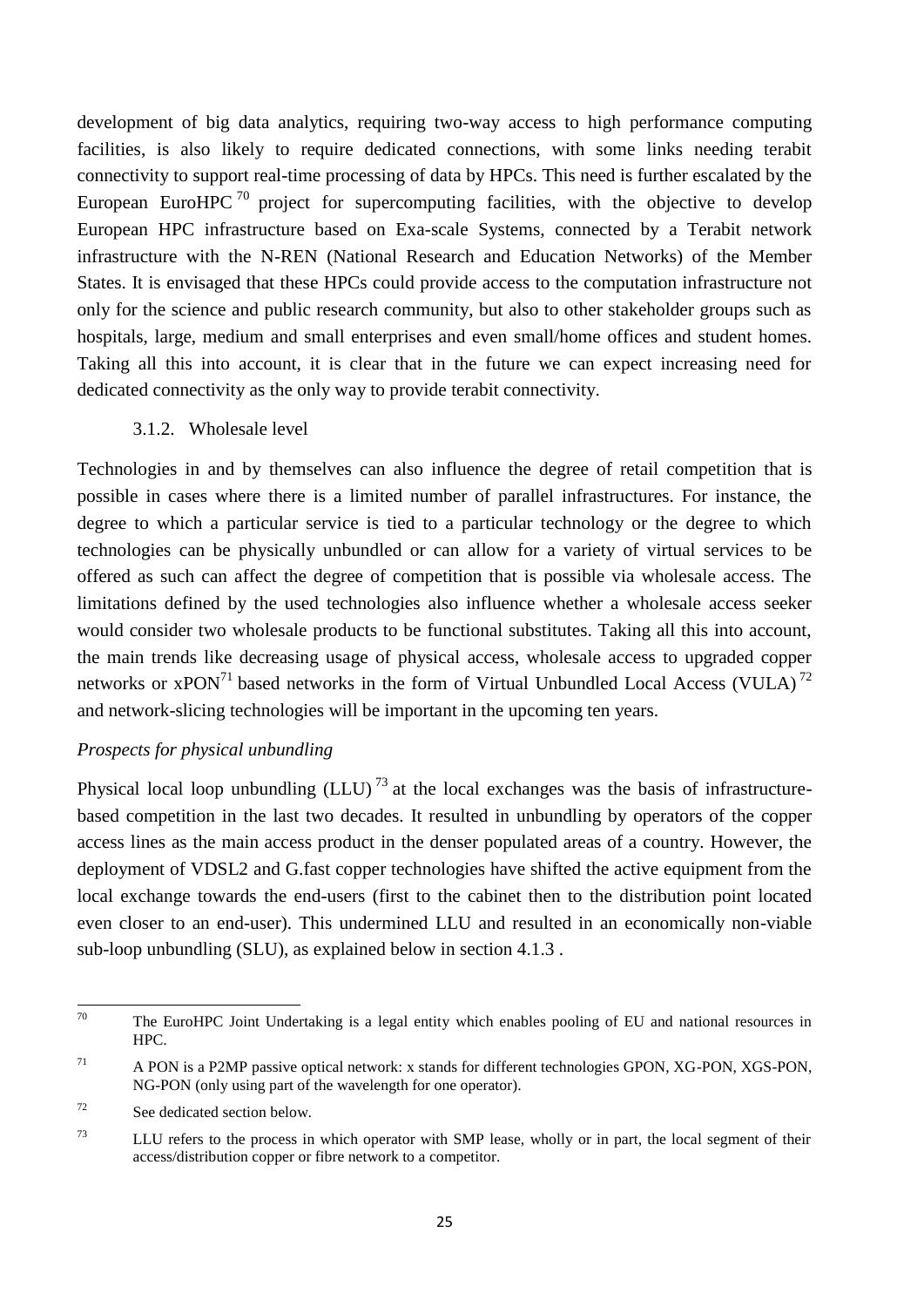development of big data analytics, requiring two-way access to high performance computing facilities, is also likely to require dedicated connections, with some links needing terabit connectivity to support real-time processing of data by HPCs. This need is further escalated by the European EuroHPC [70] project for supercomputing facilities, with the objective to develop European HPC infrastructure based on Exa-scale Systems, connected by a Terabit network infrastructure with the N-REN (National Research and Education Networks) of the Member States. It is envisaged that these HPCs could provide access to the computation infrastructure not only for the science and public research community, but also to other stakeholder groups such as hospitals, large, medium and small enterprises and even small/home offices and student homes. Taking all this into account, it is clear that in the future we can expect increasing need for dedicated connectivity as the only way to provide terabit connectivity.

### 3.1.2. Wholesale level

Technologies in and by themselves can also influence the degree of retail competition that is possible in cases where there is a limited number of parallel infrastructures. For instance, the degree to which a particular service is tied to a particular technology or the degree to which technologies can be physically unbundled or can allow for a variety of virtual services to be offered as such can affect the degree of competition that is possible via wholesale access. The limitations defined by the used technologies also influence whether a wholesale access seeker would consider two wholesale products to be functional substitutes. Taking all this into account, the main trends like decreasing usage of physical access, wholesale access to upgraded copper networks or xPON[71] based networks in the form of Virtual Unbundled Local Access (VULA)[72] and network-slicing technologies will be important in the upcoming ten years.

*Prospects for physical unbundling*

Physical local loop unbundling (LLU)[73] at the local exchanges was the basis of infrastructure-based competition in the last two decades. It resulted in unbundling by operators of the copper access lines as the main access product in the denser populated areas of a country. However, the deployment of VDSL2 and G.fast copper technologies have shifted the active equipment from the local exchange towards the end-users (first to the cabinet then to the distribution point located even closer to an end-user). This undermined LLU and resulted in an economically non-viable sub-loop unbundling (SLU), as explained below in section 4.1.3 .

---

[70] The EuroHPC Joint Undertaking is a legal entity which enables pooling of EU and national resources in HPC.

[71] A PON is a P2MP passive optical network: x stands for different technologies GPON, XG-PON, XGS-PON, NG-PON (only using part of the wavelength for one operator).

[72] See dedicated section below.

[73] LLU refers to the process in which operator with SMP lease, wholly or in part, the local segment of their access/distribution copper or fibre network to a competitor.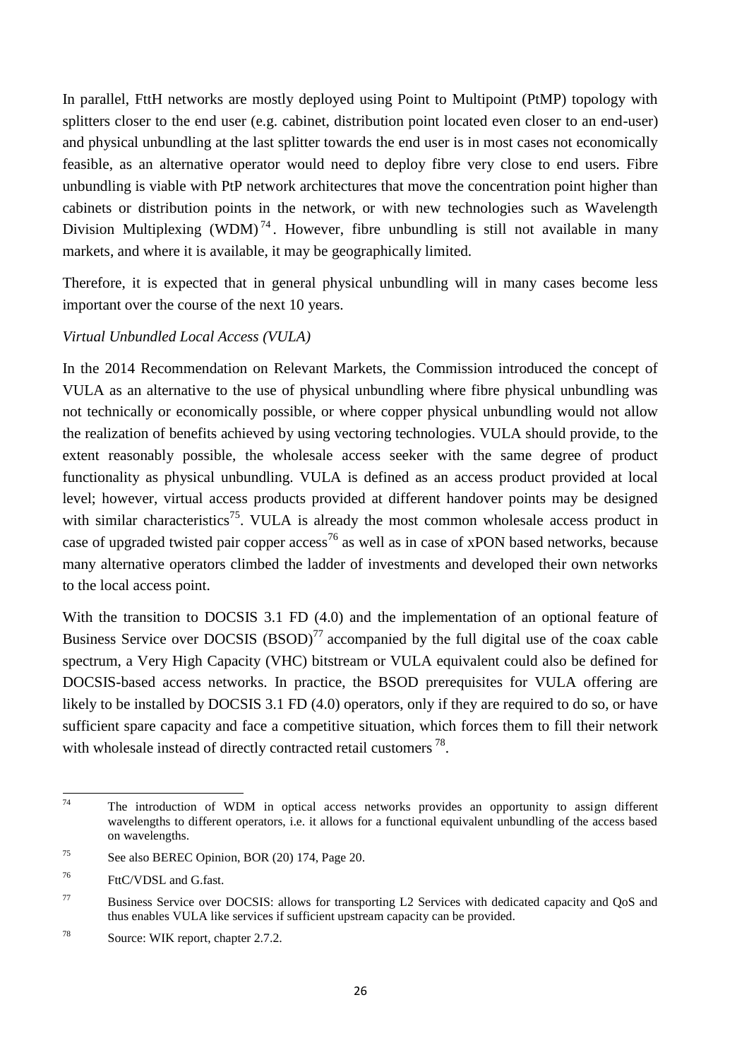In parallel, FttH networks are mostly deployed using Point to Multipoint (PtMP) topology with splitters closer to the end user (e.g. cabinet, distribution point located even closer to an end-user) and physical unbundling at the last splitter towards the end user is in most cases not economically feasible, as an alternative operator would need to deploy fibre very close to end users. Fibre unbundling is viable with PtP network architectures that move the concentration point higher than cabinets or distribution points in the network, or with new technologies such as Wavelength Division Multiplexing (WDM)[74]. However, fibre unbundling is still not available in many markets, and where it is available, it may be geographically limited.

Therefore, it is expected that in general physical unbundling will in many cases become less important over the course of the next 10 years.

*Virtual Unbundled Local Access (VULA)*

In the 2014 Recommendation on Relevant Markets, the Commission introduced the concept of VULA as an alternative to the use of physical unbundling where fibre physical unbundling was not technically or economically possible, or where copper physical unbundling would not allow the realization of benefits achieved by using vectoring technologies. VULA should provide, to the extent reasonably possible, the wholesale access seeker with the same degree of product functionality as physical unbundling. VULA is defined as an access product provided at local level; however, virtual access products provided at different handover points may be designed with similar characteristics[75]. VULA is already the most common wholesale access product in case of upgraded twisted pair copper access[76] as well as in case of xPON based networks, because many alternative operators climbed the ladder of investments and developed their own networks to the local access point.

With the transition to DOCSIS 3.1 FD (4.0) and the implementation of an optional feature of Business Service over DOCSIS (BSOD)[77] accompanied by the full digital use of the coax cable spectrum, a Very High Capacity (VHC) bitstream or VULA equivalent could also be defined for DOCSIS-based access networks. In practice, the BSOD prerequisites for VULA offering are likely to be installed by DOCSIS 3.1 FD (4.0) operators, only if they are required to do so, or have sufficient spare capacity and face a competitive situation, which forces them to fill their network with wholesale instead of directly contracted retail customers[78].

---

[74] The introduction of WDM in optical access networks provides an opportunity to assign different wavelengths to different operators, i.e. it allows for a functional equivalent unbundling of the access based on wavelengths.

[75] See also BEREC Opinion, BOR (20) 174, Page 20.

[76] FttC/VDSL and G.fast.

[77] Business Service over DOCSIS: allows for transporting L2 Services with dedicated capacity and QoS and thus enables VULA like services if sufficient upstream capacity can be provided.

[78] Source: WIK report, chapter 2.7.2.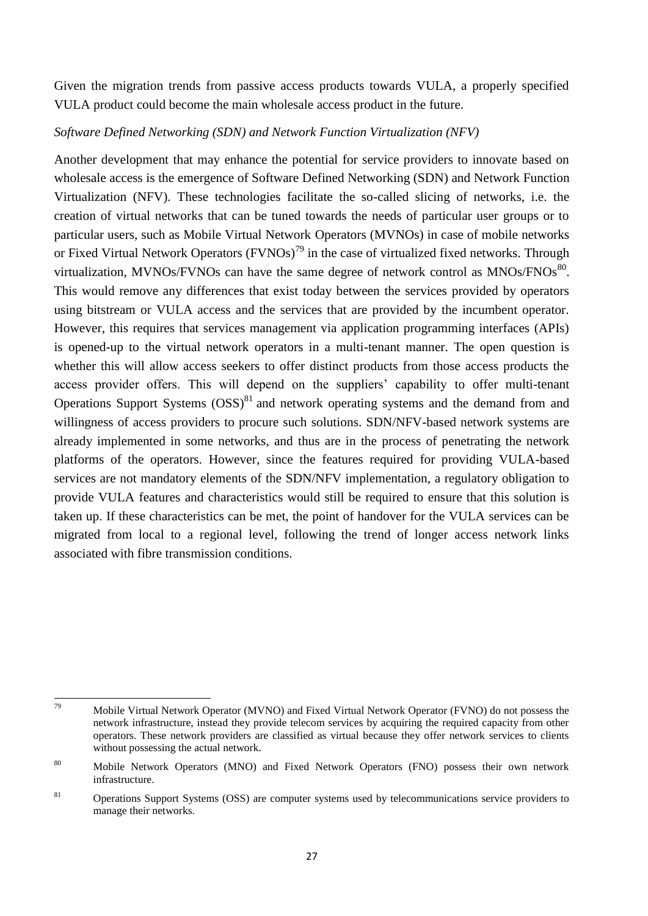Given the migration trends from passive access products towards VULA, a properly specified VULA product could become the main wholesale access product in the future.

*Software Defined Networking (SDN) and Network Function Virtualization (NFV)*

Another development that may enhance the potential for service providers to innovate based on wholesale access is the emergence of Software Defined Networking (SDN) and Network Function Virtualization (NFV). These technologies facilitate the so-called slicing of networks, i.e. the creation of virtual networks that can be tuned towards the needs of particular user groups or to particular users, such as Mobile Virtual Network Operators (MVNOs) in case of mobile networks or Fixed Virtual Network Operators (FVNOs)[79] in the case of virtualized fixed networks. Through virtualization, MVNOs/FVNOs can have the same degree of network control as MNOs/FNOs[80]. This would remove any differences that exist today between the services provided by operators using bitstream or VULA access and the services that are provided by the incumbent operator. However, this requires that services management via application programming interfaces (APIs) is opened-up to the virtual network operators in a multi-tenant manner. The open question is whether this will allow access seekers to offer distinct products from those access products the access provider offers. This will depend on the suppliers' capability to offer multi-tenant Operations Support Systems (OSS)[81] and network operating systems and the demand from and willingness of access providers to procure such solutions. SDN/NFV-based network systems are already implemented in some networks, and thus are in the process of penetrating the network platforms of the operators. However, since the features required for providing VULA-based services are not mandatory elements of the SDN/NFV implementation, a regulatory obligation to provide VULA features and characteristics would still be required to ensure that this solution is taken up. If these characteristics can be met, the point of handover for the VULA services can be migrated from local to a regional level, following the trend of longer access network links associated with fibre transmission conditions.

---

[79] Mobile Virtual Network Operator (MVNO) and Fixed Virtual Network Operator (FVNO) do not possess the network infrastructure, instead they provide telecom services by acquiring the required capacity from other operators. These network providers are classified as virtual because they offer network services to clients without possessing the actual network.

[80] Mobile Network Operators (MNO) and Fixed Network Operators (FNO) possess their own network infrastructure.

[81] Operations Support Systems (OSS) are computer systems used by telecommunications service providers to manage their networks.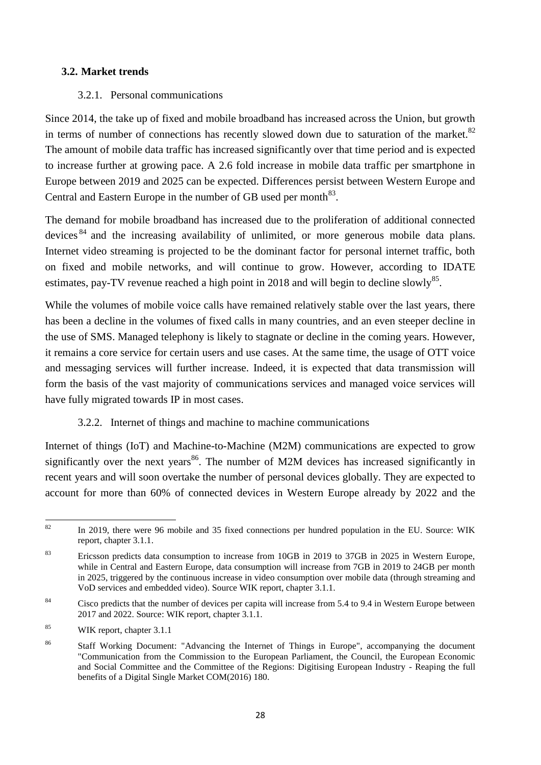### 3.2. Market trends

#### 3.2.1. Personal communications

Since 2014, the take up of fixed and mobile broadband has increased across the Union, but growth in terms of number of connections has recently slowed down due to saturation of the market.[82] The amount of mobile data traffic has increased significantly over that time period and is expected to increase further at growing pace. A 2.6 fold increase in mobile data traffic per smartphone in Europe between 2019 and 2025 can be expected. Differences persist between Western Europe and Central and Eastern Europe in the number of GB used per month[83].

The demand for mobile broadband has increased due to the proliferation of additional connected devices[84] and the increasing availability of unlimited, or more generous mobile data plans. Internet video streaming is projected to be the dominant factor for personal internet traffic, both on fixed and mobile networks, and will continue to grow. However, according to IDATE estimates, pay-TV revenue reached a high point in 2018 and will begin to decline slowly[85].

While the volumes of mobile voice calls have remained relatively stable over the last years, there has been a decline in the volumes of fixed calls in many countries, and an even steeper decline in the use of SMS. Managed telephony is likely to stagnate or decline in the coming years. However, it remains a core service for certain users and use cases. At the same time, the usage of OTT voice and messaging services will further increase. Indeed, it is expected that data transmission will form the basis of the vast majority of communications services and managed voice services will have fully migrated towards IP in most cases.

#### 3.2.2. Internet of things and machine to machine communications

Internet of things (IoT) and Machine-to-Machine (M2M) communications are expected to grow significantly over the next years[86]. The number of M2M devices has increased significantly in recent years and will soon overtake the number of personal devices globally. They are expected to account for more than 60% of connected devices in Western Europe already by 2022 and the

---

[82] In 2019, there were 96 mobile and 35 fixed connections per hundred population in the EU. Source: WIK report, chapter 3.1.1.

[83] Ericsson predicts data consumption to increase from 10GB in 2019 to 37GB in 2025 in Western Europe, while in Central and Eastern Europe, data consumption will increase from 7GB in 2019 to 24GB per month in 2025, triggered by the continuous increase in video consumption over mobile data (through streaming and VoD services and embedded video). Source WIK report, chapter 3.1.1.

[84] Cisco predicts that the number of devices per capita will increase from 5.4 to 9.4 in Western Europe between 2017 and 2022. Source: WIK report, chapter 3.1.1.

[85] WIK report, chapter 3.1.1

[86] Staff Working Document: "Advancing the Internet of Things in Europe", accompanying the document "Communication from the Commission to the European Parliament, the Council, the European Economic and Social Committee and the Committee of the Regions: Digitising European Industry - Reaping the full benefits of a Digital Single Market COM(2016) 180.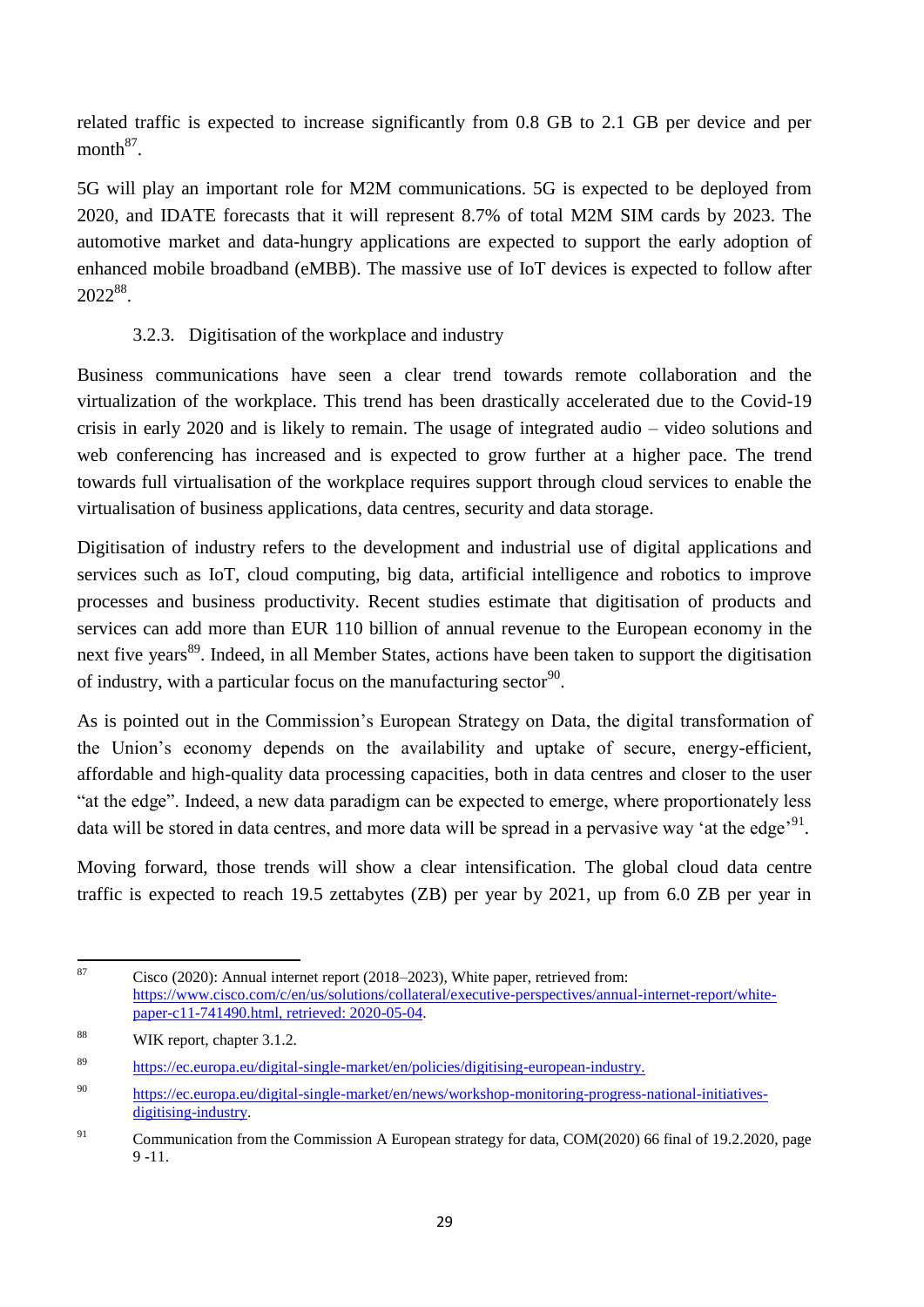related traffic is expected to increase significantly from 0.8 GB to 2.1 GB per device and per month[87].

5G will play an important role for M2M communications. 5G is expected to be deployed from 2020, and IDATE forecasts that it will represent 8.7% of total M2M SIM cards by 2023. The automotive market and data-hungry applications are expected to support the early adoption of enhanced mobile broadband (eMBB). The massive use of IoT devices is expected to follow after 2022[88].

### 3.2.3. Digitisation of the workplace and industry

Business communications have seen a clear trend towards remote collaboration and the virtualization of the workplace. This trend has been drastically accelerated due to the Covid-19 crisis in early 2020 and is likely to remain. The usage of integrated audio – video solutions and web conferencing has increased and is expected to grow further at a higher pace. The trend towards full virtualisation of the workplace requires support through cloud services to enable the virtualisation of business applications, data centres, security and data storage.

Digitisation of industry refers to the development and industrial use of digital applications and services such as IoT, cloud computing, big data, artificial intelligence and robotics to improve processes and business productivity. Recent studies estimate that digitisation of products and services can add more than EUR 110 billion of annual revenue to the European economy in the next five years[89]. Indeed, in all Member States, actions have been taken to support the digitisation of industry, with a particular focus on the manufacturing sector[90].

As is pointed out in the Commission's European Strategy on Data, the digital transformation of the Union's economy depends on the availability and uptake of secure, energy-efficient, affordable and high-quality data processing capacities, both in data centres and closer to the user "at the edge". Indeed, a new data paradigm can be expected to emerge, where proportionately less data will be stored in data centres, and more data will be spread in a pervasive way 'at the edge'[91].

Moving forward, those trends will show a clear intensification. The global cloud data centre traffic is expected to reach 19.5 zettabytes (ZB) per year by 2021, up from 6.0 ZB per year in

---

[87] Cisco (2020): Annual internet report (2018–2023), White paper, retrieved from: https://www.cisco.com/c/en/us/solutions/collateral/executive-perspectives/annual-internet-report/white-paper-c11-741490.html, retrieved: 2020-05-04.

[88] WIK report, chapter 3.1.2.

[89] https://ec.europa.eu/digital-single-market/en/policies/digitising-european-industry.

[90] https://ec.europa.eu/digital-single-market/en/news/workshop-monitoring-progress-national-initiatives-digitising-industry.

[91] Communication from the Commission A European strategy for data, COM(2020) 66 final of 19.2.2020, page 9 -11.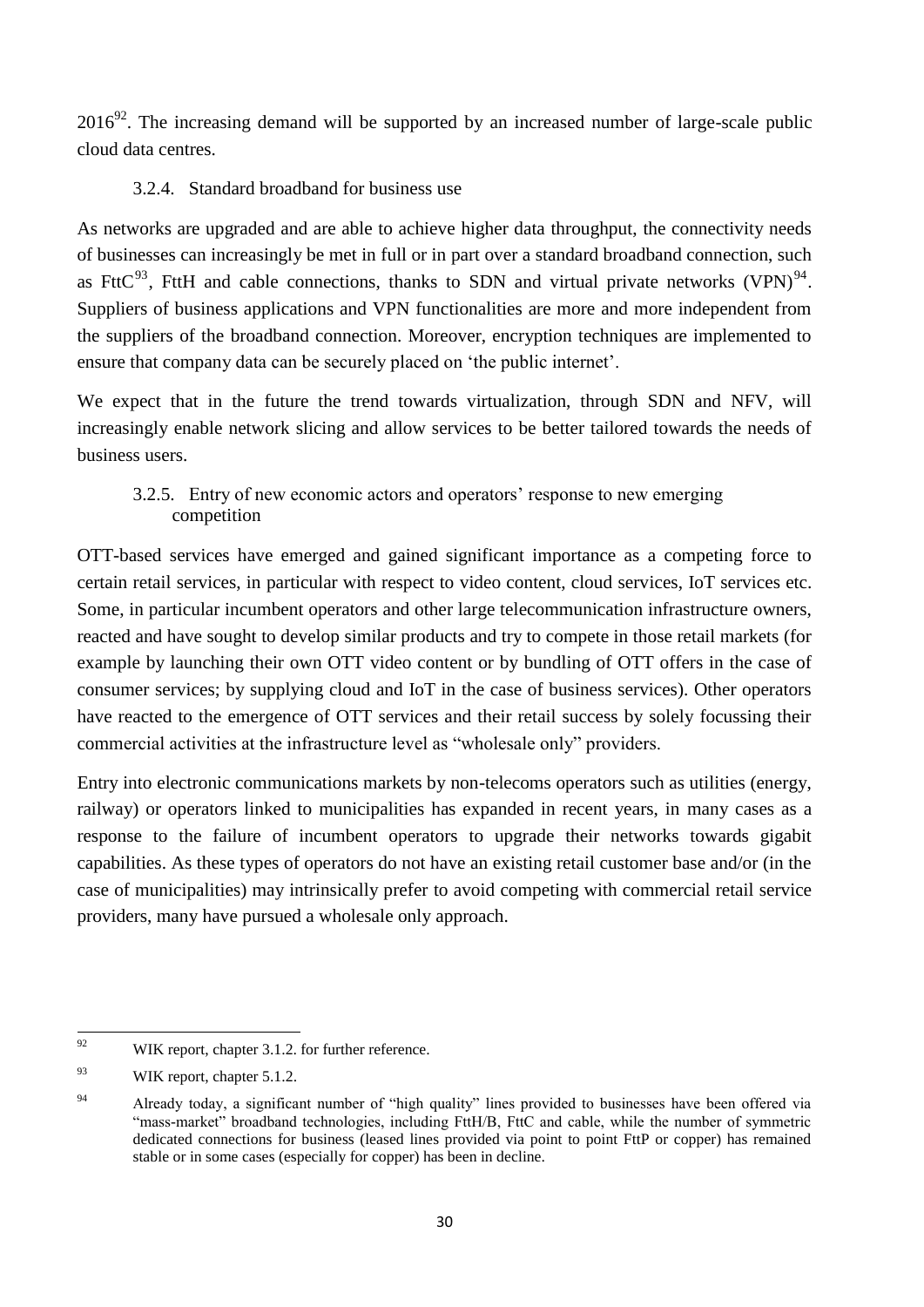2016[92]. The increasing demand will be supported by an increased number of large-scale public cloud data centres.

### 3.2.4. Standard broadband for business use

As networks are upgraded and are able to achieve higher data throughput, the connectivity needs of businesses can increasingly be met in full or in part over a standard broadband connection, such as FttC[93], FttH and cable connections, thanks to SDN and virtual private networks (VPN)[94]. Suppliers of business applications and VPN functionalities are more and more independent from the suppliers of the broadband connection. Moreover, encryption techniques are implemented to ensure that company data can be securely placed on 'the public internet'.

We expect that in the future the trend towards virtualization, through SDN and NFV, will increasingly enable network slicing and allow services to be better tailored towards the needs of business users.

### 3.2.5. Entry of new economic actors and operators' response to new emerging competition

OTT-based services have emerged and gained significant importance as a competing force to certain retail services, in particular with respect to video content, cloud services, IoT services etc. Some, in particular incumbent operators and other large telecommunication infrastructure owners, reacted and have sought to develop similar products and try to compete in those retail markets (for example by launching their own OTT video content or by bundling of OTT offers in the case of consumer services; by supplying cloud and IoT in the case of business services). Other operators have reacted to the emergence of OTT services and their retail success by solely focussing their commercial activities at the infrastructure level as "wholesale only" providers.

Entry into electronic communications markets by non-telecoms operators such as utilities (energy, railway) or operators linked to municipalities has expanded in recent years, in many cases as a response to the failure of incumbent operators to upgrade their networks towards gigabit capabilities. As these types of operators do not have an existing retail customer base and/or (in the case of municipalities) may intrinsically prefer to avoid competing with commercial retail service providers, many have pursued a wholesale only approach.

---

[92] WIK report, chapter 3.1.2. for further reference.

[93] WIK report, chapter 5.1.2.

[94] Already today, a significant number of "high quality" lines provided to businesses have been offered via "mass-market" broadband technologies, including FttH/B, FttC and cable, while the number of symmetric dedicated connections for business (leased lines provided via point to point FttP or copper) has remained stable or in some cases (especially for copper) has been in decline.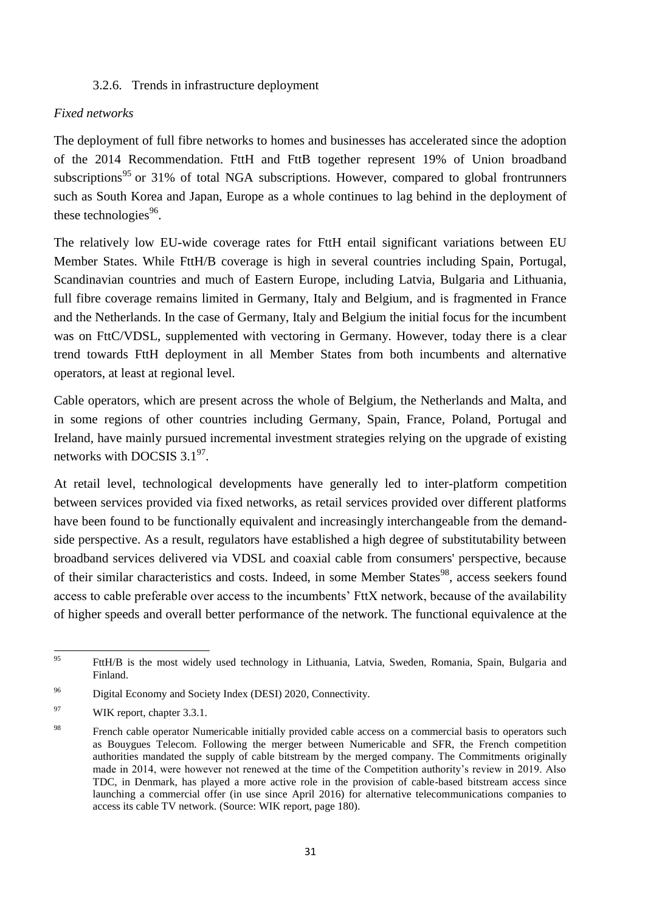### 3.2.6. Trends in infrastructure deployment

*Fixed networks*

The deployment of full fibre networks to homes and businesses has accelerated since the adoption of the 2014 Recommendation. FttH and FttB together represent 19% of Union broadband subscriptions[95] or 31% of total NGA subscriptions. However, compared to global frontrunners such as South Korea and Japan, Europe as a whole continues to lag behind in the deployment of these technologies[96].

The relatively low EU-wide coverage rates for FttH entail significant variations between EU Member States. While FttH/B coverage is high in several countries including Spain, Portugal, Scandinavian countries and much of Eastern Europe, including Latvia, Bulgaria and Lithuania, full fibre coverage remains limited in Germany, Italy and Belgium, and is fragmented in France and the Netherlands. In the case of Germany, Italy and Belgium the initial focus for the incumbent was on FttC/VDSL, supplemented with vectoring in Germany. However, today there is a clear trend towards FttH deployment in all Member States from both incumbents and alternative operators, at least at regional level.

Cable operators, which are present across the whole of Belgium, the Netherlands and Malta, and in some regions of other countries including Germany, Spain, France, Poland, Portugal and Ireland, have mainly pursued incremental investment strategies relying on the upgrade of existing networks with DOCSIS 3.1[97].

At retail level, technological developments have generally led to inter-platform competition between services provided via fixed networks, as retail services provided over different platforms have been found to be functionally equivalent and increasingly interchangeable from the demand-side perspective. As a result, regulators have established a high degree of substitutability between broadband services delivered via VDSL and coaxial cable from consumers' perspective, because of their similar characteristics and costs. Indeed, in some Member States[98], access seekers found access to cable preferable over access to the incumbents' FttX network, because of the availability of higher speeds and overall better performance of the network. The functional equivalence at the

---

[95] FttH/B is the most widely used technology in Lithuania, Latvia, Sweden, Romania, Spain, Bulgaria and Finland.

[96] Digital Economy and Society Index (DESI) 2020, Connectivity.

[97] WIK report, chapter 3.3.1.

[98] French cable operator Numericable initially provided cable access on a commercial basis to operators such as Bouygues Telecom. Following the merger between Numericable and SFR, the French competition authorities mandated the supply of cable bitstream by the merged company. The Commitments originally made in 2014, were however not renewed at the time of the Competition authority's review in 2019. Also TDC, in Denmark, has played a more active role in the provision of cable-based bitstream access since launching a commercial offer (in use since April 2016) for alternative telecommunications companies to access its cable TV network. (Source: WIK report, page 180).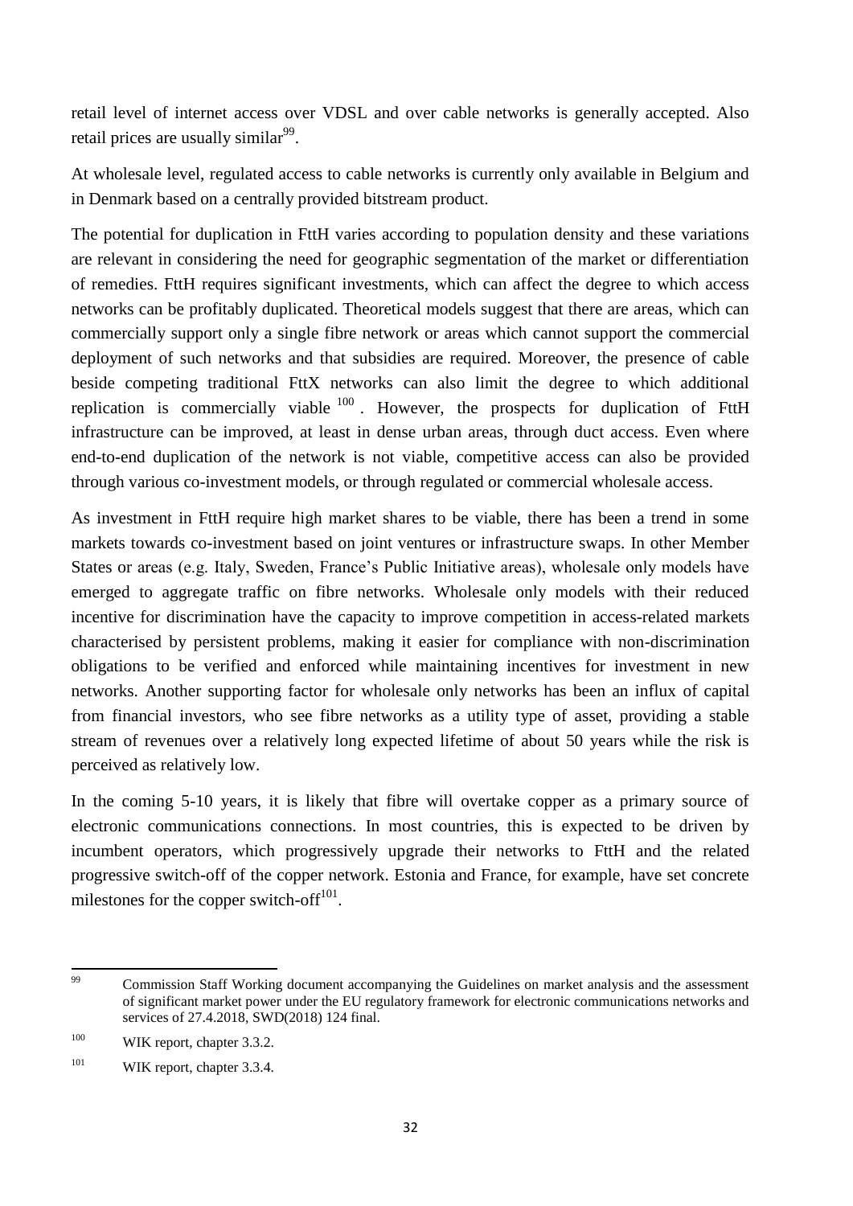retail level of internet access over VDSL and over cable networks is generally accepted. Also retail prices are usually similar[99].

At wholesale level, regulated access to cable networks is currently only available in Belgium and in Denmark based on a centrally provided bitstream product.

The potential for duplication in FttH varies according to population density and these variations are relevant in considering the need for geographic segmentation of the market or differentiation of remedies. FttH requires significant investments, which can affect the degree to which access networks can be profitably duplicated. Theoretical models suggest that there are areas, which can commercially support only a single fibre network or areas which cannot support the commercial deployment of such networks and that subsidies are required. Moreover, the presence of cable beside competing traditional FttX networks can also limit the degree to which additional replication is commercially viable [100]. However, the prospects for duplication of FttH infrastructure can be improved, at least in dense urban areas, through duct access. Even where end-to-end duplication of the network is not viable, competitive access can also be provided through various co-investment models, or through regulated or commercial wholesale access.

As investment in FttH require high market shares to be viable, there has been a trend in some markets towards co-investment based on joint ventures or infrastructure swaps. In other Member States or areas (e.g. Italy, Sweden, France's Public Initiative areas), wholesale only models have emerged to aggregate traffic on fibre networks. Wholesale only models with their reduced incentive for discrimination have the capacity to improve competition in access-related markets characterised by persistent problems, making it easier for compliance with non-discrimination obligations to be verified and enforced while maintaining incentives for investment in new networks. Another supporting factor for wholesale only networks has been an influx of capital from financial investors, who see fibre networks as a utility type of asset, providing a stable stream of revenues over a relatively long expected lifetime of about 50 years while the risk is perceived as relatively low.

In the coming 5-10 years, it is likely that fibre will overtake copper as a primary source of electronic communications connections. In most countries, this is expected to be driven by incumbent operators, which progressively upgrade their networks to FttH and the related progressive switch-off of the copper network. Estonia and France, for example, have set concrete milestones for the copper switch-off[101].

---

[99] Commission Staff Working document accompanying the Guidelines on market analysis and the assessment of significant market power under the EU regulatory framework for electronic communications networks and services of 27.4.2018, SWD(2018) 124 final.

[100] WIK report, chapter 3.3.2.

[101] WIK report, chapter 3.3.4.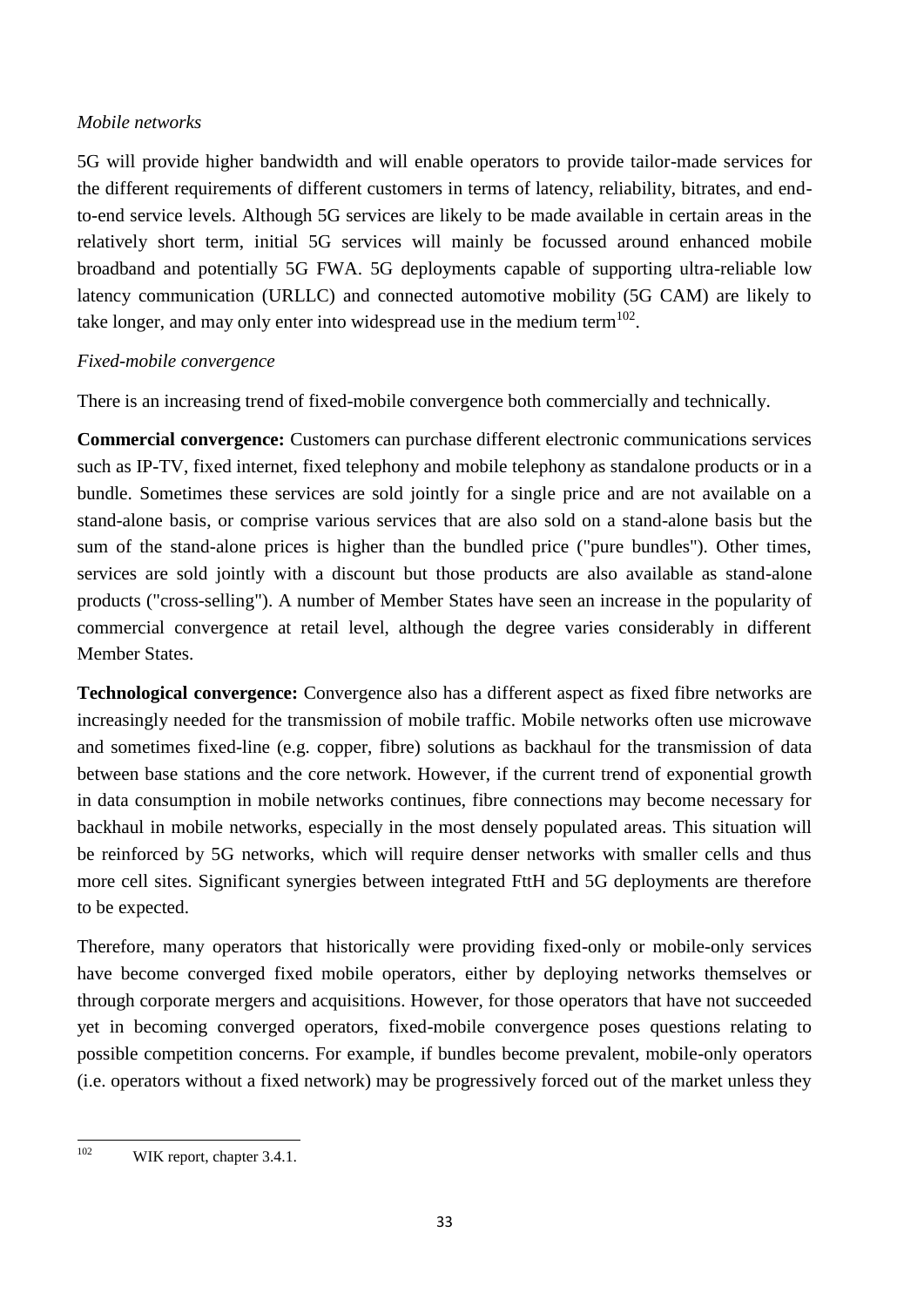*Mobile networks*

5G will provide higher bandwidth and will enable operators to provide tailor-made services for the different requirements of different customers in terms of latency, reliability, bitrates, and end-to-end service levels. Although 5G services are likely to be made available in certain areas in the relatively short term, initial 5G services will mainly be focussed around enhanced mobile broadband and potentially 5G FWA. 5G deployments capable of supporting ultra-reliable low latency communication (URLLC) and connected automotive mobility (5G CAM) are likely to take longer, and may only enter into widespread use in the medium term[102].

*Fixed-mobile convergence*

There is an increasing trend of fixed-mobile convergence both commercially and technically.

**Commercial convergence:** Customers can purchase different electronic communications services such as IP-TV, fixed internet, fixed telephony and mobile telephony as standalone products or in a bundle. Sometimes these services are sold jointly for a single price and are not available on a stand-alone basis, or comprise various services that are also sold on a stand-alone basis but the sum of the stand-alone prices is higher than the bundled price ("pure bundles"). Other times, services are sold jointly with a discount but those products are also available as stand-alone products ("cross-selling"). A number of Member States have seen an increase in the popularity of commercial convergence at retail level, although the degree varies considerably in different Member States.

**Technological convergence:** Convergence also has a different aspect as fixed fibre networks are increasingly needed for the transmission of mobile traffic. Mobile networks often use microwave and sometimes fixed-line (e.g. copper, fibre) solutions as backhaul for the transmission of data between base stations and the core network. However, if the current trend of exponential growth in data consumption in mobile networks continues, fibre connections may become necessary for backhaul in mobile networks, especially in the most densely populated areas. This situation will be reinforced by 5G networks, which will require denser networks with smaller cells and thus more cell sites. Significant synergies between integrated FttH and 5G deployments are therefore to be expected.

Therefore, many operators that historically were providing fixed-only or mobile-only services have become converged fixed mobile operators, either by deploying networks themselves or through corporate mergers and acquisitions. However, for those operators that have not succeeded yet in becoming converged operators, fixed-mobile convergence poses questions relating to possible competition concerns. For example, if bundles become prevalent, mobile-only operators (i.e. operators without a fixed network) may be progressively forced out of the market unless they

---

[102] WIK report, chapter 3.4.1.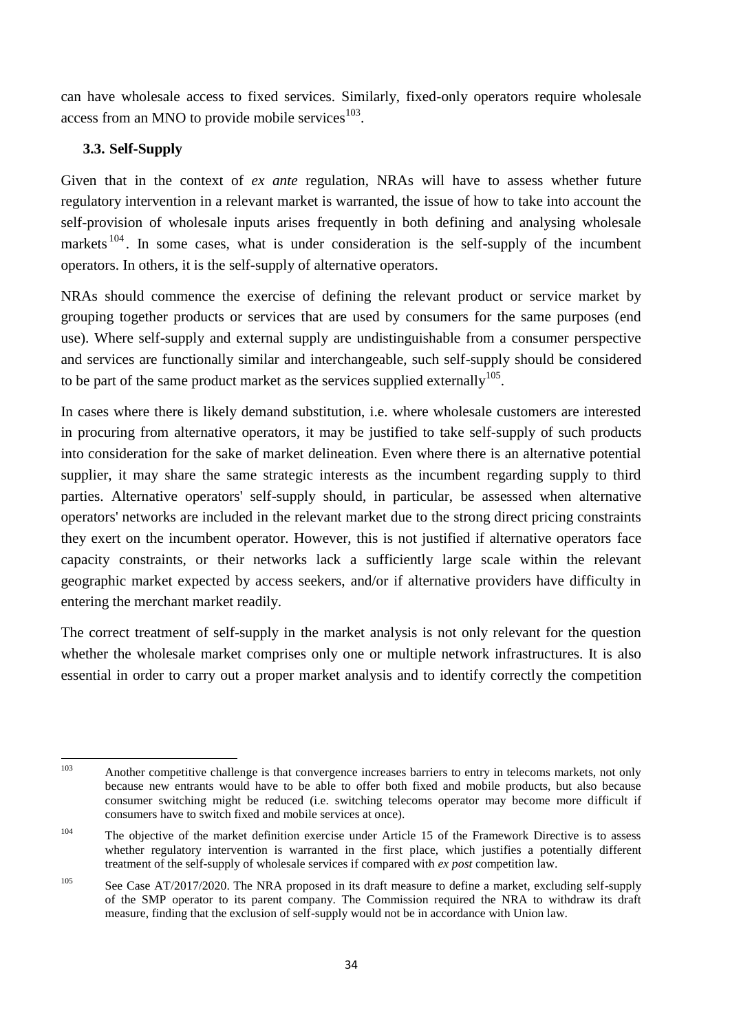can have wholesale access to fixed services. Similarly, fixed-only operators require wholesale access from an MNO to provide mobile services[103].

### 3.3. Self-Supply

Given that in the context of *ex ante* regulation, NRAs will have to assess whether future regulatory intervention in a relevant market is warranted, the issue of how to take into account the self-provision of wholesale inputs arises frequently in both defining and analysing wholesale markets[104]. In some cases, what is under consideration is the self-supply of the incumbent operators. In others, it is the self-supply of alternative operators.

NRAs should commence the exercise of defining the relevant product or service market by grouping together products or services that are used by consumers for the same purposes (end use). Where self-supply and external supply are undistinguishable from a consumer perspective and services are functionally similar and interchangeable, such self-supply should be considered to be part of the same product market as the services supplied externally[105].

In cases where there is likely demand substitution, i.e. where wholesale customers are interested in procuring from alternative operators, it may be justified to take self-supply of such products into consideration for the sake of market delineation. Even where there is an alternative potential supplier, it may share the same strategic interests as the incumbent regarding supply to third parties. Alternative operators' self-supply should, in particular, be assessed when alternative operators' networks are included in the relevant market due to the strong direct pricing constraints they exert on the incumbent operator. However, this is not justified if alternative operators face capacity constraints, or their networks lack a sufficiently large scale within the relevant geographic market expected by access seekers, and/or if alternative providers have difficulty in entering the merchant market readily.

The correct treatment of self-supply in the market analysis is not only relevant for the question whether the wholesale market comprises only one or multiple network infrastructures. It is also essential in order to carry out a proper market analysis and to identify correctly the competition

---

[103] Another competitive challenge is that convergence increases barriers to entry in telecoms markets, not only because new entrants would have to be able to offer both fixed and mobile products, but also because consumer switching might be reduced (i.e. switching telecoms operator may become more difficult if consumers have to switch fixed and mobile services at once).

[104] The objective of the market definition exercise under Article 15 of the Framework Directive is to assess whether regulatory intervention is warranted in the first place, which justifies a potentially different treatment of the self-supply of wholesale services if compared with *ex post* competition law.

[105] See Case AT/2017/2020. The NRA proposed in its draft measure to define a market, excluding self-supply of the SMP operator to its parent company. The Commission required the NRA to withdraw its draft measure, finding that the exclusion of self-supply would not be in accordance with Union law.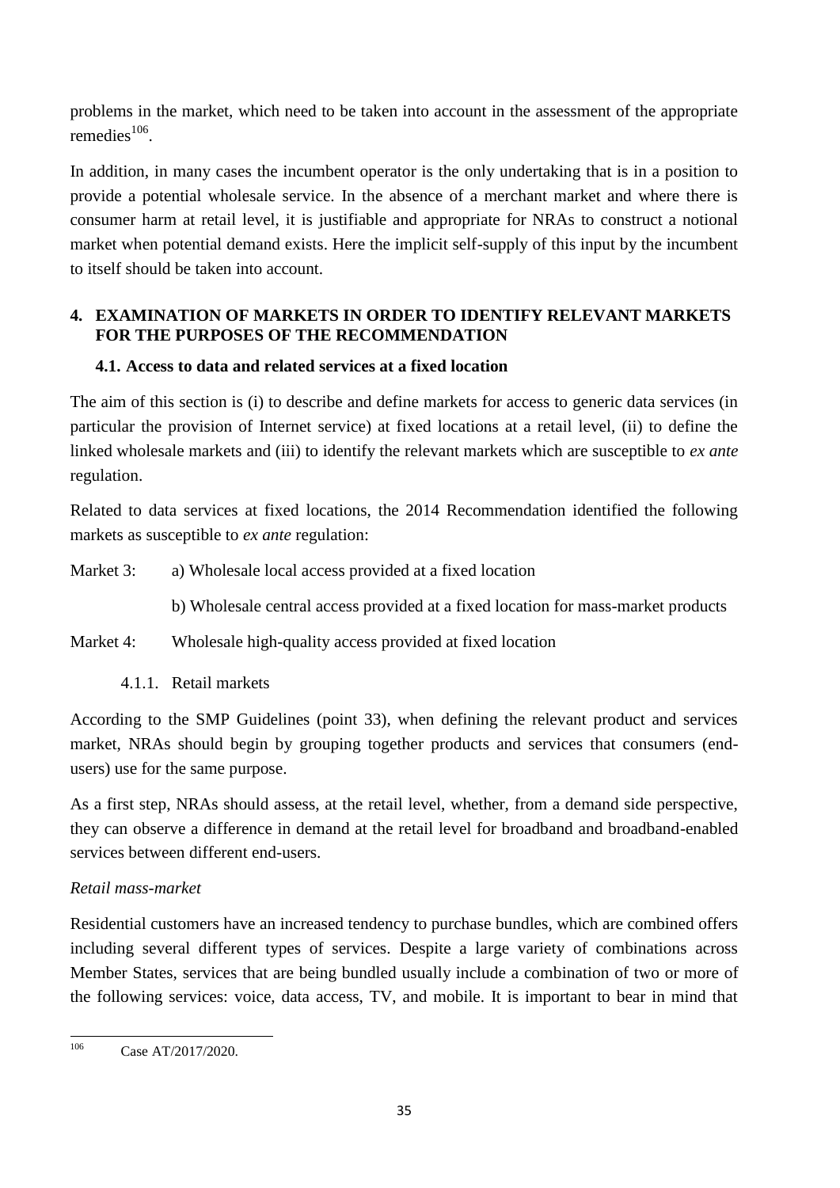problems in the market, which need to be taken into account in the assessment of the appropriate remedies[106].

In addition, in many cases the incumbent operator is the only undertaking that is in a position to provide a potential wholesale service. In the absence of a merchant market and where there is consumer harm at retail level, it is justifiable and appropriate for NRAs to construct a notional market when potential demand exists. Here the implicit self-supply of this input by the incumbent to itself should be taken into account.

## 4. EXAMINATION OF MARKETS IN ORDER TO IDENTIFY RELEVANT MARKETS FOR THE PURPOSES OF THE RECOMMENDATION

### 4.1. Access to data and related services at a fixed location

The aim of this section is (i) to describe and define markets for access to generic data services (in particular the provision of Internet service) at fixed locations at a retail level, (ii) to define the linked wholesale markets and (iii) to identify the relevant markets which are susceptible to *ex ante* regulation.

Related to data services at fixed locations, the 2014 Recommendation identified the following markets as susceptible to *ex ante* regulation:

Market 3: a) Wholesale local access provided at a fixed location

b) Wholesale central access provided at a fixed location for mass-market products

Market 4: Wholesale high-quality access provided at fixed location

#### 4.1.1. Retail markets

According to the SMP Guidelines (point 33), when defining the relevant product and services market, NRAs should begin by grouping together products and services that consumers (end-users) use for the same purpose.

As a first step, NRAs should assess, at the retail level, whether, from a demand side perspective, they can observe a difference in demand at the retail level for broadband and broadband-enabled services between different end-users.

*Retail mass-market*

Residential customers have an increased tendency to purchase bundles, which are combined offers including several different types of services. Despite a large variety of combinations across Member States, services that are being bundled usually include a combination of two or more of the following services: voice, data access, TV, and mobile. It is important to bear in mind that

---

[106] Case AT/2017/2020.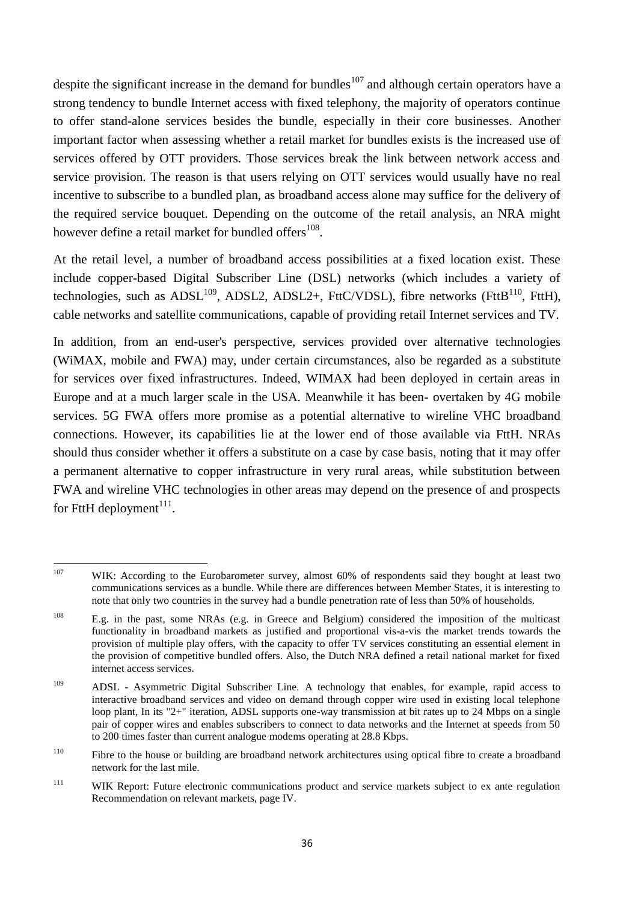despite the significant increase in the demand for bundles[107] and although certain operators have a strong tendency to bundle Internet access with fixed telephony, the majority of operators continue to offer stand-alone services besides the bundle, especially in their core businesses. Another important factor when assessing whether a retail market for bundles exists is the increased use of services offered by OTT providers. Those services break the link between network access and service provision. The reason is that users relying on OTT services would usually have no real incentive to subscribe to a bundled plan, as broadband access alone may suffice for the delivery of the required service bouquet. Depending on the outcome of the retail analysis, an NRA might however define a retail market for bundled offers[108].

At the retail level, a number of broadband access possibilities at a fixed location exist. These include copper-based Digital Subscriber Line (DSL) networks (which includes a variety of technologies, such as ADSL[109], ADSL2, ADSL2+, FttC/VDSL), fibre networks (FttB[110], FttH), cable networks and satellite communications, capable of providing retail Internet services and TV.

In addition, from an end-user's perspective, services provided over alternative technologies (WiMAX, mobile and FWA) may, under certain circumstances, also be regarded as a substitute for services over fixed infrastructures. Indeed, WIMAX had been deployed in certain areas in Europe and at a much larger scale in the USA. Meanwhile it has been- overtaken by 4G mobile services. 5G FWA offers more promise as a potential alternative to wireline VHC broadband connections. However, its capabilities lie at the lower end of those available via FttH. NRAs should thus consider whether it offers a substitute on a case by case basis, noting that it may offer a permanent alternative to copper infrastructure in very rural areas, while substitution between FWA and wireline VHC technologies in other areas may depend on the presence of and prospects for FttH deployment[111].

---

[107] WIK: According to the Eurobarometer survey, almost 60% of respondents said they bought at least two communications services as a bundle. While there are differences between Member States, it is interesting to note that only two countries in the survey had a bundle penetration rate of less than 50% of households.

[108] E.g. in the past, some NRAs (e.g. in Greece and Belgium) considered the imposition of the multicast functionality in broadband markets as justified and proportional vis-a-vis the market trends towards the provision of multiple play offers, with the capacity to offer TV services constituting an essential element in the provision of competitive bundled offers. Also, the Dutch NRA defined a retail national market for fixed internet access services.

[109] ADSL - Asymmetric Digital Subscriber Line. A technology that enables, for example, rapid access to interactive broadband services and video on demand through copper wire used in existing local telephone loop plant, In its "2+" iteration, ADSL supports one-way transmission at bit rates up to 24 Mbps on a single pair of copper wires and enables subscribers to connect to data networks and the Internet at speeds from 50 to 200 times faster than current analogue modems operating at 28.8 Kbps.

[110] Fibre to the house or building are broadband network architectures using optical fibre to create a broadband network for the last mile.

[111] WIK Report: Future electronic communications product and service markets subject to ex ante regulation Recommendation on relevant markets, page IV.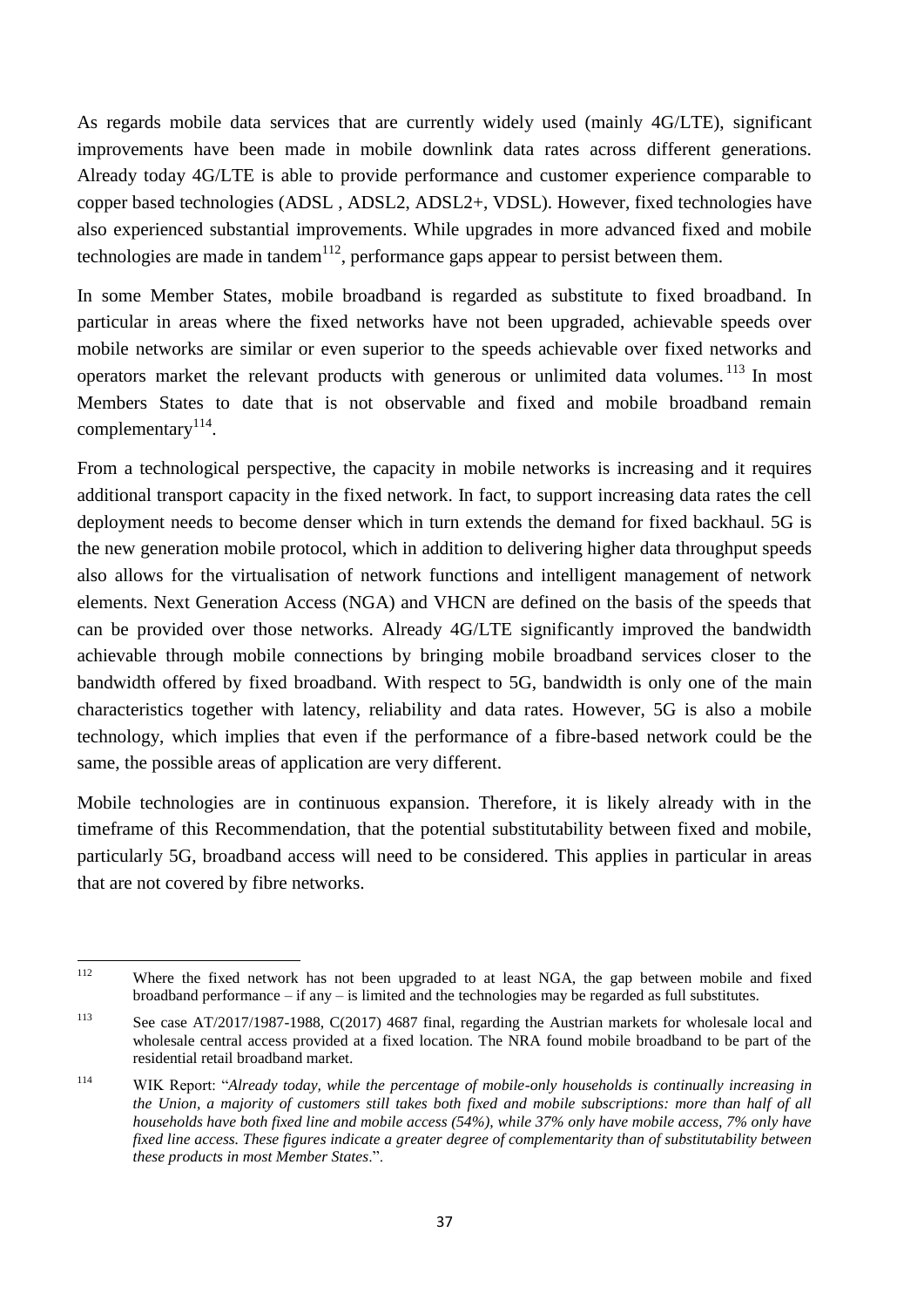As regards mobile data services that are currently widely used (mainly 4G/LTE), significant improvements have been made in mobile downlink data rates across different generations. Already today 4G/LTE is able to provide performance and customer experience comparable to copper based technologies (ADSL , ADSL2, ADSL2+, VDSL). However, fixed technologies have also experienced substantial improvements. While upgrades in more advanced fixed and mobile technologies are made in tandem[112], performance gaps appear to persist between them.

In some Member States, mobile broadband is regarded as substitute to fixed broadband. In particular in areas where the fixed networks have not been upgraded, achievable speeds over mobile networks are similar or even superior to the speeds achievable over fixed networks and operators market the relevant products with generous or unlimited data volumes.[113] In most Members States to date that is not observable and fixed and mobile broadband remain complementary[114].

From a technological perspective, the capacity in mobile networks is increasing and it requires additional transport capacity in the fixed network. In fact, to support increasing data rates the cell deployment needs to become denser which in turn extends the demand for fixed backhaul. 5G is the new generation mobile protocol, which in addition to delivering higher data throughput speeds also allows for the virtualisation of network functions and intelligent management of network elements. Next Generation Access (NGA) and VHCN are defined on the basis of the speeds that can be provided over those networks. Already 4G/LTE significantly improved the bandwidth achievable through mobile connections by bringing mobile broadband services closer to the bandwidth offered by fixed broadband. With respect to 5G, bandwidth is only one of the main characteristics together with latency, reliability and data rates. However, 5G is also a mobile technology, which implies that even if the performance of a fibre-based network could be the same, the possible areas of application are very different.

Mobile technologies are in continuous expansion. Therefore, it is likely already with in the timeframe of this Recommendation, that the potential substitutability between fixed and mobile, particularly 5G, broadband access will need to be considered. This applies in particular in areas that are not covered by fibre networks.

---

[112] Where the fixed network has not been upgraded to at least NGA, the gap between mobile and fixed broadband performance – if any – is limited and the technologies may be regarded as full substitutes.

[113] See case AT/2017/1987-1988, C(2017) 4687 final, regarding the Austrian markets for wholesale local and wholesale central access provided at a fixed location. The NRA found mobile broadband to be part of the residential retail broadband market.

[114] WIK Report: "*Already today, while the percentage of mobile-only households is continually increasing in the Union, a majority of customers still takes both fixed and mobile subscriptions: more than half of all households have both fixed line and mobile access (54%), while 37% only have mobile access, 7% only have fixed line access. These figures indicate a greater degree of complementarity than of substitutability between these products in most Member States*.".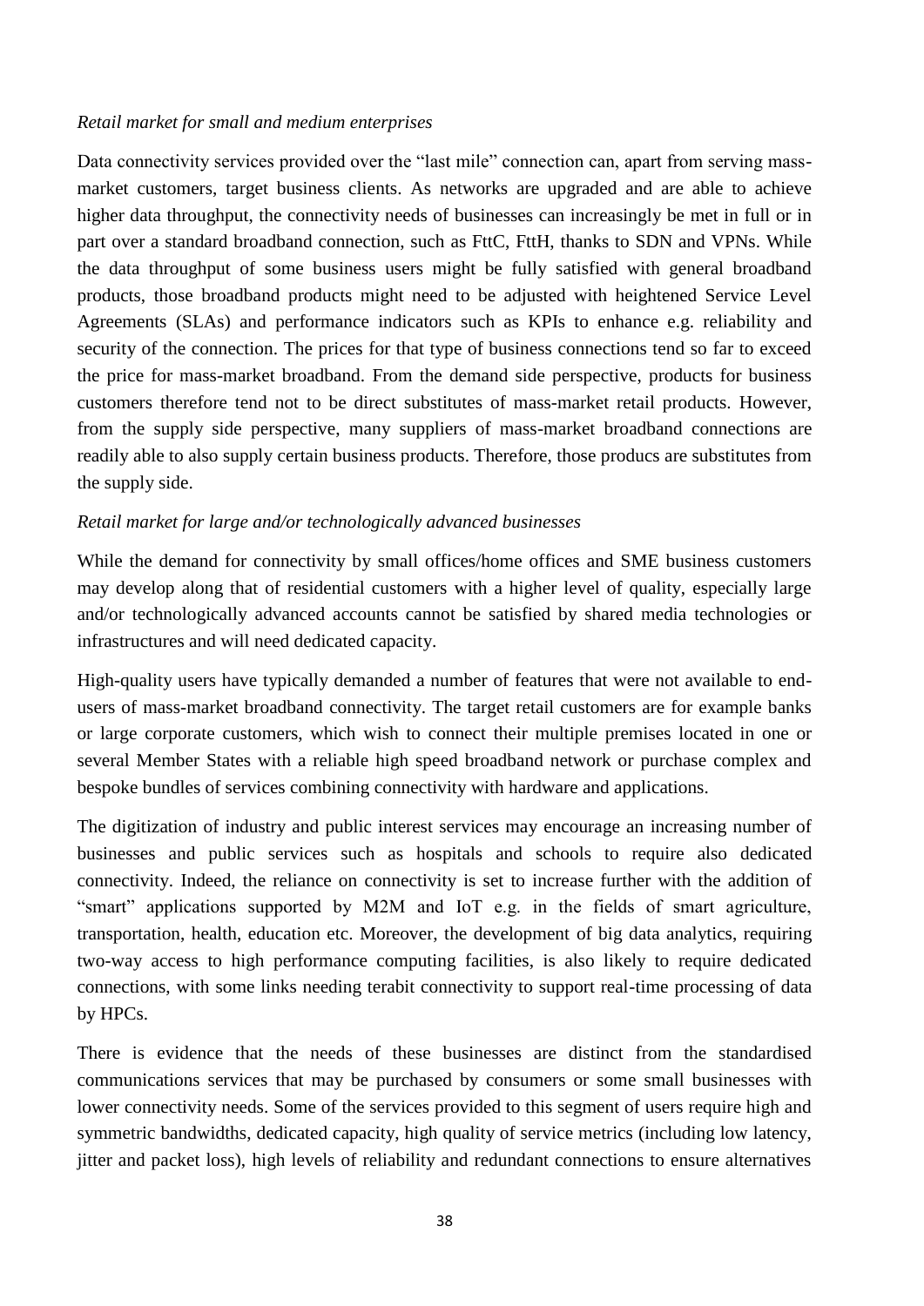*Retail market for small and medium enterprises*

Data connectivity services provided over the "last mile" connection can, apart from serving mass-market customers, target business clients. As networks are upgraded and are able to achieve higher data throughput, the connectivity needs of businesses can increasingly be met in full or in part over a standard broadband connection, such as FttC, FttH, thanks to SDN and VPNs. While the data throughput of some business users might be fully satisfied with general broadband products, those broadband products might need to be adjusted with heightened Service Level Agreements (SLAs) and performance indicators such as KPIs to enhance e.g. reliability and security of the connection. The prices for that type of business connections tend so far to exceed the price for mass-market broadband. From the demand side perspective, products for business customers therefore tend not to be direct substitutes of mass-market retail products. However, from the supply side perspective, many suppliers of mass-market broadband connections are readily able to also supply certain business products. Therefore, those producs are substitutes from the supply side.

*Retail market for large and/or technologically advanced businesses*

While the demand for connectivity by small offices/home offices and SME business customers may develop along that of residential customers with a higher level of quality, especially large and/or technologically advanced accounts cannot be satisfied by shared media technologies or infrastructures and will need dedicated capacity.

High-quality users have typically demanded a number of features that were not available to end-users of mass-market broadband connectivity. The target retail customers are for example banks or large corporate customers, which wish to connect their multiple premises located in one or several Member States with a reliable high speed broadband network or purchase complex and bespoke bundles of services combining connectivity with hardware and applications.

The digitization of industry and public interest services may encourage an increasing number of businesses and public services such as hospitals and schools to require also dedicated connectivity. Indeed, the reliance on connectivity is set to increase further with the addition of "smart" applications supported by M2M and IoT e.g. in the fields of smart agriculture, transportation, health, education etc. Moreover, the development of big data analytics, requiring two-way access to high performance computing facilities, is also likely to require dedicated connections, with some links needing terabit connectivity to support real-time processing of data by HPCs.

There is evidence that the needs of these businesses are distinct from the standardised communications services that may be purchased by consumers or some small businesses with lower connectivity needs. Some of the services provided to this segment of users require high and symmetric bandwidths, dedicated capacity, high quality of service metrics (including low latency, jitter and packet loss), high levels of reliability and redundant connections to ensure alternatives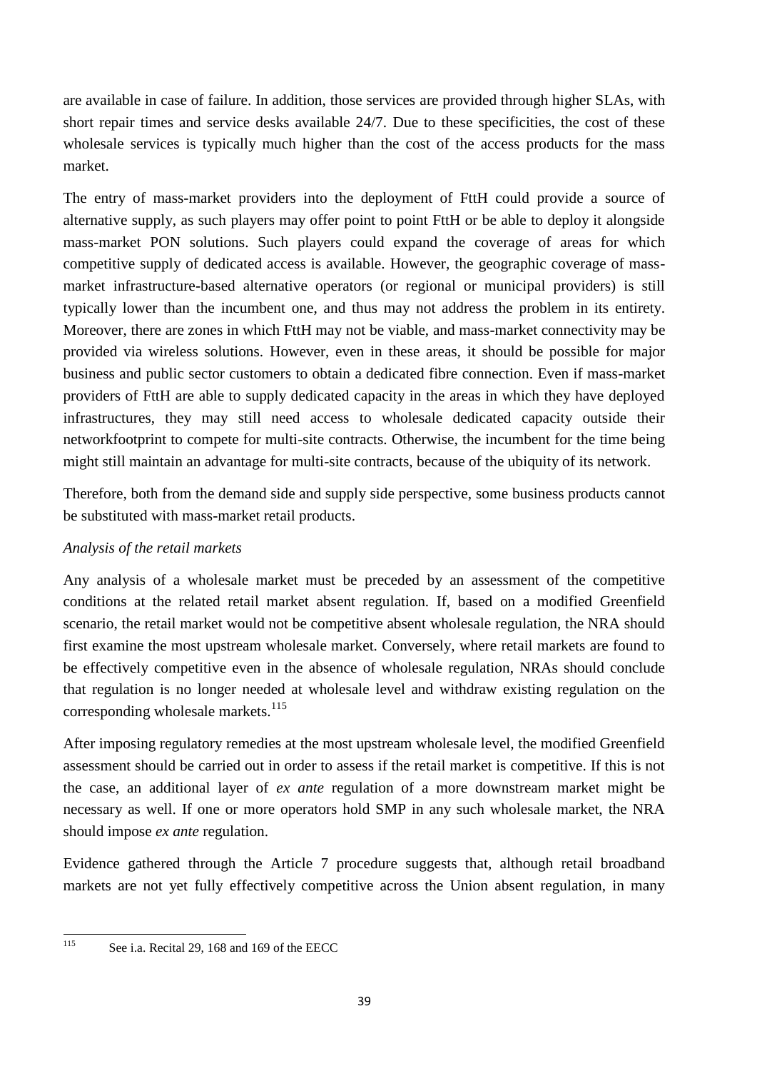are available in case of failure. In addition, those services are provided through higher SLAs, with short repair times and service desks available 24/7. Due to these specificities, the cost of these wholesale services is typically much higher than the cost of the access products for the mass market.

The entry of mass-market providers into the deployment of FttH could provide a source of alternative supply, as such players may offer point to point FttH or be able to deploy it alongside mass-market PON solutions. Such players could expand the coverage of areas for which competitive supply of dedicated access is available. However, the geographic coverage of mass-market infrastructure-based alternative operators (or regional or municipal providers) is still typically lower than the incumbent one, and thus may not address the problem in its entirety. Moreover, there are zones in which FttH may not be viable, and mass-market connectivity may be provided via wireless solutions. However, even in these areas, it should be possible for major business and public sector customers to obtain a dedicated fibre connection. Even if mass-market providers of FttH are able to supply dedicated capacity in the areas in which they have deployed infrastructures, they may still need access to wholesale dedicated capacity outside their networkfootprint to compete for multi-site contracts. Otherwise, the incumbent for the time being might still maintain an advantage for multi-site contracts, because of the ubiquity of its network.

Therefore, both from the demand side and supply side perspective, some business products cannot be substituted with mass-market retail products.

*Analysis of the retail markets*

Any analysis of a wholesale market must be preceded by an assessment of the competitive conditions at the related retail market absent regulation. If, based on a modified Greenfield scenario, the retail market would not be competitive absent wholesale regulation, the NRA should first examine the most upstream wholesale market. Conversely, where retail markets are found to be effectively competitive even in the absence of wholesale regulation, NRAs should conclude that regulation is no longer needed at wholesale level and withdraw existing regulation on the corresponding wholesale markets.[115]

After imposing regulatory remedies at the most upstream wholesale level, the modified Greenfield assessment should be carried out in order to assess if the retail market is competitive. If this is not the case, an additional layer of *ex ante* regulation of a more downstream market might be necessary as well. If one or more operators hold SMP in any such wholesale market, the NRA should impose *ex ante* regulation.

Evidence gathered through the Article 7 procedure suggests that, although retail broadband markets are not yet fully effectively competitive across the Union absent regulation, in many

[115] See i.a. Recital 29, 168 and 169 of the EECC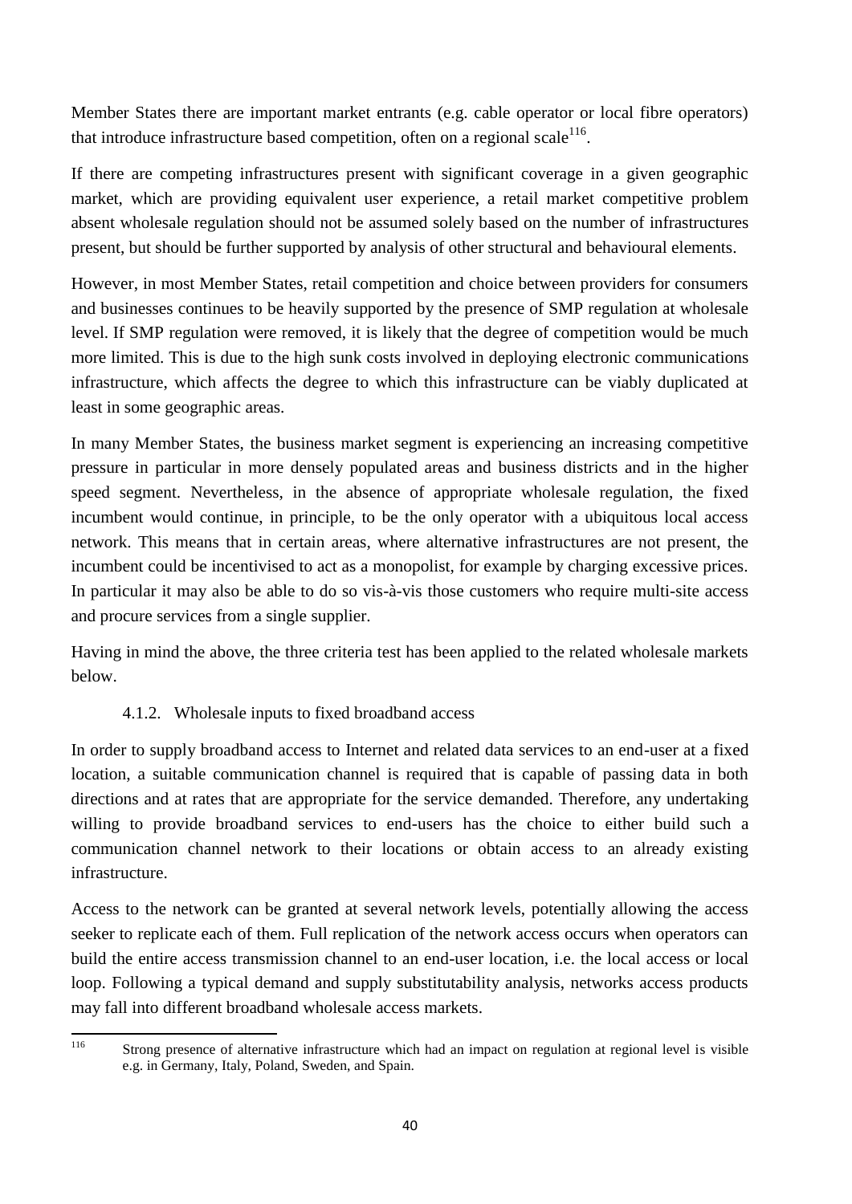Member States there are important market entrants (e.g. cable operator or local fibre operators) that introduce infrastructure based competition, often on a regional scale[116].

If there are competing infrastructures present with significant coverage in a given geographic market, which are providing equivalent user experience, a retail market competitive problem absent wholesale regulation should not be assumed solely based on the number of infrastructures present, but should be further supported by analysis of other structural and behavioural elements.

However, in most Member States, retail competition and choice between providers for consumers and businesses continues to be heavily supported by the presence of SMP regulation at wholesale level. If SMP regulation were removed, it is likely that the degree of competition would be much more limited. This is due to the high sunk costs involved in deploying electronic communications infrastructure, which affects the degree to which this infrastructure can be viably duplicated at least in some geographic areas.

In many Member States, the business market segment is experiencing an increasing competitive pressure in particular in more densely populated areas and business districts and in the higher speed segment. Nevertheless, in the absence of appropriate wholesale regulation, the fixed incumbent would continue, in principle, to be the only operator with a ubiquitous local access network. This means that in certain areas, where alternative infrastructures are not present, the incumbent could be incentivised to act as a monopolist, for example by charging excessive prices. In particular it may also be able to do so vis-à-vis those customers who require multi-site access and procure services from a single supplier.

Having in mind the above, the three criteria test has been applied to the related wholesale markets below.

### 4.1.2. Wholesale inputs to fixed broadband access

In order to supply broadband access to Internet and related data services to an end-user at a fixed location, a suitable communication channel is required that is capable of passing data in both directions and at rates that are appropriate for the service demanded. Therefore, any undertaking willing to provide broadband services to end-users has the choice to either build such a communication channel network to their locations or obtain access to an already existing infrastructure.

Access to the network can be granted at several network levels, potentially allowing the access seeker to replicate each of them. Full replication of the network access occurs when operators can build the entire access transmission channel to an end-user location, i.e. the local access or local loop. Following a typical demand and supply substitutability analysis, networks access products may fall into different broadband wholesale access markets.

---

[116] Strong presence of alternative infrastructure which had an impact on regulation at regional level is visible e.g. in Germany, Italy, Poland, Sweden, and Spain.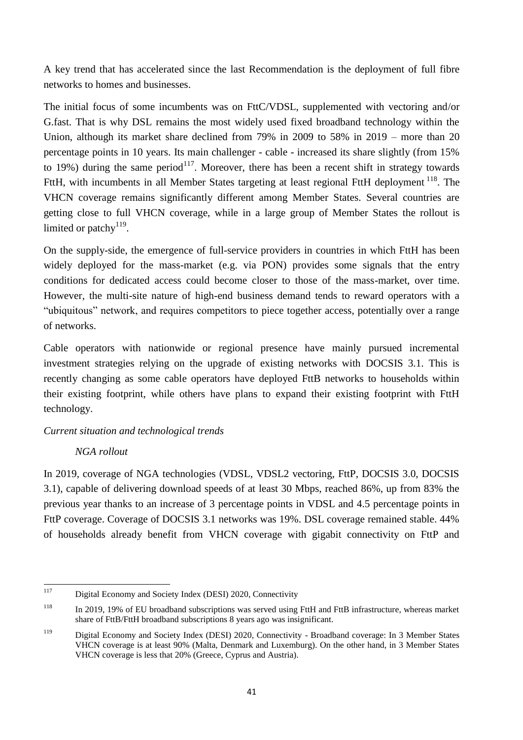A key trend that has accelerated since the last Recommendation is the deployment of full fibre networks to homes and businesses.

The initial focus of some incumbents was on FttC/VDSL, supplemented with vectoring and/or G.fast. That is why DSL remains the most widely used fixed broadband technology within the Union, although its market share declined from 79% in 2009 to 58% in 2019 – more than 20 percentage points in 10 years. Its main challenger - cable - increased its share slightly (from 15% to 19%) during the same period[117]. Moreover, there has been a recent shift in strategy towards FttH, with incumbents in all Member States targeting at least regional FttH deployment [118]. The VHCN coverage remains significantly different among Member States. Several countries are getting close to full VHCN coverage, while in a large group of Member States the rollout is limited or patchy[119].

On the supply-side, the emergence of full-service providers in countries in which FttH has been widely deployed for the mass-market (e.g. via PON) provides some signals that the entry conditions for dedicated access could become closer to those of the mass-market, over time. However, the multi-site nature of high-end business demand tends to reward operators with a "ubiquitous" network, and requires competitors to piece together access, potentially over a range of networks.

Cable operators with nationwide or regional presence have mainly pursued incremental investment strategies relying on the upgrade of existing networks with DOCSIS 3.1. This is recently changing as some cable operators have deployed FttB networks to households within their existing footprint, while others have plans to expand their existing footprint with FttH technology.

*Current situation and technological trends*

*NGA rollout*

In 2019, coverage of NGA technologies (VDSL, VDSL2 vectoring, FttP, DOCSIS 3.0, DOCSIS 3.1), capable of delivering download speeds of at least 30 Mbps, reached 86%, up from 83% the previous year thanks to an increase of 3 percentage points in VDSL and 4.5 percentage points in FttP coverage. Coverage of DOCSIS 3.1 networks was 19%. DSL coverage remained stable. 44% of households already benefit from VHCN coverage with gigabit connectivity on FttP and

---

[117] Digital Economy and Society Index (DESI) 2020, Connectivity

[118] In 2019, 19% of EU broadband subscriptions was served using FttH and FttB infrastructure, whereas market share of FttB/FttH broadband subscriptions 8 years ago was insignificant.

[119] Digital Economy and Society Index (DESI) 2020, Connectivity - Broadband coverage: In 3 Member States VHCN coverage is at least 90% (Malta, Denmark and Luxemburg). On the other hand, in 3 Member States VHCN coverage is less that 20% (Greece, Cyprus and Austria).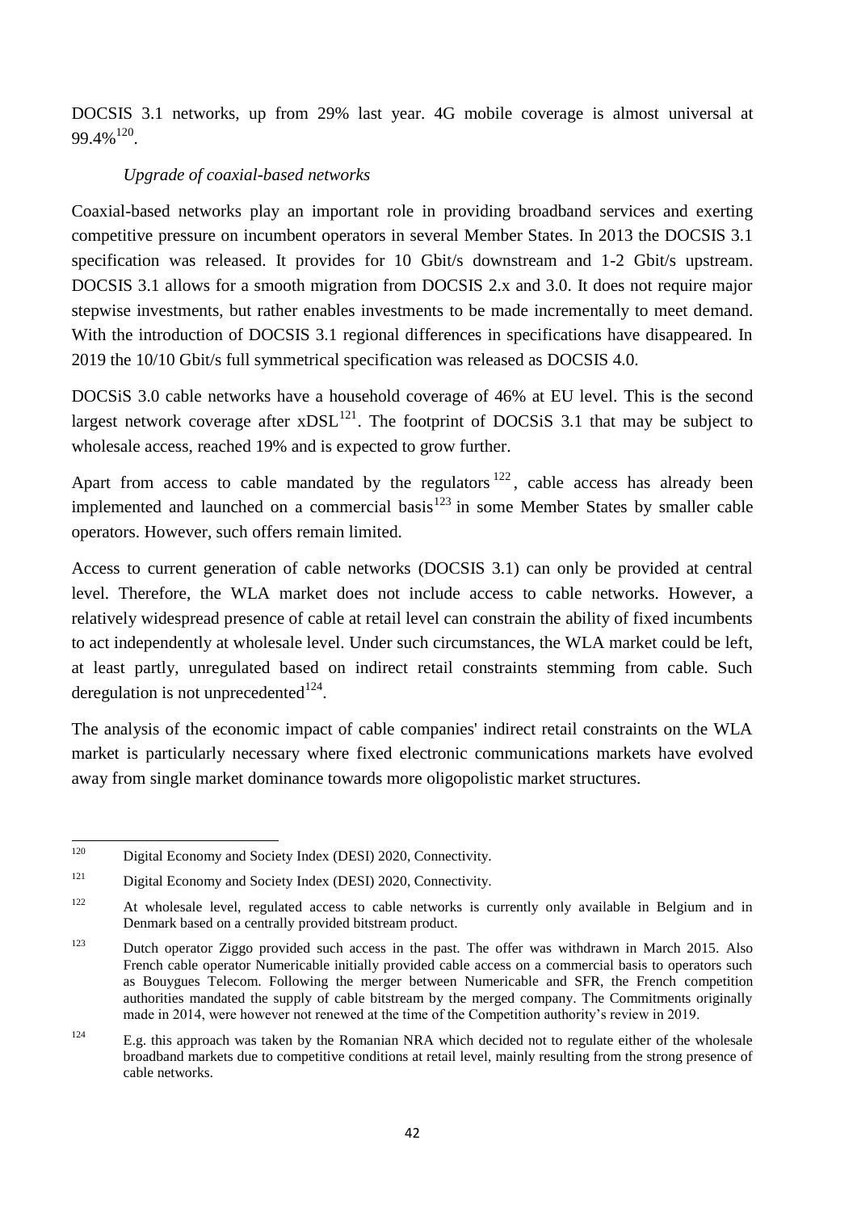DOCSIS 3.1 networks, up from 29% last year. 4G mobile coverage is almost universal at 99.4%[120].

*Upgrade of coaxial-based networks*

Coaxial-based networks play an important role in providing broadband services and exerting competitive pressure on incumbent operators in several Member States. In 2013 the DOCSIS 3.1 specification was released. It provides for 10 Gbit/s downstream and 1-2 Gbit/s upstream. DOCSIS 3.1 allows for a smooth migration from DOCSIS 2.x and 3.0. It does not require major stepwise investments, but rather enables investments to be made incrementally to meet demand. With the introduction of DOCSIS 3.1 regional differences in specifications have disappeared. In 2019 the 10/10 Gbit/s full symmetrical specification was released as DOCSIS 4.0.

DOCSiS 3.0 cable networks have a household coverage of 46% at EU level. This is the second largest network coverage after xDSL[121]. The footprint of DOCSiS 3.1 that may be subject to wholesale access, reached 19% and is expected to grow further.

Apart from access to cable mandated by the regulators[122], cable access has already been implemented and launched on a commercial basis[123] in some Member States by smaller cable operators. However, such offers remain limited.

Access to current generation of cable networks (DOCSIS 3.1) can only be provided at central level. Therefore, the WLA market does not include access to cable networks. However, a relatively widespread presence of cable at retail level can constrain the ability of fixed incumbents to act independently at wholesale level. Under such circumstances, the WLA market could be left, at least partly, unregulated based on indirect retail constraints stemming from cable. Such deregulation is not unprecedented[124].

The analysis of the economic impact of cable companies' indirect retail constraints on the WLA market is particularly necessary where fixed electronic communications markets have evolved away from single market dominance towards more oligopolistic market structures.

---

[120] Digital Economy and Society Index (DESI) 2020, Connectivity.

[121] Digital Economy and Society Index (DESI) 2020, Connectivity.

[122] At wholesale level, regulated access to cable networks is currently only available in Belgium and in Denmark based on a centrally provided bitstream product.

[123] Dutch operator Ziggo provided such access in the past. The offer was withdrawn in March 2015. Also French cable operator Numericable initially provided cable access on a commercial basis to operators such as Bouygues Telecom. Following the merger between Numericable and SFR, the French competition authorities mandated the supply of cable bitstream by the merged company. The Commitments originally made in 2014, were however not renewed at the time of the Competition authority's review in 2019.

[124] E.g. this approach was taken by the Romanian NRA which decided not to regulate either of the wholesale broadband markets due to competitive conditions at retail level, mainly resulting from the strong presence of cable networks.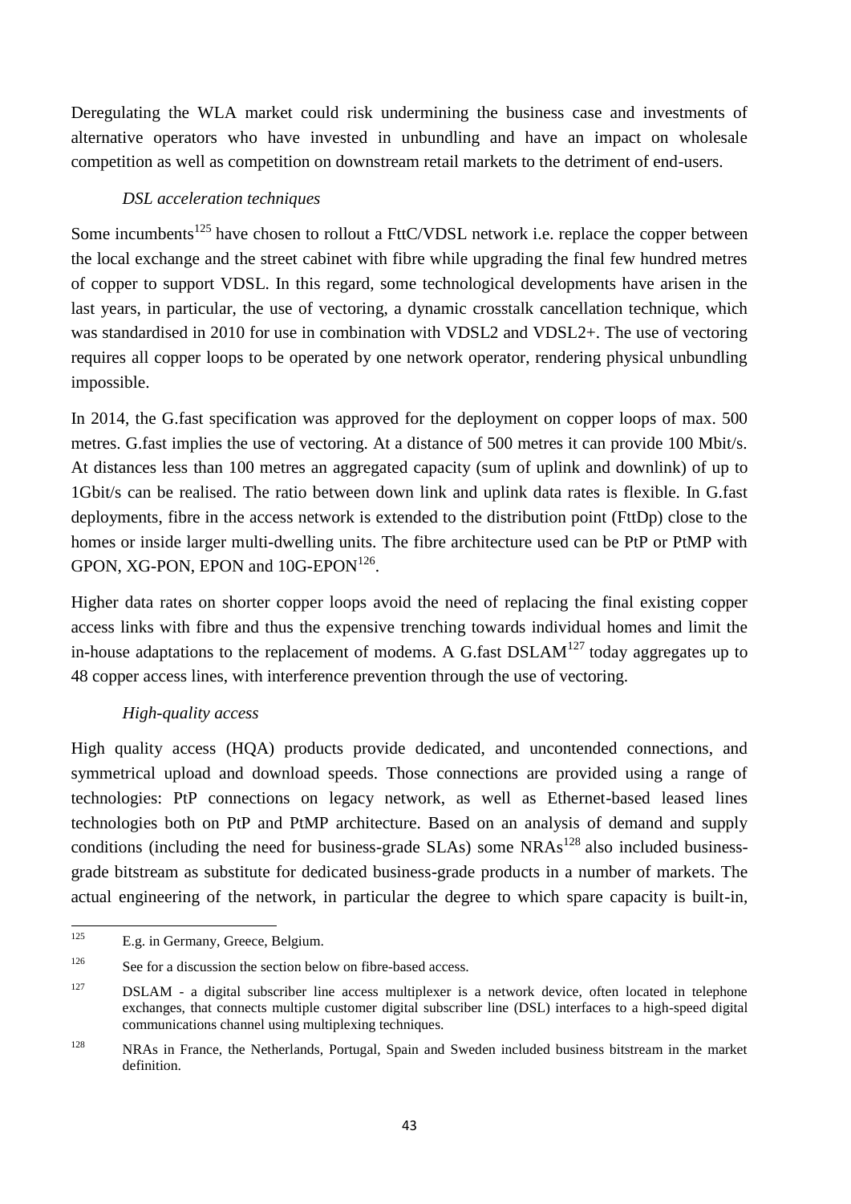Deregulating the WLA market could risk undermining the business case and investments of alternative operators who have invested in unbundling and have an impact on wholesale competition as well as competition on downstream retail markets to the detriment of end-users.

*DSL acceleration techniques*

Some incumbents[125] have chosen to rollout a FttC/VDSL network i.e. replace the copper between the local exchange and the street cabinet with fibre while upgrading the final few hundred metres of copper to support VDSL. In this regard, some technological developments have arisen in the last years, in particular, the use of vectoring, a dynamic crosstalk cancellation technique, which was standardised in 2010 for use in combination with VDSL2 and VDSL2+. The use of vectoring requires all copper loops to be operated by one network operator, rendering physical unbundling impossible.

In 2014, the G.fast specification was approved for the deployment on copper loops of max. 500 metres. G.fast implies the use of vectoring. At a distance of 500 metres it can provide 100 Mbit/s. At distances less than 100 metres an aggregated capacity (sum of uplink and downlink) of up to 1Gbit/s can be realised. The ratio between down link and uplink data rates is flexible. In G.fast deployments, fibre in the access network is extended to the distribution point (FttDp) close to the homes or inside larger multi-dwelling units. The fibre architecture used can be PtP or PtMP with GPON, XG-PON, EPON and 10G-EPON[126].

Higher data rates on shorter copper loops avoid the need of replacing the final existing copper access links with fibre and thus the expensive trenching towards individual homes and limit the in-house adaptations to the replacement of modems. A G.fast DSLAM[127] today aggregates up to 48 copper access lines, with interference prevention through the use of vectoring.

*High-quality access*

High quality access (HQA) products provide dedicated, and uncontended connections, and symmetrical upload and download speeds. Those connections are provided using a range of technologies: PtP connections on legacy network, as well as Ethernet-based leased lines technologies both on PtP and PtMP architecture. Based on an analysis of demand and supply conditions (including the need for business-grade SLAs) some NRAs[128] also included business-grade bitstream as substitute for dedicated business-grade products in a number of markets. The actual engineering of the network, in particular the degree to which spare capacity is built-in,

---

[125] E.g. in Germany, Greece, Belgium.

[126] See for a discussion the section below on fibre-based access.

[127] DSLAM - a digital subscriber line access multiplexer is a network device, often located in telephone exchanges, that connects multiple customer digital subscriber line (DSL) interfaces to a high-speed digital communications channel using multiplexing techniques.

[128] NRAs in France, the Netherlands, Portugal, Spain and Sweden included business bitstream in the market definition.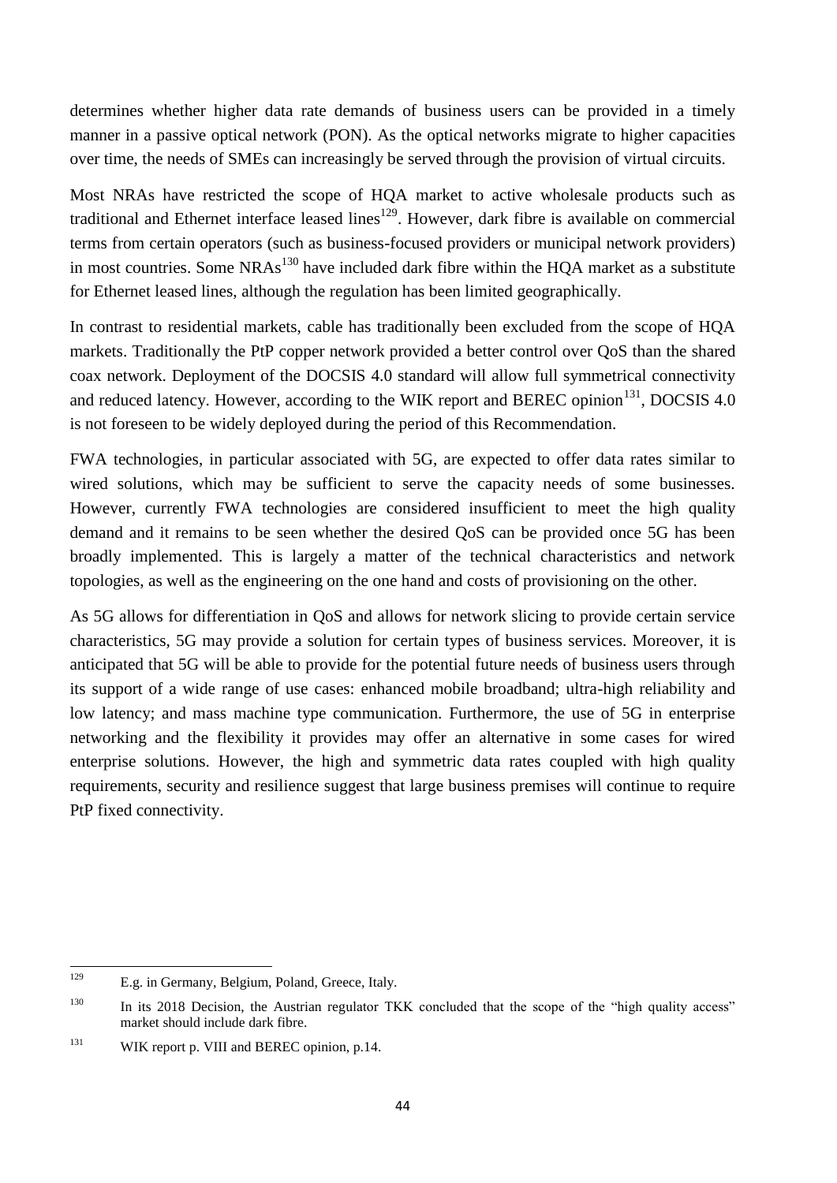determines whether higher data rate demands of business users can be provided in a timely manner in a passive optical network (PON). As the optical networks migrate to higher capacities over time, the needs of SMEs can increasingly be served through the provision of virtual circuits.

Most NRAs have restricted the scope of HQA market to active wholesale products such as traditional and Ethernet interface leased lines[129]. However, dark fibre is available on commercial terms from certain operators (such as business-focused providers or municipal network providers) in most countries. Some NRAs[130] have included dark fibre within the HQA market as a substitute for Ethernet leased lines, although the regulation has been limited geographically.

In contrast to residential markets, cable has traditionally been excluded from the scope of HQA markets. Traditionally the PtP copper network provided a better control over QoS than the shared coax network. Deployment of the DOCSIS 4.0 standard will allow full symmetrical connectivity and reduced latency. However, according to the WIK report and BEREC opinion[131], DOCSIS 4.0 is not foreseen to be widely deployed during the period of this Recommendation.

FWA technologies, in particular associated with 5G, are expected to offer data rates similar to wired solutions, which may be sufficient to serve the capacity needs of some businesses. However, currently FWA technologies are considered insufficient to meet the high quality demand and it remains to be seen whether the desired QoS can be provided once 5G has been broadly implemented. This is largely a matter of the technical characteristics and network topologies, as well as the engineering on the one hand and costs of provisioning on the other.

As 5G allows for differentiation in QoS and allows for network slicing to provide certain service characteristics, 5G may provide a solution for certain types of business services. Moreover, it is anticipated that 5G will be able to provide for the potential future needs of business users through its support of a wide range of use cases: enhanced mobile broadband; ultra-high reliability and low latency; and mass machine type communication. Furthermore, the use of 5G in enterprise networking and the flexibility it provides may offer an alternative in some cases for wired enterprise solutions. However, the high and symmetric data rates coupled with high quality requirements, security and resilience suggest that large business premises will continue to require PtP fixed connectivity.

---

[129] E.g. in Germany, Belgium, Poland, Greece, Italy.

[130] In its 2018 Decision, the Austrian regulator TKK concluded that the scope of the "high quality access" market should include dark fibre.

[131] WIK report p. VIII and BEREC opinion, p.14.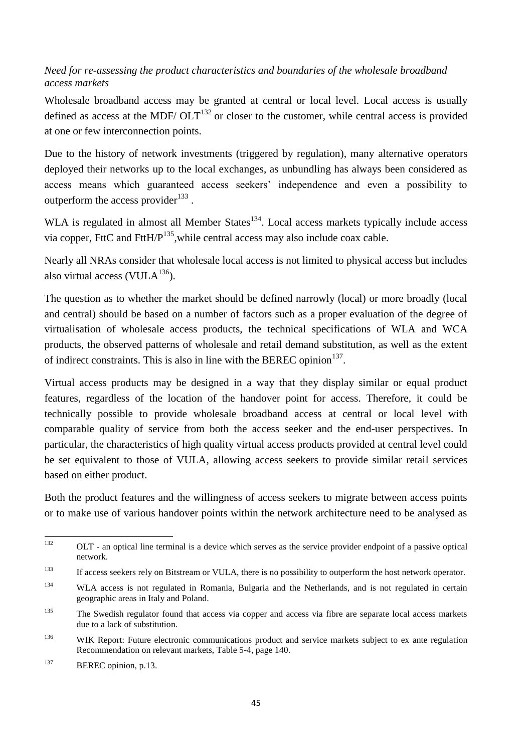*Need for re-assessing the product characteristics and boundaries of the wholesale broadband access markets*

Wholesale broadband access may be granted at central or local level. Local access is usually defined as access at the MDF/ OLT[132] or closer to the customer, while central access is provided at one or few interconnection points.

Due to the history of network investments (triggered by regulation), many alternative operators deployed their networks up to the local exchanges, as unbundling has always been considered as access means which guaranteed access seekers' independence and even a possibility to outperform the access provider[133] .

WLA is regulated in almost all Member States[134]. Local access markets typically include access via copper, FttC and FttH/P[135],while central access may also include coax cable.

Nearly all NRAs consider that wholesale local access is not limited to physical access but includes also virtual access (VULA[136]).

The question as to whether the market should be defined narrowly (local) or more broadly (local and central) should be based on a number of factors such as a proper evaluation of the degree of virtualisation of wholesale access products, the technical specifications of WLA and WCA products, the observed patterns of wholesale and retail demand substitution, as well as the extent of indirect constraints. This is also in line with the BEREC opinion[137].

Virtual access products may be designed in a way that they display similar or equal product features, regardless of the location of the handover point for access. Therefore, it could be technically possible to provide wholesale broadband access at central or local level with comparable quality of service from both the access seeker and the end-user perspectives. In particular, the characteristics of high quality virtual access products provided at central level could be set equivalent to those of VULA, allowing access seekers to provide similar retail services based on either product.

Both the product features and the willingness of access seekers to migrate between access points or to make use of various handover points within the network architecture need to be analysed as

---

[132] OLT - an optical line terminal is a device which serves as the service provider endpoint of a passive optical network.

[133] If access seekers rely on Bitstream or VULA, there is no possibility to outperform the host network operator.

[134] WLA access is not regulated in Romania, Bulgaria and the Netherlands, and is not regulated in certain geographic areas in Italy and Poland.

[135] The Swedish regulator found that access via copper and access via fibre are separate local access markets due to a lack of substitution.

[136] WIK Report: Future electronic communications product and service markets subject to ex ante regulation Recommendation on relevant markets, Table 5-4, page 140.

[137] BEREC opinion, p.13.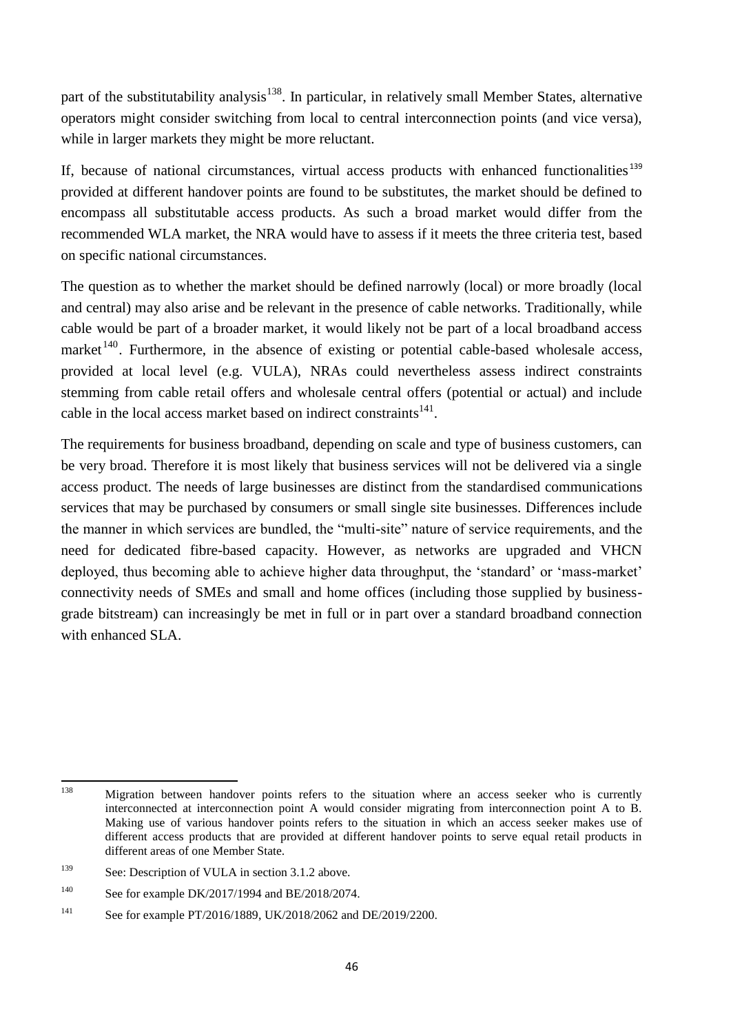part of the substitutability analysis[138]. In particular, in relatively small Member States, alternative operators might consider switching from local to central interconnection points (and vice versa), while in larger markets they might be more reluctant.

If, because of national circumstances, virtual access products with enhanced functionalities[139] provided at different handover points are found to be substitutes, the market should be defined to encompass all substitutable access products. As such a broad market would differ from the recommended WLA market, the NRA would have to assess if it meets the three criteria test, based on specific national circumstances.

The question as to whether the market should be defined narrowly (local) or more broadly (local and central) may also arise and be relevant in the presence of cable networks. Traditionally, while cable would be part of a broader market, it would likely not be part of a local broadband access market[140]. Furthermore, in the absence of existing or potential cable-based wholesale access, provided at local level (e.g. VULA), NRAs could nevertheless assess indirect constraints stemming from cable retail offers and wholesale central offers (potential or actual) and include cable in the local access market based on indirect constraints[141].

The requirements for business broadband, depending on scale and type of business customers, can be very broad. Therefore it is most likely that business services will not be delivered via a single access product. The needs of large businesses are distinct from the standardised communications services that may be purchased by consumers or small single site businesses. Differences include the manner in which services are bundled, the "multi-site" nature of service requirements, and the need for dedicated fibre-based capacity. However, as networks are upgraded and VHCN deployed, thus becoming able to achieve higher data throughput, the 'standard' or 'mass-market' connectivity needs of SMEs and small and home offices (including those supplied by business-grade bitstream) can increasingly be met in full or in part over a standard broadband connection with enhanced SLA.

---

[138] Migration between handover points refers to the situation where an access seeker who is currently interconnected at interconnection point A would consider migrating from interconnection point A to B. Making use of various handover points refers to the situation in which an access seeker makes use of different access products that are provided at different handover points to serve equal retail products in different areas of one Member State.

[139] See: Description of VULA in section 3.1.2 above.

[140] See for example DK/2017/1994 and BE/2018/2074.

[141] See for example PT/2016/1889, UK/2018/2062 and DE/2019/2200.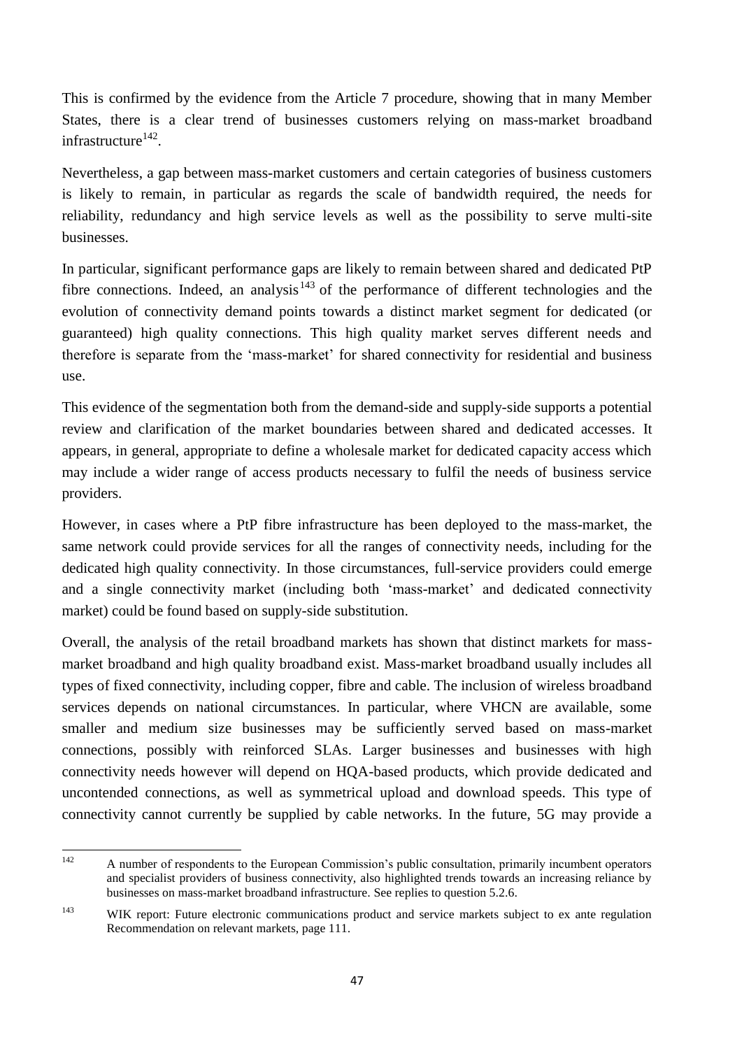This is confirmed by the evidence from the Article 7 procedure, showing that in many Member States, there is a clear trend of businesses customers relying on mass-market broadband infrastructure[142].

Nevertheless, a gap between mass-market customers and certain categories of business customers is likely to remain, in particular as regards the scale of bandwidth required, the needs for reliability, redundancy and high service levels as well as the possibility to serve multi-site businesses.

In particular, significant performance gaps are likely to remain between shared and dedicated PtP fibre connections. Indeed, an analysis[143] of the performance of different technologies and the evolution of connectivity demand points towards a distinct market segment for dedicated (or guaranteed) high quality connections. This high quality market serves different needs and therefore is separate from the 'mass-market' for shared connectivity for residential and business use.

This evidence of the segmentation both from the demand-side and supply-side supports a potential review and clarification of the market boundaries between shared and dedicated accesses. It appears, in general, appropriate to define a wholesale market for dedicated capacity access which may include a wider range of access products necessary to fulfil the needs of business service providers.

However, in cases where a PtP fibre infrastructure has been deployed to the mass-market, the same network could provide services for all the ranges of connectivity needs, including for the dedicated high quality connectivity. In those circumstances, full-service providers could emerge and a single connectivity market (including both 'mass-market' and dedicated connectivity market) could be found based on supply-side substitution.

Overall, the analysis of the retail broadband markets has shown that distinct markets for mass-market broadband and high quality broadband exist. Mass-market broadband usually includes all types of fixed connectivity, including copper, fibre and cable. The inclusion of wireless broadband services depends on national circumstances. In particular, where VHCN are available, some smaller and medium size businesses may be sufficiently served based on mass-market connections, possibly with reinforced SLAs. Larger businesses and businesses with high connectivity needs however will depend on HQA-based products, which provide dedicated and uncontended connections, as well as symmetrical upload and download speeds. This type of connectivity cannot currently be supplied by cable networks. In the future, 5G may provide a

[142] A number of respondents to the European Commission's public consultation, primarily incumbent operators and specialist providers of business connectivity, also highlighted trends towards an increasing reliance by businesses on mass-market broadband infrastructure. See replies to question 5.2.6.

[143] WIK report: Future electronic communications product and service markets subject to ex ante regulation Recommendation on relevant markets, page 111.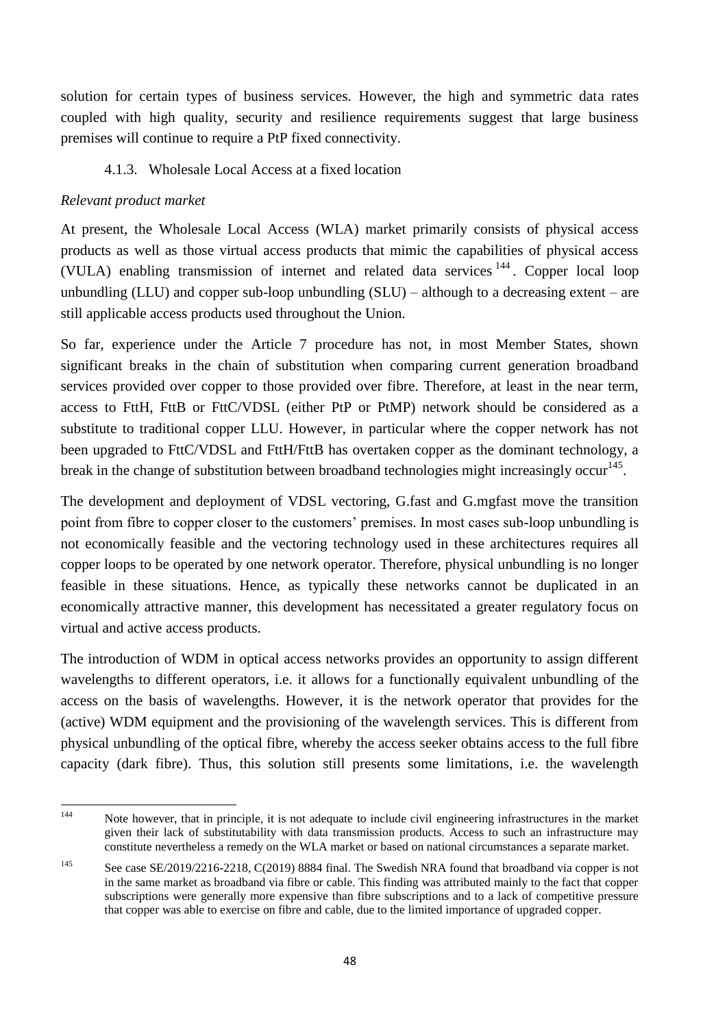solution for certain types of business services. However, the high and symmetric data rates coupled with high quality, security and resilience requirements suggest that large business premises will continue to require a PtP fixed connectivity.

### 4.1.3. Wholesale Local Access at a fixed location

*Relevant product market*

At present, the Wholesale Local Access (WLA) market primarily consists of physical access products as well as those virtual access products that mimic the capabilities of physical access (VULA) enabling transmission of internet and related data services[144]. Copper local loop unbundling (LLU) and copper sub-loop unbundling (SLU) – although to a decreasing extent – are still applicable access products used throughout the Union.

So far, experience under the Article 7 procedure has not, in most Member States, shown significant breaks in the chain of substitution when comparing current generation broadband services provided over copper to those provided over fibre. Therefore, at least in the near term, access to FttH, FttB or FttC/VDSL (either PtP or PtMP) network should be considered as a substitute to traditional copper LLU. However, in particular where the copper network has not been upgraded to FttC/VDSL and FttH/FttB has overtaken copper as the dominant technology, a break in the change of substitution between broadband technologies might increasingly occur[145].

The development and deployment of VDSL vectoring, G.fast and G.mgfast move the transition point from fibre to copper closer to the customers' premises. In most cases sub-loop unbundling is not economically feasible and the vectoring technology used in these architectures requires all copper loops to be operated by one network operator. Therefore, physical unbundling is no longer feasible in these situations. Hence, as typically these networks cannot be duplicated in an economically attractive manner, this development has necessitated a greater regulatory focus on virtual and active access products.

The introduction of WDM in optical access networks provides an opportunity to assign different wavelengths to different operators, i.e. it allows for a functionally equivalent unbundling of the access on the basis of wavelengths. However, it is the network operator that provides for the (active) WDM equipment and the provisioning of the wavelength services. This is different from physical unbundling of the optical fibre, whereby the access seeker obtains access to the full fibre capacity (dark fibre). Thus, this solution still presents some limitations, i.e. the wavelength

---

[144] Note however, that in principle, it is not adequate to include civil engineering infrastructures in the market given their lack of substitutability with data transmission products. Access to such an infrastructure may constitute nevertheless a remedy on the WLA market or based on national circumstances a separate market.

[145] See case SE/2019/2216-2218, C(2019) 8884 final. The Swedish NRA found that broadband via copper is not in the same market as broadband via fibre or cable. This finding was attributed mainly to the fact that copper subscriptions were generally more expensive than fibre subscriptions and to a lack of competitive pressure that copper was able to exercise on fibre and cable, due to the limited importance of upgraded copper.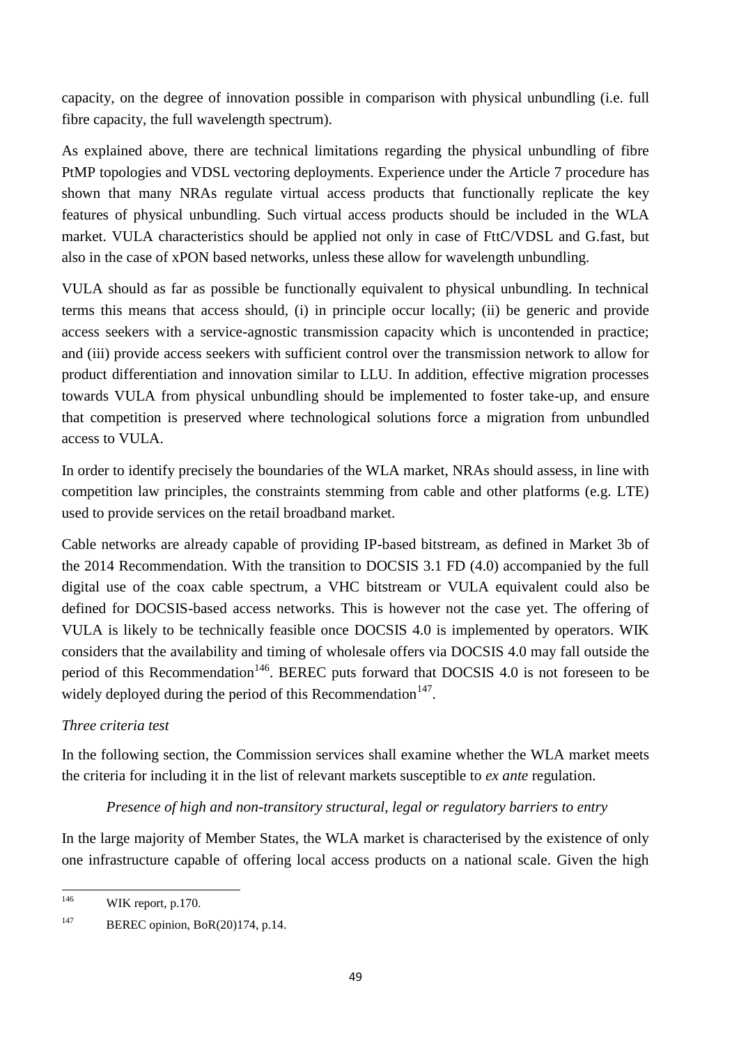capacity, on the degree of innovation possible in comparison with physical unbundling (i.e. full fibre capacity, the full wavelength spectrum).

As explained above, there are technical limitations regarding the physical unbundling of fibre PtMP topologies and VDSL vectoring deployments. Experience under the Article 7 procedure has shown that many NRAs regulate virtual access products that functionally replicate the key features of physical unbundling. Such virtual access products should be included in the WLA market. VULA characteristics should be applied not only in case of FttC/VDSL and G.fast, but also in the case of xPON based networks, unless these allow for wavelength unbundling.

VULA should as far as possible be functionally equivalent to physical unbundling. In technical terms this means that access should, (i) in principle occur locally; (ii) be generic and provide access seekers with a service-agnostic transmission capacity which is uncontended in practice; and (iii) provide access seekers with sufficient control over the transmission network to allow for product differentiation and innovation similar to LLU. In addition, effective migration processes towards VULA from physical unbundling should be implemented to foster take-up, and ensure that competition is preserved where technological solutions force a migration from unbundled access to VULA.

In order to identify precisely the boundaries of the WLA market, NRAs should assess, in line with competition law principles, the constraints stemming from cable and other platforms (e.g. LTE) used to provide services on the retail broadband market.

Cable networks are already capable of providing IP-based bitstream, as defined in Market 3b of the 2014 Recommendation. With the transition to DOCSIS 3.1 FD (4.0) accompanied by the full digital use of the coax cable spectrum, a VHC bitstream or VULA equivalent could also be defined for DOCSIS-based access networks. This is however not the case yet. The offering of VULA is likely to be technically feasible once DOCSIS 4.0 is implemented by operators. WIK considers that the availability and timing of wholesale offers via DOCSIS 4.0 may fall outside the period of this Recommendation[146]. BEREC puts forward that DOCSIS 4.0 is not foreseen to be widely deployed during the period of this Recommendation[147].

*Three criteria test*

In the following section, the Commission services shall examine whether the WLA market meets the criteria for including it in the list of relevant markets susceptible to *ex ante* regulation.

*Presence of high and non-transitory structural, legal or regulatory barriers to entry*

In the large majority of Member States, the WLA market is characterised by the existence of only one infrastructure capable of offering local access products on a national scale. Given the high

[146] WIK report, p.170.

[147] BEREC opinion, BoR(20)174, p.14.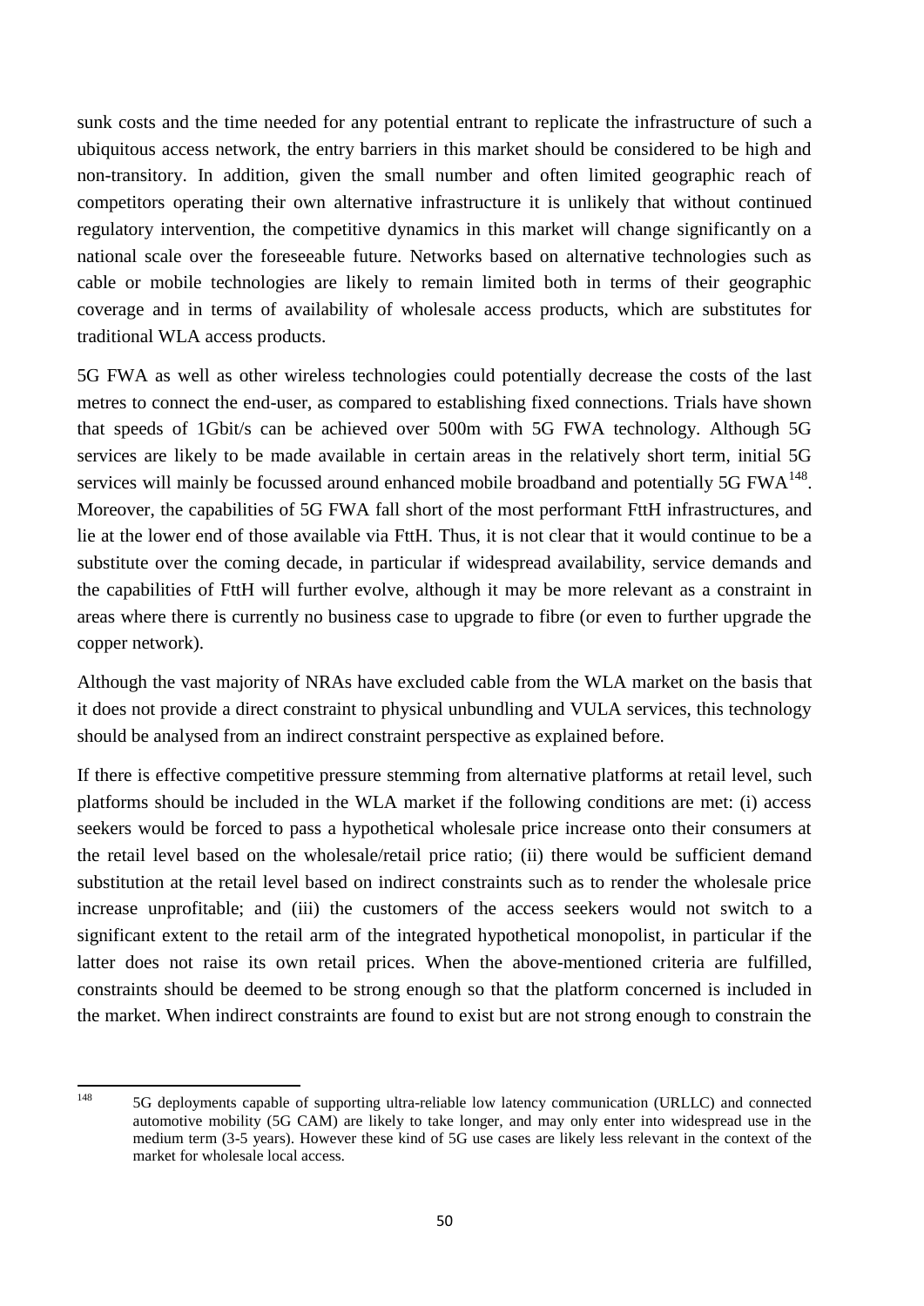sunk costs and the time needed for any potential entrant to replicate the infrastructure of such a ubiquitous access network, the entry barriers in this market should be considered to be high and non-transitory. In addition, given the small number and often limited geographic reach of competitors operating their own alternative infrastructure it is unlikely that without continued regulatory intervention, the competitive dynamics in this market will change significantly on a national scale over the foreseeable future. Networks based on alternative technologies such as cable or mobile technologies are likely to remain limited both in terms of their geographic coverage and in terms of availability of wholesale access products, which are substitutes for traditional WLA access products.

5G FWA as well as other wireless technologies could potentially decrease the costs of the last metres to connect the end-user, as compared to establishing fixed connections. Trials have shown that speeds of 1Gbit/s can be achieved over 500m with 5G FWA technology. Although 5G services are likely to be made available in certain areas in the relatively short term, initial 5G services will mainly be focussed around enhanced mobile broadband and potentially 5G FWA[148]. Moreover, the capabilities of 5G FWA fall short of the most performant FttH infrastructures, and lie at the lower end of those available via FttH. Thus, it is not clear that it would continue to be a substitute over the coming decade, in particular if widespread availability, service demands and the capabilities of FttH will further evolve, although it may be more relevant as a constraint in areas where there is currently no business case to upgrade to fibre (or even to further upgrade the copper network).

Although the vast majority of NRAs have excluded cable from the WLA market on the basis that it does not provide a direct constraint to physical unbundling and VULA services, this technology should be analysed from an indirect constraint perspective as explained before.

If there is effective competitive pressure stemming from alternative platforms at retail level, such platforms should be included in the WLA market if the following conditions are met: (i) access seekers would be forced to pass a hypothetical wholesale price increase onto their consumers at the retail level based on the wholesale/retail price ratio; (ii) there would be sufficient demand substitution at the retail level based on indirect constraints such as to render the wholesale price increase unprofitable; and (iii) the customers of the access seekers would not switch to a significant extent to the retail arm of the integrated hypothetical monopolist, in particular if the latter does not raise its own retail prices. When the above-mentioned criteria are fulfilled, constraints should be deemed to be strong enough so that the platform concerned is included in the market. When indirect constraints are found to exist but are not strong enough to constrain the

[148] 5G deployments capable of supporting ultra-reliable low latency communication (URLLC) and connected automotive mobility (5G CAM) are likely to take longer, and may only enter into widespread use in the medium term (3-5 years). However these kind of 5G use cases are likely less relevant in the context of the market for wholesale local access.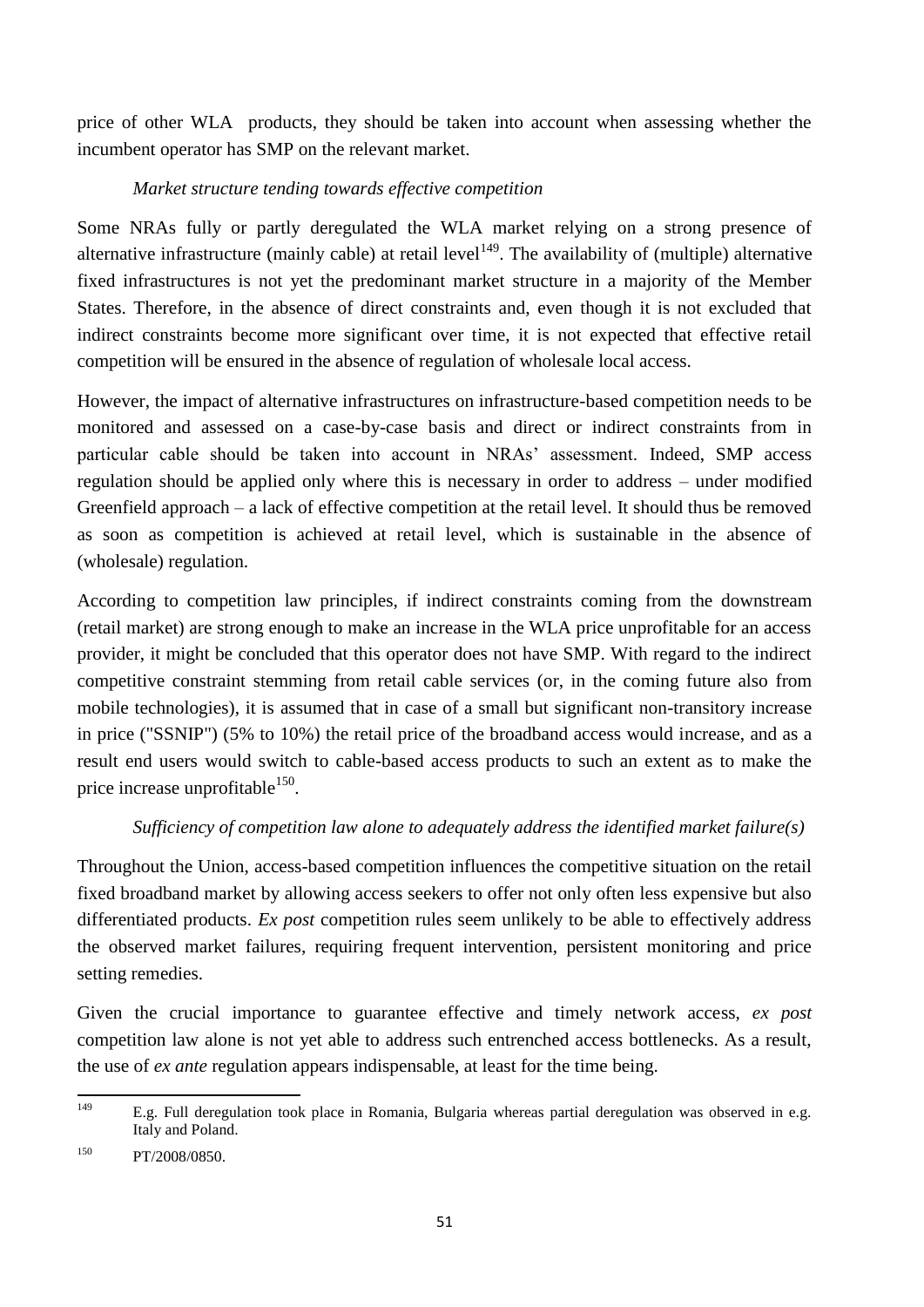price of other WLA products, they should be taken into account when assessing whether the incumbent operator has SMP on the relevant market.

*Market structure tending towards effective competition*

Some NRAs fully or partly deregulated the WLA market relying on a strong presence of alternative infrastructure (mainly cable) at retail level[149]. The availability of (multiple) alternative fixed infrastructures is not yet the predominant market structure in a majority of the Member States. Therefore, in the absence of direct constraints and, even though it is not excluded that indirect constraints become more significant over time, it is not expected that effective retail competition will be ensured in the absence of regulation of wholesale local access.

However, the impact of alternative infrastructures on infrastructure-based competition needs to be monitored and assessed on a case-by-case basis and direct or indirect constraints from in particular cable should be taken into account in NRAs' assessment. Indeed, SMP access regulation should be applied only where this is necessary in order to address – under modified Greenfield approach – a lack of effective competition at the retail level. It should thus be removed as soon as competition is achieved at retail level, which is sustainable in the absence of (wholesale) regulation.

According to competition law principles, if indirect constraints coming from the downstream (retail market) are strong enough to make an increase in the WLA price unprofitable for an access provider, it might be concluded that this operator does not have SMP. With regard to the indirect competitive constraint stemming from retail cable services (or, in the coming future also from mobile technologies), it is assumed that in case of a small but significant non-transitory increase in price ("SSNIP") (5% to 10%) the retail price of the broadband access would increase, and as a result end users would switch to cable-based access products to such an extent as to make the price increase unprofitable[150].

*Sufficiency of competition law alone to adequately address the identified market failure(s)*

Throughout the Union, access-based competition influences the competitive situation on the retail fixed broadband market by allowing access seekers to offer not only often less expensive but also differentiated products. *Ex post* competition rules seem unlikely to be able to effectively address the observed market failures, requiring frequent intervention, persistent monitoring and price setting remedies.

Given the crucial importance to guarantee effective and timely network access, *ex post* competition law alone is not yet able to address such entrenched access bottlenecks. As a result, the use of *ex ante* regulation appears indispensable, at least for the time being.

---

[149] E.g. Full deregulation took place in Romania, Bulgaria whereas partial deregulation was observed in e.g. Italy and Poland.

[150] PT/2008/0850.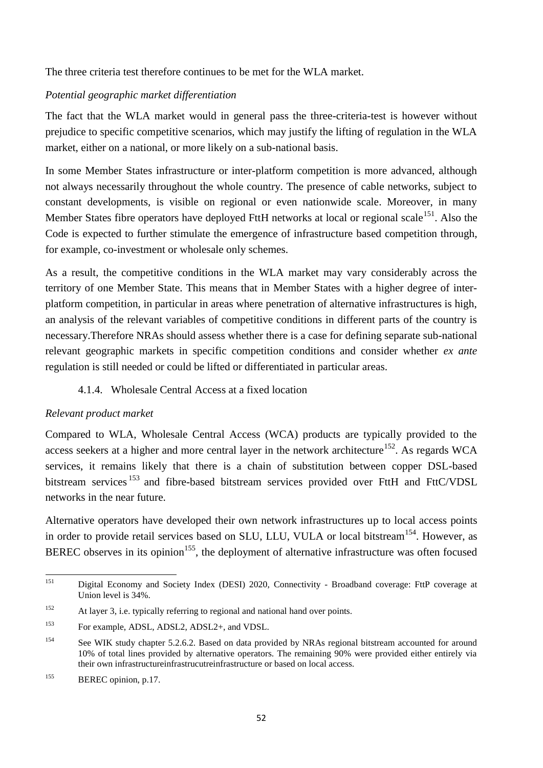The three criteria test therefore continues to be met for the WLA market.

*Potential geographic market differentiation*

The fact that the WLA market would in general pass the three-criteria-test is however without prejudice to specific competitive scenarios, which may justify the lifting of regulation in the WLA market, either on a national, or more likely on a sub-national basis.

In some Member States infrastructure or inter-platform competition is more advanced, although not always necessarily throughout the whole country. The presence of cable networks, subject to constant developments, is visible on regional or even nationwide scale. Moreover, in many Member States fibre operators have deployed FttH networks at local or regional scale[151]. Also the Code is expected to further stimulate the emergence of infrastructure based competition through, for example, co-investment or wholesale only schemes.

As a result, the competitive conditions in the WLA market may vary considerably across the territory of one Member State. This means that in Member States with a higher degree of inter-platform competition, in particular in areas where penetration of alternative infrastructures is high, an analysis of the relevant variables of competitive conditions in different parts of the country is necessary.Therefore NRAs should assess whether there is a case for defining separate sub-national relevant geographic markets in specific competition conditions and consider whether *ex ante* regulation is still needed or could be lifted or differentiated in particular areas.

#### 4.1.4. Wholesale Central Access at a fixed location

*Relevant product market*

Compared to WLA, Wholesale Central Access (WCA) products are typically provided to the access seekers at a higher and more central layer in the network architecture[152]. As regards WCA services, it remains likely that there is a chain of substitution between copper DSL-based bitstream services[153] and fibre-based bitstream services provided over FttH and FttC/VDSL networks in the near future.

Alternative operators have developed their own network infrastructures up to local access points in order to provide retail services based on SLU, LLU, VULA or local bitstream[154]. However, as BEREC observes in its opinion[155], the deployment of alternative infrastructure was often focused

---

[151] Digital Economy and Society Index (DESI) 2020, Connectivity - Broadband coverage: FttP coverage at Union level is 34%.

[152] At layer 3, i.e. typically referring to regional and national hand over points.

[153] For example, ADSL, ADSL2, ADSL2+, and VDSL.

[154] See WIK study chapter 5.2.6.2. Based on data provided by NRAs regional bitstream accounted for around 10% of total lines provided by alternative operators. The remaining 90% were provided either entirely via their own infrastructureinfrastrucutreinfrastructure or based on local access.

[155] BEREC opinion, p.17.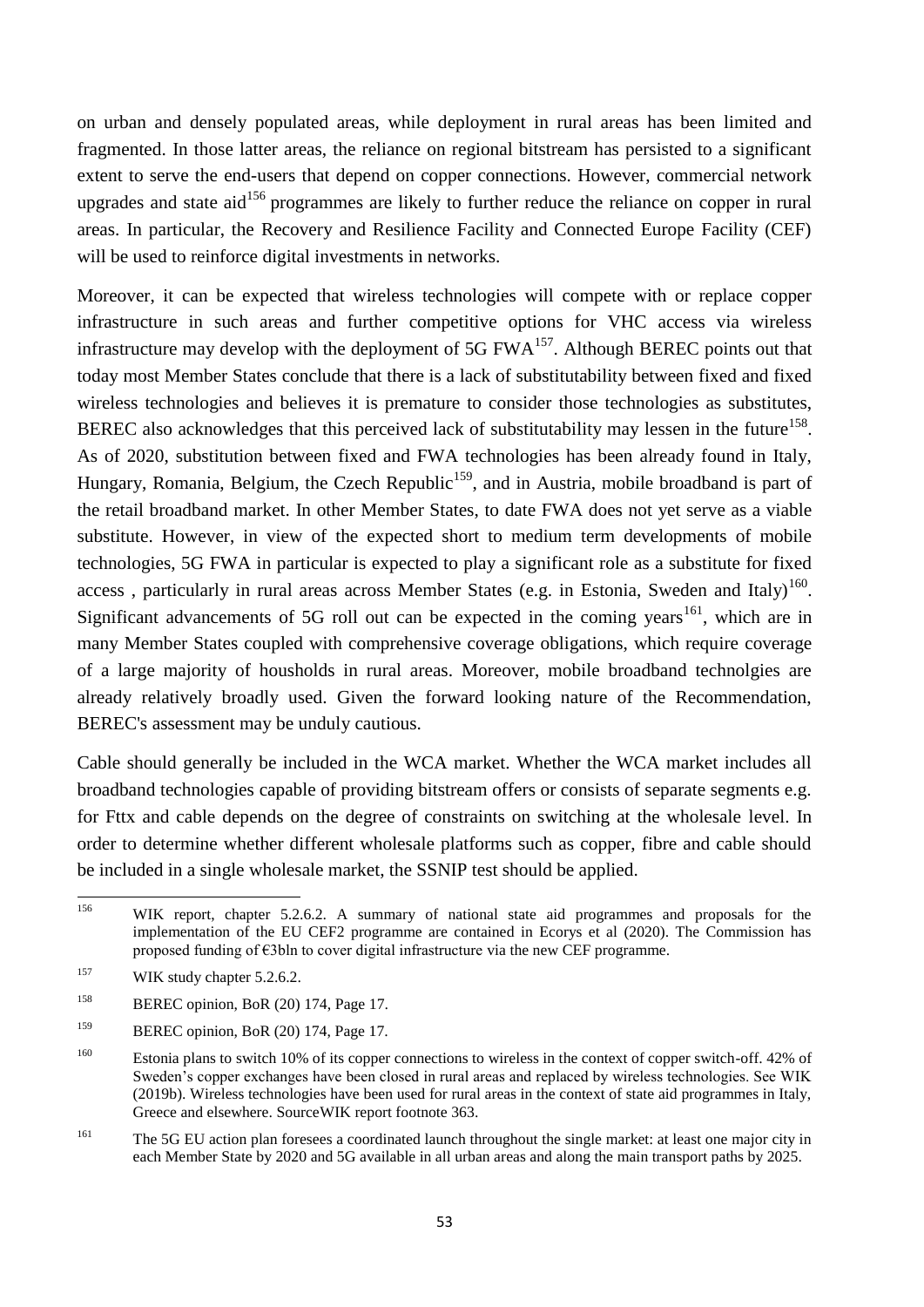on urban and densely populated areas, while deployment in rural areas has been limited and fragmented. In those latter areas, the reliance on regional bitstream has persisted to a significant extent to serve the end-users that depend on copper connections. However, commercial network upgrades and state aid[156] programmes are likely to further reduce the reliance on copper in rural areas. In particular, the Recovery and Resilience Facility and Connected Europe Facility (CEF) will be used to reinforce digital investments in networks.

Moreover, it can be expected that wireless technologies will compete with or replace copper infrastructure in such areas and further competitive options for VHC access via wireless infrastructure may develop with the deployment of 5G FWA[157]. Although BEREC points out that today most Member States conclude that there is a lack of substitutability between fixed and fixed wireless technologies and believes it is premature to consider those technologies as substitutes, BEREC also acknowledges that this perceived lack of substitutability may lessen in the future[158]. As of 2020, substitution between fixed and FWA technologies has been already found in Italy, Hungary, Romania, Belgium, the Czech Republic[159], and in Austria, mobile broadband is part of the retail broadband market. In other Member States, to date FWA does not yet serve as a viable substitute. However, in view of the expected short to medium term developments of mobile technologies, 5G FWA in particular is expected to play a significant role as a substitute for fixed access , particularly in rural areas across Member States (e.g. in Estonia, Sweden and Italy)[160]. Significant advancements of 5G roll out can be expected in the coming years[161], which are in many Member States coupled with comprehensive coverage obligations, which require coverage of a large majority of housholds in rural areas. Moreover, mobile broadband technolgies are already relatively broadly used. Given the forward looking nature of the Recommendation, BEREC's assessment may be unduly cautious.

Cable should generally be included in the WCA market. Whether the WCA market includes all broadband technologies capable of providing bitstream offers or consists of separate segments e.g. for Fttx and cable depends on the degree of constraints on switching at the wholesale level. In order to determine whether different wholesale platforms such as copper, fibre and cable should be included in a single wholesale market, the SSNIP test should be applied.

---

[156] WIK report, chapter 5.2.6.2. A summary of national state aid programmes and proposals for the implementation of the EU CEF2 programme are contained in Ecorys et al (2020). The Commission has proposed funding of €3bln to cover digital infrastructure via the new CEF programme.

[157] WIK study chapter 5.2.6.2.

[158] BEREC opinion, BoR (20) 174, Page 17.

[159] BEREC opinion, BoR (20) 174, Page 17.

[160] Estonia plans to switch 10% of its copper connections to wireless in the context of copper switch-off. 42% of Sweden's copper exchanges have been closed in rural areas and replaced by wireless technologies. See WIK (2019b). Wireless technologies have been used for rural areas in the context of state aid programmes in Italy, Greece and elsewhere. SourceWIK report footnote 363.

[161] The 5G EU action plan foresees a coordinated launch throughout the single market: at least one major city in each Member State by 2020 and 5G available in all urban areas and along the main transport paths by 2025.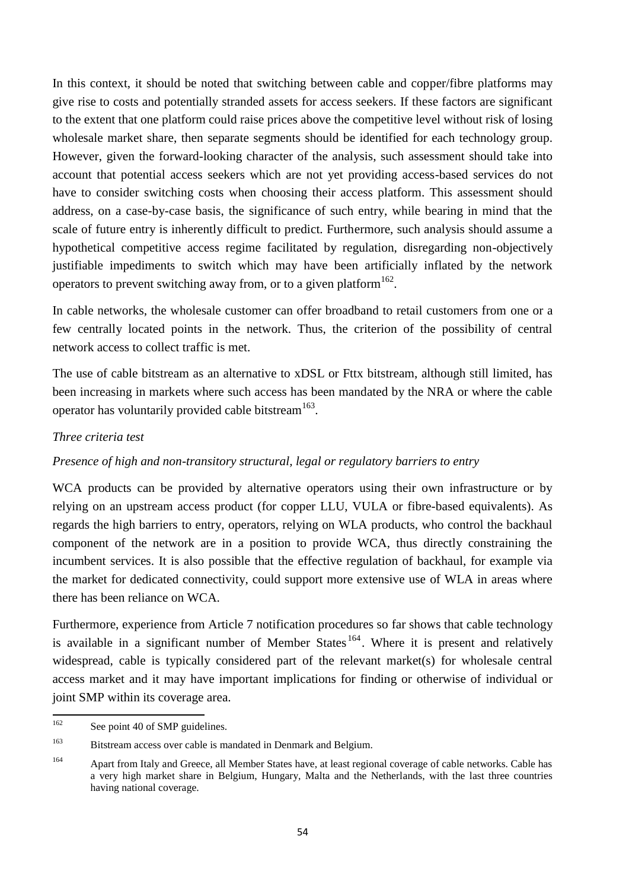In this context, it should be noted that switching between cable and copper/fibre platforms may give rise to costs and potentially stranded assets for access seekers. If these factors are significant to the extent that one platform could raise prices above the competitive level without risk of losing wholesale market share, then separate segments should be identified for each technology group. However, given the forward-looking character of the analysis, such assessment should take into account that potential access seekers which are not yet providing access-based services do not have to consider switching costs when choosing their access platform. This assessment should address, on a case-by-case basis, the significance of such entry, while bearing in mind that the scale of future entry is inherently difficult to predict. Furthermore, such analysis should assume a hypothetical competitive access regime facilitated by regulation, disregarding non-objectively justifiable impediments to switch which may have been artificially inflated by the network operators to prevent switching away from, or to a given platform[162].

In cable networks, the wholesale customer can offer broadband to retail customers from one or a few centrally located points in the network. Thus, the criterion of the possibility of central network access to collect traffic is met.

The use of cable bitstream as an alternative to xDSL or Fttx bitstream, although still limited, has been increasing in markets where such access has been mandated by the NRA or where the cable operator has voluntarily provided cable bitstream[163].

*Three criteria test*

*Presence of high and non-transitory structural, legal or regulatory barriers to entry*

WCA products can be provided by alternative operators using their own infrastructure or by relying on an upstream access product (for copper LLU, VULA or fibre-based equivalents). As regards the high barriers to entry, operators, relying on WLA products, who control the backhaul component of the network are in a position to provide WCA, thus directly constraining the incumbent services. It is also possible that the effective regulation of backhaul, for example via the market for dedicated connectivity, could support more extensive use of WLA in areas where there has been reliance on WCA.

Furthermore, experience from Article 7 notification procedures so far shows that cable technology is available in a significant number of Member States[164]. Where it is present and relatively widespread, cable is typically considered part of the relevant market(s) for wholesale central access market and it may have important implications for finding or otherwise of individual or joint SMP within its coverage area.

---

[162] See point 40 of SMP guidelines.

[163] Bitstream access over cable is mandated in Denmark and Belgium.

[164] Apart from Italy and Greece, all Member States have, at least regional coverage of cable networks. Cable has a very high market share in Belgium, Hungary, Malta and the Netherlands, with the last three countries having national coverage.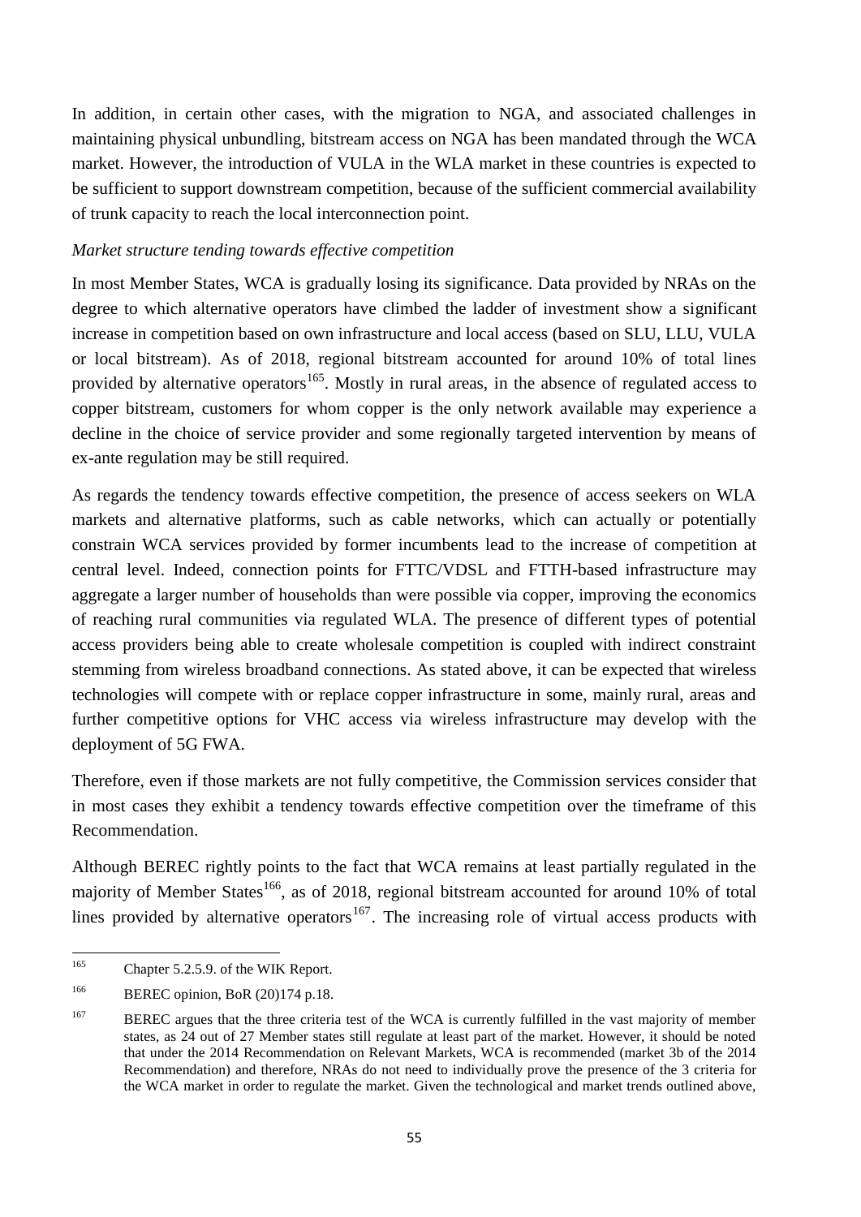In addition, in certain other cases, with the migration to NGA, and associated challenges in maintaining physical unbundling, bitstream access on NGA has been mandated through the WCA market. However, the introduction of VULA in the WLA market in these countries is expected to be sufficient to support downstream competition, because of the sufficient commercial availability of trunk capacity to reach the local interconnection point.

*Market structure tending towards effective competition*

In most Member States, WCA is gradually losing its significance. Data provided by NRAs on the degree to which alternative operators have climbed the ladder of investment show a significant increase in competition based on own infrastructure and local access (based on SLU, LLU, VULA or local bitstream). As of 2018, regional bitstream accounted for around 10% of total lines provided by alternative operators[165]. Mostly in rural areas, in the absence of regulated access to copper bitstream, customers for whom copper is the only network available may experience a decline in the choice of service provider and some regionally targeted intervention by means of ex-ante regulation may be still required.

As regards the tendency towards effective competition, the presence of access seekers on WLA markets and alternative platforms, such as cable networks, which can actually or potentially constrain WCA services provided by former incumbents lead to the increase of competition at central level. Indeed, connection points for FTTC/VDSL and FTTH-based infrastructure may aggregate a larger number of households than were possible via copper, improving the economics of reaching rural communities via regulated WLA. The presence of different types of potential access providers being able to create wholesale competition is coupled with indirect constraint stemming from wireless broadband connections. As stated above, it can be expected that wireless technologies will compete with or replace copper infrastructure in some, mainly rural, areas and further competitive options for VHC access via wireless infrastructure may develop with the deployment of 5G FWA.

Therefore, even if those markets are not fully competitive, the Commission services consider that in most cases they exhibit a tendency towards effective competition over the timeframe of this Recommendation.

Although BEREC rightly points to the fact that WCA remains at least partially regulated in the majority of Member States[166], as of 2018, regional bitstream accounted for around 10% of total lines provided by alternative operators[167]. The increasing role of virtual access products with

---

[165] Chapter 5.2.5.9. of the WIK Report.

[166] BEREC opinion, BoR (20)174 p.18.

[167] BEREC argues that the three criteria test of the WCA is currently fulfilled in the vast majority of member states, as 24 out of 27 Member states still regulate at least part of the market. However, it should be noted that under the 2014 Recommendation on Relevant Markets, WCA is recommended (market 3b of the 2014 Recommendation) and therefore, NRAs do not need to individually prove the presence of the 3 criteria for the WCA market in order to regulate the market. Given the technological and market trends outlined above,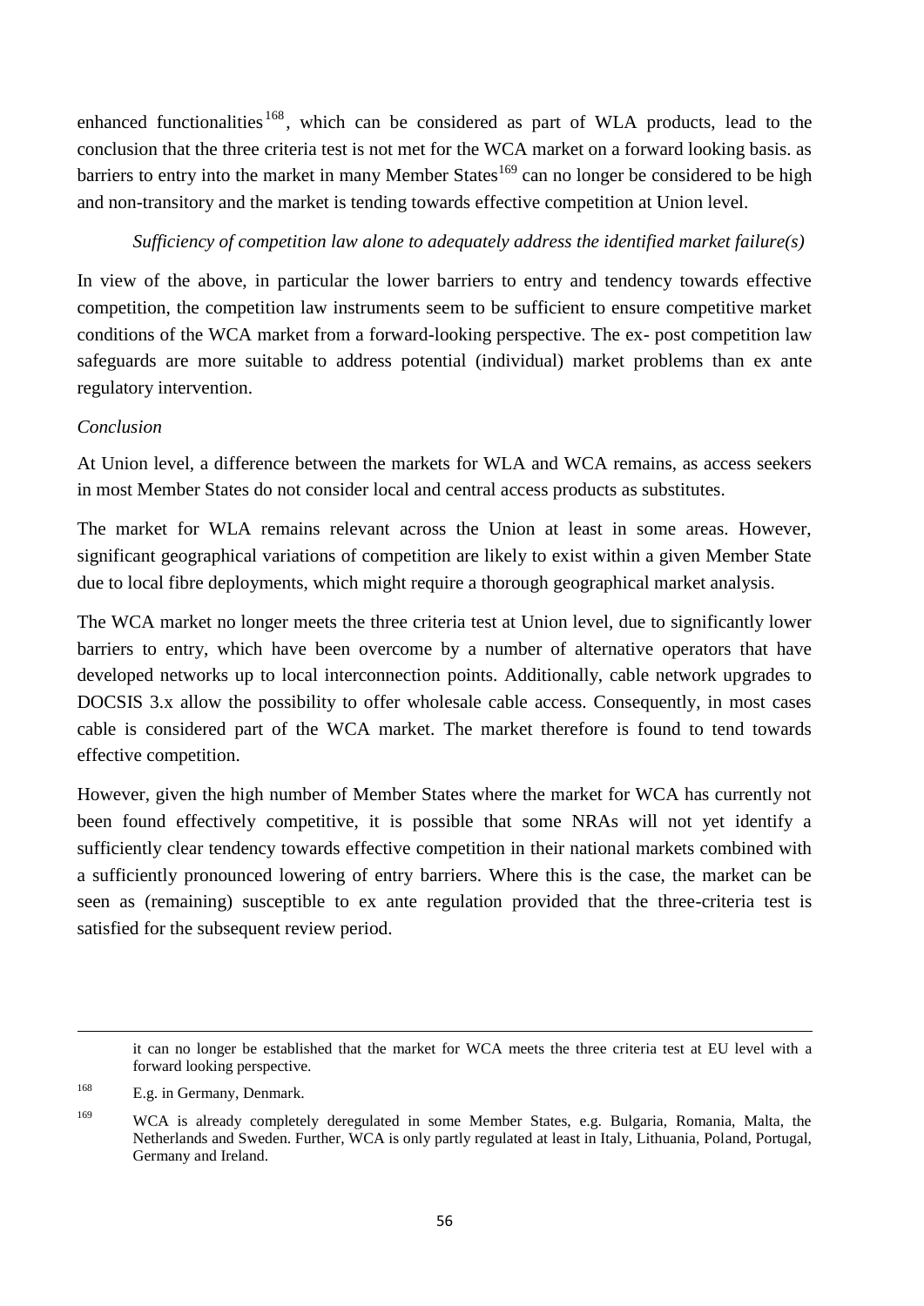enhanced functionalities[168], which can be considered as part of WLA products, lead to the conclusion that the three criteria test is not met for the WCA market on a forward looking basis. as barriers to entry into the market in many Member States[169] can no longer be considered to be high and non-transitory and the market is tending towards effective competition at Union level.

*Sufficiency of competition law alone to adequately address the identified market failure(s)*

In view of the above, in particular the lower barriers to entry and tendency towards effective competition, the competition law instruments seem to be sufficient to ensure competitive market conditions of the WCA market from a forward-looking perspective. The ex- post competition law safeguards are more suitable to address potential (individual) market problems than ex ante regulatory intervention.

*Conclusion*

At Union level, a difference between the markets for WLA and WCA remains, as access seekers in most Member States do not consider local and central access products as substitutes.

The market for WLA remains relevant across the Union at least in some areas. However, significant geographical variations of competition are likely to exist within a given Member State due to local fibre deployments, which might require a thorough geographical market analysis.

The WCA market no longer meets the three criteria test at Union level, due to significantly lower barriers to entry, which have been overcome by a number of alternative operators that have developed networks up to local interconnection points. Additionally, cable network upgrades to DOCSIS 3.x allow the possibility to offer wholesale cable access. Consequently, in most cases cable is considered part of the WCA market. The market therefore is found to tend towards effective competition.

However, given the high number of Member States where the market for WCA has currently not been found effectively competitive, it is possible that some NRAs will not yet identify a sufficiently clear tendency towards effective competition in their national markets combined with a sufficiently pronounced lowering of entry barriers. Where this is the case, the market can be seen as (remaining) susceptible to ex ante regulation provided that the three-criteria test is satisfied for the subsequent review period.

---

it can no longer be established that the market for WCA meets the three criteria test at EU level with a forward looking perspective.

[168] E.g. in Germany, Denmark.

[169] WCA is already completely deregulated in some Member States, e.g. Bulgaria, Romania, Malta, the Netherlands and Sweden. Further, WCA is only partly regulated at least in Italy, Lithuania, Poland, Portugal, Germany and Ireland.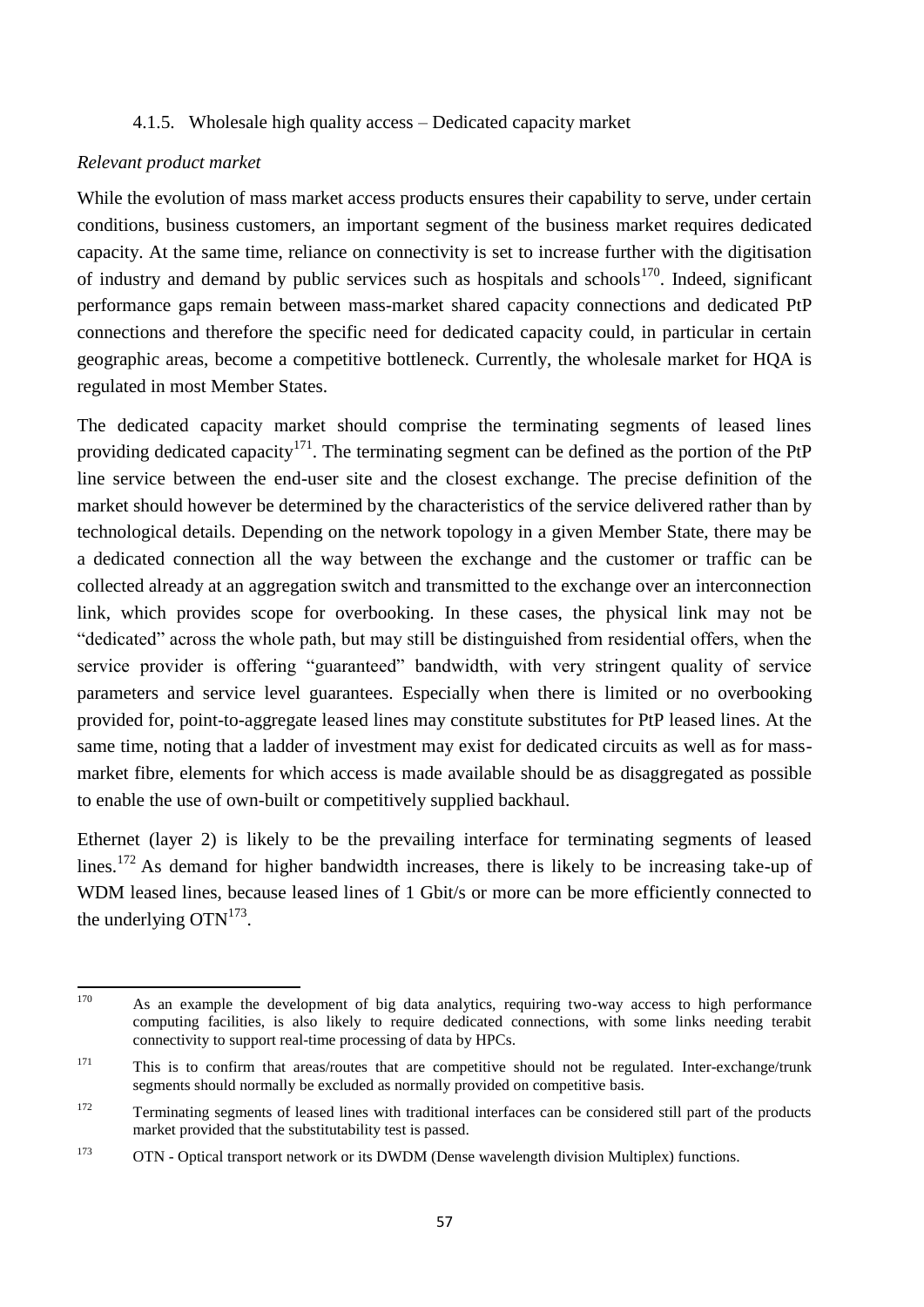#### 4.1.5. Wholesale high quality access – Dedicated capacity market

*Relevant product market*

While the evolution of mass market access products ensures their capability to serve, under certain conditions, business customers, an important segment of the business market requires dedicated capacity. At the same time, reliance on connectivity is set to increase further with the digitisation of industry and demand by public services such as hospitals and schools[170]. Indeed, significant performance gaps remain between mass-market shared capacity connections and dedicated PtP connections and therefore the specific need for dedicated capacity could, in particular in certain geographic areas, become a competitive bottleneck. Currently, the wholesale market for HQA is regulated in most Member States.

The dedicated capacity market should comprise the terminating segments of leased lines providing dedicated capacity[171]. The terminating segment can be defined as the portion of the PtP line service between the end-user site and the closest exchange. The precise definition of the market should however be determined by the characteristics of the service delivered rather than by technological details. Depending on the network topology in a given Member State, there may be a dedicated connection all the way between the exchange and the customer or traffic can be collected already at an aggregation switch and transmitted to the exchange over an interconnection link, which provides scope for overbooking. In these cases, the physical link may not be "dedicated" across the whole path, but may still be distinguished from residential offers, when the service provider is offering "guaranteed" bandwidth, with very stringent quality of service parameters and service level guarantees. Especially when there is limited or no overbooking provided for, point-to-aggregate leased lines may constitute substitutes for PtP leased lines. At the same time, noting that a ladder of investment may exist for dedicated circuits as well as for mass-market fibre, elements for which access is made available should be as disaggregated as possible to enable the use of own-built or competitively supplied backhaul.

Ethernet (layer 2) is likely to be the prevailing interface for terminating segments of leased lines.[172] As demand for higher bandwidth increases, there is likely to be increasing take-up of WDM leased lines, because leased lines of 1 Gbit/s or more can be more efficiently connected to the underlying OTN[173].

---

[170] As an example the development of big data analytics, requiring two-way access to high performance computing facilities, is also likely to require dedicated connections, with some links needing terabit connectivity to support real-time processing of data by HPCs.

[171] This is to confirm that areas/routes that are competitive should not be regulated. Inter-exchange/trunk segments should normally be excluded as normally provided on competitive basis.

[172] Terminating segments of leased lines with traditional interfaces can be considered still part of the products market provided that the substitutability test is passed.

[173] OTN - Optical transport network or its DWDM (Dense wavelength division Multiplex) functions.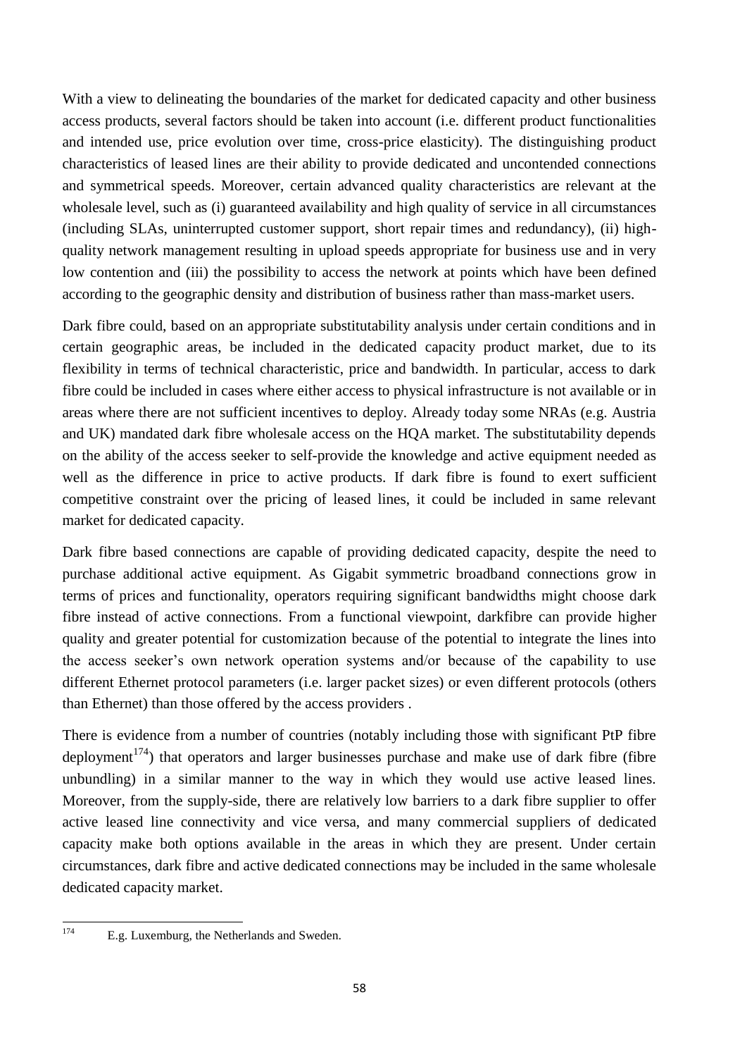With a view to delineating the boundaries of the market for dedicated capacity and other business access products, several factors should be taken into account (i.e. different product functionalities and intended use, price evolution over time, cross-price elasticity). The distinguishing product characteristics of leased lines are their ability to provide dedicated and uncontended connections and symmetrical speeds. Moreover, certain advanced quality characteristics are relevant at the wholesale level, such as (i) guaranteed availability and high quality of service in all circumstances (including SLAs, uninterrupted customer support, short repair times and redundancy), (ii) high-quality network management resulting in upload speeds appropriate for business use and in very low contention and (iii) the possibility to access the network at points which have been defined according to the geographic density and distribution of business rather than mass-market users.

Dark fibre could, based on an appropriate substitutability analysis under certain conditions and in certain geographic areas, be included in the dedicated capacity product market, due to its flexibility in terms of technical characteristic, price and bandwidth. In particular, access to dark fibre could be included in cases where either access to physical infrastructure is not available or in areas where there are not sufficient incentives to deploy. Already today some NRAs (e.g. Austria and UK) mandated dark fibre wholesale access on the HQA market. The substitutability depends on the ability of the access seeker to self-provide the knowledge and active equipment needed as well as the difference in price to active products. If dark fibre is found to exert sufficient competitive constraint over the pricing of leased lines, it could be included in same relevant market for dedicated capacity.

Dark fibre based connections are capable of providing dedicated capacity, despite the need to purchase additional active equipment. As Gigabit symmetric broadband connections grow in terms of prices and functionality, operators requiring significant bandwidths might choose dark fibre instead of active connections. From a functional viewpoint, darkfibre can provide higher quality and greater potential for customization because of the potential to integrate the lines into the access seeker's own network operation systems and/or because of the capability to use different Ethernet protocol parameters (i.e. larger packet sizes) or even different protocols (others than Ethernet) than those offered by the access providers .

There is evidence from a number of countries (notably including those with significant PtP fibre deployment[174]) that operators and larger businesses purchase and make use of dark fibre (fibre unbundling) in a similar manner to the way in which they would use active leased lines. Moreover, from the supply-side, there are relatively low barriers to a dark fibre supplier to offer active leased line connectivity and vice versa, and many commercial suppliers of dedicated capacity make both options available in the areas in which they are present. Under certain circumstances, dark fibre and active dedicated connections may be included in the same wholesale dedicated capacity market.

[174] E.g. Luxemburg, the Netherlands and Sweden.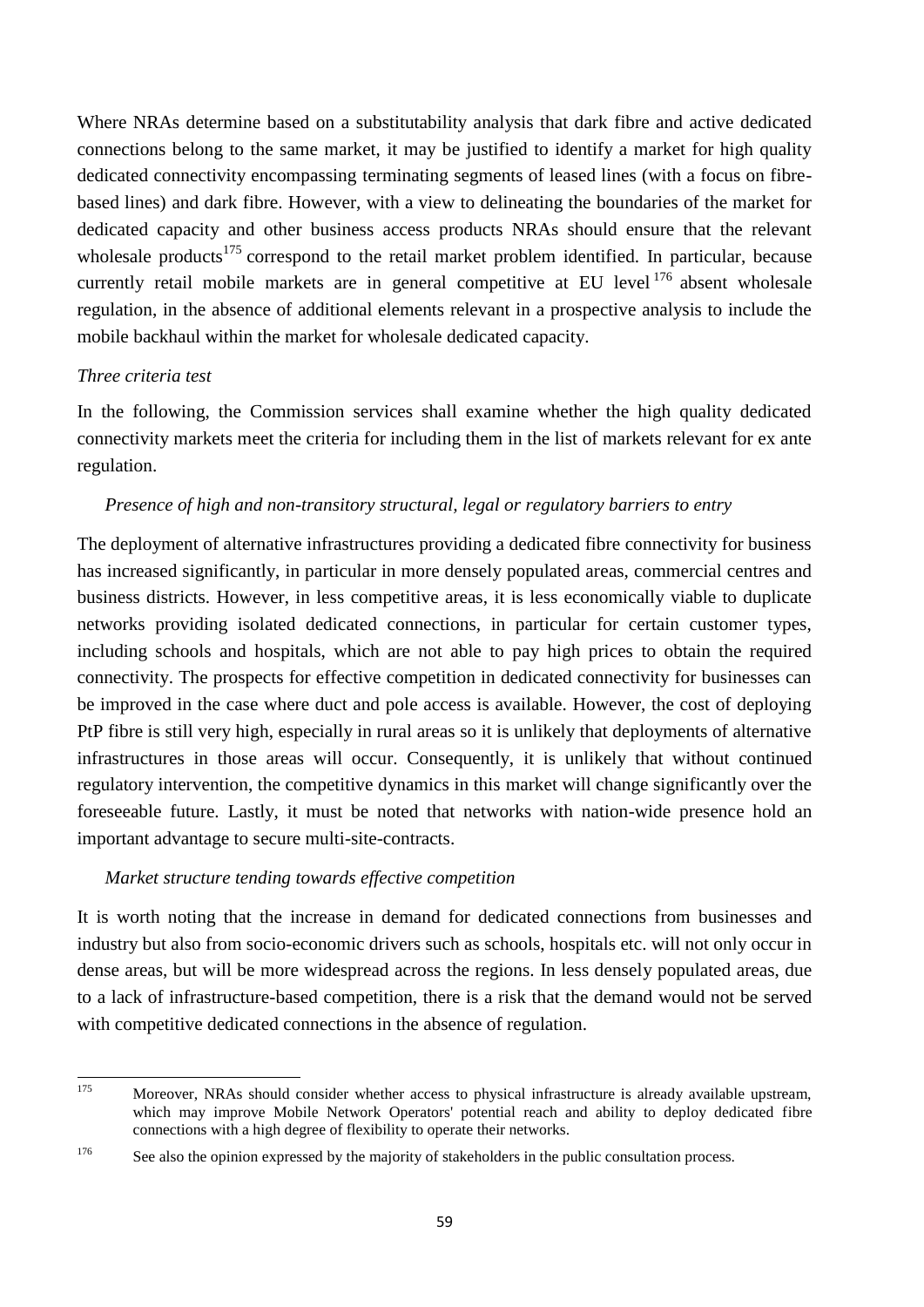Where NRAs determine based on a substitutability analysis that dark fibre and active dedicated connections belong to the same market, it may be justified to identify a market for high quality dedicated connectivity encompassing terminating segments of leased lines (with a focus on fibre-based lines) and dark fibre. However, with a view to delineating the boundaries of the market for dedicated capacity and other business access products NRAs should ensure that the relevant wholesale products[175] correspond to the retail market problem identified. In particular, because currently retail mobile markets are in general competitive at EU level[176] absent wholesale regulation, in the absence of additional elements relevant in a prospective analysis to include the mobile backhaul within the market for wholesale dedicated capacity.

*Three criteria test*

In the following, the Commission services shall examine whether the high quality dedicated connectivity markets meet the criteria for including them in the list of markets relevant for ex ante regulation.

*Presence of high and non-transitory structural, legal or regulatory barriers to entry*

The deployment of alternative infrastructures providing a dedicated fibre connectivity for business has increased significantly, in particular in more densely populated areas, commercial centres and business districts. However, in less competitive areas, it is less economically viable to duplicate networks providing isolated dedicated connections, in particular for certain customer types, including schools and hospitals, which are not able to pay high prices to obtain the required connectivity. The prospects for effective competition in dedicated connectivity for businesses can be improved in the case where duct and pole access is available. However, the cost of deploying PtP fibre is still very high, especially in rural areas so it is unlikely that deployments of alternative infrastructures in those areas will occur. Consequently, it is unlikely that without continued regulatory intervention, the competitive dynamics in this market will change significantly over the foreseeable future. Lastly, it must be noted that networks with nation-wide presence hold an important advantage to secure multi-site-contracts.

*Market structure tending towards effective competition*

It is worth noting that the increase in demand for dedicated connections from businesses and industry but also from socio-economic drivers such as schools, hospitals etc. will not only occur in dense areas, but will be more widespread across the regions. In less densely populated areas, due to a lack of infrastructure-based competition, there is a risk that the demand would not be served with competitive dedicated connections in the absence of regulation.

[175] Moreover, NRAs should consider whether access to physical infrastructure is already available upstream, which may improve Mobile Network Operators' potential reach and ability to deploy dedicated fibre connections with a high degree of flexibility to operate their networks.

[176] See also the opinion expressed by the majority of stakeholders in the public consultation process.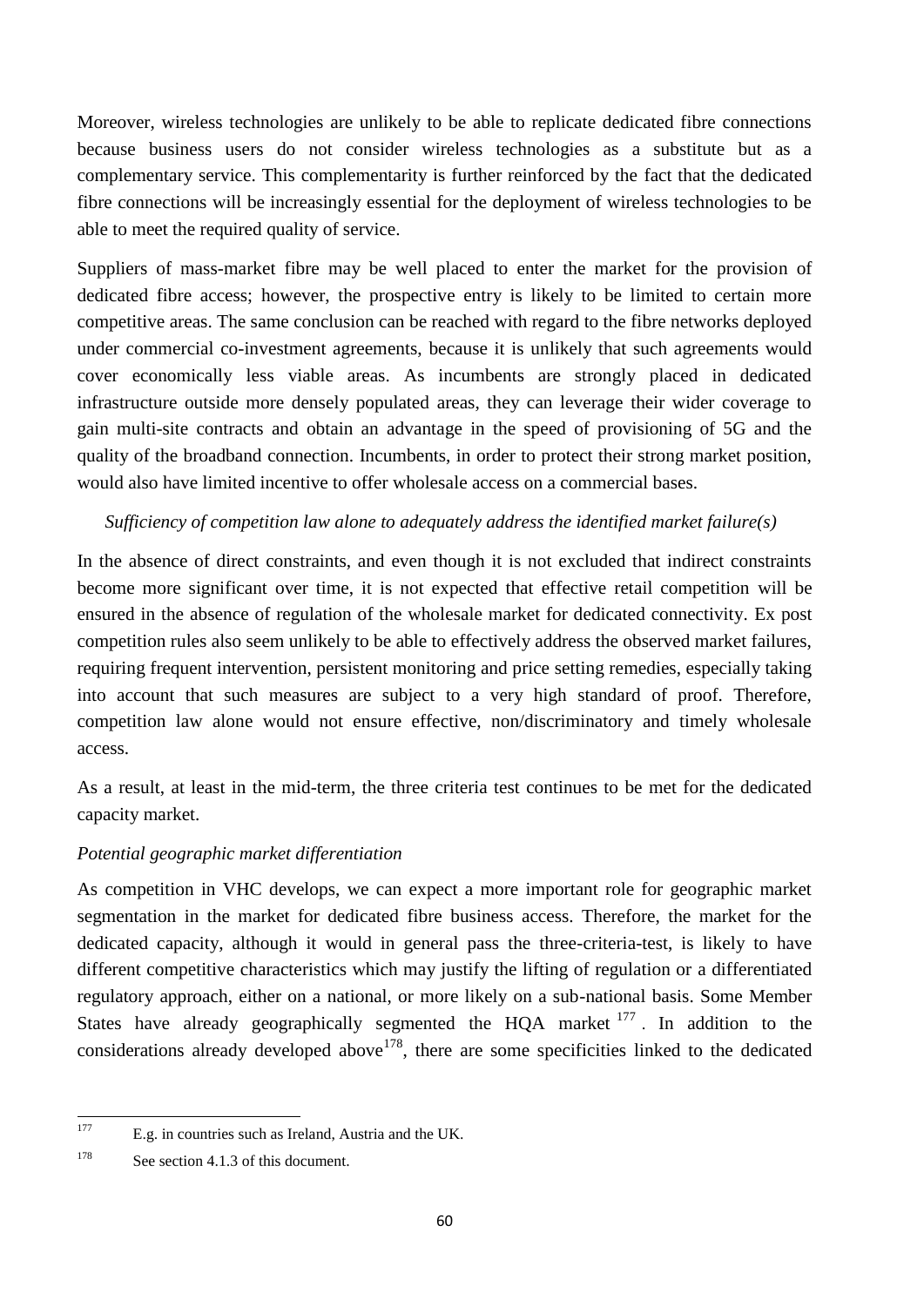Moreover, wireless technologies are unlikely to be able to replicate dedicated fibre connections because business users do not consider wireless technologies as a substitute but as a complementary service. This complementarity is further reinforced by the fact that the dedicated fibre connections will be increasingly essential for the deployment of wireless technologies to be able to meet the required quality of service.

Suppliers of mass-market fibre may be well placed to enter the market for the provision of dedicated fibre access; however, the prospective entry is likely to be limited to certain more competitive areas. The same conclusion can be reached with regard to the fibre networks deployed under commercial co-investment agreements, because it is unlikely that such agreements would cover economically less viable areas. As incumbents are strongly placed in dedicated infrastructure outside more densely populated areas, they can leverage their wider coverage to gain multi-site contracts and obtain an advantage in the speed of provisioning of 5G and the quality of the broadband connection. Incumbents, in order to protect their strong market position, would also have limited incentive to offer wholesale access on a commercial bases.

*Sufficiency of competition law alone to adequately address the identified market failure(s)*

In the absence of direct constraints, and even though it is not excluded that indirect constraints become more significant over time, it is not expected that effective retail competition will be ensured in the absence of regulation of the wholesale market for dedicated connectivity. Ex post competition rules also seem unlikely to be able to effectively address the observed market failures, requiring frequent intervention, persistent monitoring and price setting remedies, especially taking into account that such measures are subject to a very high standard of proof. Therefore, competition law alone would not ensure effective, non/discriminatory and timely wholesale access.

As a result, at least in the mid-term, the three criteria test continues to be met for the dedicated capacity market.

*Potential geographic market differentiation*

As competition in VHC develops, we can expect a more important role for geographic market segmentation in the market for dedicated fibre business access. Therefore, the market for the dedicated capacity, although it would in general pass the three-criteria-test, is likely to have different competitive characteristics which may justify the lifting of regulation or a differentiated regulatory approach, either on a national, or more likely on a sub-national basis. Some Member States have already geographically segmented the HQA market [177]. In addition to the considerations already developed above[178], there are some specificities linked to the dedicated

[177] E.g. in countries such as Ireland, Austria and the UK.

[178] See section 4.1.3 of this document.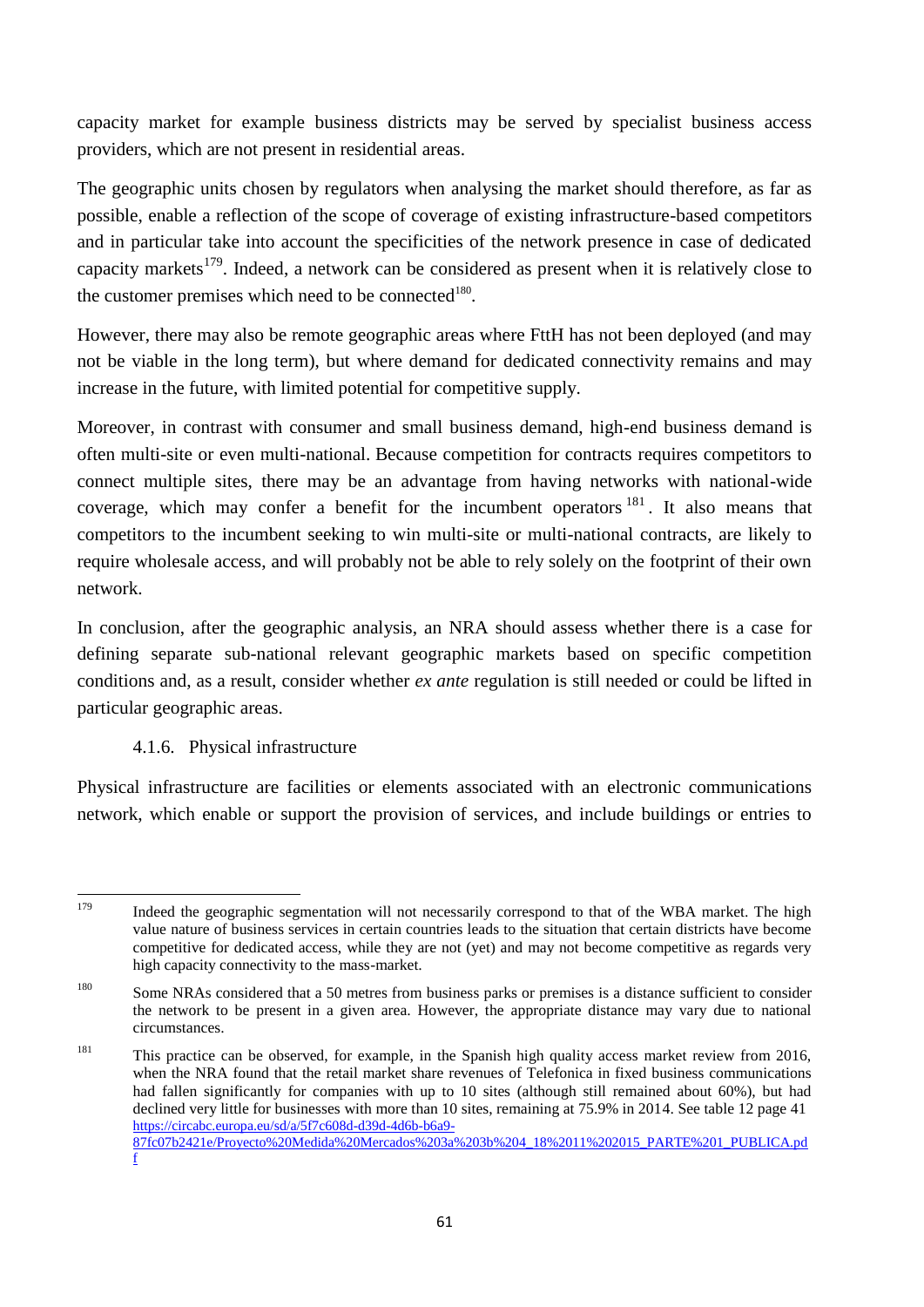capacity market for example business districts may be served by specialist business access providers, which are not present in residential areas.

The geographic units chosen by regulators when analysing the market should therefore, as far as possible, enable a reflection of the scope of coverage of existing infrastructure-based competitors and in particular take into account the specificities of the network presence in case of dedicated capacity markets[179]. Indeed, a network can be considered as present when it is relatively close to the customer premises which need to be connected[180].

However, there may also be remote geographic areas where FttH has not been deployed (and may not be viable in the long term), but where demand for dedicated connectivity remains and may increase in the future, with limited potential for competitive supply.

Moreover, in contrast with consumer and small business demand, high-end business demand is often multi-site or even multi-national. Because competition for contracts requires competitors to connect multiple sites, there may be an advantage from having networks with national-wide coverage, which may confer a benefit for the incumbent operators[181]. It also means that competitors to the incumbent seeking to win multi-site or multi-national contracts, are likely to require wholesale access, and will probably not be able to rely solely on the footprint of their own network.

In conclusion, after the geographic analysis, an NRA should assess whether there is a case for defining separate sub-national relevant geographic markets based on specific competition conditions and, as a result, consider whether *ex ante* regulation is still needed or could be lifted in particular geographic areas.

#### 4.1.6. Physical infrastructure

Physical infrastructure are facilities or elements associated with an electronic communications network, which enable or support the provision of services, and include buildings or entries to

---

[179] Indeed the geographic segmentation will not necessarily correspond to that of the WBA market. The high value nature of business services in certain countries leads to the situation that certain districts have become competitive for dedicated access, while they are not (yet) and may not become competitive as regards very high capacity connectivity to the mass-market.

[180] Some NRAs considered that a 50 metres from business parks or premises is a distance sufficient to consider the network to be present in a given area. However, the appropriate distance may vary due to national circumstances.

[181] This practice can be observed, for example, in the Spanish high quality access market review from 2016, when the NRA found that the retail market share revenues of Telefonica in fixed business communications had fallen significantly for companies with up to 10 sites (although still remained about 60%), but had declined very little for businesses with more than 10 sites, remaining at 75.9% in 2014. See table 12 page 41 https://circabc.europa.eu/sd/a/5f7c608d-d39d-4d6b-b6a9-87fc07b2421e/Proyecto%20Medida%20Mercados%203a%203b%204_18%2011%202015_PARTE%201_PUBLICA.pdf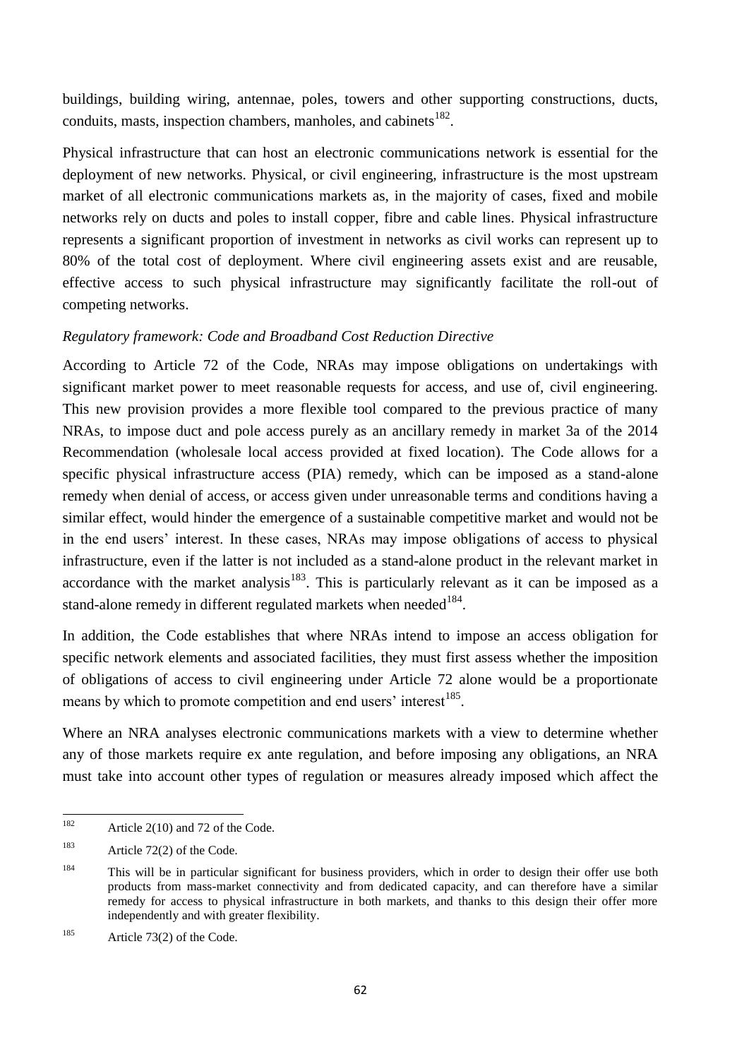buildings, building wiring, antennae, poles, towers and other supporting constructions, ducts, conduits, masts, inspection chambers, manholes, and cabinets[182].

Physical infrastructure that can host an electronic communications network is essential for the deployment of new networks. Physical, or civil engineering, infrastructure is the most upstream market of all electronic communications markets as, in the majority of cases, fixed and mobile networks rely on ducts and poles to install copper, fibre and cable lines. Physical infrastructure represents a significant proportion of investment in networks as civil works can represent up to 80% of the total cost of deployment. Where civil engineering assets exist and are reusable, effective access to such physical infrastructure may significantly facilitate the roll-out of competing networks.

*Regulatory framework: Code and Broadband Cost Reduction Directive*

According to Article 72 of the Code, NRAs may impose obligations on undertakings with significant market power to meet reasonable requests for access, and use of, civil engineering. This new provision provides a more flexible tool compared to the previous practice of many NRAs, to impose duct and pole access purely as an ancillary remedy in market 3a of the 2014 Recommendation (wholesale local access provided at fixed location). The Code allows for a specific physical infrastructure access (PIA) remedy, which can be imposed as a stand-alone remedy when denial of access, or access given under unreasonable terms and conditions having a similar effect, would hinder the emergence of a sustainable competitive market and would not be in the end users' interest. In these cases, NRAs may impose obligations of access to physical infrastructure, even if the latter is not included as a stand-alone product in the relevant market in accordance with the market analysis[183]. This is particularly relevant as it can be imposed as a stand-alone remedy in different regulated markets when needed[184].

In addition, the Code establishes that where NRAs intend to impose an access obligation for specific network elements and associated facilities, they must first assess whether the imposition of obligations of access to civil engineering under Article 72 alone would be a proportionate means by which to promote competition and end users' interest[185].

Where an NRA analyses electronic communications markets with a view to determine whether any of those markets require ex ante regulation, and before imposing any obligations, an NRA must take into account other types of regulation or measures already imposed which affect the

---

[182] Article 2(10) and 72 of the Code.

[183] Article 72(2) of the Code.

[184] This will be in particular significant for business providers, which in order to design their offer use both products from mass-market connectivity and from dedicated capacity, and can therefore have a similar remedy for access to physical infrastructure in both markets, and thanks to this design their offer more independently and with greater flexibility.

[185] Article 73(2) of the Code.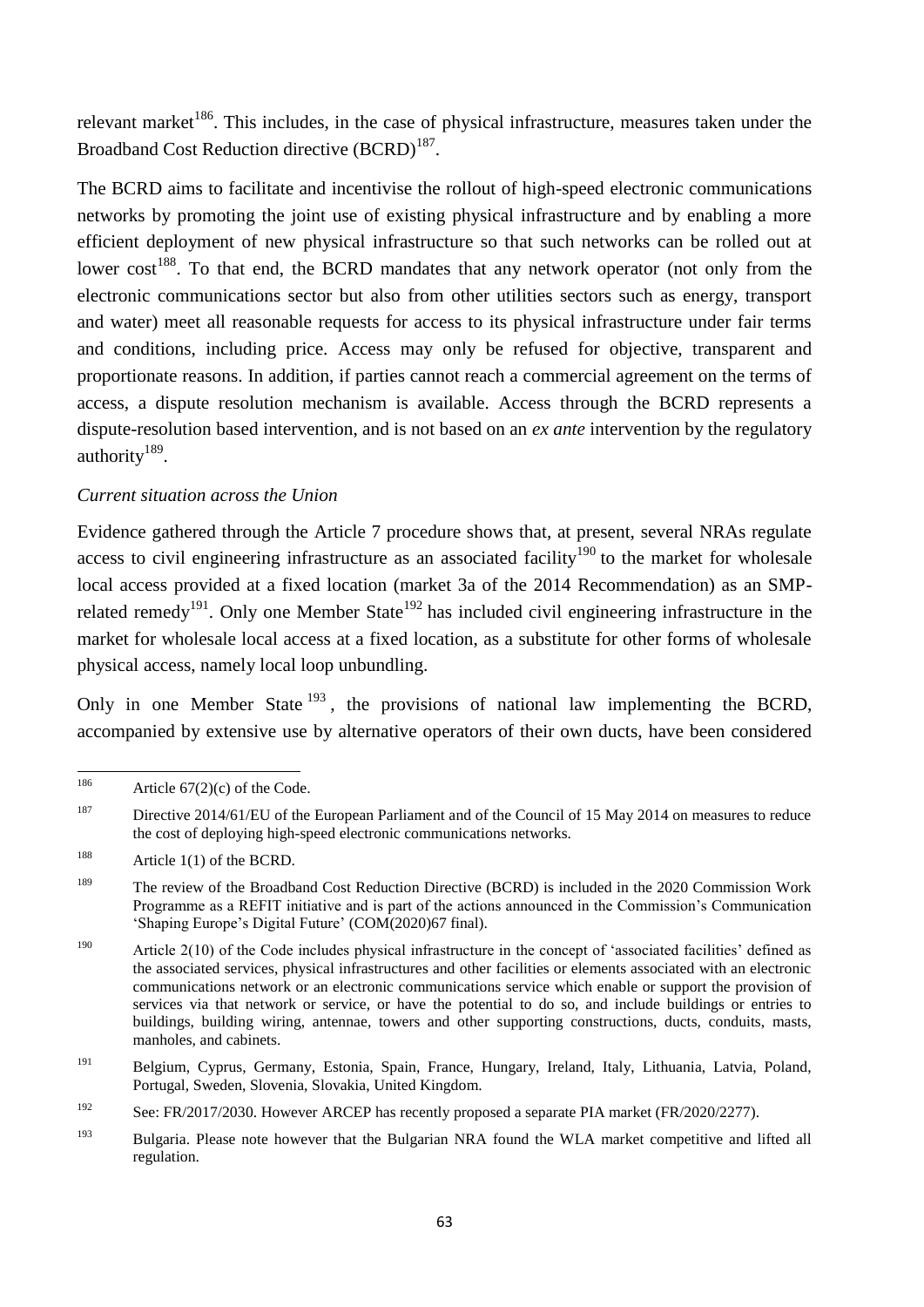relevant market[186]. This includes, in the case of physical infrastructure, measures taken under the Broadband Cost Reduction directive (BCRD)[187].

The BCRD aims to facilitate and incentivise the rollout of high-speed electronic communications networks by promoting the joint use of existing physical infrastructure and by enabling a more efficient deployment of new physical infrastructure so that such networks can be rolled out at lower cost[188]. To that end, the BCRD mandates that any network operator (not only from the electronic communications sector but also from other utilities sectors such as energy, transport and water) meet all reasonable requests for access to its physical infrastructure under fair terms and conditions, including price. Access may only be refused for objective, transparent and proportionate reasons. In addition, if parties cannot reach a commercial agreement on the terms of access, a dispute resolution mechanism is available. Access through the BCRD represents a dispute-resolution based intervention, and is not based on an *ex ante* intervention by the regulatory authority[189].

*Current situation across the Union*

Evidence gathered through the Article 7 procedure shows that, at present, several NRAs regulate access to civil engineering infrastructure as an associated facility[190] to the market for wholesale local access provided at a fixed location (market 3a of the 2014 Recommendation) as an SMP-related remedy[191]. Only one Member State[192] has included civil engineering infrastructure in the market for wholesale local access at a fixed location, as a substitute for other forms of wholesale physical access, namely local loop unbundling.

Only in one Member State[193], the provisions of national law implementing the BCRD, accompanied by extensive use by alternative operators of their own ducts, have been considered

---

[186] Article 67(2)(c) of the Code.

[187] Directive 2014/61/EU of the European Parliament and of the Council of 15 May 2014 on measures to reduce the cost of deploying high-speed electronic communications networks.

[188] Article 1(1) of the BCRD.

[189] The review of the Broadband Cost Reduction Directive (BCRD) is included in the 2020 Commission Work Programme as a REFIT initiative and is part of the actions announced in the Commission's Communication 'Shaping Europe's Digital Future' (COM(2020)67 final).

[190] Article 2(10) of the Code includes physical infrastructure in the concept of 'associated facilities' defined as the associated services, physical infrastructures and other facilities or elements associated with an electronic communications network or an electronic communications service which enable or support the provision of services via that network or service, or have the potential to do so, and include buildings or entries to buildings, building wiring, antennae, towers and other supporting constructions, ducts, conduits, masts, manholes, and cabinets.

[191] Belgium, Cyprus, Germany, Estonia, Spain, France, Hungary, Ireland, Italy, Lithuania, Latvia, Poland, Portugal, Sweden, Slovenia, Slovakia, United Kingdom.

[192] See: FR/2017/2030. However ARCEP has recently proposed a separate PIA market (FR/2020/2277).

[193] Bulgaria. Please note however that the Bulgarian NRA found the WLA market competitive and lifted all regulation.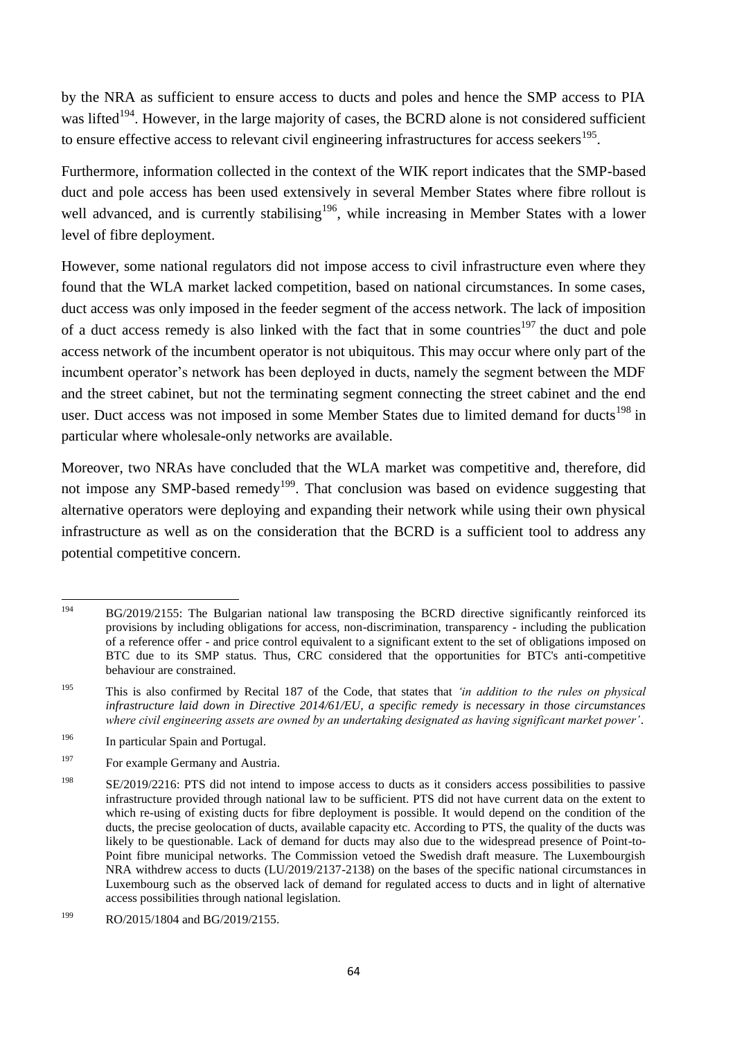by the NRA as sufficient to ensure access to ducts and poles and hence the SMP access to PIA was lifted[194]. However, in the large majority of cases, the BCRD alone is not considered sufficient to ensure effective access to relevant civil engineering infrastructures for access seekers[195].

Furthermore, information collected in the context of the WIK report indicates that the SMP-based duct and pole access has been used extensively in several Member States where fibre rollout is well advanced, and is currently stabilising[196], while increasing in Member States with a lower level of fibre deployment.

However, some national regulators did not impose access to civil infrastructure even where they found that the WLA market lacked competition, based on national circumstances. In some cases, duct access was only imposed in the feeder segment of the access network. The lack of imposition of a duct access remedy is also linked with the fact that in some countries[197] the duct and pole access network of the incumbent operator is not ubiquitous. This may occur where only part of the incumbent operator's network has been deployed in ducts, namely the segment between the MDF and the street cabinet, but not the terminating segment connecting the street cabinet and the end user. Duct access was not imposed in some Member States due to limited demand for ducts[198] in particular where wholesale-only networks are available.

Moreover, two NRAs have concluded that the WLA market was competitive and, therefore, did not impose any SMP-based remedy[199]. That conclusion was based on evidence suggesting that alternative operators were deploying and expanding their network while using their own physical infrastructure as well as on the consideration that the BCRD is a sufficient tool to address any potential competitive concern.

---

[194] BG/2019/2155: The Bulgarian national law transposing the BCRD directive significantly reinforced its provisions by including obligations for access, non-discrimination, transparency - including the publication of a reference offer - and price control equivalent to a significant extent to the set of obligations imposed on BTC due to its SMP status. Thus, CRC considered that the opportunities for BTC's anti-competitive behaviour are constrained.

[195] This is also confirmed by Recital 187 of the Code, that states that *'in addition to the rules on physical infrastructure laid down in Directive 2014/61/EU, a specific remedy is necessary in those circumstances where civil engineering assets are owned by an undertaking designated as having significant market power'*.

[196] In particular Spain and Portugal.

[197] For example Germany and Austria.

[198] SE/2019/2216: PTS did not intend to impose access to ducts as it considers access possibilities to passive infrastructure provided through national law to be sufficient. PTS did not have current data on the extent to which re-using of existing ducts for fibre deployment is possible. It would depend on the condition of the ducts, the precise geolocation of ducts, available capacity etc. According to PTS, the quality of the ducts was likely to be questionable. Lack of demand for ducts may also due to the widespread presence of Point-to-Point fibre municipal networks. The Commission vetoed the Swedish draft measure. The Luxembourgish NRA withdrew access to ducts (LU/2019/2137-2138) on the bases of the specific national circumstances in Luxembourg such as the observed lack of demand for regulated access to ducts and in light of alternative access possibilities through national legislation.

[199] RO/2015/1804 and BG/2019/2155.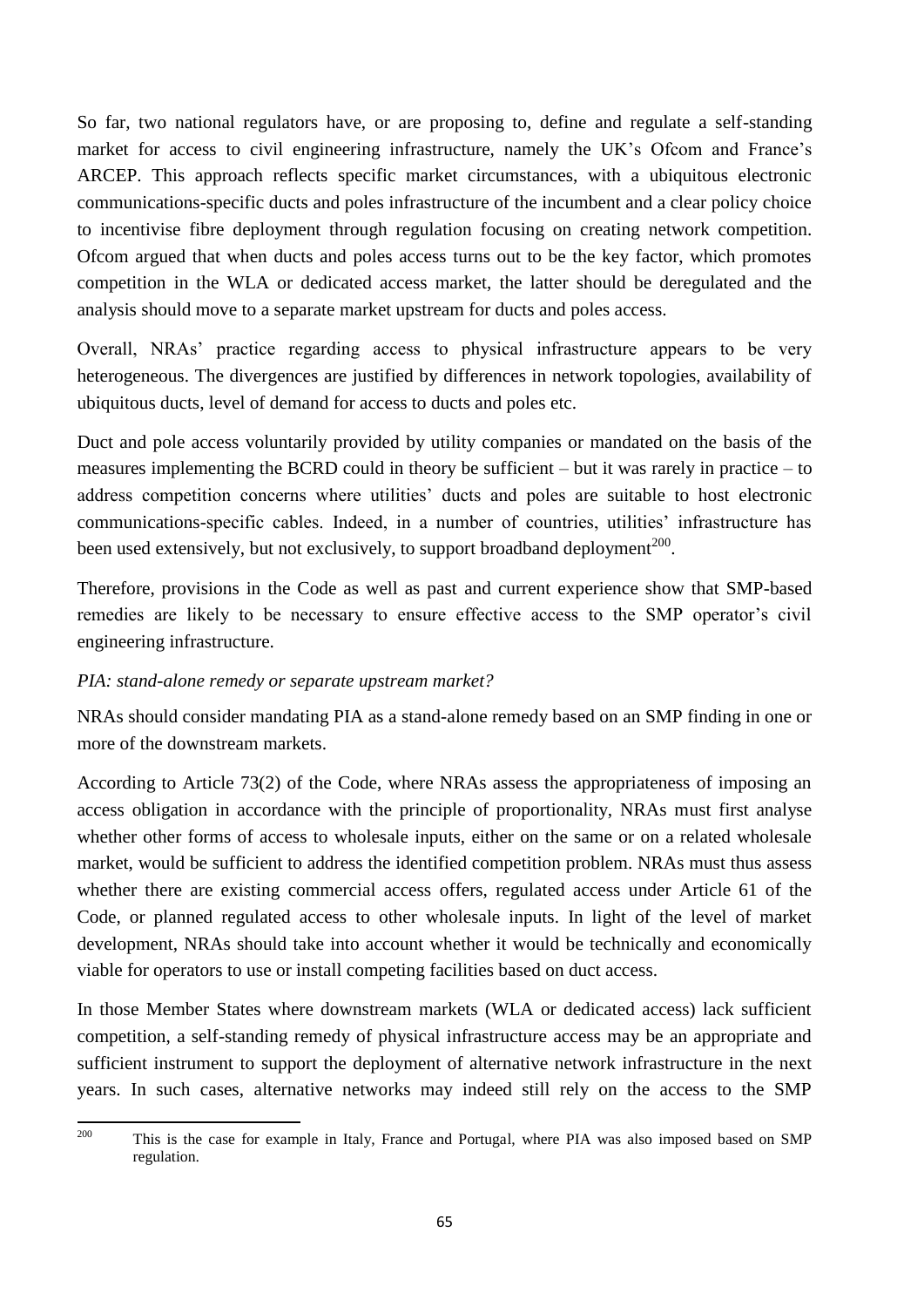So far, two national regulators have, or are proposing to, define and regulate a self-standing market for access to civil engineering infrastructure, namely the UK's Ofcom and France's ARCEP. This approach reflects specific market circumstances, with a ubiquitous electronic communications-specific ducts and poles infrastructure of the incumbent and a clear policy choice to incentivise fibre deployment through regulation focusing on creating network competition. Ofcom argued that when ducts and poles access turns out to be the key factor, which promotes competition in the WLA or dedicated access market, the latter should be deregulated and the analysis should move to a separate market upstream for ducts and poles access.

Overall, NRAs' practice regarding access to physical infrastructure appears to be very heterogeneous. The divergences are justified by differences in network topologies, availability of ubiquitous ducts, level of demand for access to ducts and poles etc.

Duct and pole access voluntarily provided by utility companies or mandated on the basis of the measures implementing the BCRD could in theory be sufficient – but it was rarely in practice – to address competition concerns where utilities' ducts and poles are suitable to host electronic communications-specific cables. Indeed, in a number of countries, utilities' infrastructure has been used extensively, but not exclusively, to support broadband deployment[200].

Therefore, provisions in the Code as well as past and current experience show that SMP-based remedies are likely to be necessary to ensure effective access to the SMP operator's civil engineering infrastructure.

*PIA: stand-alone remedy or separate upstream market?*

NRAs should consider mandating PIA as a stand-alone remedy based on an SMP finding in one or more of the downstream markets.

According to Article 73(2) of the Code, where NRAs assess the appropriateness of imposing an access obligation in accordance with the principle of proportionality, NRAs must first analyse whether other forms of access to wholesale inputs, either on the same or on a related wholesale market, would be sufficient to address the identified competition problem. NRAs must thus assess whether there are existing commercial access offers, regulated access under Article 61 of the Code, or planned regulated access to other wholesale inputs. In light of the level of market development, NRAs should take into account whether it would be technically and economically viable for operators to use or install competing facilities based on duct access.

In those Member States where downstream markets (WLA or dedicated access) lack sufficient competition, a self-standing remedy of physical infrastructure access may be an appropriate and sufficient instrument to support the deployment of alternative network infrastructure in the next years. In such cases, alternative networks may indeed still rely on the access to the SMP

[200] This is the case for example in Italy, France and Portugal, where PIA was also imposed based on SMP regulation.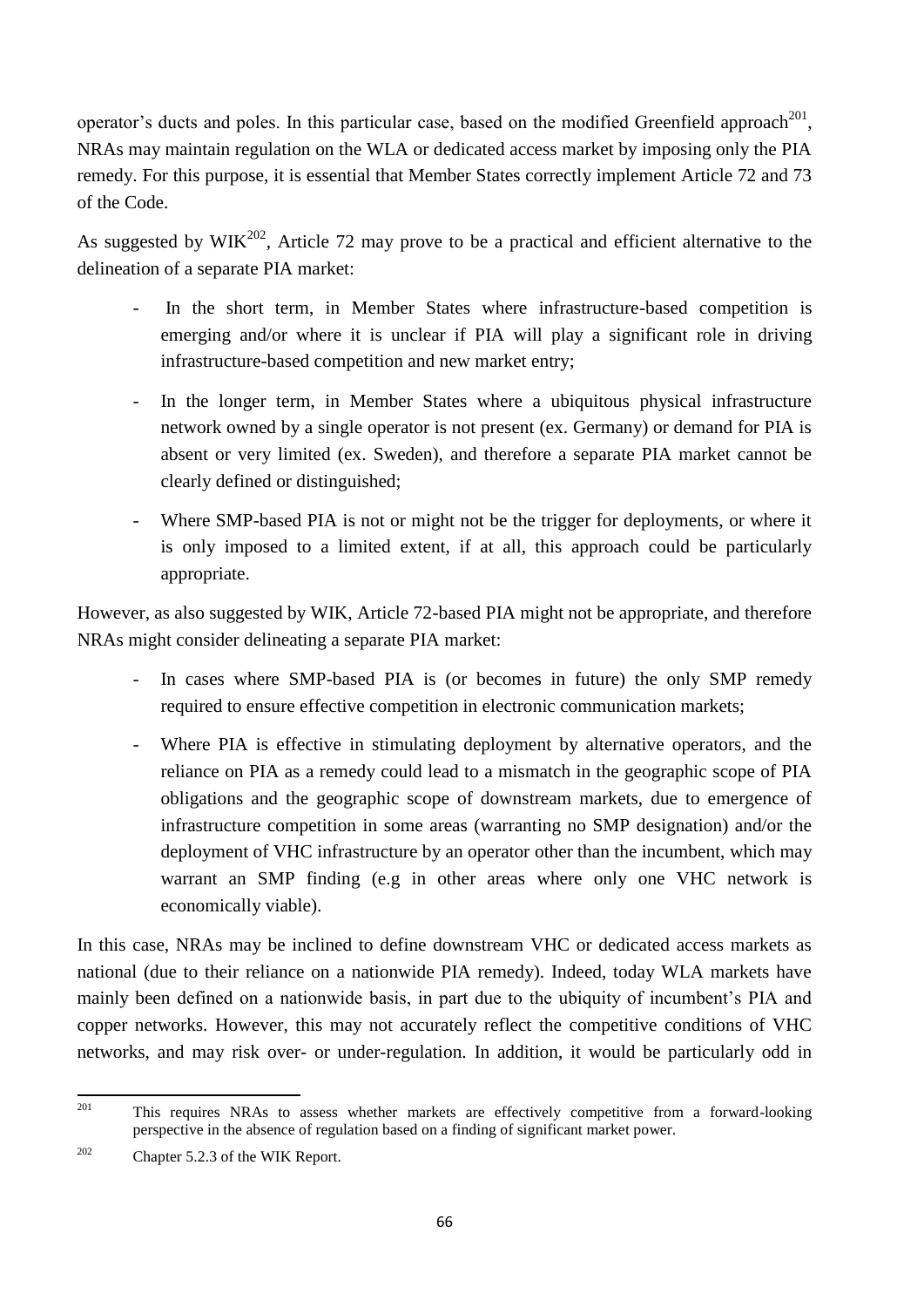operator's ducts and poles. In this particular case, based on the modified Greenfield approach[201], NRAs may maintain regulation on the WLA or dedicated access market by imposing only the PIA remedy. For this purpose, it is essential that Member States correctly implement Article 72 and 73 of the Code.

As suggested by WIK[202], Article 72 may prove to be a practical and efficient alternative to the delineation of a separate PIA market:

- In the short term, in Member States where infrastructure-based competition is emerging and/or where it is unclear if PIA will play a significant role in driving infrastructure-based competition and new market entry;
- In the longer term, in Member States where a ubiquitous physical infrastructure network owned by a single operator is not present (ex. Germany) or demand for PIA is absent or very limited (ex. Sweden), and therefore a separate PIA market cannot be clearly defined or distinguished;
- Where SMP-based PIA is not or might not be the trigger for deployments, or where it is only imposed to a limited extent, if at all, this approach could be particularly appropriate.

However, as also suggested by WIK, Article 72-based PIA might not be appropriate, and therefore NRAs might consider delineating a separate PIA market:

- In cases where SMP-based PIA is (or becomes in future) the only SMP remedy required to ensure effective competition in electronic communication markets;
- Where PIA is effective in stimulating deployment by alternative operators, and the reliance on PIA as a remedy could lead to a mismatch in the geographic scope of PIA obligations and the geographic scope of downstream markets, due to emergence of infrastructure competition in some areas (warranting no SMP designation) and/or the deployment of VHC infrastructure by an operator other than the incumbent, which may warrant an SMP finding (e.g in other areas where only one VHC network is economically viable).

In this case, NRAs may be inclined to define downstream VHC or dedicated access markets as national (due to their reliance on a nationwide PIA remedy). Indeed, today WLA markets have mainly been defined on a nationwide basis, in part due to the ubiquity of incumbent's PIA and copper networks. However, this may not accurately reflect the competitive conditions of VHC networks, and may risk over- or under-regulation. In addition, it would be particularly odd in

---

[201] This requires NRAs to assess whether markets are effectively competitive from a forward-looking perspective in the absence of regulation based on a finding of significant market power.

[202] Chapter 5.2.3 of the WIK Report.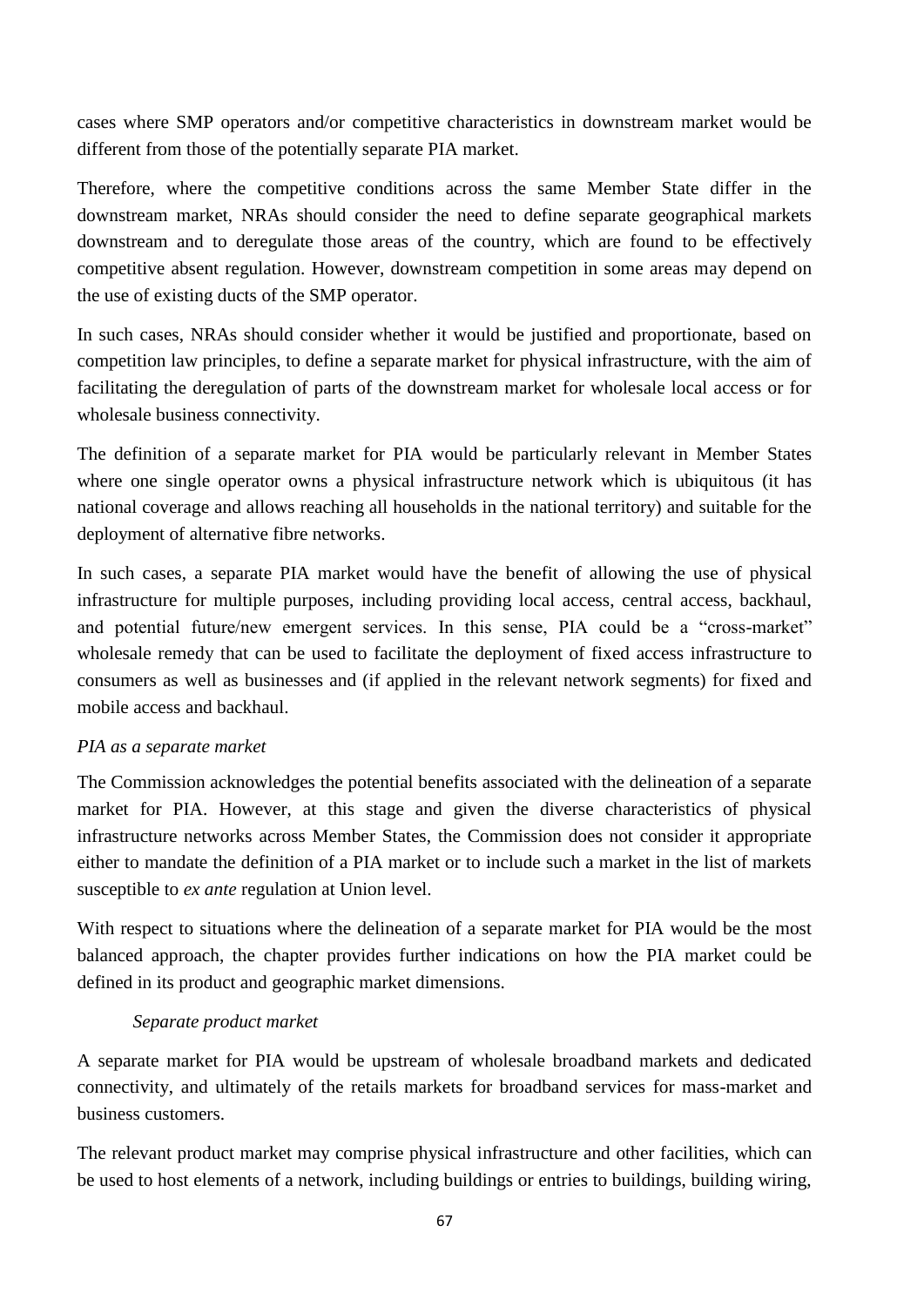cases where SMP operators and/or competitive characteristics in downstream market would be different from those of the potentially separate PIA market.

Therefore, where the competitive conditions across the same Member State differ in the downstream market, NRAs should consider the need to define separate geographical markets downstream and to deregulate those areas of the country, which are found to be effectively competitive absent regulation. However, downstream competition in some areas may depend on the use of existing ducts of the SMP operator.

In such cases, NRAs should consider whether it would be justified and proportionate, based on competition law principles, to define a separate market for physical infrastructure, with the aim of facilitating the deregulation of parts of the downstream market for wholesale local access or for wholesale business connectivity.

The definition of a separate market for PIA would be particularly relevant in Member States where one single operator owns a physical infrastructure network which is ubiquitous (it has national coverage and allows reaching all households in the national territory) and suitable for the deployment of alternative fibre networks.

In such cases, a separate PIA market would have the benefit of allowing the use of physical infrastructure for multiple purposes, including providing local access, central access, backhaul, and potential future/new emergent services. In this sense, PIA could be a "cross-market" wholesale remedy that can be used to facilitate the deployment of fixed access infrastructure to consumers as well as businesses and (if applied in the relevant network segments) for fixed and mobile access and backhaul.

*PIA as a separate market*

The Commission acknowledges the potential benefits associated with the delineation of a separate market for PIA. However, at this stage and given the diverse characteristics of physical infrastructure networks across Member States, the Commission does not consider it appropriate either to mandate the definition of a PIA market or to include such a market in the list of markets susceptible to *ex ante* regulation at Union level.

With respect to situations where the delineation of a separate market for PIA would be the most balanced approach, the chapter provides further indications on how the PIA market could be defined in its product and geographic market dimensions.

*Separate product market*

A separate market for PIA would be upstream of wholesale broadband markets and dedicated connectivity, and ultimately of the retails markets for broadband services for mass-market and business customers.

The relevant product market may comprise physical infrastructure and other facilities, which can be used to host elements of a network, including buildings or entries to buildings, building wiring,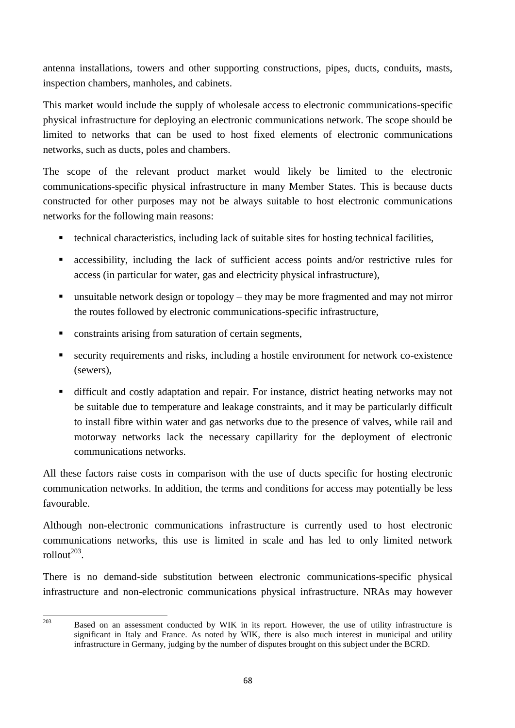antenna installations, towers and other supporting constructions, pipes, ducts, conduits, masts, inspection chambers, manholes, and cabinets.

This market would include the supply of wholesale access to electronic communications-specific physical infrastructure for deploying an electronic communications network. The scope should be limited to networks that can be used to host fixed elements of electronic communications networks, such as ducts, poles and chambers.

The scope of the relevant product market would likely be limited to the electronic communications-specific physical infrastructure in many Member States. This is because ducts constructed for other purposes may not be always suitable to host electronic communications networks for the following main reasons:

- technical characteristics, including lack of suitable sites for hosting technical facilities,
- accessibility, including the lack of sufficient access points and/or restrictive rules for access (in particular for water, gas and electricity physical infrastructure),
- unsuitable network design or topology – they may be more fragmented and may not mirror the routes followed by electronic communications-specific infrastructure,
- constraints arising from saturation of certain segments,
- security requirements and risks, including a hostile environment for network co-existence (sewers),
- difficult and costly adaptation and repair. For instance, district heating networks may not be suitable due to temperature and leakage constraints, and it may be particularly difficult to install fibre within water and gas networks due to the presence of valves, while rail and motorway networks lack the necessary capillarity for the deployment of electronic communications networks.

All these factors raise costs in comparison with the use of ducts specific for hosting electronic communication networks. In addition, the terms and conditions for access may potentially be less favourable.

Although non-electronic communications infrastructure is currently used to host electronic communications networks, this use is limited in scale and has led to only limited network rollout[203].

There is no demand-side substitution between electronic communications-specific physical infrastructure and non-electronic communications physical infrastructure. NRAs may however

---

[203] Based on an assessment conducted by WIK in its report. However, the use of utility infrastructure is significant in Italy and France. As noted by WIK, there is also much interest in municipal and utility infrastructure in Germany, judging by the number of disputes brought on this subject under the BCRD.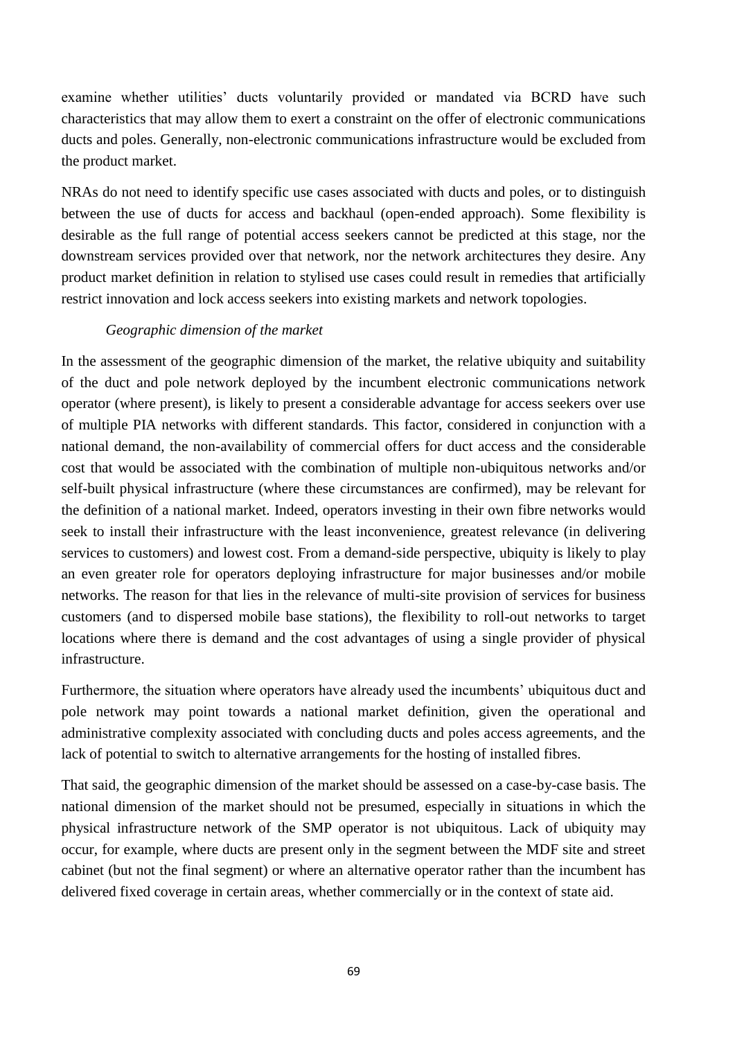examine whether utilities' ducts voluntarily provided or mandated via BCRD have such characteristics that may allow them to exert a constraint on the offer of electronic communications ducts and poles. Generally, non-electronic communications infrastructure would be excluded from the product market.

NRAs do not need to identify specific use cases associated with ducts and poles, or to distinguish between the use of ducts for access and backhaul (open-ended approach). Some flexibility is desirable as the full range of potential access seekers cannot be predicted at this stage, nor the downstream services provided over that network, nor the network architectures they desire. Any product market definition in relation to stylised use cases could result in remedies that artificially restrict innovation and lock access seekers into existing markets and network topologies.

*Geographic dimension of the market*

In the assessment of the geographic dimension of the market, the relative ubiquity and suitability of the duct and pole network deployed by the incumbent electronic communications network operator (where present), is likely to present a considerable advantage for access seekers over use of multiple PIA networks with different standards. This factor, considered in conjunction with a national demand, the non-availability of commercial offers for duct access and the considerable cost that would be associated with the combination of multiple non-ubiquitous networks and/or self-built physical infrastructure (where these circumstances are confirmed), may be relevant for the definition of a national market. Indeed, operators investing in their own fibre networks would seek to install their infrastructure with the least inconvenience, greatest relevance (in delivering services to customers) and lowest cost. From a demand-side perspective, ubiquity is likely to play an even greater role for operators deploying infrastructure for major businesses and/or mobile networks. The reason for that lies in the relevance of multi-site provision of services for business customers (and to dispersed mobile base stations), the flexibility to roll-out networks to target locations where there is demand and the cost advantages of using a single provider of physical infrastructure.

Furthermore, the situation where operators have already used the incumbents' ubiquitous duct and pole network may point towards a national market definition, given the operational and administrative complexity associated with concluding ducts and poles access agreements, and the lack of potential to switch to alternative arrangements for the hosting of installed fibres.

That said, the geographic dimension of the market should be assessed on a case-by-case basis. The national dimension of the market should not be presumed, especially in situations in which the physical infrastructure network of the SMP operator is not ubiquitous. Lack of ubiquity may occur, for example, where ducts are present only in the segment between the MDF site and street cabinet (but not the final segment) or where an alternative operator rather than the incumbent has delivered fixed coverage in certain areas, whether commercially or in the context of state aid.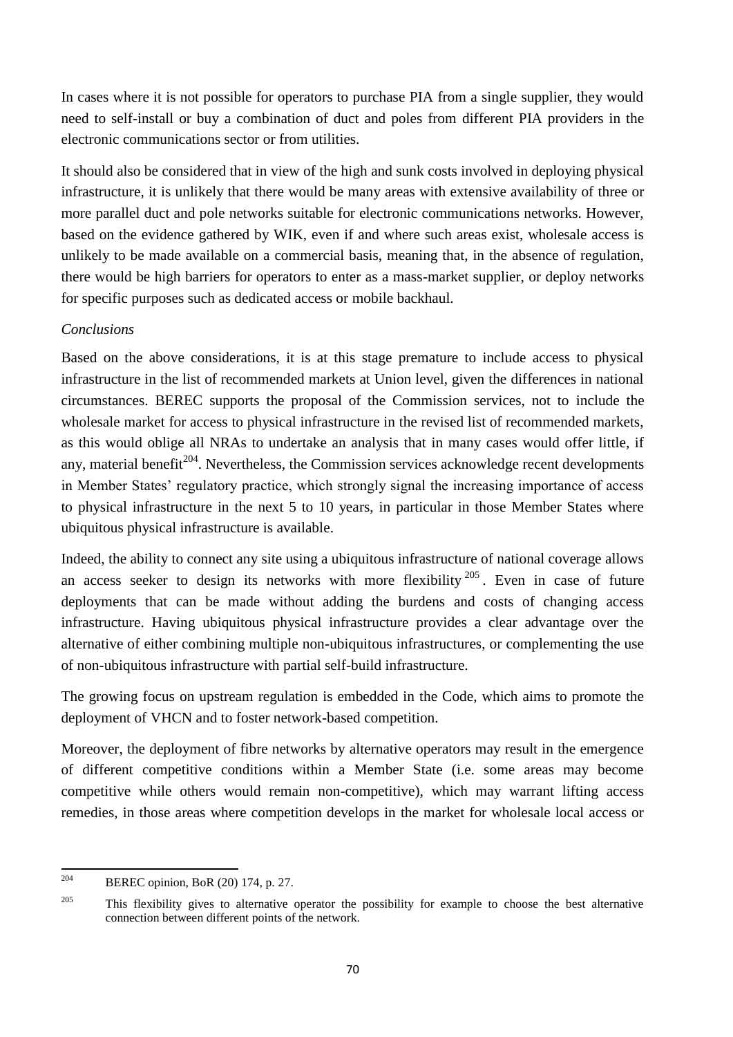In cases where it is not possible for operators to purchase PIA from a single supplier, they would need to self-install or buy a combination of duct and poles from different PIA providers in the electronic communications sector or from utilities.

It should also be considered that in view of the high and sunk costs involved in deploying physical infrastructure, it is unlikely that there would be many areas with extensive availability of three or more parallel duct and pole networks suitable for electronic communications networks. However, based on the evidence gathered by WIK, even if and where such areas exist, wholesale access is unlikely to be made available on a commercial basis, meaning that, in the absence of regulation, there would be high barriers for operators to enter as a mass-market supplier, or deploy networks for specific purposes such as dedicated access or mobile backhaul.

*Conclusions*

Based on the above considerations, it is at this stage premature to include access to physical infrastructure in the list of recommended markets at Union level, given the differences in national circumstances. BEREC supports the proposal of the Commission services, not to include the wholesale market for access to physical infrastructure in the revised list of recommended markets, as this would oblige all NRAs to undertake an analysis that in many cases would offer little, if any, material benefit[204]. Nevertheless, the Commission services acknowledge recent developments in Member States' regulatory practice, which strongly signal the increasing importance of access to physical infrastructure in the next 5 to 10 years, in particular in those Member States where ubiquitous physical infrastructure is available.

Indeed, the ability to connect any site using a ubiquitous infrastructure of national coverage allows an access seeker to design its networks with more flexibility[205]. Even in case of future deployments that can be made without adding the burdens and costs of changing access infrastructure. Having ubiquitous physical infrastructure provides a clear advantage over the alternative of either combining multiple non-ubiquitous infrastructures, or complementing the use of non-ubiquitous infrastructure with partial self-build infrastructure.

The growing focus on upstream regulation is embedded in the Code, which aims to promote the deployment of VHCN and to foster network-based competition.

Moreover, the deployment of fibre networks by alternative operators may result in the emergence of different competitive conditions within a Member State (i.e. some areas may become competitive while others would remain non-competitive), which may warrant lifting access remedies, in those areas where competition develops in the market for wholesale local access or

---

[204] BEREC opinion, BoR (20) 174, p. 27.

[205] This flexibility gives to alternative operator the possibility for example to choose the best alternative connection between different points of the network.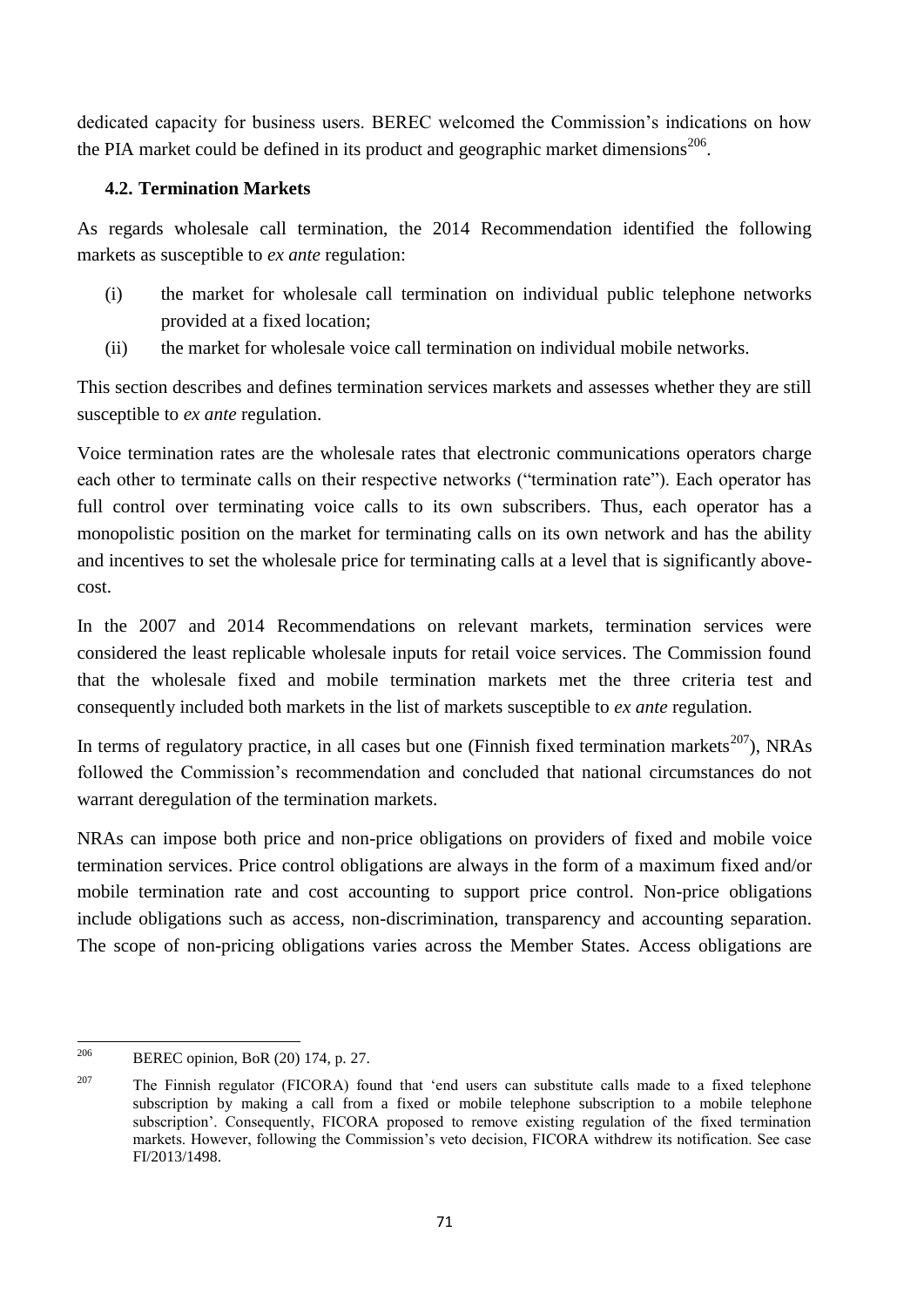dedicated capacity for business users. BEREC welcomed the Commission's indications on how the PIA market could be defined in its product and geographic market dimensions[206].

### 4.2. Termination Markets

As regards wholesale call termination, the 2014 Recommendation identified the following markets as susceptible to *ex ante* regulation:

(i) the market for wholesale call termination on individual public telephone networks provided at a fixed location;

(ii) the market for wholesale voice call termination on individual mobile networks.

This section describes and defines termination services markets and assesses whether they are still susceptible to *ex ante* regulation.

Voice termination rates are the wholesale rates that electronic communications operators charge each other to terminate calls on their respective networks ("termination rate"). Each operator has full control over terminating voice calls to its own subscribers. Thus, each operator has a monopolistic position on the market for terminating calls on its own network and has the ability and incentives to set the wholesale price for terminating calls at a level that is significantly above-cost.

In the 2007 and 2014 Recommendations on relevant markets, termination services were considered the least replicable wholesale inputs for retail voice services. The Commission found that the wholesale fixed and mobile termination markets met the three criteria test and consequently included both markets in the list of markets susceptible to *ex ante* regulation.

In terms of regulatory practice, in all cases but one (Finnish fixed termination markets[207]), NRAs followed the Commission's recommendation and concluded that national circumstances do not warrant deregulation of the termination markets.

NRAs can impose both price and non-price obligations on providers of fixed and mobile voice termination services. Price control obligations are always in the form of a maximum fixed and/or mobile termination rate and cost accounting to support price control. Non-price obligations include obligations such as access, non-discrimination, transparency and accounting separation. The scope of non-pricing obligations varies across the Member States. Access obligations are

---

[206] BEREC opinion, BoR (20) 174, p. 27.

[207] The Finnish regulator (FICORA) found that 'end users can substitute calls made to a fixed telephone subscription by making a call from a fixed or mobile telephone subscription to a mobile telephone subscription'. Consequently, FICORA proposed to remove existing regulation of the fixed termination markets. However, following the Commission's veto decision, FICORA withdrew its notification. See case FI/2013/1498.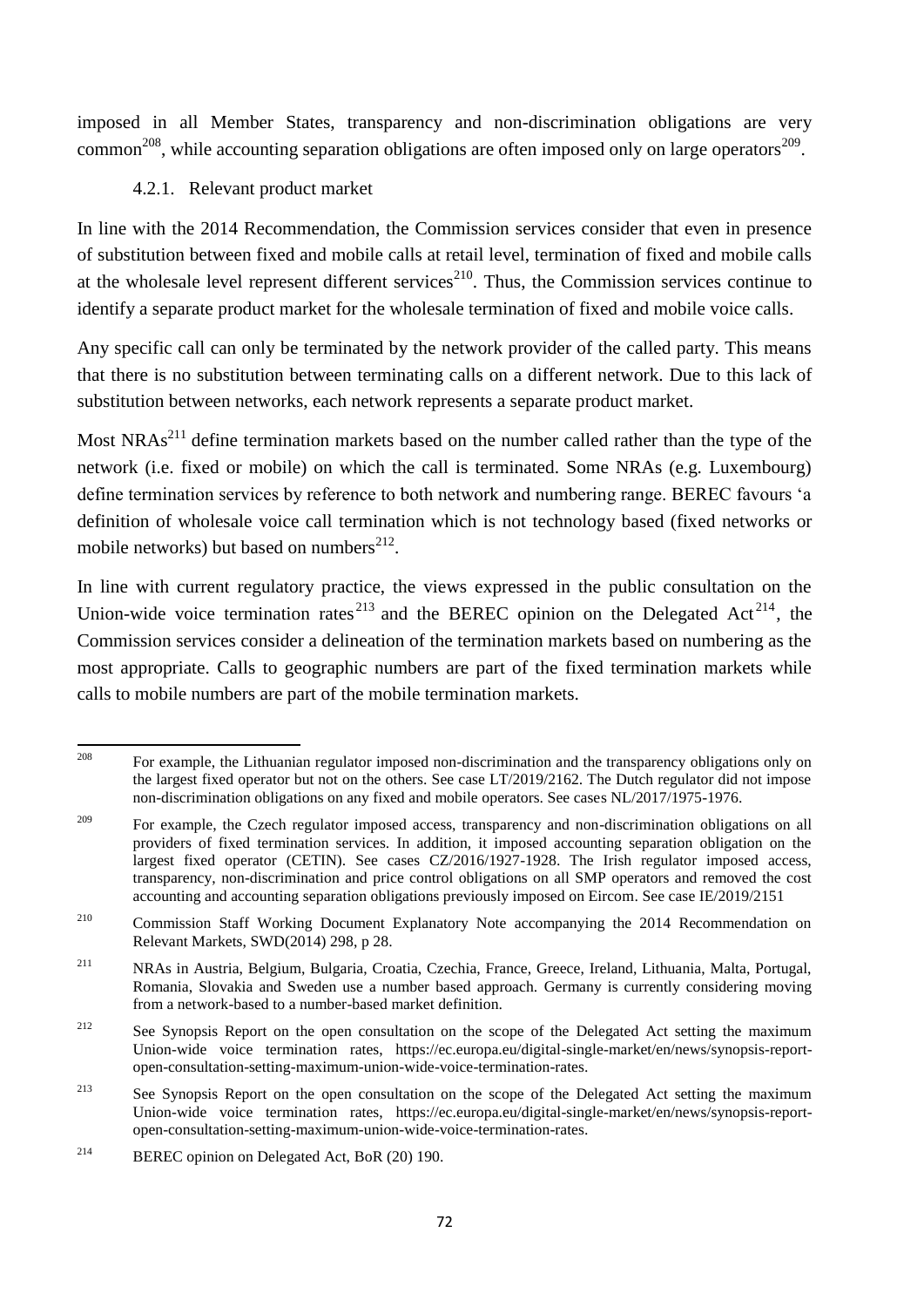imposed in all Member States, transparency and non-discrimination obligations are very common[208], while accounting separation obligations are often imposed only on large operators[209].

#### 4.2.1. Relevant product market

In line with the 2014 Recommendation, the Commission services consider that even in presence of substitution between fixed and mobile calls at retail level, termination of fixed and mobile calls at the wholesale level represent different services[210]. Thus, the Commission services continue to identify a separate product market for the wholesale termination of fixed and mobile voice calls.

Any specific call can only be terminated by the network provider of the called party. This means that there is no substitution between terminating calls on a different network. Due to this lack of substitution between networks, each network represents a separate product market.

Most NRAs[211] define termination markets based on the number called rather than the type of the network (i.e. fixed or mobile) on which the call is terminated. Some NRAs (e.g. Luxembourg) define termination services by reference to both network and numbering range. BEREC favours 'a definition of wholesale voice call termination which is not technology based (fixed networks or mobile networks) but based on numbers[212].

In line with current regulatory practice, the views expressed in the public consultation on the Union-wide voice termination rates[213] and the BEREC opinion on the Delegated Act[214], the Commission services consider a delineation of the termination markets based on numbering as the most appropriate. Calls to geographic numbers are part of the fixed termination markets while calls to mobile numbers are part of the mobile termination markets.

---

[208] For example, the Lithuanian regulator imposed non-discrimination and the transparency obligations only on the largest fixed operator but not on the others. See case LT/2019/2162. The Dutch regulator did not impose non-discrimination obligations on any fixed and mobile operators. See cases NL/2017/1975-1976.

[209] For example, the Czech regulator imposed access, transparency and non-discrimination obligations on all providers of fixed termination services. In addition, it imposed accounting separation obligation on the largest fixed operator (CETIN). See cases CZ/2016/1927-1928. The Irish regulator imposed access, transparency, non-discrimination and price control obligations on all SMP operators and removed the cost accounting and accounting separation obligations previously imposed on Eircom. See case IE/2019/2151

[210] Commission Staff Working Document Explanatory Note accompanying the 2014 Recommendation on Relevant Markets, SWD(2014) 298, p 28.

[211] NRAs in Austria, Belgium, Bulgaria, Croatia, Czechia, France, Greece, Ireland, Lithuania, Malta, Portugal, Romania, Slovakia and Sweden use a number based approach. Germany is currently considering moving from a network-based to a number-based market definition.

[212] See Synopsis Report on the open consultation on the scope of the Delegated Act setting the maximum Union-wide voice termination rates, https://ec.europa.eu/digital-single-market/en/news/synopsis-report-open-consultation-setting-maximum-union-wide-voice-termination-rates.

[213] See Synopsis Report on the open consultation on the scope of the Delegated Act setting the maximum Union-wide voice termination rates, https://ec.europa.eu/digital-single-market/en/news/synopsis-report-open-consultation-setting-maximum-union-wide-voice-termination-rates.

[214] BEREC opinion on Delegated Act, BoR (20) 190.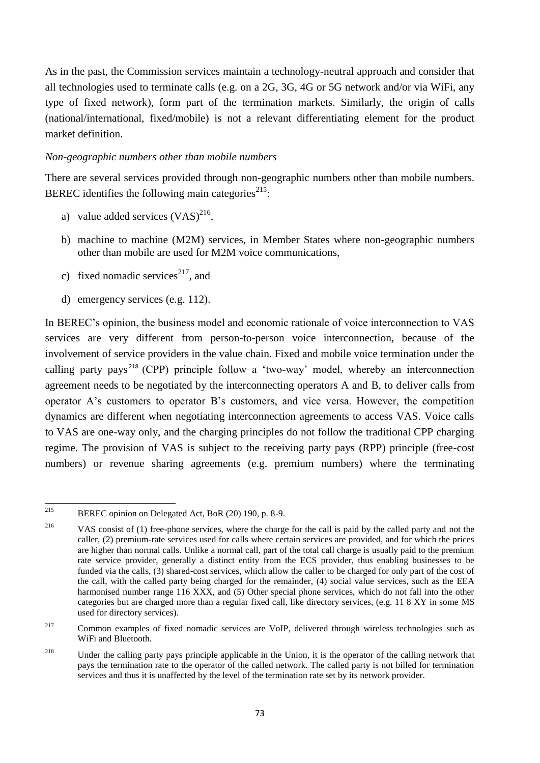As in the past, the Commission services maintain a technology-neutral approach and consider that all technologies used to terminate calls (e.g. on a 2G, 3G, 4G or 5G network and/or via WiFi, any type of fixed network), form part of the termination markets. Similarly, the origin of calls (national/international, fixed/mobile) is not a relevant differentiating element for the product market definition.

*Non-geographic numbers other than mobile numbers*

There are several services provided through non-geographic numbers other than mobile numbers. BEREC identifies the following main categories[215]:

a) value added services (VAS)[216],

b) machine to machine (M2M) services, in Member States where non-geographic numbers other than mobile are used for M2M voice communications,

c) fixed nomadic services[217], and

d) emergency services (e.g. 112).

In BEREC's opinion, the business model and economic rationale of voice interconnection to VAS services are very different from person-to-person voice interconnection, because of the involvement of service providers in the value chain. Fixed and mobile voice termination under the calling party pays[218] (CPP) principle follow a 'two-way' model, whereby an interconnection agreement needs to be negotiated by the interconnecting operators A and B, to deliver calls from operator A's customers to operator B's customers, and vice versa. However, the competition dynamics are different when negotiating interconnection agreements to access VAS. Voice calls to VAS are one-way only, and the charging principles do not follow the traditional CPP charging regime. The provision of VAS is subject to the receiving party pays (RPP) principle (free-cost numbers) or revenue sharing agreements (e.g. premium numbers) where the terminating

---

[215] BEREC opinion on Delegated Act, BoR (20) 190, p. 8-9.

[216] VAS consist of (1) free-phone services, where the charge for the call is paid by the called party and not the caller, (2) premium-rate services used for calls where certain services are provided, and for which the prices are higher than normal calls. Unlike a normal call, part of the total call charge is usually paid to the premium rate service provider, generally a distinct entity from the ECS provider, thus enabling businesses to be funded via the calls, (3) shared-cost services, which allow the caller to be charged for only part of the cost of the call, with the called party being charged for the remainder, (4) social value services, such as the EEA harmonised number range 116 XXX, and (5) Other special phone services, which do not fall into the other categories but are charged more than a regular fixed call, like directory services, (e.g. 11 8 XY in some MS used for directory services).

[217] Common examples of fixed nomadic services are VoIP, delivered through wireless technologies such as WiFi and Bluetooth.

[218] Under the calling party pays principle applicable in the Union, it is the operator of the calling network that pays the termination rate to the operator of the called network. The called party is not billed for termination services and thus it is unaffected by the level of the termination rate set by its network provider.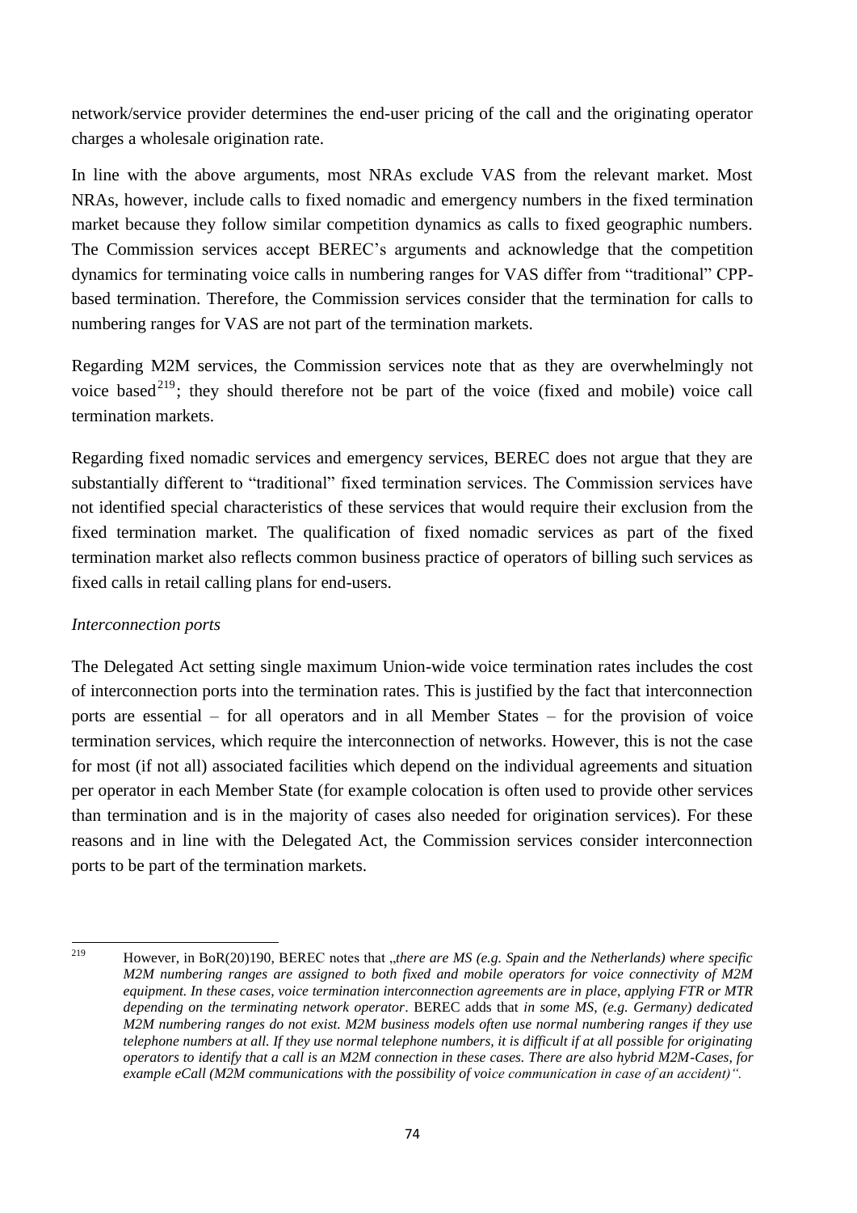network/service provider determines the end-user pricing of the call and the originating operator charges a wholesale origination rate.

In line with the above arguments, most NRAs exclude VAS from the relevant market. Most NRAs, however, include calls to fixed nomadic and emergency numbers in the fixed termination market because they follow similar competition dynamics as calls to fixed geographic numbers. The Commission services accept BEREC's arguments and acknowledge that the competition dynamics for terminating voice calls in numbering ranges for VAS differ from "traditional" CPP-based termination. Therefore, the Commission services consider that the termination for calls to numbering ranges for VAS are not part of the termination markets.

Regarding M2M services, the Commission services note that as they are overwhelmingly not voice based[219]; they should therefore not be part of the voice (fixed and mobile) voice call termination markets.

Regarding fixed nomadic services and emergency services, BEREC does not argue that they are substantially different to "traditional" fixed termination services. The Commission services have not identified special characteristics of these services that would require their exclusion from the fixed termination market. The qualification of fixed nomadic services as part of the fixed termination market also reflects common business practice of operators of billing such services as fixed calls in retail calling plans for end-users.

*Interconnection ports*

The Delegated Act setting single maximum Union-wide voice termination rates includes the cost of interconnection ports into the termination rates. This is justified by the fact that interconnection ports are essential – for all operators and in all Member States – for the provision of voice termination services, which require the interconnection of networks. However, this is not the case for most (if not all) associated facilities which depend on the individual agreements and situation per operator in each Member State (for example colocation is often used to provide other services than termination and is in the majority of cases also needed for origination services). For these reasons and in line with the Delegated Act, the Commission services consider interconnection ports to be part of the termination markets.

---

[219] However, in BoR(20)190, BEREC notes that „*there are MS (e.g. Spain and the Netherlands) where specific M2M numbering ranges are assigned to both fixed and mobile operators for voice connectivity of M2M equipment. In these cases, voice termination interconnection agreements are in place, applying FTR or MTR depending on the terminating network operator*. BEREC adds that *in some MS, (e.g. Germany) dedicated M2M numbering ranges do not exist. M2M business models often use normal numbering ranges if they use telephone numbers at all. If they use normal telephone numbers, it is difficult if at all possible for originating operators to identify that a call is an M2M connection in these cases. There are also hybrid M2M-Cases, for example eCall (M2M communications with the possibility of voice communication in case of an accident)".*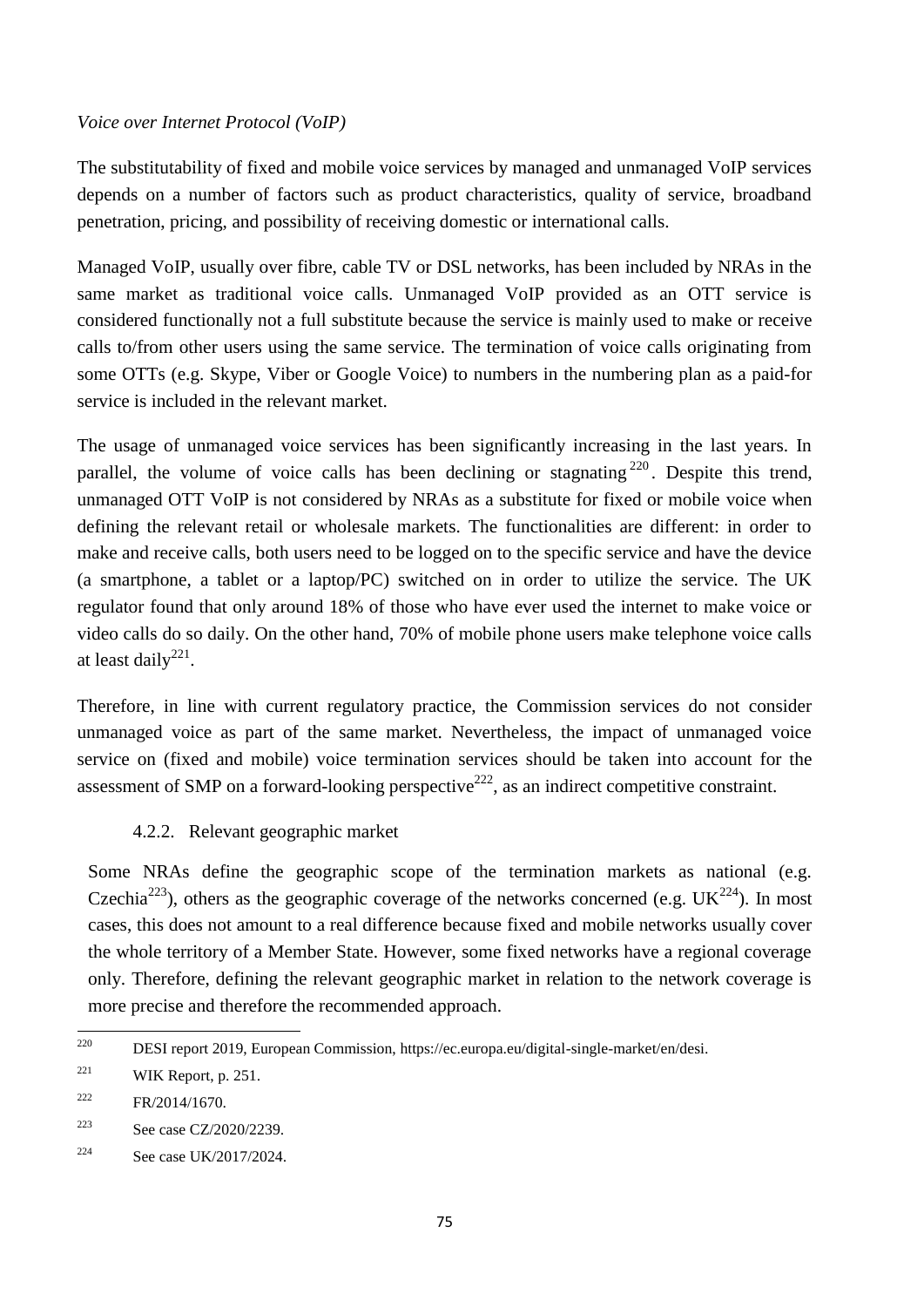*Voice over Internet Protocol (VoIP)*

The substitutability of fixed and mobile voice services by managed and unmanaged VoIP services depends on a number of factors such as product characteristics, quality of service, broadband penetration, pricing, and possibility of receiving domestic or international calls.

Managed VoIP, usually over fibre, cable TV or DSL networks, has been included by NRAs in the same market as traditional voice calls. Unmanaged VoIP provided as an OTT service is considered functionally not a full substitute because the service is mainly used to make or receive calls to/from other users using the same service. The termination of voice calls originating from some OTTs (e.g. Skype, Viber or Google Voice) to numbers in the numbering plan as a paid-for service is included in the relevant market.

The usage of unmanaged voice services has been significantly increasing in the last years. In parallel, the volume of voice calls has been declining or stagnating[220]. Despite this trend, unmanaged OTT VoIP is not considered by NRAs as a substitute for fixed or mobile voice when defining the relevant retail or wholesale markets. The functionalities are different: in order to make and receive calls, both users need to be logged on to the specific service and have the device (a smartphone, a tablet or a laptop/PC) switched on in order to utilize the service. The UK regulator found that only around 18% of those who have ever used the internet to make voice or video calls do so daily. On the other hand, 70% of mobile phone users make telephone voice calls at least daily[221].

Therefore, in line with current regulatory practice, the Commission services do not consider unmanaged voice as part of the same market. Nevertheless, the impact of unmanaged voice service on (fixed and mobile) voice termination services should be taken into account for the assessment of SMP on a forward-looking perspective[222], as an indirect competitive constraint.

### 4.2.2. Relevant geographic market

Some NRAs define the geographic scope of the termination markets as national (e.g. Czechia[223]), others as the geographic coverage of the networks concerned (e.g. UK[224]). In most cases, this does not amount to a real difference because fixed and mobile networks usually cover the whole territory of a Member State. However, some fixed networks have a regional coverage only. Therefore, defining the relevant geographic market in relation to the network coverage is more precise and therefore the recommended approach.

---

[220] DESI report 2019, European Commission, https://ec.europa.eu/digital-single-market/en/desi.

[221] WIK Report, p. 251.

[222] FR/2014/1670.

[223] See case CZ/2020/2239.

[224] See case UK/2017/2024.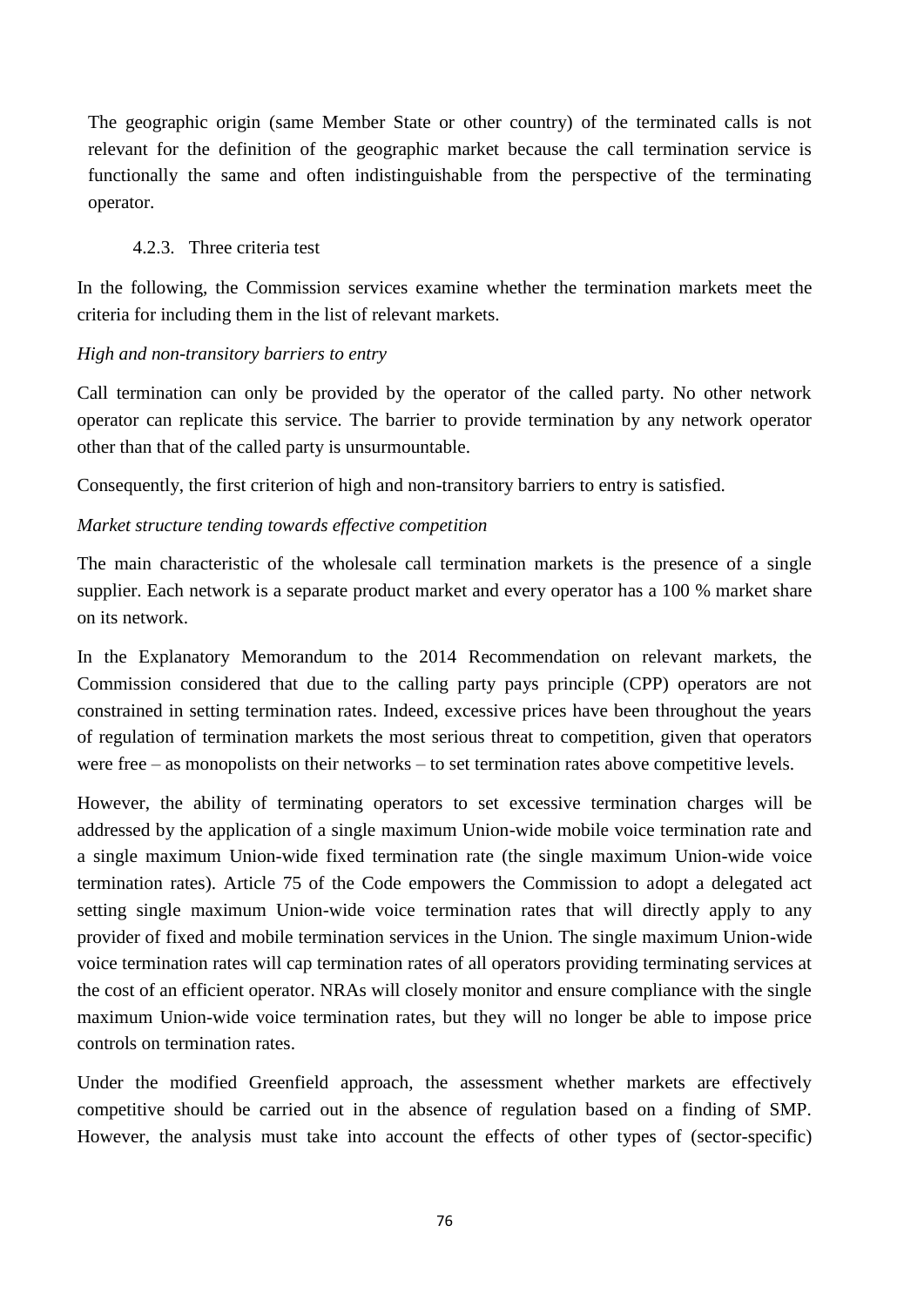The geographic origin (same Member State or other country) of the terminated calls is not relevant for the definition of the geographic market because the call termination service is functionally the same and often indistinguishable from the perspective of the terminating operator.

#### 4.2.3. Three criteria test

In the following, the Commission services examine whether the termination markets meet the criteria for including them in the list of relevant markets.

*High and non-transitory barriers to entry*

Call termination can only be provided by the operator of the called party. No other network operator can replicate this service. The barrier to provide termination by any network operator other than that of the called party is unsurmountable.

Consequently, the first criterion of high and non-transitory barriers to entry is satisfied.

*Market structure tending towards effective competition*

The main characteristic of the wholesale call termination markets is the presence of a single supplier. Each network is a separate product market and every operator has a 100 % market share on its network.

In the Explanatory Memorandum to the 2014 Recommendation on relevant markets, the Commission considered that due to the calling party pays principle (CPP) operators are not constrained in setting termination rates. Indeed, excessive prices have been throughout the years of regulation of termination markets the most serious threat to competition, given that operators were free – as monopolists on their networks – to set termination rates above competitive levels.

However, the ability of terminating operators to set excessive termination charges will be addressed by the application of a single maximum Union-wide mobile voice termination rate and a single maximum Union-wide fixed termination rate (the single maximum Union-wide voice termination rates). Article 75 of the Code empowers the Commission to adopt a delegated act setting single maximum Union-wide voice termination rates that will directly apply to any provider of fixed and mobile termination services in the Union. The single maximum Union-wide voice termination rates will cap termination rates of all operators providing terminating services at the cost of an efficient operator. NRAs will closely monitor and ensure compliance with the single maximum Union-wide voice termination rates, but they will no longer be able to impose price controls on termination rates.

Under the modified Greenfield approach, the assessment whether markets are effectively competitive should be carried out in the absence of regulation based on a finding of SMP. However, the analysis must take into account the effects of other types of (sector-specific)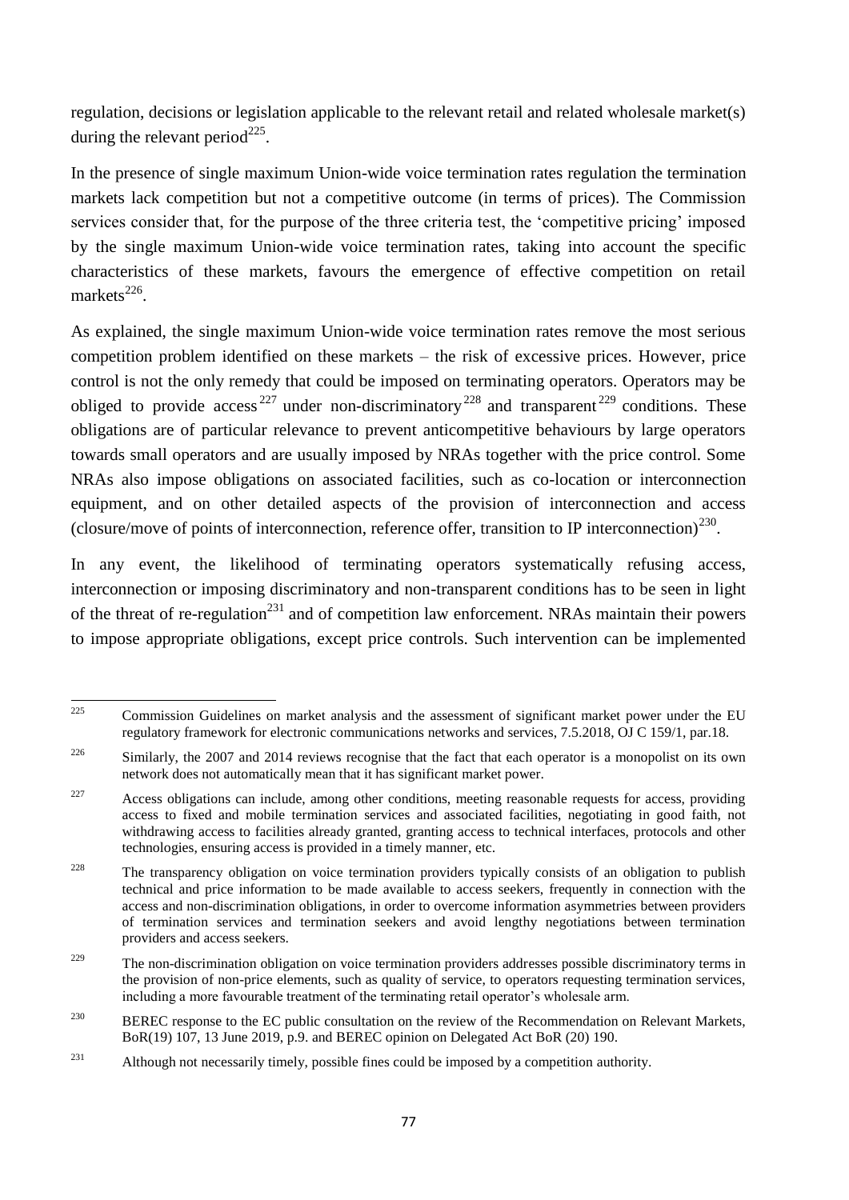regulation, decisions or legislation applicable to the relevant retail and related wholesale market(s) during the relevant period[225].

In the presence of single maximum Union-wide voice termination rates regulation the termination markets lack competition but not a competitive outcome (in terms of prices). The Commission services consider that, for the purpose of the three criteria test, the 'competitive pricing' imposed by the single maximum Union-wide voice termination rates, taking into account the specific characteristics of these markets, favours the emergence of effective competition on retail markets[226].

As explained, the single maximum Union-wide voice termination rates remove the most serious competition problem identified on these markets – the risk of excessive prices. However, price control is not the only remedy that could be imposed on terminating operators. Operators may be obliged to provide access[227] under non-discriminatory[228] and transparent[229] conditions. These obligations are of particular relevance to prevent anticompetitive behaviours by large operators towards small operators and are usually imposed by NRAs together with the price control. Some NRAs also impose obligations on associated facilities, such as co-location or interconnection equipment, and on other detailed aspects of the provision of interconnection and access (closure/move of points of interconnection, reference offer, transition to IP interconnection)[230].

In any event, the likelihood of terminating operators systematically refusing access, interconnection or imposing discriminatory and non-transparent conditions has to be seen in light of the threat of re-regulation[231] and of competition law enforcement. NRAs maintain their powers to impose appropriate obligations, except price controls. Such intervention can be implemented

---

[225] Commission Guidelines on market analysis and the assessment of significant market power under the EU regulatory framework for electronic communications networks and services, 7.5.2018, OJ C 159/1, par.18.

[226] Similarly, the 2007 and 2014 reviews recognise that the fact that each operator is a monopolist on its own network does not automatically mean that it has significant market power.

[227] Access obligations can include, among other conditions, meeting reasonable requests for access, providing access to fixed and mobile termination services and associated facilities, negotiating in good faith, not withdrawing access to facilities already granted, granting access to technical interfaces, protocols and other technologies, ensuring access is provided in a timely manner, etc.

[228] The transparency obligation on voice termination providers typically consists of an obligation to publish technical and price information to be made available to access seekers, frequently in connection with the access and non-discrimination obligations, in order to overcome information asymmetries between providers of termination services and termination seekers and avoid lengthy negotiations between termination providers and access seekers.

[229] The non-discrimination obligation on voice termination providers addresses possible discriminatory terms in the provision of non-price elements, such as quality of service, to operators requesting termination services, including a more favourable treatment of the terminating retail operator's wholesale arm.

[230] BEREC response to the EC public consultation on the review of the Recommendation on Relevant Markets, BoR(19) 107, 13 June 2019, p.9. and BEREC opinion on Delegated Act BoR (20) 190.

[231] Although not necessarily timely, possible fines could be imposed by a competition authority.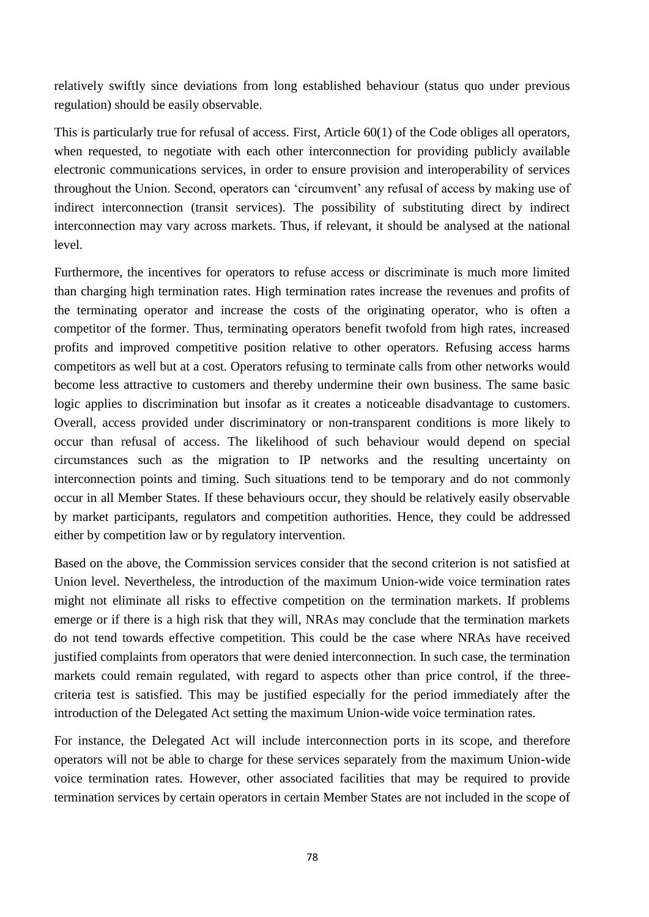relatively swiftly since deviations from long established behaviour (status quo under previous regulation) should be easily observable.

This is particularly true for refusal of access. First, Article 60(1) of the Code obliges all operators, when requested, to negotiate with each other interconnection for providing publicly available electronic communications services, in order to ensure provision and interoperability of services throughout the Union. Second, operators can 'circumvent' any refusal of access by making use of indirect interconnection (transit services). The possibility of substituting direct by indirect interconnection may vary across markets. Thus, if relevant, it should be analysed at the national level.

Furthermore, the incentives for operators to refuse access or discriminate is much more limited than charging high termination rates. High termination rates increase the revenues and profits of the terminating operator and increase the costs of the originating operator, who is often a competitor of the former. Thus, terminating operators benefit twofold from high rates, increased profits and improved competitive position relative to other operators. Refusing access harms competitors as well but at a cost. Operators refusing to terminate calls from other networks would become less attractive to customers and thereby undermine their own business. The same basic logic applies to discrimination but insofar as it creates a noticeable disadvantage to customers. Overall, access provided under discriminatory or non-transparent conditions is more likely to occur than refusal of access. The likelihood of such behaviour would depend on special circumstances such as the migration to IP networks and the resulting uncertainty on interconnection points and timing. Such situations tend to be temporary and do not commonly occur in all Member States. If these behaviours occur, they should be relatively easily observable by market participants, regulators and competition authorities. Hence, they could be addressed either by competition law or by regulatory intervention.

Based on the above, the Commission services consider that the second criterion is not satisfied at Union level. Nevertheless, the introduction of the maximum Union-wide voice termination rates might not eliminate all risks to effective competition on the termination markets. If problems emerge or if there is a high risk that they will, NRAs may conclude that the termination markets do not tend towards effective competition. This could be the case where NRAs have received justified complaints from operators that were denied interconnection. In such case, the termination markets could remain regulated, with regard to aspects other than price control, if the three-criteria test is satisfied. This may be justified especially for the period immediately after the introduction of the Delegated Act setting the maximum Union-wide voice termination rates.

For instance, the Delegated Act will include interconnection ports in its scope, and therefore operators will not be able to charge for these services separately from the maximum Union-wide voice termination rates. However, other associated facilities that may be required to provide termination services by certain operators in certain Member States are not included in the scope of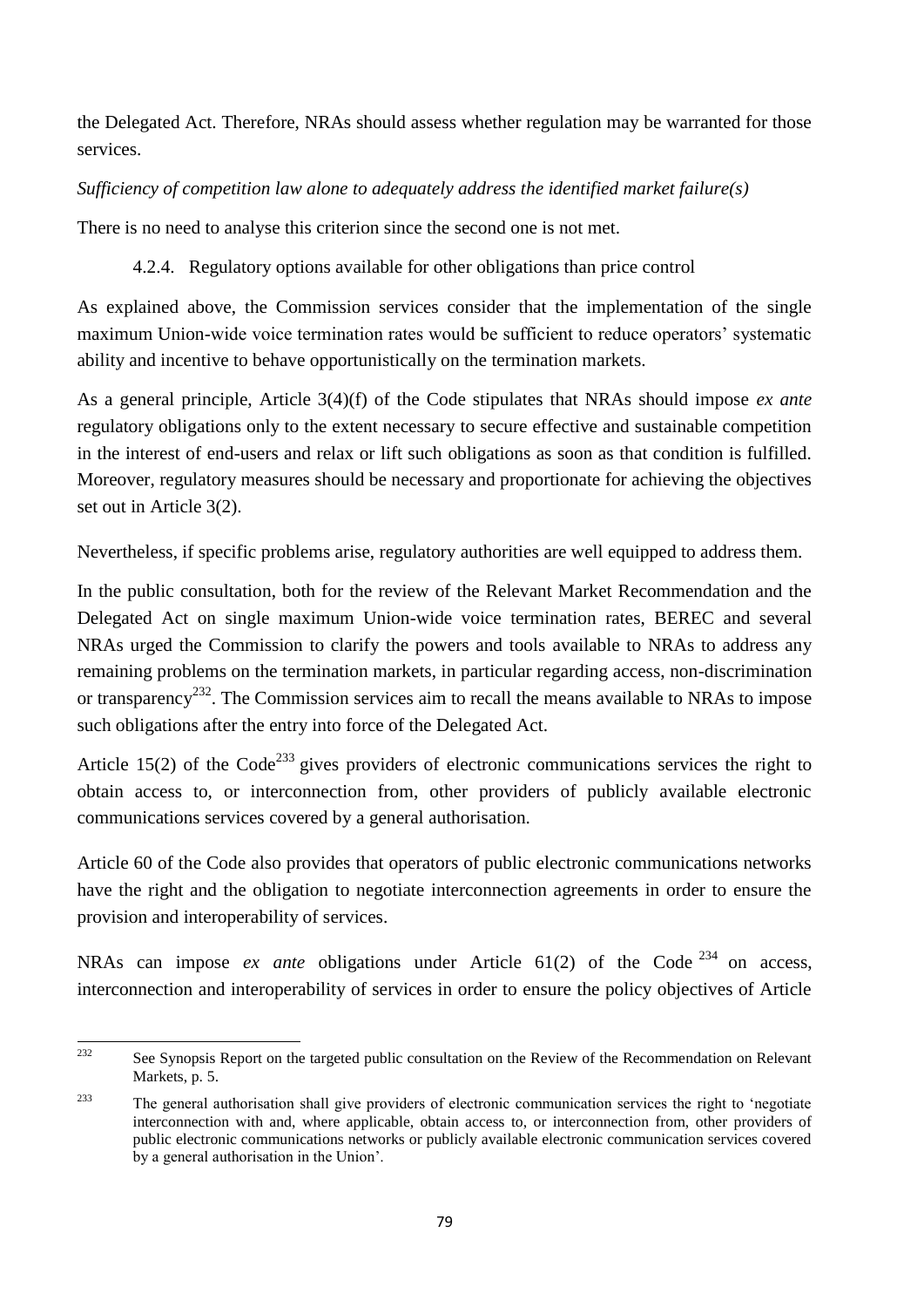the Delegated Act. Therefore, NRAs should assess whether regulation may be warranted for those services.

*Sufficiency of competition law alone to adequately address the identified market failure(s)*

There is no need to analyse this criterion since the second one is not met.

#### 4.2.4. Regulatory options available for other obligations than price control

As explained above, the Commission services consider that the implementation of the single maximum Union-wide voice termination rates would be sufficient to reduce operators' systematic ability and incentive to behave opportunistically on the termination markets.

As a general principle, Article 3(4)(f) of the Code stipulates that NRAs should impose *ex ante* regulatory obligations only to the extent necessary to secure effective and sustainable competition in the interest of end-users and relax or lift such obligations as soon as that condition is fulfilled. Moreover, regulatory measures should be necessary and proportionate for achieving the objectives set out in Article 3(2).

Nevertheless, if specific problems arise, regulatory authorities are well equipped to address them.

In the public consultation, both for the review of the Relevant Market Recommendation and the Delegated Act on single maximum Union-wide voice termination rates, BEREC and several NRAs urged the Commission to clarify the powers and tools available to NRAs to address any remaining problems on the termination markets, in particular regarding access, non-discrimination or transparency[232]. The Commission services aim to recall the means available to NRAs to impose such obligations after the entry into force of the Delegated Act.

Article 15(2) of the Code[233] gives providers of electronic communications services the right to obtain access to, or interconnection from, other providers of publicly available electronic communications services covered by a general authorisation.

Article 60 of the Code also provides that operators of public electronic communications networks have the right and the obligation to negotiate interconnection agreements in order to ensure the provision and interoperability of services.

NRAs can impose *ex ante* obligations under Article 61(2) of the Code[234] on access, interconnection and interoperability of services in order to ensure the policy objectives of Article

---

[232] See Synopsis Report on the targeted public consultation on the Review of the Recommendation on Relevant Markets, p. 5.

[233] The general authorisation shall give providers of electronic communication services the right to 'negotiate interconnection with and, where applicable, obtain access to, or interconnection from, other providers of public electronic communications networks or publicly available electronic communication services covered by a general authorisation in the Union'.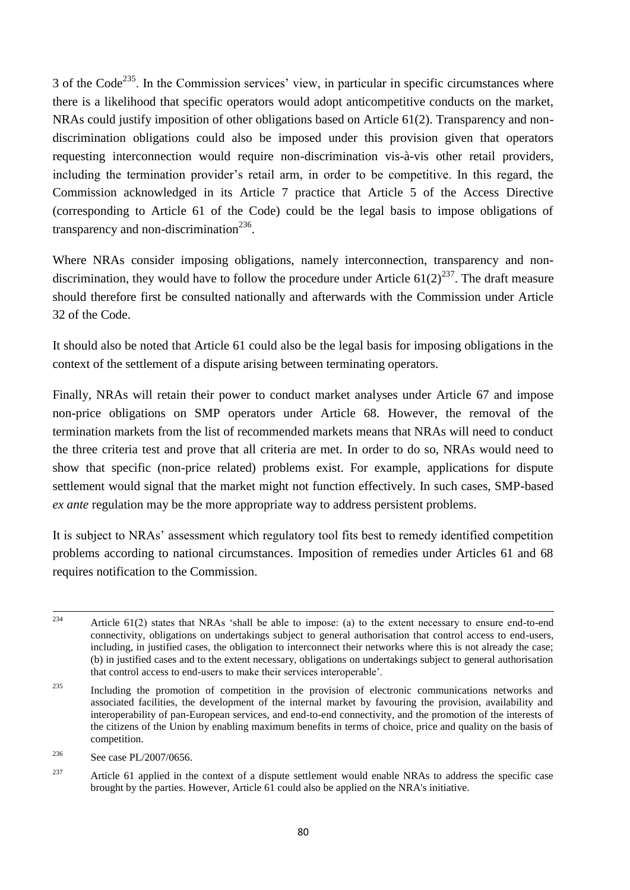3 of the Code[235]. In the Commission services' view, in particular in specific circumstances where there is a likelihood that specific operators would adopt anticompetitive conducts on the market, NRAs could justify imposition of other obligations based on Article 61(2). Transparency and non-discrimination obligations could also be imposed under this provision given that operators requesting interconnection would require non-discrimination vis-à-vis other retail providers, including the termination provider's retail arm, in order to be competitive. In this regard, the Commission acknowledged in its Article 7 practice that Article 5 of the Access Directive (corresponding to Article 61 of the Code) could be the legal basis to impose obligations of transparency and non-discrimination[236].

Where NRAs consider imposing obligations, namely interconnection, transparency and non-discrimination, they would have to follow the procedure under Article 61(2)[237]. The draft measure should therefore first be consulted nationally and afterwards with the Commission under Article 32 of the Code.

It should also be noted that Article 61 could also be the legal basis for imposing obligations in the context of the settlement of a dispute arising between terminating operators.

Finally, NRAs will retain their power to conduct market analyses under Article 67 and impose non-price obligations on SMP operators under Article 68. However, the removal of the termination markets from the list of recommended markets means that NRAs will need to conduct the three criteria test and prove that all criteria are met. In order to do so, NRAs would need to show that specific (non-price related) problems exist. For example, applications for dispute settlement would signal that the market might not function effectively. In such cases, SMP-based *ex ante* regulation may be the more appropriate way to address persistent problems.

It is subject to NRAs' assessment which regulatory tool fits best to remedy identified competition problems according to national circumstances. Imposition of remedies under Articles 61 and 68 requires notification to the Commission.

---

[234] Article 61(2) states that NRAs 'shall be able to impose: (a) to the extent necessary to ensure end-to-end connectivity, obligations on undertakings subject to general authorisation that control access to end-users, including, in justified cases, the obligation to interconnect their networks where this is not already the case; (b) in justified cases and to the extent necessary, obligations on undertakings subject to general authorisation that control access to end-users to make their services interoperable'.

[235] Including the promotion of competition in the provision of electronic communications networks and associated facilities, the development of the internal market by favouring the provision, availability and interoperability of pan-European services, and end-to-end connectivity, and the promotion of the interests of the citizens of the Union by enabling maximum benefits in terms of choice, price and quality on the basis of competition.

[236] See case PL/2007/0656.

[237] Article 61 applied in the context of a dispute settlement would enable NRAs to address the specific case brought by the parties. However, Article 61 could also be applied on the NRA's initiative.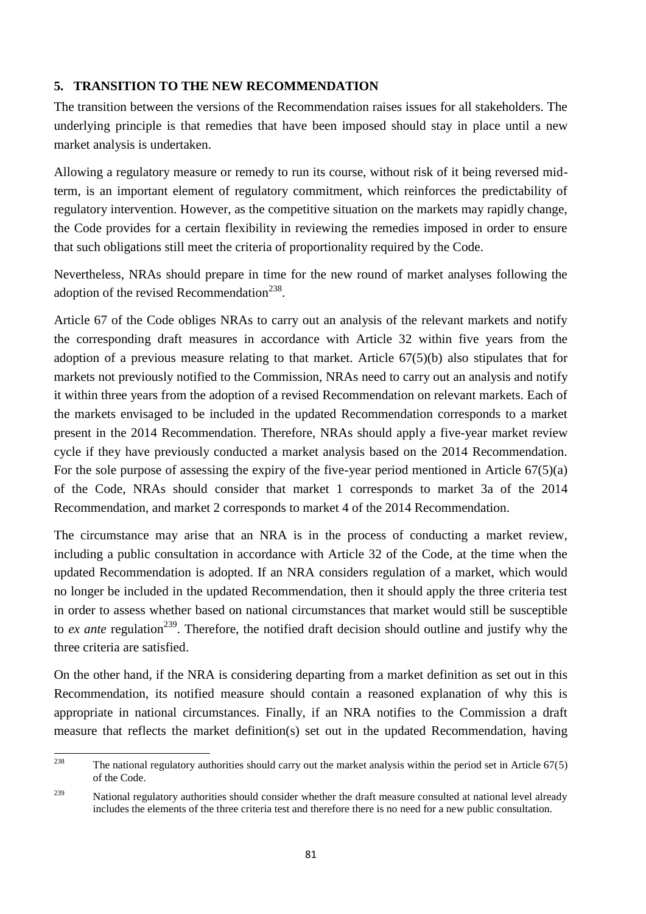## 5. TRANSITION TO THE NEW RECOMMENDATION

The transition between the versions of the Recommendation raises issues for all stakeholders. The underlying principle is that remedies that have been imposed should stay in place until a new market analysis is undertaken.

Allowing a regulatory measure or remedy to run its course, without risk of it being reversed mid-term, is an important element of regulatory commitment, which reinforces the predictability of regulatory intervention. However, as the competitive situation on the markets may rapidly change, the Code provides for a certain flexibility in reviewing the remedies imposed in order to ensure that such obligations still meet the criteria of proportionality required by the Code.

Nevertheless, NRAs should prepare in time for the new round of market analyses following the adoption of the revised Recommendation[238].

Article 67 of the Code obliges NRAs to carry out an analysis of the relevant markets and notify the corresponding draft measures in accordance with Article 32 within five years from the adoption of a previous measure relating to that market. Article 67(5)(b) also stipulates that for markets not previously notified to the Commission, NRAs need to carry out an analysis and notify it within three years from the adoption of a revised Recommendation on relevant markets. Each of the markets envisaged to be included in the updated Recommendation corresponds to a market present in the 2014 Recommendation. Therefore, NRAs should apply a five-year market review cycle if they have previously conducted a market analysis based on the 2014 Recommendation. For the sole purpose of assessing the expiry of the five-year period mentioned in Article 67(5)(a) of the Code, NRAs should consider that market 1 corresponds to market 3a of the 2014 Recommendation, and market 2 corresponds to market 4 of the 2014 Recommendation.

The circumstance may arise that an NRA is in the process of conducting a market review, including a public consultation in accordance with Article 32 of the Code, at the time when the updated Recommendation is adopted. If an NRA considers regulation of a market, which would no longer be included in the updated Recommendation, then it should apply the three criteria test in order to assess whether based on national circumstances that market would still be susceptible to *ex ante* regulation[239]. Therefore, the notified draft decision should outline and justify why the three criteria are satisfied.

On the other hand, if the NRA is considering departing from a market definition as set out in this Recommendation, its notified measure should contain a reasoned explanation of why this is appropriate in national circumstances. Finally, if an NRA notifies to the Commission a draft measure that reflects the market definition(s) set out in the updated Recommendation, having

---

[238] The national regulatory authorities should carry out the market analysis within the period set in Article 67(5) of the Code.

[239] National regulatory authorities should consider whether the draft measure consulted at national level already includes the elements of the three criteria test and therefore there is no need for a new public consultation.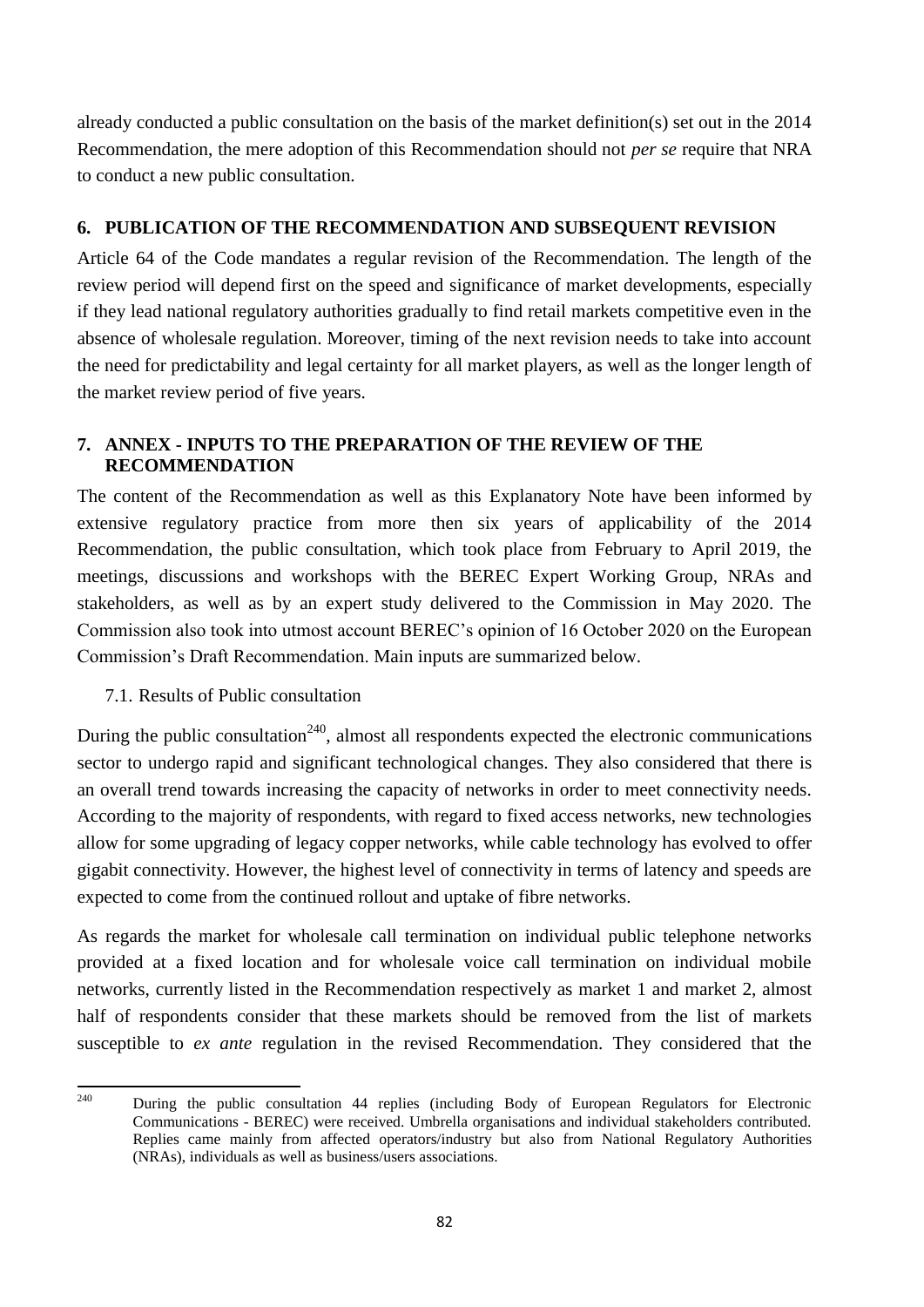already conducted a public consultation on the basis of the market definition(s) set out in the 2014 Recommendation, the mere adoption of this Recommendation should not *per se* require that NRA to conduct a new public consultation.

## 6. PUBLICATION OF THE RECOMMENDATION AND SUBSEQUENT REVISION

Article 64 of the Code mandates a regular revision of the Recommendation. The length of the review period will depend first on the speed and significance of market developments, especially if they lead national regulatory authorities gradually to find retail markets competitive even in the absence of wholesale regulation. Moreover, timing of the next revision needs to take into account the need for predictability and legal certainty for all market players, as well as the longer length of the market review period of five years.

## 7. ANNEX - INPUTS TO THE PREPARATION OF THE REVIEW OF THE RECOMMENDATION

The content of the Recommendation as well as this Explanatory Note have been informed by extensive regulatory practice from more then six years of applicability of the 2014 Recommendation, the public consultation, which took place from February to April 2019, the meetings, discussions and workshops with the BEREC Expert Working Group, NRAs and stakeholders, as well as by an expert study delivered to the Commission in May 2020. The Commission also took into utmost account BEREC's opinion of 16 October 2020 on the European Commission's Draft Recommendation. Main inputs are summarized below.

### 7.1. Results of Public consultation

During the public consultation[240], almost all respondents expected the electronic communications sector to undergo rapid and significant technological changes. They also considered that there is an overall trend towards increasing the capacity of networks in order to meet connectivity needs. According to the majority of respondents, with regard to fixed access networks, new technologies allow for some upgrading of legacy copper networks, while cable technology has evolved to offer gigabit connectivity. However, the highest level of connectivity in terms of latency and speeds are expected to come from the continued rollout and uptake of fibre networks.

As regards the market for wholesale call termination on individual public telephone networks provided at a fixed location and for wholesale voice call termination on individual mobile networks, currently listed in the Recommendation respectively as market 1 and market 2, almost half of respondents consider that these markets should be removed from the list of markets susceptible to *ex ante* regulation in the revised Recommendation. They considered that the

[240] During the public consultation 44 replies (including Body of European Regulators for Electronic Communications - BEREC) were received. Umbrella organisations and individual stakeholders contributed. Replies came mainly from affected operators/industry but also from National Regulatory Authorities (NRAs), individuals as well as business/users associations.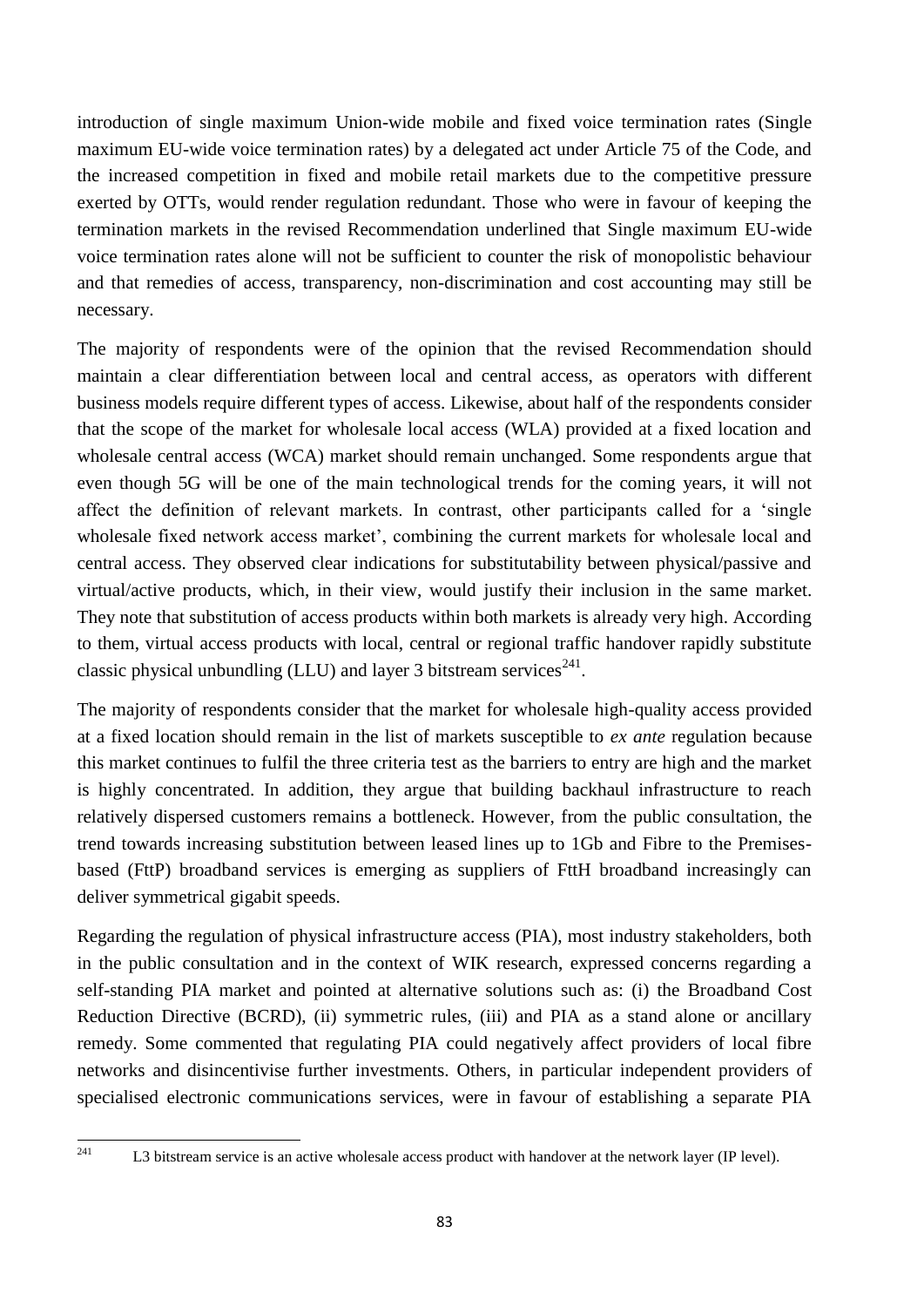introduction of single maximum Union-wide mobile and fixed voice termination rates (Single maximum EU-wide voice termination rates) by a delegated act under Article 75 of the Code, and the increased competition in fixed and mobile retail markets due to the competitive pressure exerted by OTTs, would render regulation redundant. Those who were in favour of keeping the termination markets in the revised Recommendation underlined that Single maximum EU-wide voice termination rates alone will not be sufficient to counter the risk of monopolistic behaviour and that remedies of access, transparency, non-discrimination and cost accounting may still be necessary.

The majority of respondents were of the opinion that the revised Recommendation should maintain a clear differentiation between local and central access, as operators with different business models require different types of access. Likewise, about half of the respondents consider that the scope of the market for wholesale local access (WLA) provided at a fixed location and wholesale central access (WCA) market should remain unchanged. Some respondents argue that even though 5G will be one of the main technological trends for the coming years, it will not affect the definition of relevant markets. In contrast, other participants called for a 'single wholesale fixed network access market', combining the current markets for wholesale local and central access. They observed clear indications for substitutability between physical/passive and virtual/active products, which, in their view, would justify their inclusion in the same market. They note that substitution of access products within both markets is already very high. According to them, virtual access products with local, central or regional traffic handover rapidly substitute classic physical unbundling (LLU) and layer 3 bitstream services[241].

The majority of respondents consider that the market for wholesale high-quality access provided at a fixed location should remain in the list of markets susceptible to *ex ante* regulation because this market continues to fulfil the three criteria test as the barriers to entry are high and the market is highly concentrated. In addition, they argue that building backhaul infrastructure to reach relatively dispersed customers remains a bottleneck. However, from the public consultation, the trend towards increasing substitution between leased lines up to 1Gb and Fibre to the Premises-based (FttP) broadband services is emerging as suppliers of FttH broadband increasingly can deliver symmetrical gigabit speeds.

Regarding the regulation of physical infrastructure access (PIA), most industry stakeholders, both in the public consultation and in the context of WIK research, expressed concerns regarding a self-standing PIA market and pointed at alternative solutions such as: (i) the Broadband Cost Reduction Directive (BCRD), (ii) symmetric rules, (iii) and PIA as a stand alone or ancillary remedy. Some commented that regulating PIA could negatively affect providers of local fibre networks and disincentivise further investments. Others, in particular independent providers of specialised electronic communications services, were in favour of establishing a separate PIA

[241] L3 bitstream service is an active wholesale access product with handover at the network layer (IP level).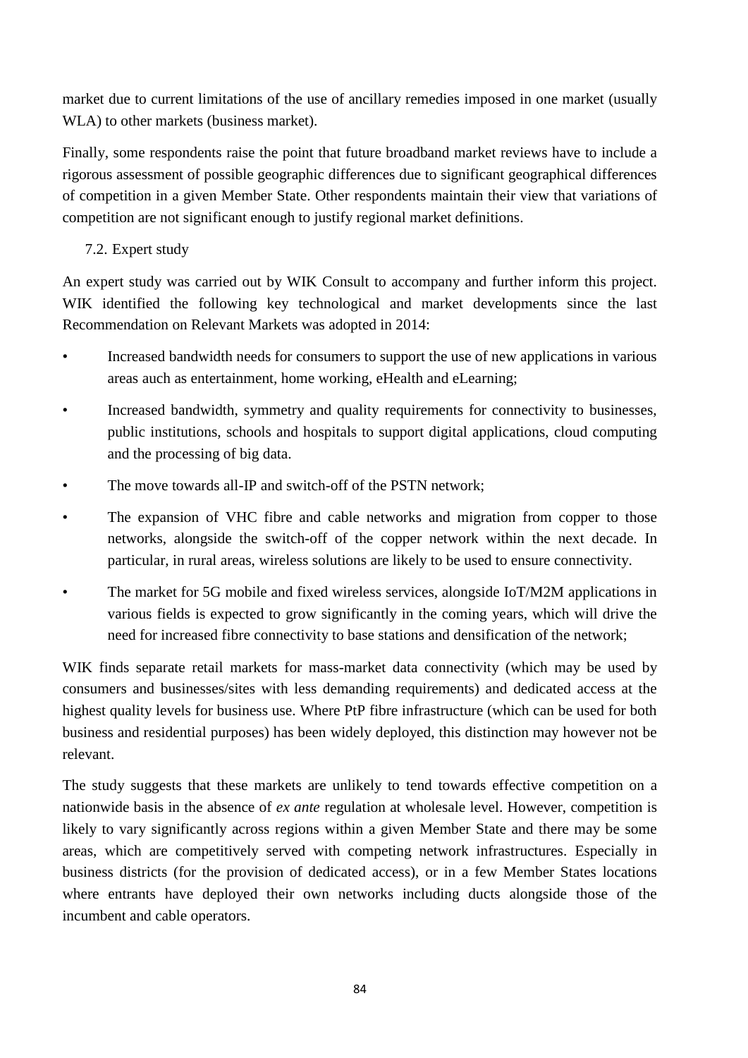market due to current limitations of the use of ancillary remedies imposed in one market (usually WLA) to other markets (business market).

Finally, some respondents raise the point that future broadband market reviews have to include a rigorous assessment of possible geographic differences due to significant geographical differences of competition in a given Member State. Other respondents maintain their view that variations of competition are not significant enough to justify regional market definitions.

## 7.2. Expert study

An expert study was carried out by WIK Consult to accompany and further inform this project. WIK identified the following key technological and market developments since the last Recommendation on Relevant Markets was adopted in 2014:

- Increased bandwidth needs for consumers to support the use of new applications in various areas such as entertainment, home working, eHealth and eLearning;
- Increased bandwidth, symmetry and quality requirements for connectivity to businesses, public institutions, schools and hospitals to support digital applications, cloud computing and the processing of big data.
- The move towards all-IP and switch-off of the PSTN network;
- The expansion of VHC fibre and cable networks and migration from copper to those networks, alongside the switch-off of the copper network within the next decade. In particular, in rural areas, wireless solutions are likely to be used to ensure connectivity.
- The market for 5G mobile and fixed wireless services, alongside IoT/M2M applications in various fields is expected to grow significantly in the coming years, which will drive the need for increased fibre connectivity to base stations and densification of the network;

WIK finds separate retail markets for mass-market data connectivity (which may be used by consumers and businesses/sites with less demanding requirements) and dedicated access at the highest quality levels for business use. Where PtP fibre infrastructure (which can be used for both business and residential purposes) has been widely deployed, this distinction may however not be relevant.

The study suggests that these markets are unlikely to tend towards effective competition on a nationwide basis in the absence of *ex ante* regulation at wholesale level. However, competition is likely to vary significantly across regions within a given Member State and there may be some areas, which are competitively served with competing network infrastructures. Especially in business districts (for the provision of dedicated access), or in a few Member States locations where entrants have deployed their own networks including ducts alongside those of the incumbent and cable operators.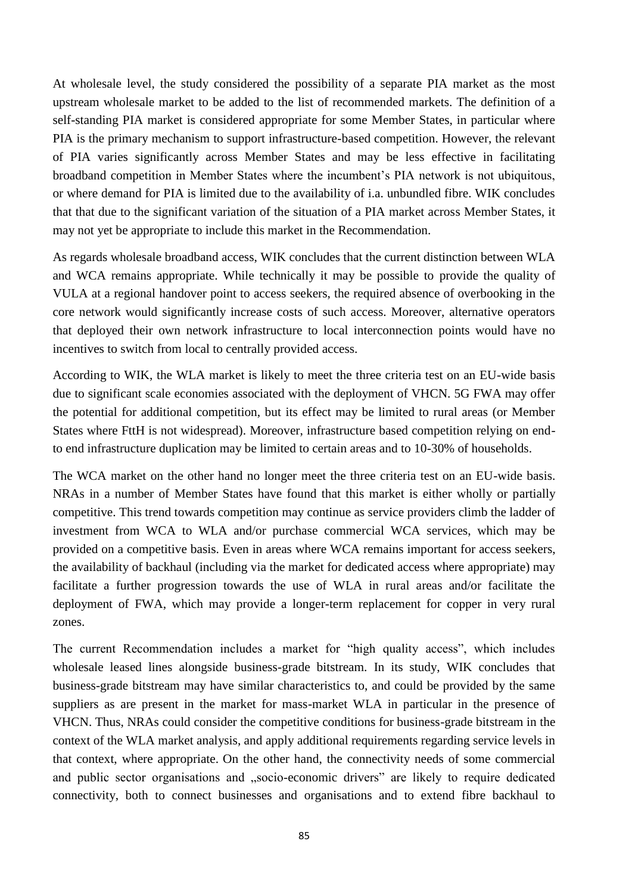At wholesale level, the study considered the possibility of a separate PIA market as the most upstream wholesale market to be added to the list of recommended markets. The definition of a self-standing PIA market is considered appropriate for some Member States, in particular where PIA is the primary mechanism to support infrastructure-based competition. However, the relevant of PIA varies significantly across Member States and may be less effective in facilitating broadband competition in Member States where the incumbent's PIA network is not ubiquitous, or where demand for PIA is limited due to the availability of i.a. unbundled fibre. WIK concludes that that due to the significant variation of the situation of a PIA market across Member States, it may not yet be appropriate to include this market in the Recommendation.

As regards wholesale broadband access, WIK concludes that the current distinction between WLA and WCA remains appropriate. While technically it may be possible to provide the quality of VULA at a regional handover point to access seekers, the required absence of overbooking in the core network would significantly increase costs of such access. Moreover, alternative operators that deployed their own network infrastructure to local interconnection points would have no incentives to switch from local to centrally provided access.

According to WIK, the WLA market is likely to meet the three criteria test on an EU-wide basis due to significant scale economies associated with the deployment of VHCN. 5G FWA may offer the potential for additional competition, but its effect may be limited to rural areas (or Member States where FttH is not widespread). Moreover, infrastructure based competition relying on end-to end infrastructure duplication may be limited to certain areas and to 10-30% of households.

The WCA market on the other hand no longer meet the three criteria test on an EU-wide basis. NRAs in a number of Member States have found that this market is either wholly or partially competitive. This trend towards competition may continue as service providers climb the ladder of investment from WCA to WLA and/or purchase commercial WCA services, which may be provided on a competitive basis. Even in areas where WCA remains important for access seekers, the availability of backhaul (including via the market for dedicated access where appropriate) may facilitate a further progression towards the use of WLA in rural areas and/or facilitate the deployment of FWA, which may provide a longer-term replacement for copper in very rural zones.

The current Recommendation includes a market for "high quality access", which includes wholesale leased lines alongside business-grade bitstream. In its study, WIK concludes that business-grade bitstream may have similar characteristics to, and could be provided by the same suppliers as are present in the market for mass-market WLA in particular in the presence of VHCN. Thus, NRAs could consider the competitive conditions for business-grade bitstream in the context of the WLA market analysis, and apply additional requirements regarding service levels in that context, where appropriate. On the other hand, the connectivity needs of some commercial and public sector organisations and „socio-economic drivers" are likely to require dedicated connectivity, both to connect businesses and organisations and to extend fibre backhaul to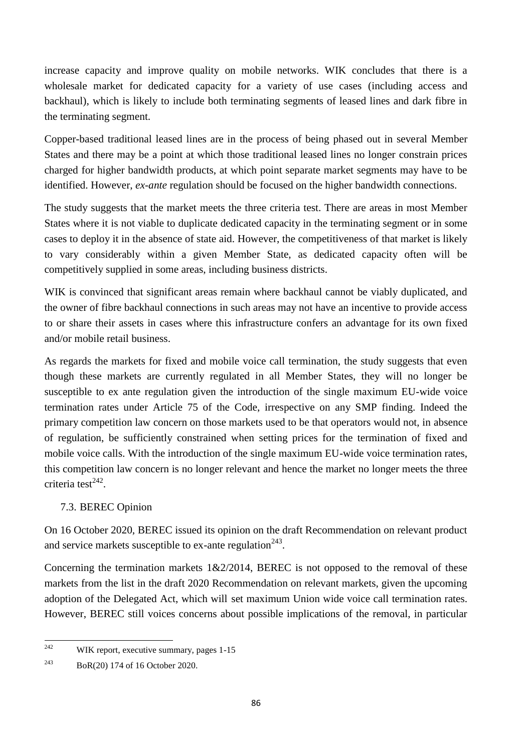increase capacity and improve quality on mobile networks. WIK concludes that there is a wholesale market for dedicated capacity for a variety of use cases (including access and backhaul), which is likely to include both terminating segments of leased lines and dark fibre in the terminating segment.

Copper-based traditional leased lines are in the process of being phased out in several Member States and there may be a point at which those traditional leased lines no longer constrain prices charged for higher bandwidth products, at which point separate market segments may have to be identified. However, *ex-ante* regulation should be focused on the higher bandwidth connections.

The study suggests that the market meets the three criteria test. There are areas in most Member States where it is not viable to duplicate dedicated capacity in the terminating segment or in some cases to deploy it in the absence of state aid. However, the competitiveness of that market is likely to vary considerably within a given Member State, as dedicated capacity often will be competitively supplied in some areas, including business districts.

WIK is convinced that significant areas remain where backhaul cannot be viably duplicated, and the owner of fibre backhaul connections in such areas may not have an incentive to provide access to or share their assets in cases where this infrastructure confers an advantage for its own fixed and/or mobile retail business.

As regards the markets for fixed and mobile voice call termination, the study suggests that even though these markets are currently regulated in all Member States, they will no longer be susceptible to ex ante regulation given the introduction of the single maximum EU-wide voice termination rates under Article 75 of the Code, irrespective on any SMP finding. Indeed the primary competition law concern on those markets used to be that operators would not, in absence of regulation, be sufficiently constrained when setting prices for the termination of fixed and mobile voice calls. With the introduction of the single maximum EU-wide voice termination rates, this competition law concern is no longer relevant and hence the market no longer meets the three criteria test[242].

### 7.3. BEREC Opinion

On 16 October 2020, BEREC issued its opinion on the draft Recommendation on relevant product and service markets susceptible to ex-ante regulation[243].

Concerning the termination markets 1&2/2014, BEREC is not opposed to the removal of these markets from the list in the draft 2020 Recommendation on relevant markets, given the upcoming adoption of the Delegated Act, which will set maximum Union wide voice call termination rates. However, BEREC still voices concerns about possible implications of the removal, in particular

---

[242] WIK report, executive summary, pages 1-15

[243] BoR(20) 174 of 16 October 2020.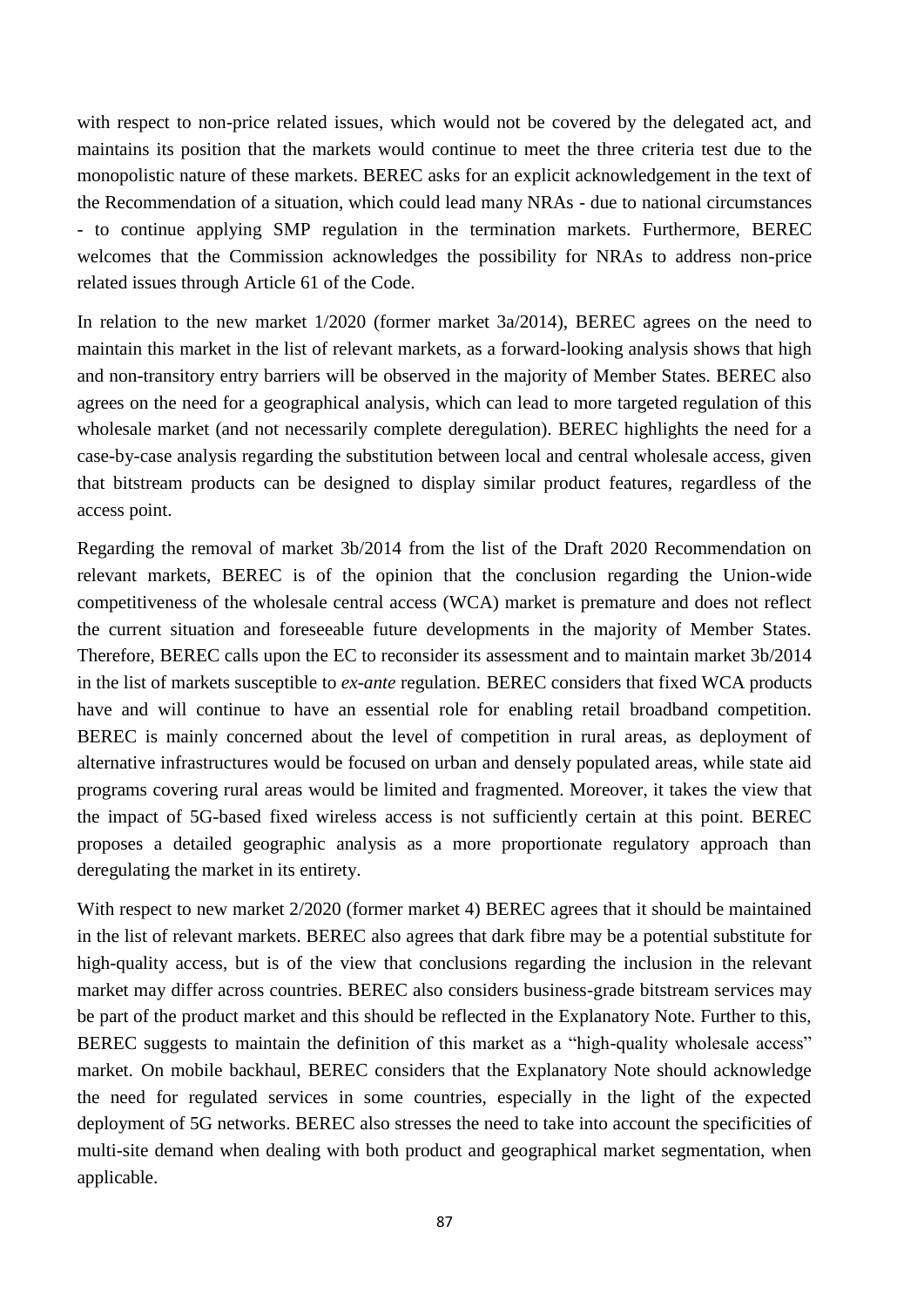with respect to non-price related issues, which would not be covered by the delegated act, and maintains its position that the markets would continue to meet the three criteria test due to the monopolistic nature of these markets. BEREC asks for an explicit acknowledgement in the text of the Recommendation of a situation, which could lead many NRAs - due to national circumstances - to continue applying SMP regulation in the termination markets. Furthermore, BEREC welcomes that the Commission acknowledges the possibility for NRAs to address non-price related issues through Article 61 of the Code.

In relation to the new market 1/2020 (former market 3a/2014), BEREC agrees on the need to maintain this market in the list of relevant markets, as a forward-looking analysis shows that high and non-transitory entry barriers will be observed in the majority of Member States. BEREC also agrees on the need for a geographical analysis, which can lead to more targeted regulation of this wholesale market (and not necessarily complete deregulation). BEREC highlights the need for a case-by-case analysis regarding the substitution between local and central wholesale access, given that bitstream products can be designed to display similar product features, regardless of the access point.

Regarding the removal of market 3b/2014 from the list of the Draft 2020 Recommendation on relevant markets, BEREC is of the opinion that the conclusion regarding the Union-wide competitiveness of the wholesale central access (WCA) market is premature and does not reflect the current situation and foreseeable future developments in the majority of Member States. Therefore, BEREC calls upon the EC to reconsider its assessment and to maintain market 3b/2014 in the list of markets susceptible to *ex-ante* regulation. BEREC considers that fixed WCA products have and will continue to have an essential role for enabling retail broadband competition. BEREC is mainly concerned about the level of competition in rural areas, as deployment of alternative infrastructures would be focused on urban and densely populated areas, while state aid programs covering rural areas would be limited and fragmented. Moreover, it takes the view that the impact of 5G-based fixed wireless access is not sufficiently certain at this point. BEREC proposes a detailed geographic analysis as a more proportionate regulatory approach than deregulating the market in its entirety.

With respect to new market 2/2020 (former market 4) BEREC agrees that it should be maintained in the list of relevant markets. BEREC also agrees that dark fibre may be a potential substitute for high-quality access, but is of the view that conclusions regarding the inclusion in the relevant market may differ across countries. BEREC also considers business-grade bitstream services may be part of the product market and this should be reflected in the Explanatory Note. Further to this, BEREC suggests to maintain the definition of this market as a "high-quality wholesale access" market. On mobile backhaul, BEREC considers that the Explanatory Note should acknowledge the need for regulated services in some countries, especially in the light of the expected deployment of 5G networks. BEREC also stresses the need to take into account the specificities of multi-site demand when dealing with both product and geographical market segmentation, when applicable.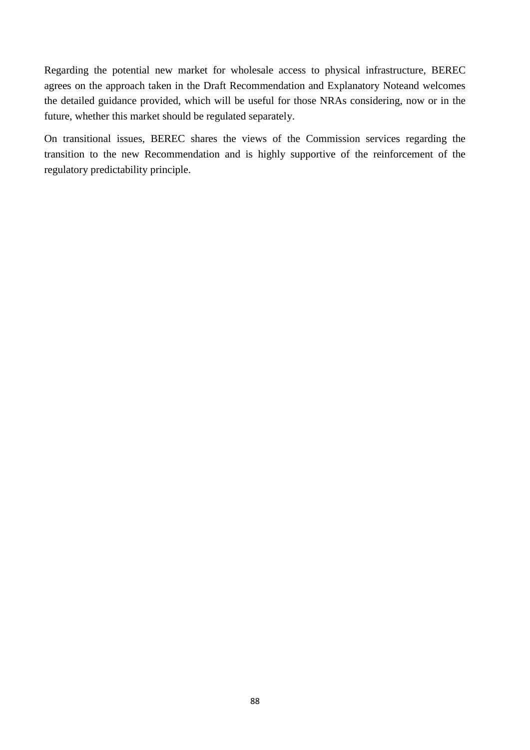Regarding the potential new market for wholesale access to physical infrastructure, BEREC agrees on the approach taken in the Draft Recommendation and Explanatory Noteand welcomes the detailed guidance provided, which will be useful for those NRAs considering, now or in the future, whether this market should be regulated separately.

On transitional issues, BEREC shares the views of the Commission services regarding the transition to the new Recommendation and is highly supportive of the reinforcement of the regulatory predictability principle.